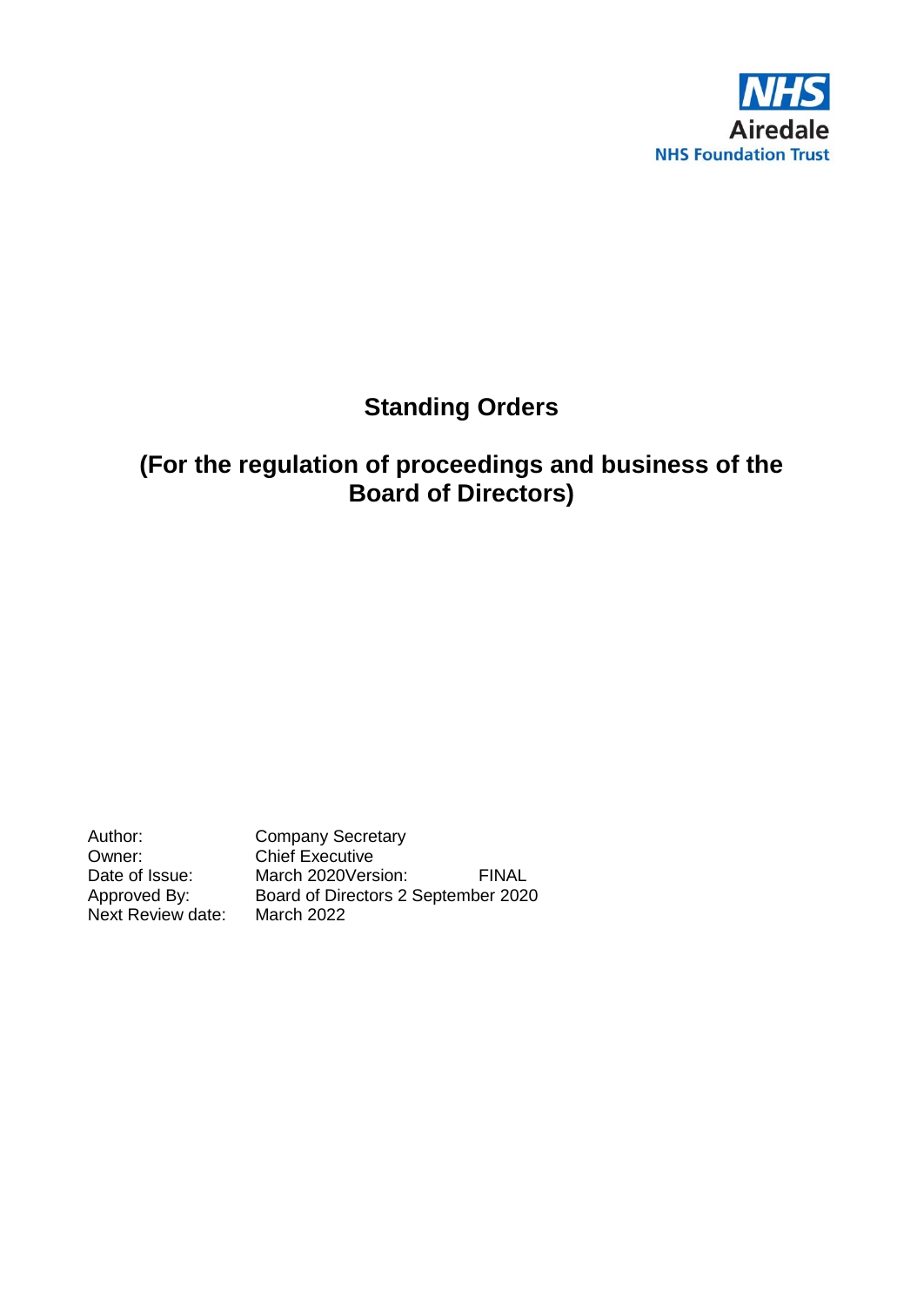NHS
Airedale
NHS Foundation Trust

# Standing Orders

## (For the regulation of proceedings and business of the Board of Directors)

| | |
|---|---|
| Author: | Company Secretary |
| Owner: | Chief Executive |
| Date of Issue: | March 2020 |
| Version: | FINAL |
| Approved By: | Board of Directors 2 September 2020 |
| Next Review date: | March 2022 |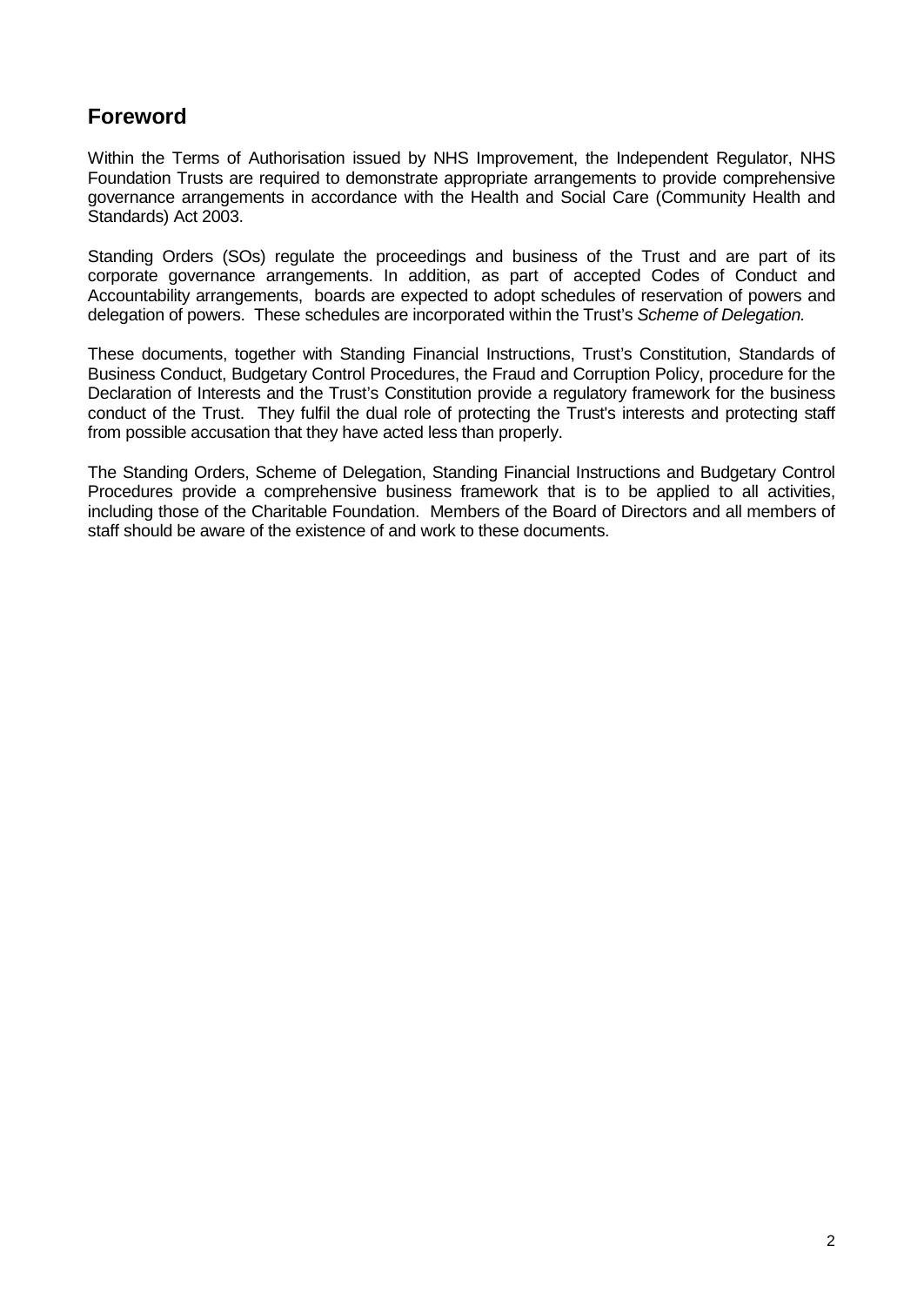## Foreword

Within the Terms of Authorisation issued by NHS Improvement, the Independent Regulator, NHS Foundation Trusts are required to demonstrate appropriate arrangements to provide comprehensive governance arrangements in accordance with the Health and Social Care (Community Health and Standards) Act 2003.

Standing Orders (SOs) regulate the proceedings and business of the Trust and are part of its corporate governance arrangements. In addition, as part of accepted Codes of Conduct and Accountability arrangements, boards are expected to adopt schedules of reservation of powers and delegation of powers. These schedules are incorporated within the Trust's *Scheme of Delegation.*

These documents, together with Standing Financial Instructions, Trust's Constitution, Standards of Business Conduct, Budgetary Control Procedures, the Fraud and Corruption Policy, procedure for the Declaration of Interests and the Trust's Constitution provide a regulatory framework for the business conduct of the Trust. They fulfil the dual role of protecting the Trust's interests and protecting staff from possible accusation that they have acted less than properly.

The Standing Orders, Scheme of Delegation, Standing Financial Instructions and Budgetary Control Procedures provide a comprehensive business framework that is to be applied to all activities, including those of the Charitable Foundation. Members of the Board of Directors and all members of staff should be aware of the existence of and work to these documents.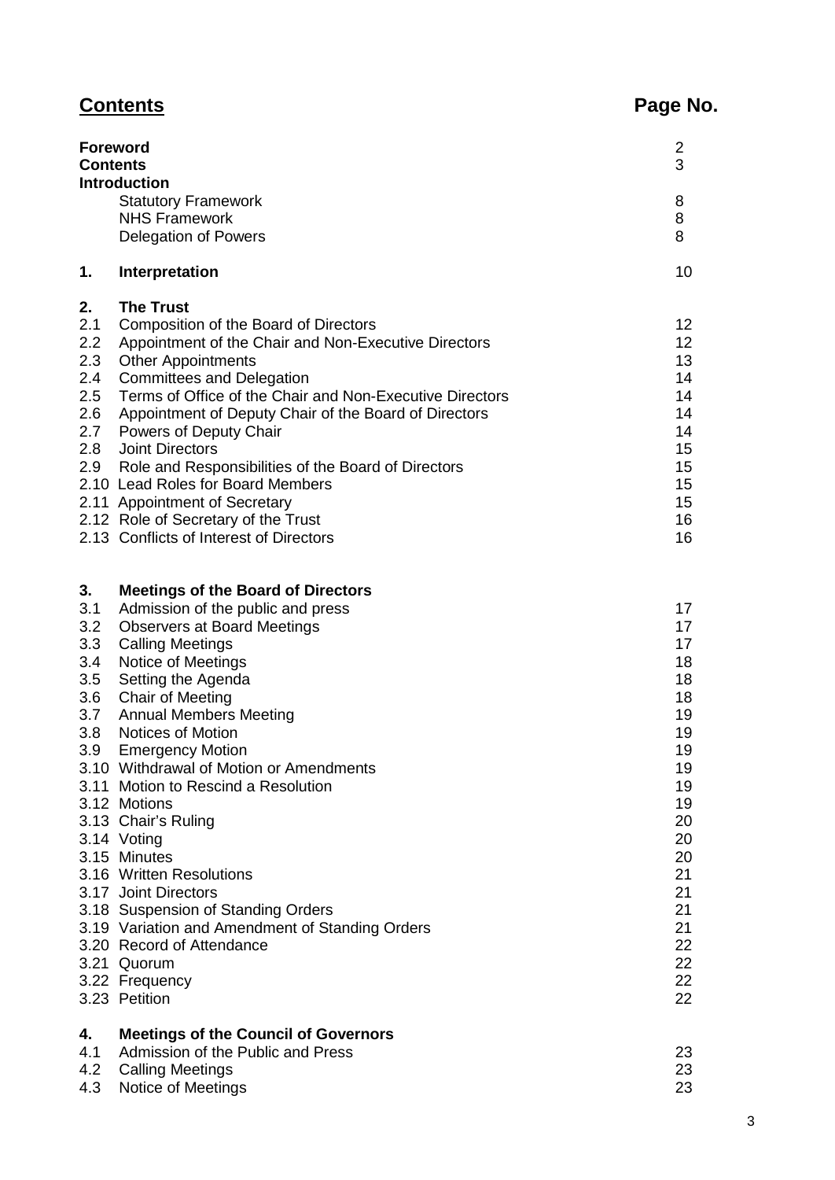# Contents

| | | Page No. |
|---|---|---|
| **Foreword** | | 2 |
| **Contents** | | 3 |
| **Introduction** | | |
| | Statutory Framework | 8 |
| | NHS Framework | 8 |
| | Delegation of Powers | 8 |
| **1.** | **Interpretation** | 10 |
| **2.** | **The Trust** | |
| 2.1 | Composition of the Board of Directors | 12 |
| 2.2 | Appointment of the Chair and Non-Executive Directors | 12 |
| 2.3 | Other Appointments | 13 |
| 2.4 | Committees and Delegation | 14 |
| 2.5 | Terms of Office of the Chair and Non-Executive Directors | 14 |
| 2.6 | Appointment of Deputy Chair of the Board of Directors | 14 |
| 2.7 | Powers of Deputy Chair | 14 |
| 2.8 | Joint Directors | 15 |
| 2.9 | Role and Responsibilities of the Board of Directors | 15 |
| 2.10 | Lead Roles for Board Members | 15 |
| 2.11 | Appointment of Secretary | 15 |
| 2.12 | Role of Secretary of the Trust | 16 |
| 2.13 | Conflicts of Interest of Directors | 16 |
| **3.** | **Meetings of the Board of Directors** | |
| 3.1 | Admission of the public and press | 17 |
| 3.2 | Observers at Board Meetings | 17 |
| 3.3 | Calling Meetings | 17 |
| 3.4 | Notice of Meetings | 18 |
| 3.5 | Setting the Agenda | 18 |
| 3.6 | Chair of Meeting | 18 |
| 3.7 | Annual Members Meeting | 19 |
| 3.8 | Notices of Motion | 19 |
| 3.9 | Emergency Motion | 19 |
| 3.10 | Withdrawal of Motion or Amendments | 19 |
| 3.11 | Motion to Rescind a Resolution | 19 |
| 3.12 | Motions | 19 |
| 3.13 | Chair's Ruling | 20 |
| 3.14 | Voting | 20 |
| 3.15 | Minutes | 20 |
| 3.16 | Written Resolutions | 21 |
| 3.17 | Joint Directors | 21 |
| 3.18 | Suspension of Standing Orders | 21 |
| 3.19 | Variation and Amendment of Standing Orders | 21 |
| 3.20 | Record of Attendance | 22 |
| 3.21 | Quorum | 22 |
| 3.22 | Frequency | 22 |
| 3.23 | Petition | 22 |
| **4.** | **Meetings of the Council of Governors** | |
| 4.1 | Admission of the Public and Press | 23 |
| 4.2 | Calling Meetings | 23 |
| 4.3 | Notice of Meetings | 23 |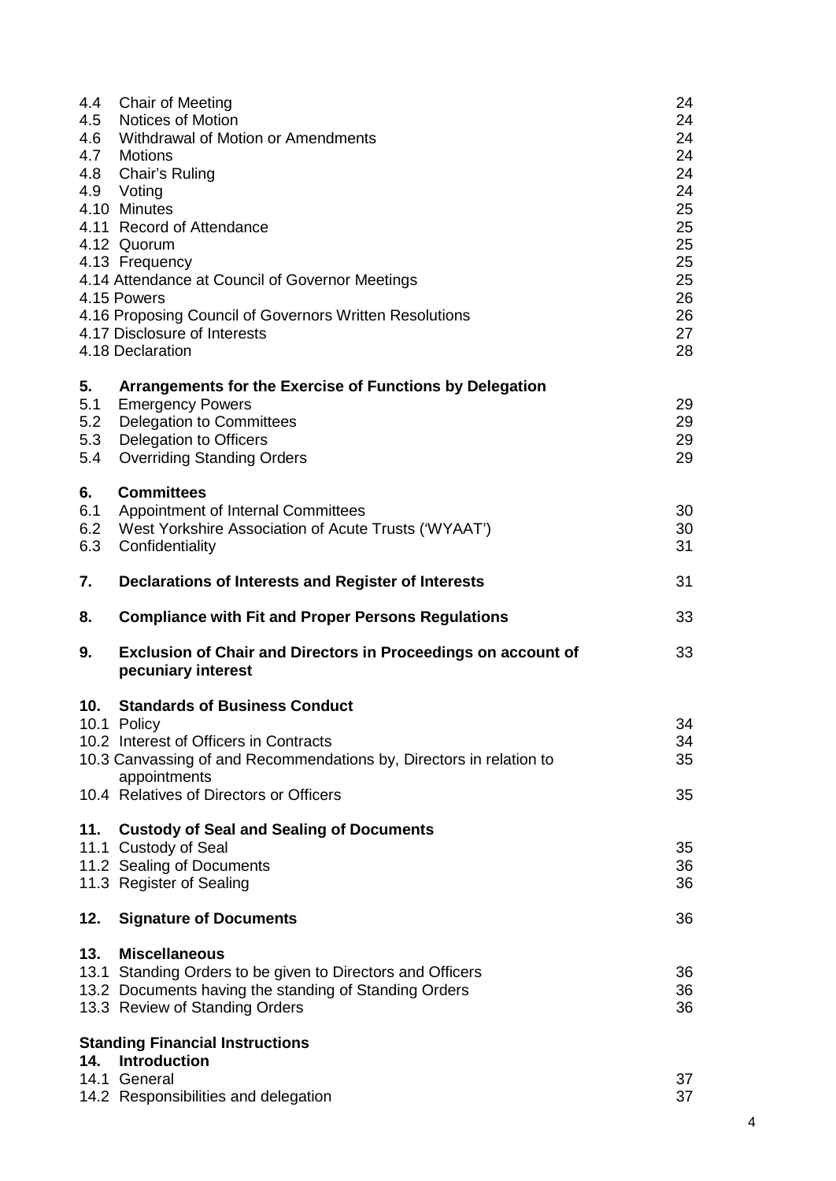| | | |
|---|---|---|
| 4.4 | Chair of Meeting | 24 |
| 4.5 | Notices of Motion | 24 |
| 4.6 | Withdrawal of Motion or Amendments | 24 |
| 4.7 | Motions | 24 |
| 4.8 | Chair's Ruling | 24 |
| 4.9 | Voting | 24 |
| 4.10 | Minutes | 25 |
| 4.11 | Record of Attendance | 25 |
| 4.12 | Quorum | 25 |
| 4.13 | Frequency | 25 |
| 4.14 | Attendance at Council of Governor Meetings | 25 |
| 4.15 | Powers | 26 |
| 4.16 | Proposing Council of Governors Written Resolutions | 26 |
| 4.17 | Disclosure of Interests | 27 |
| 4.18 | Declaration | 28 |
| **5.** | **Arrangements for the Exercise of Functions by Delegation** | |
| 5.1 | Emergency Powers | 29 |
| 5.2 | Delegation to Committees | 29 |
| 5.3 | Delegation to Officers | 29 |
| 5.4 | Overriding Standing Orders | 29 |
| **6.** | **Committees** | |
| 6.1 | Appointment of Internal Committees | 30 |
| 6.2 | West Yorkshire Association of Acute Trusts ('WYAAT') | 30 |
| 6.3 | Confidentiality | 31 |
| **7.** | **Declarations of Interests and Register of Interests** | 31 |
| **8.** | **Compliance with Fit and Proper Persons Regulations** | 33 |
| **9.** | **Exclusion of Chair and Directors in Proceedings on account of pecuniary interest** | 33 |
| **10.** | **Standards of Business Conduct** | |
| 10.1 | Policy | 34 |
| 10.2 | Interest of Officers in Contracts | 34 |
| 10.3 | Canvassing of and Recommendations by, Directors in relation to appointments | 35 |
| 10.4 | Relatives of Directors or Officers | 35 |
| **11.** | **Custody of Seal and Sealing of Documents** | |
| 11.1 | Custody of Seal | 35 |
| 11.2 | Sealing of Documents | 36 |
| 11.3 | Register of Sealing | 36 |
| **12.** | **Signature of Documents** | 36 |
| **13.** | **Miscellaneous** | |
| 13.1 | Standing Orders to be given to Directors and Officers | 36 |
| 13.2 | Documents having the standing of Standing Orders | 36 |
| 13.3 | Review of Standing Orders | 36 |
| | **Standing Financial Instructions** | |
| **14.** | **Introduction** | |
| 14.1 | General | 37 |
| 14.2 | Responsibilities and delegation | 37 |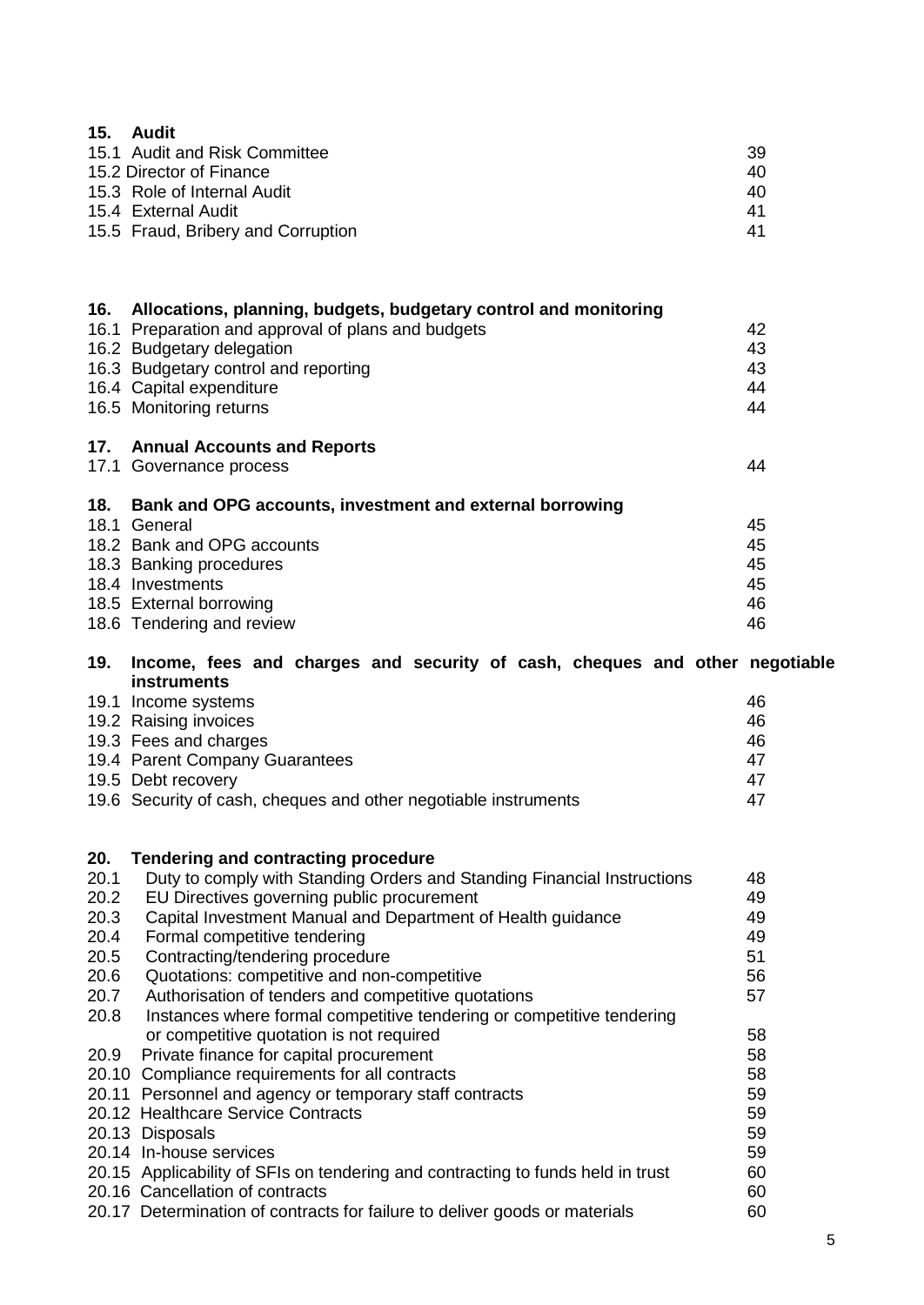**15. Audit**

| | |
|---|---|
| 15.1 Audit and Risk Committee | 39 |
| 15.2 Director of Finance | 40 |
| 15.3 Role of Internal Audit | 40 |
| 15.4 External Audit | 41 |
| 15.5 Fraud, Bribery and Corruption | 41 |

**16. Allocations, planning, budgets, budgetary control and monitoring**

| | |
|---|---|
| 16.1 Preparation and approval of plans and budgets | 42 |
| 16.2 Budgetary delegation | 43 |
| 16.3 Budgetary control and reporting | 43 |
| 16.4 Capital expenditure | 44 |
| 16.5 Monitoring returns | 44 |

**17. Annual Accounts and Reports**

| | |
|---|---|
| 17.1 Governance process | 44 |

**18. Bank and OPG accounts, investment and external borrowing**

| | |
|---|---|
| 18.1 General | 45 |
| 18.2 Bank and OPG accounts | 45 |
| 18.3 Banking procedures | 45 |
| 18.4 Investments | 45 |
| 18.5 External borrowing | 46 |
| 18.6 Tendering and review | 46 |

**19. Income, fees and charges and security of cash, cheques and other negotiable instruments**

| | |
|---|---|
| 19.1 Income systems | 46 |
| 19.2 Raising invoices | 46 |
| 19.3 Fees and charges | 46 |
| 19.4 Parent Company Guarantees | 47 |
| 19.5 Debt recovery | 47 |
| 19.6 Security of cash, cheques and other negotiable instruments | 47 |

**20. Tendering and contracting procedure**

| | |
|---|---|
| 20.1 Duty to comply with Standing Orders and Standing Financial Instructions | 48 |
| 20.2 EU Directives governing public procurement | 49 |
| 20.3 Capital Investment Manual and Department of Health guidance | 49 |
| 20.4 Formal competitive tendering | 49 |
| 20.5 Contracting/tendering procedure | 51 |
| 20.6 Quotations: competitive and non-competitive | 56 |
| 20.7 Authorisation of tenders and competitive quotations | 57 |
| 20.8 Instances where formal competitive tendering or competitive tendering or competitive quotation is not required | 58 |
| 20.9 Private finance for capital procurement | 58 |
| 20.10 Compliance requirements for all contracts | 58 |
| 20.11 Personnel and agency or temporary staff contracts | 59 |
| 20.12 Healthcare Service Contracts | 59 |
| 20.13 Disposals | 59 |
| 20.14 In-house services | 59 |
| 20.15 Applicability of SFIs on tendering and contracting to funds held in trust | 60 |
| 20.16 Cancellation of contracts | 60 |
| 20.17 Determination of contracts for failure to deliver goods or materials | 60 |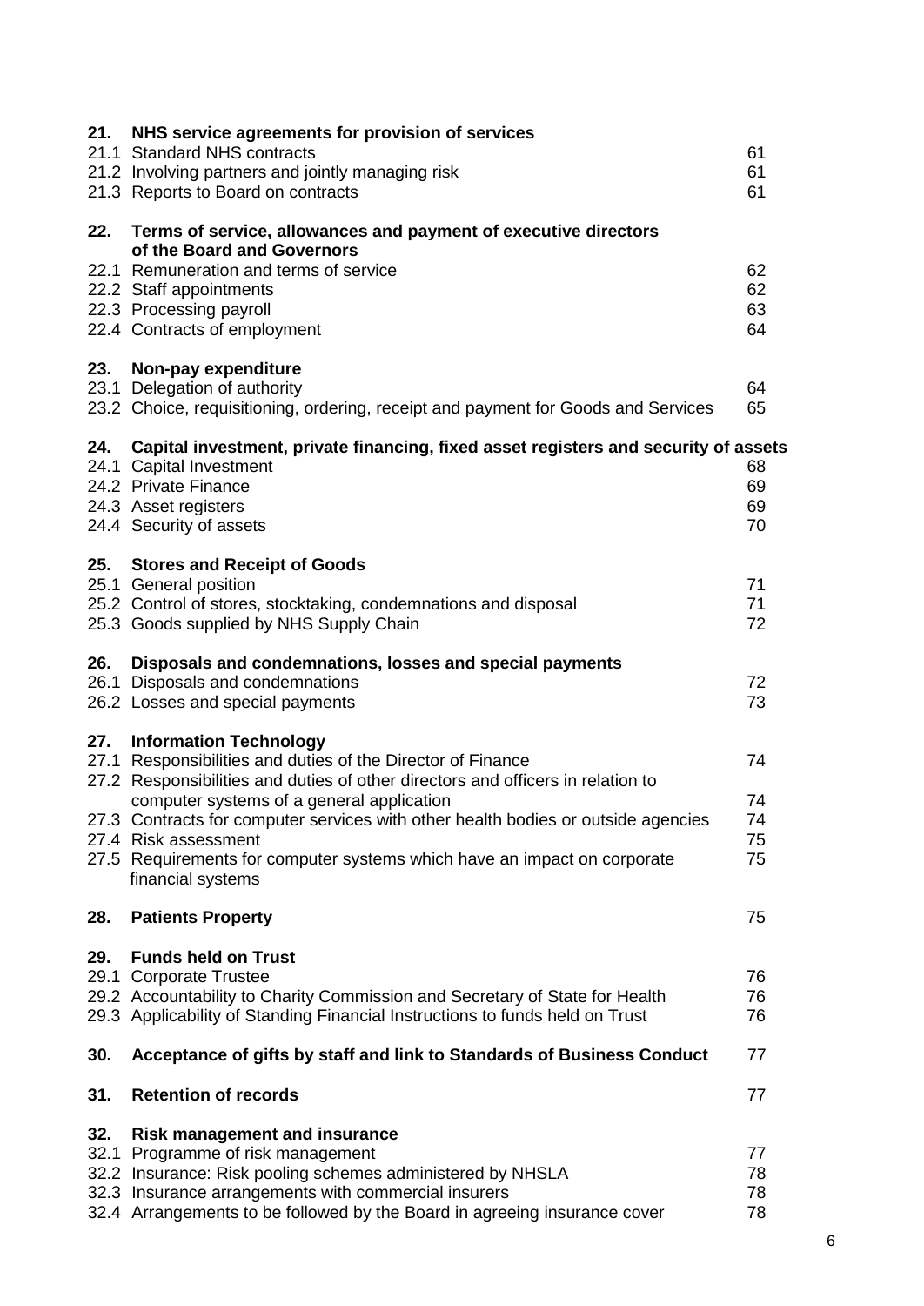| | | |
|---|---|---|
| **21.** | **NHS service agreements for provision of services** | |
| 21.1 | Standard NHS contracts | 61 |
| 21.2 | Involving partners and jointly managing risk | 61 |
| 21.3 | Reports to Board on contracts | 61 |
| **22.** | **Terms of service, allowances and payment of executive directors of the Board and Governors** | |
| 22.1 | Remuneration and terms of service | 62 |
| 22.2 | Staff appointments | 62 |
| 22.3 | Processing payroll | 63 |
| 22.4 | Contracts of employment | 64 |
| **23.** | **Non-pay expenditure** | |
| 23.1 | Delegation of authority | 64 |
| 23.2 | Choice, requisitioning, ordering, receipt and payment for Goods and Services | 65 |
| **24.** | **Capital investment, private financing, fixed asset registers and security of assets** | |
| 24.1 | Capital Investment | 68 |
| 24.2 | Private Finance | 69 |
| 24.3 | Asset registers | 69 |
| 24.4 | Security of assets | 70 |
| **25.** | **Stores and Receipt of Goods** | |
| 25.1 | General position | 71 |
| 25.2 | Control of stores, stocktaking, condemnations and disposal | 71 |
| 25.3 | Goods supplied by NHS Supply Chain | 72 |
| **26.** | **Disposals and condemnations, losses and special payments** | |
| 26.1 | Disposals and condemnations | 72 |
| 26.2 | Losses and special payments | 73 |
| **27.** | **Information Technology** | |
| 27.1 | Responsibilities and duties of the Director of Finance | 74 |
| 27.2 | Responsibilities and duties of other directors and officers in relation to computer systems of a general application | 74 |
| 27.3 | Contracts for computer services with other health bodies or outside agencies | 74 |
| 27.4 | Risk assessment | 75 |
| 27.5 | Requirements for computer systems which have an impact on corporate financial systems | 75 |
| **28.** | **Patients Property** | 75 |
| **29.** | **Funds held on Trust** | |
| 29.1 | Corporate Trustee | 76 |
| 29.2 | Accountability to Charity Commission and Secretary of State for Health | 76 |
| 29.3 | Applicability of Standing Financial Instructions to funds held on Trust | 76 |
| **30.** | **Acceptance of gifts by staff and link to Standards of Business Conduct** | 77 |
| **31.** | **Retention of records** | 77 |
| **32.** | **Risk management and insurance** | |
| 32.1 | Programme of risk management | 77 |
| 32.2 | Insurance: Risk pooling schemes administered by NHSLA | 78 |
| 32.3 | Insurance arrangements with commercial insurers | 78 |
| 32.4 | Arrangements to be followed by the Board in agreeing insurance cover | 78 |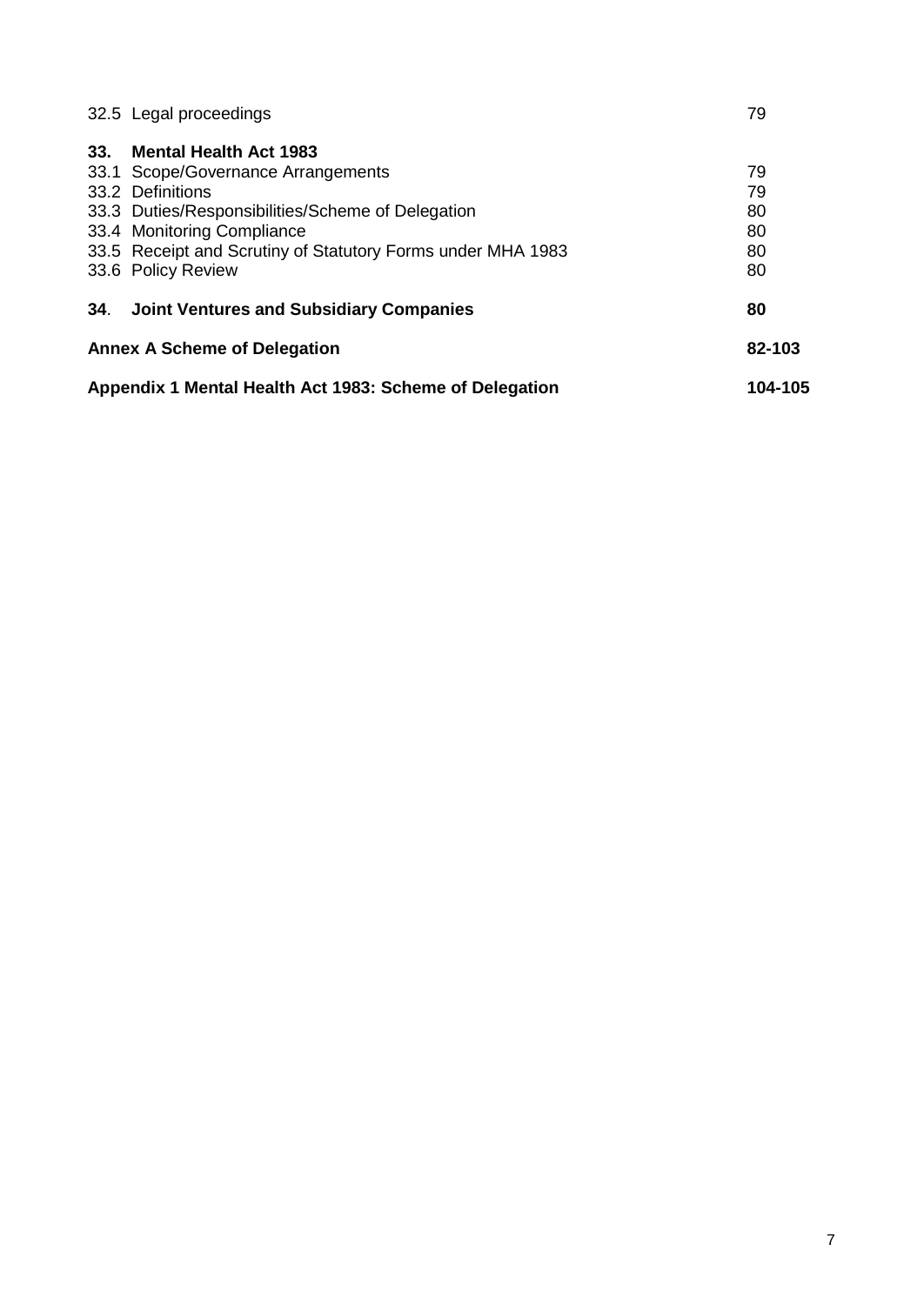| | |
|---|---|
| 32.5 Legal proceedings | 79 |
| **33. Mental Health Act 1983** | |
| 33.1 Scope/Governance Arrangements | 79 |
| 33.2 Definitions | 79 |
| 33.3 Duties/Responsibilities/Scheme of Delegation | 80 |
| 33.4 Monitoring Compliance | 80 |
| 33.5 Receipt and Scrutiny of Statutory Forms under MHA 1983 | 80 |
| 33.6 Policy Review | 80 |
| **34. Joint Ventures and Subsidiary Companies** | **80** |
| **Annex A Scheme of Delegation** | **82-103** |
| **Appendix 1 Mental Health Act 1983: Scheme of Delegation** | **104-105** |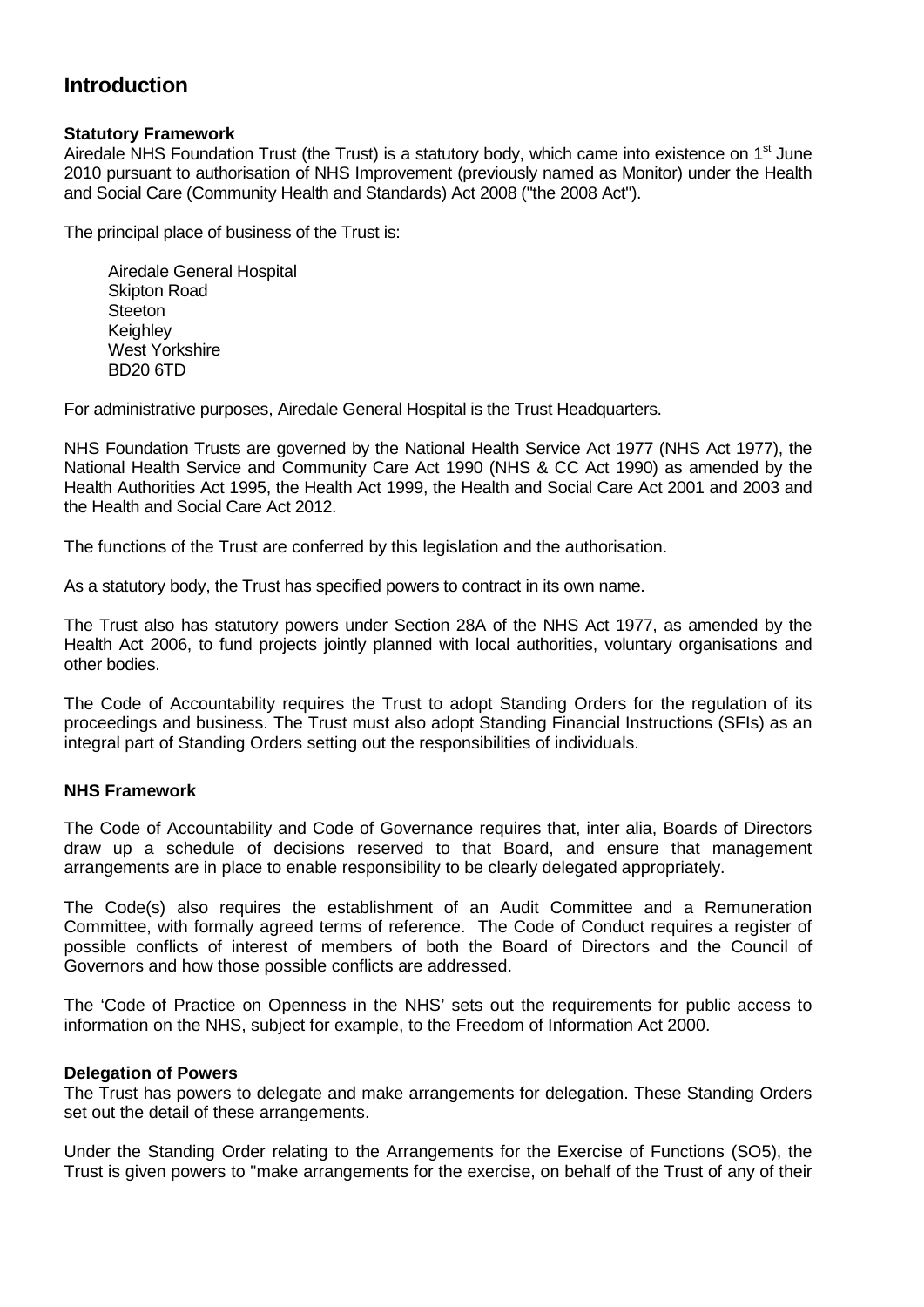## Introduction

**Statutory Framework**

Airedale NHS Foundation Trust (the Trust) is a statutory body, which came into existence on 1st June 2010 pursuant to authorisation of NHS Improvement (previously named as Monitor) under the Health and Social Care (Community Health and Standards) Act 2008 ("the 2008 Act").

The principal place of business of the Trust is:

Airedale General Hospital
Skipton Road
Steeton
Keighley
West Yorkshire
BD20 6TD

For administrative purposes, Airedale General Hospital is the Trust Headquarters.

NHS Foundation Trusts are governed by the National Health Service Act 1977 (NHS Act 1977), the National Health Service and Community Care Act 1990 (NHS & CC Act 1990) as amended by the Health Authorities Act 1995, the Health Act 1999, the Health and Social Care Act 2001 and 2003 and the Health and Social Care Act 2012.

The functions of the Trust are conferred by this legislation and the authorisation.

As a statutory body, the Trust has specified powers to contract in its own name.

The Trust also has statutory powers under Section 28A of the NHS Act 1977, as amended by the Health Act 2006, to fund projects jointly planned with local authorities, voluntary organisations and other bodies.

The Code of Accountability requires the Trust to adopt Standing Orders for the regulation of its proceedings and business. The Trust must also adopt Standing Financial Instructions (SFIs) as an integral part of Standing Orders setting out the responsibilities of individuals.

**NHS Framework**

The Code of Accountability and Code of Governance requires that, inter alia, Boards of Directors draw up a schedule of decisions reserved to that Board, and ensure that management arrangements are in place to enable responsibility to be clearly delegated appropriately.

The Code(s) also requires the establishment of an Audit Committee and a Remuneration Committee, with formally agreed terms of reference. The Code of Conduct requires a register of possible conflicts of interest of members of both the Board of Directors and the Council of Governors and how those possible conflicts are addressed.

The 'Code of Practice on Openness in the NHS' sets out the requirements for public access to information on the NHS, subject for example, to the Freedom of Information Act 2000.

**Delegation of Powers**

The Trust has powers to delegate and make arrangements for delegation. These Standing Orders set out the detail of these arrangements.

Under the Standing Order relating to the Arrangements for the Exercise of Functions (SO5), the Trust is given powers to "make arrangements for the exercise, on behalf of the Trust of any of their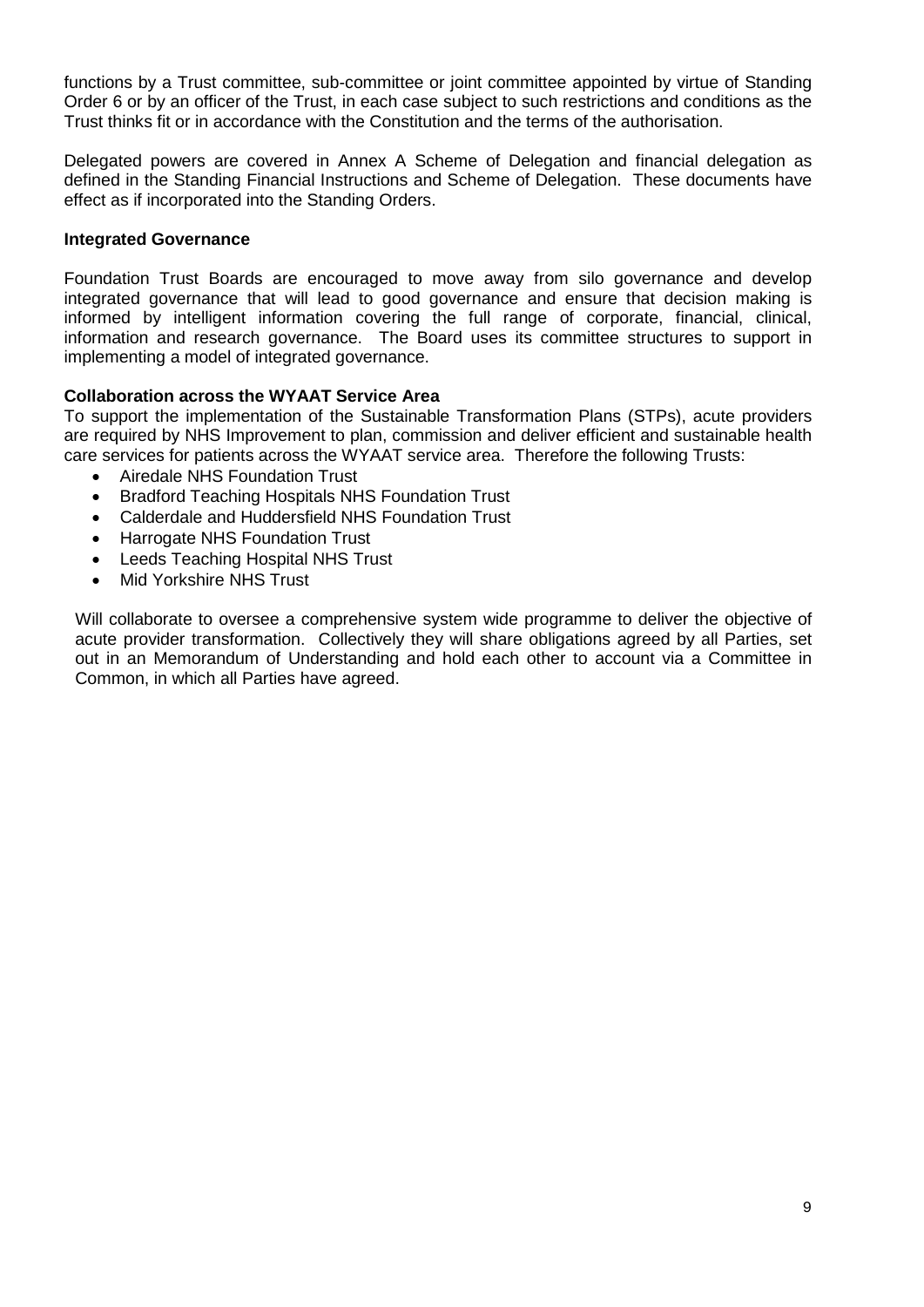functions by a Trust committee, sub-committee or joint committee appointed by virtue of Standing Order 6 or by an officer of the Trust, in each case subject to such restrictions and conditions as the Trust thinks fit or in accordance with the Constitution and the terms of the authorisation.

Delegated powers are covered in Annex A Scheme of Delegation and financial delegation as defined in the Standing Financial Instructions and Scheme of Delegation. These documents have effect as if incorporated into the Standing Orders.

**Integrated Governance**

Foundation Trust Boards are encouraged to move away from silo governance and develop integrated governance that will lead to good governance and ensure that decision making is informed by intelligent information covering the full range of corporate, financial, clinical, information and research governance. The Board uses its committee structures to support in implementing a model of integrated governance.

**Collaboration across the WYAAT Service Area**

To support the implementation of the Sustainable Transformation Plans (STPs), acute providers are required by NHS Improvement to plan, commission and deliver efficient and sustainable health care services for patients across the WYAAT service area. Therefore the following Trusts:

- Airedale NHS Foundation Trust
- Bradford Teaching Hospitals NHS Foundation Trust
- Calderdale and Huddersfield NHS Foundation Trust
- Harrogate NHS Foundation Trust
- Leeds Teaching Hospital NHS Trust
- Mid Yorkshire NHS Trust

Will collaborate to oversee a comprehensive system wide programme to deliver the objective of acute provider transformation. Collectively they will share obligations agreed by all Parties, set out in an Memorandum of Understanding and hold each other to account via a Committee in Common, in which all Parties have agreed.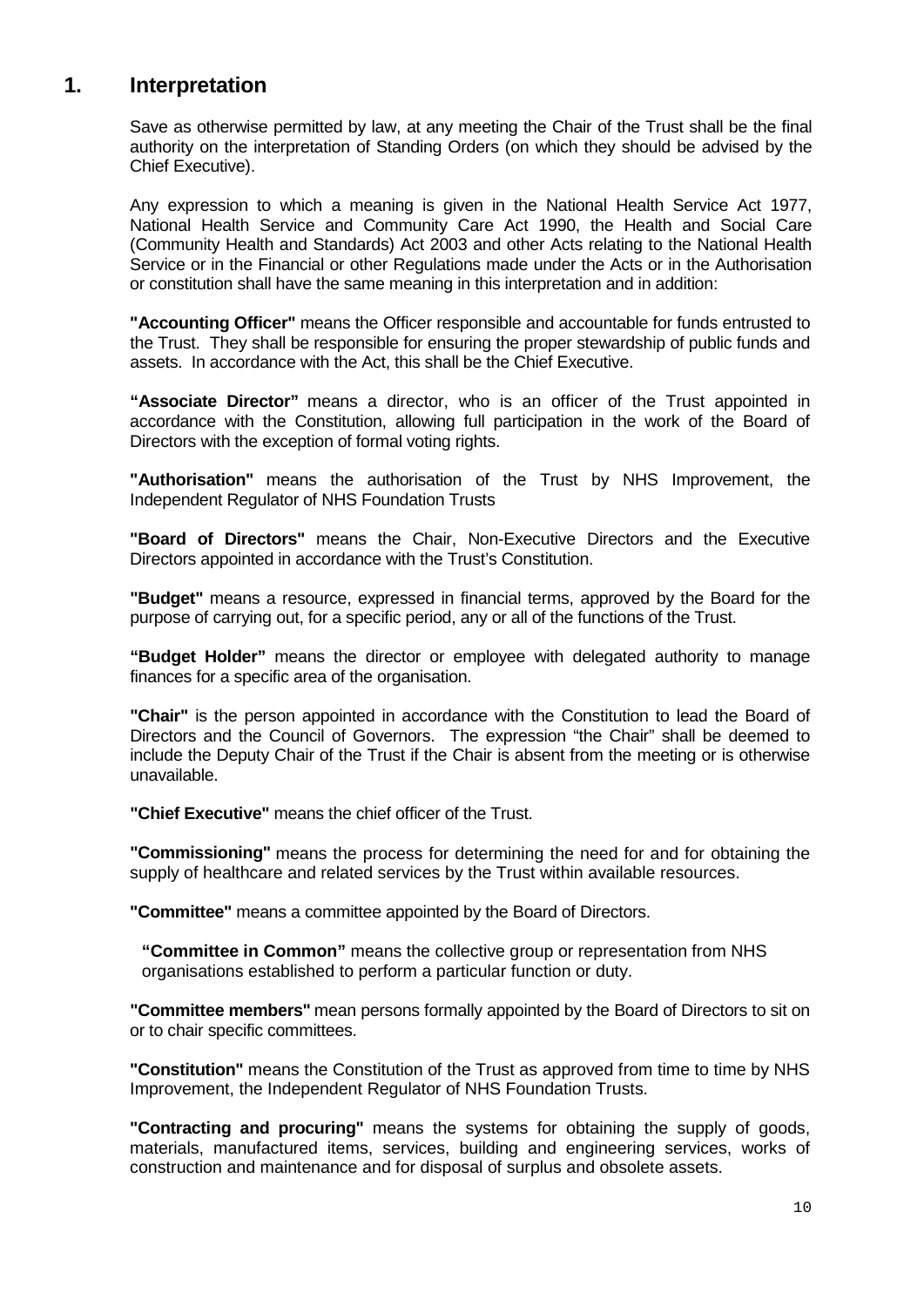# 1. Interpretation

Save as otherwise permitted by law, at any meeting the Chair of the Trust shall be the final authority on the interpretation of Standing Orders (on which they should be advised by the Chief Executive).

Any expression to which a meaning is given in the National Health Service Act 1977, National Health Service and Community Care Act 1990, the Health and Social Care (Community Health and Standards) Act 2003 and other Acts relating to the National Health Service or in the Financial or other Regulations made under the Acts or in the Authorisation or constitution shall have the same meaning in this interpretation and in addition:

**"Accounting Officer"** means the Officer responsible and accountable for funds entrusted to the Trust. They shall be responsible for ensuring the proper stewardship of public funds and assets. In accordance with the Act, this shall be the Chief Executive.

**"Associate Director"** means a director, who is an officer of the Trust appointed in accordance with the Constitution, allowing full participation in the work of the Board of Directors with the exception of formal voting rights.

**"Authorisation"** means the authorisation of the Trust by NHS Improvement, the Independent Regulator of NHS Foundation Trusts

**"Board of Directors"** means the Chair, Non-Executive Directors and the Executive Directors appointed in accordance with the Trust's Constitution.

**"Budget"** means a resource, expressed in financial terms, approved by the Board for the purpose of carrying out, for a specific period, any or all of the functions of the Trust.

**"Budget Holder"** means the director or employee with delegated authority to manage finances for a specific area of the organisation.

**"Chair"** is the person appointed in accordance with the Constitution to lead the Board of Directors and the Council of Governors. The expression "the Chair" shall be deemed to include the Deputy Chair of the Trust if the Chair is absent from the meeting or is otherwise unavailable.

**"Chief Executive"** means the chief officer of the Trust.

**"Commissioning"** means the process for determining the need for and for obtaining the supply of healthcare and related services by the Trust within available resources.

**"Committee"** means a committee appointed by the Board of Directors.

**"Committee in Common"** means the collective group or representation from NHS organisations established to perform a particular function or duty.

**"Committee members"** mean persons formally appointed by the Board of Directors to sit on or to chair specific committees.

**"Constitution"** means the Constitution of the Trust as approved from time to time by NHS Improvement, the Independent Regulator of NHS Foundation Trusts.

**"Contracting and procuring"** means the systems for obtaining the supply of goods, materials, manufactured items, services, building and engineering services, works of construction and maintenance and for disposal of surplus and obsolete assets.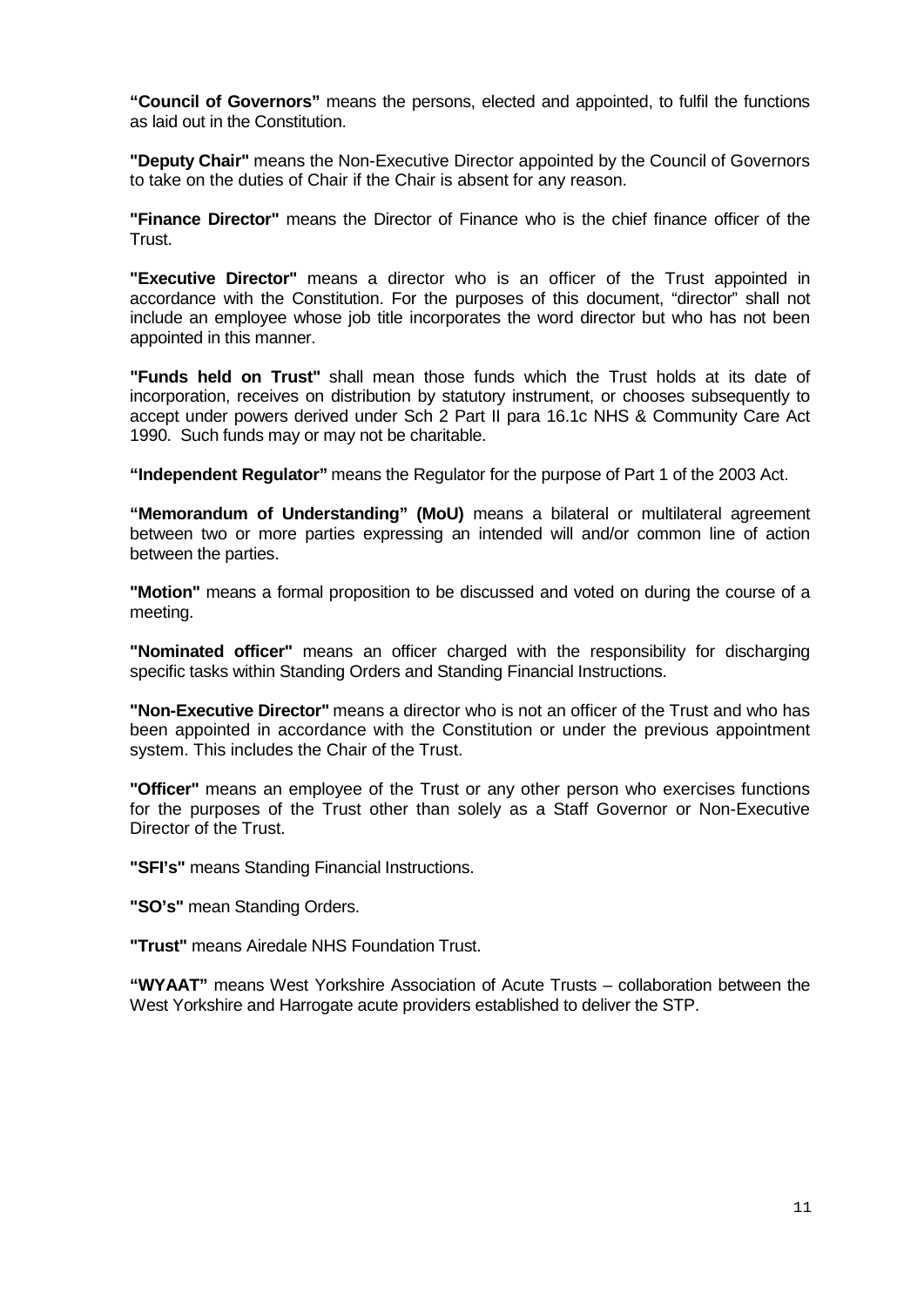**“Council of Governors”** means the persons, elected and appointed, to fulfil the functions as laid out in the Constitution.

**"Deputy Chair"** means the Non-Executive Director appointed by the Council of Governors to take on the duties of Chair if the Chair is absent for any reason.

**"Finance Director"** means the Director of Finance who is the chief finance officer of the Trust.

**"Executive Director"** means a director who is an officer of the Trust appointed in accordance with the Constitution. For the purposes of this document, “director” shall not include an employee whose job title incorporates the word director but who has not been appointed in this manner.

**"Funds held on Trust"** shall mean those funds which the Trust holds at its date of incorporation, receives on distribution by statutory instrument, or chooses subsequently to accept under powers derived under Sch 2 Part II para 16.1c NHS & Community Care Act 1990. Such funds may or may not be charitable.

**“Independent Regulator”** means the Regulator for the purpose of Part 1 of the 2003 Act.

**“Memorandum of Understanding” (MoU)** means a bilateral or multilateral agreement between two or more parties expressing an intended will and/or common line of action between the parties.

**"Motion"** means a formal proposition to be discussed and voted on during the course of a meeting.

**"Nominated officer"** means an officer charged with the responsibility for discharging specific tasks within Standing Orders and Standing Financial Instructions.

**"Non-Executive Director"** means a director who is not an officer of the Trust and who has been appointed in accordance with the Constitution or under the previous appointment system. This includes the Chair of the Trust.

**"Officer"** means an employee of the Trust or any other person who exercises functions for the purposes of the Trust other than solely as a Staff Governor or Non-Executive Director of the Trust.

**"SFI’s"** means Standing Financial Instructions.

**"SO’s"** mean Standing Orders.

**"Trust"** means Airedale NHS Foundation Trust.

**“WYAAT”** means West Yorkshire Association of Acute Trusts – collaboration between the West Yorkshire and Harrogate acute providers established to deliver the STP.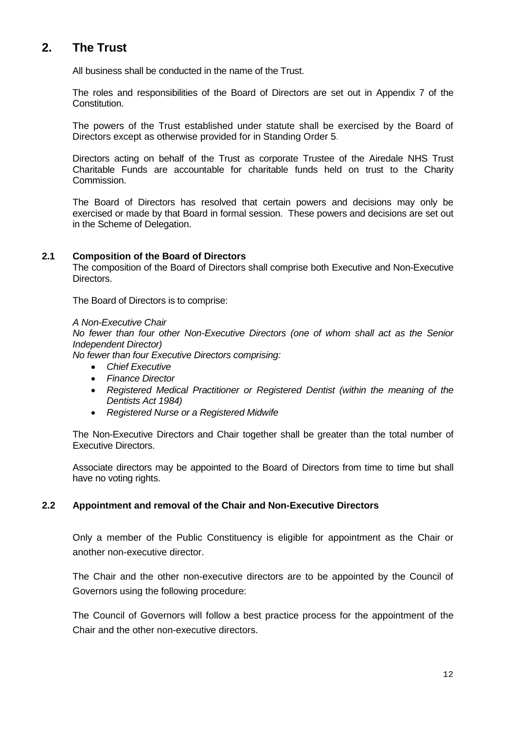## 2. The Trust

All business shall be conducted in the name of the Trust.

The roles and responsibilities of the Board of Directors are set out in Appendix 7 of the Constitution.

The powers of the Trust established under statute shall be exercised by the Board of Directors except as otherwise provided for in Standing Order 5.

Directors acting on behalf of the Trust as corporate Trustee of the Airedale NHS Trust Charitable Funds are accountable for charitable funds held on trust to the Charity Commission.

The Board of Directors has resolved that certain powers and decisions may only be exercised or made by that Board in formal session. These powers and decisions are set out in the Scheme of Delegation.

### 2.1 Composition of the Board of Directors

The composition of the Board of Directors shall comprise both Executive and Non-Executive Directors.

The Board of Directors is to comprise:

*A Non-Executive Chair*
*No fewer than four other Non-Executive Directors (one of whom shall act as the Senior Independent Director)*
*No fewer than four Executive Directors comprising:*

- *Chief Executive*
- *Finance Director*
- *Registered Medical Practitioner or Registered Dentist (within the meaning of the Dentists Act 1984)*
- *Registered Nurse or a Registered Midwife*

The Non-Executive Directors and Chair together shall be greater than the total number of Executive Directors.

Associate directors may be appointed to the Board of Directors from time to time but shall have no voting rights.

### 2.2 Appointment and removal of the Chair and Non-Executive Directors

Only a member of the Public Constituency is eligible for appointment as the Chair or another non-executive director.

The Chair and the other non-executive directors are to be appointed by the Council of Governors using the following procedure:

The Council of Governors will follow a best practice process for the appointment of the Chair and the other non-executive directors.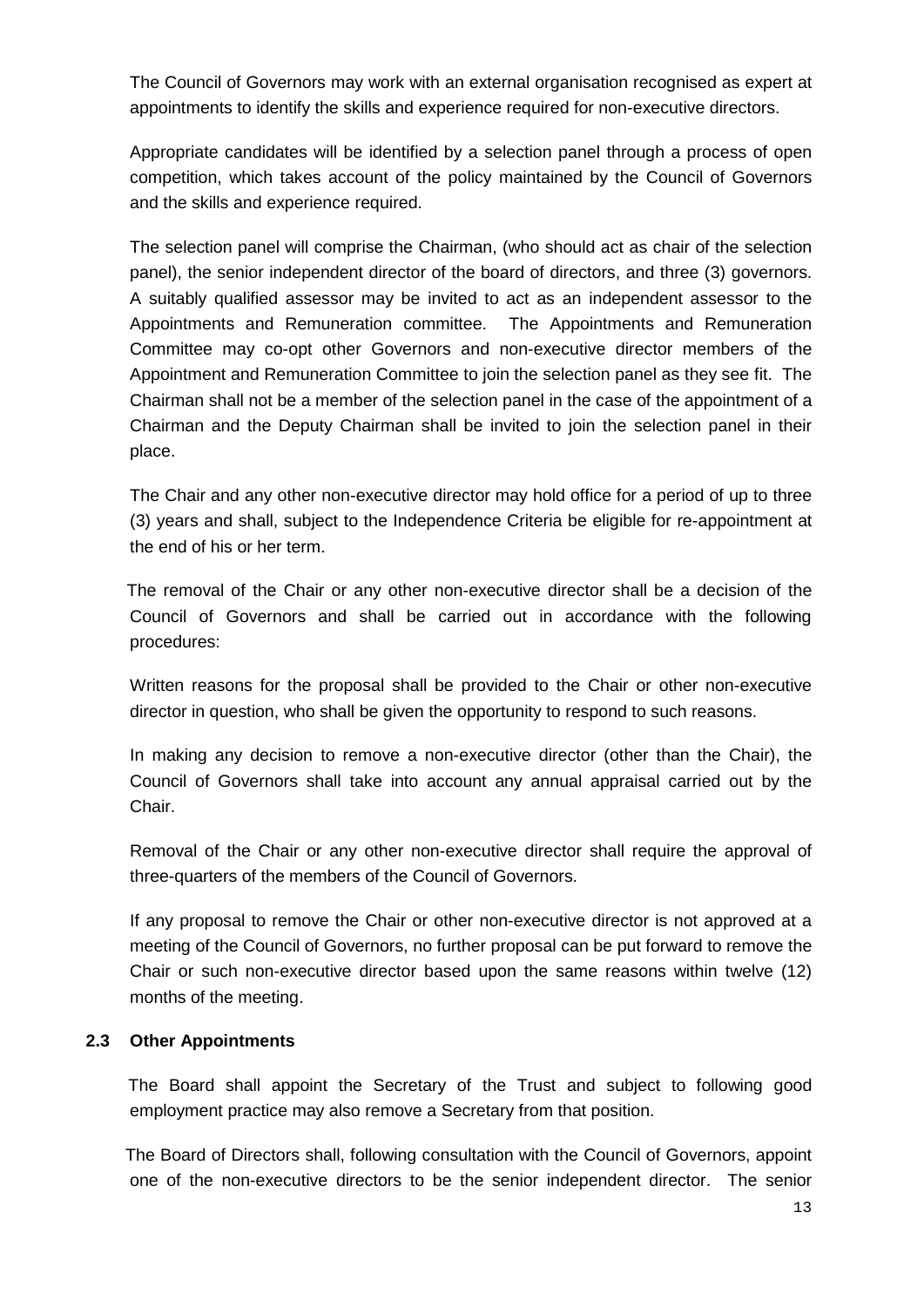The Council of Governors may work with an external organisation recognised as expert at appointments to identify the skills and experience required for non-executive directors.

Appropriate candidates will be identified by a selection panel through a process of open competition, which takes account of the policy maintained by the Council of Governors and the skills and experience required.

The selection panel will comprise the Chairman, (who should act as chair of the selection panel), the senior independent director of the board of directors, and three (3) governors. A suitably qualified assessor may be invited to act as an independent assessor to the Appointments and Remuneration committee. The Appointments and Remuneration Committee may co-opt other Governors and non-executive director members of the Appointment and Remuneration Committee to join the selection panel as they see fit. The Chairman shall not be a member of the selection panel in the case of the appointment of a Chairman and the Deputy Chairman shall be invited to join the selection panel in their place.

The Chair and any other non-executive director may hold office for a period of up to three (3) years and shall, subject to the Independence Criteria be eligible for re-appointment at the end of his or her term.

The removal of the Chair or any other non-executive director shall be a decision of the Council of Governors and shall be carried out in accordance with the following procedures:

Written reasons for the proposal shall be provided to the Chair or other non-executive director in question, who shall be given the opportunity to respond to such reasons.

In making any decision to remove a non-executive director (other than the Chair), the Council of Governors shall take into account any annual appraisal carried out by the Chair.

Removal of the Chair or any other non-executive director shall require the approval of three-quarters of the members of the Council of Governors.

If any proposal to remove the Chair or other non-executive director is not approved at a meeting of the Council of Governors, no further proposal can be put forward to remove the Chair or such non-executive director based upon the same reasons within twelve (12) months of the meeting.

### 2.3 Other Appointments

The Board shall appoint the Secretary of the Trust and subject to following good employment practice may also remove a Secretary from that position.

The Board of Directors shall, following consultation with the Council of Governors, appoint one of the non-executive directors to be the senior independent director. The senior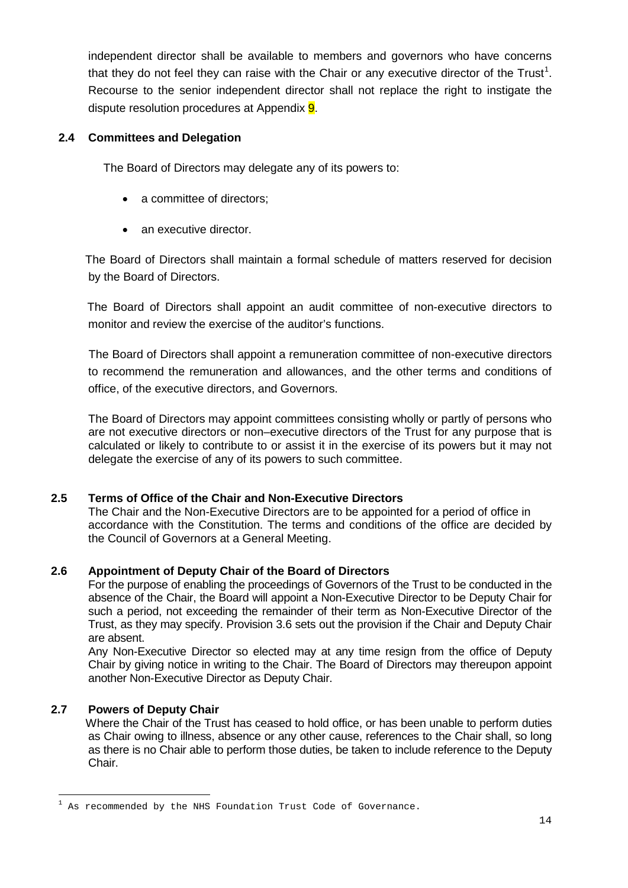independent director shall be available to members and governors who have concerns that they do not feel they can raise with the Chair or any executive director of the Trust[1]. Recourse to the senior independent director shall not replace the right to instigate the dispute resolution procedures at Appendix 9.

### 2.4 Committees and Delegation

The Board of Directors may delegate any of its powers to:

- a committee of directors;
- an executive director.

The Board of Directors shall maintain a formal schedule of matters reserved for decision by the Board of Directors.

The Board of Directors shall appoint an audit committee of non-executive directors to monitor and review the exercise of the auditor's functions.

The Board of Directors shall appoint a remuneration committee of non-executive directors to recommend the remuneration and allowances, and the other terms and conditions of office, of the executive directors, and Governors.

The Board of Directors may appoint committees consisting wholly or partly of persons who are not executive directors or non–executive directors of the Trust for any purpose that is calculated or likely to contribute to or assist it in the exercise of its powers but it may not delegate the exercise of any of its powers to such committee.

### 2.5 Terms of Office of the Chair and Non-Executive Directors

The Chair and the Non-Executive Directors are to be appointed for a period of office in accordance with the Constitution. The terms and conditions of the office are decided by the Council of Governors at a General Meeting.

### 2.6 Appointment of Deputy Chair of the Board of Directors

For the purpose of enabling the proceedings of Governors of the Trust to be conducted in the absence of the Chair, the Board will appoint a Non-Executive Director to be Deputy Chair for such a period, not exceeding the remainder of their term as Non-Executive Director of the Trust, as they may specify. Provision 3.6 sets out the provision if the Chair and Deputy Chair are absent.

Any Non-Executive Director so elected may at any time resign from the office of Deputy Chair by giving notice in writing to the Chair. The Board of Directors may thereupon appoint another Non-Executive Director as Deputy Chair.

### 2.7 Powers of Deputy Chair

Where the Chair of the Trust has ceased to hold office, or has been unable to perform duties as Chair owing to illness, absence or any other cause, references to the Chair shall, so long as there is no Chair able to perform those duties, be taken to include reference to the Deputy Chair.

---

[1] As recommended by the NHS Foundation Trust Code of Governance.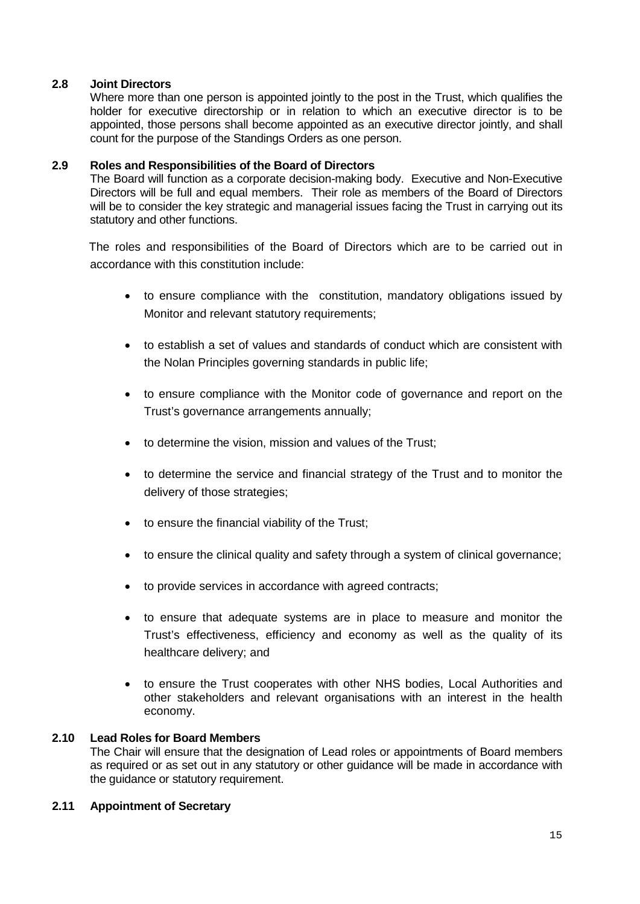### 2.8 Joint Directors

Where more than one person is appointed jointly to the post in the Trust, which qualifies the holder for executive directorship or in relation to which an executive director is to be appointed, those persons shall become appointed as an executive director jointly, and shall count for the purpose of the Standings Orders as one person.

### 2.9 Roles and Responsibilities of the Board of Directors

The Board will function as a corporate decision-making body. Executive and Non-Executive Directors will be full and equal members. Their role as members of the Board of Directors will be to consider the key strategic and managerial issues facing the Trust in carrying out its statutory and other functions.

The roles and responsibilities of the Board of Directors which are to be carried out in accordance with this constitution include:

- to ensure compliance with the constitution, mandatory obligations issued by Monitor and relevant statutory requirements;
- to establish a set of values and standards of conduct which are consistent with the Nolan Principles governing standards in public life;
- to ensure compliance with the Monitor code of governance and report on the Trust's governance arrangements annually;
- to determine the vision, mission and values of the Trust;
- to determine the service and financial strategy of the Trust and to monitor the delivery of those strategies;
- to ensure the financial viability of the Trust;
- to ensure the clinical quality and safety through a system of clinical governance;
- to provide services in accordance with agreed contracts;
- to ensure that adequate systems are in place to measure and monitor the Trust's effectiveness, efficiency and economy as well as the quality of its healthcare delivery; and
- to ensure the Trust cooperates with other NHS bodies, Local Authorities and other stakeholders and relevant organisations with an interest in the health economy.

### 2.10 Lead Roles for Board Members

The Chair will ensure that the designation of Lead roles or appointments of Board members as required or as set out in any statutory or other guidance will be made in accordance with the guidance or statutory requirement.

### 2.11 Appointment of Secretary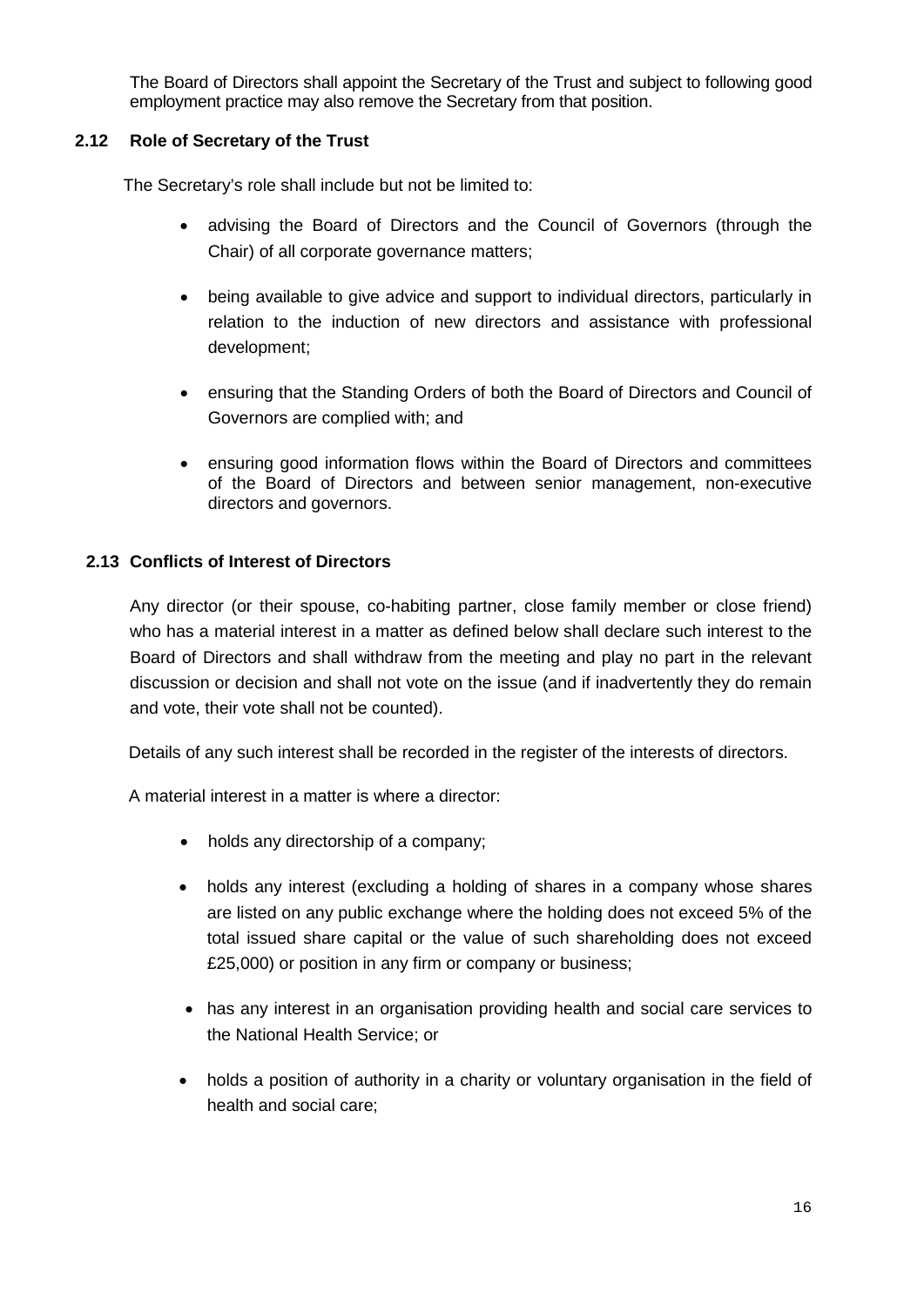The Board of Directors shall appoint the Secretary of the Trust and subject to following good employment practice may also remove the Secretary from that position.

### 2.12 Role of Secretary of the Trust

The Secretary's role shall include but not be limited to:

- advising the Board of Directors and the Council of Governors (through the Chair) of all corporate governance matters;
- being available to give advice and support to individual directors, particularly in relation to the induction of new directors and assistance with professional development;
- ensuring that the Standing Orders of both the Board of Directors and Council of Governors are complied with; and
- ensuring good information flows within the Board of Directors and committees of the Board of Directors and between senior management, non-executive directors and governors.

### 2.13 Conflicts of Interest of Directors

Any director (or their spouse, co-habiting partner, close family member or close friend) who has a material interest in a matter as defined below shall declare such interest to the Board of Directors and shall withdraw from the meeting and play no part in the relevant discussion or decision and shall not vote on the issue (and if inadvertently they do remain and vote, their vote shall not be counted).

Details of any such interest shall be recorded in the register of the interests of directors.

A material interest in a matter is where a director:

- holds any directorship of a company;
- holds any interest (excluding a holding of shares in a company whose shares are listed on any public exchange where the holding does not exceed 5% of the total issued share capital or the value of such shareholding does not exceed £25,000) or position in any firm or company or business;
- has any interest in an organisation providing health and social care services to the National Health Service; or
- holds a position of authority in a charity or voluntary organisation in the field of health and social care;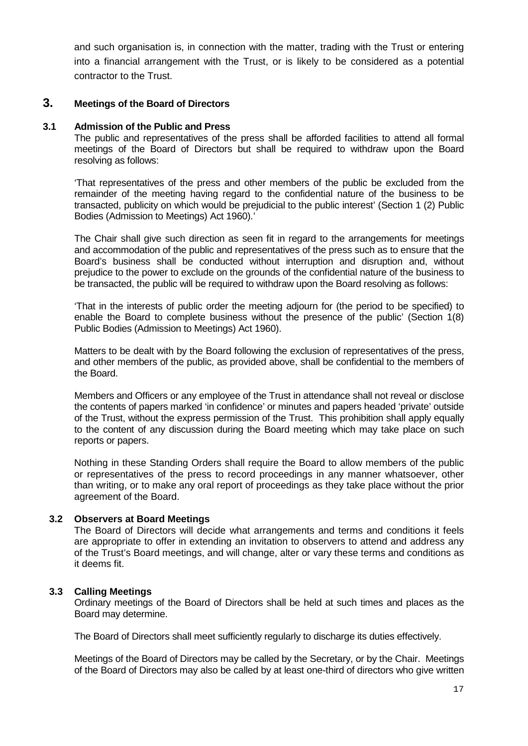and such organisation is, in connection with the matter, trading with the Trust or entering into a financial arrangement with the Trust, or is likely to be considered as a potential contractor to the Trust.

## 3. Meetings of the Board of Directors

### 3.1 Admission of the Public and Press

The public and representatives of the press shall be afforded facilities to attend all formal meetings of the Board of Directors but shall be required to withdraw upon the Board resolving as follows:

'That representatives of the press and other members of the public be excluded from the remainder of the meeting having regard to the confidential nature of the business to be transacted, publicity on which would be prejudicial to the public interest' (Section 1 (2) Public Bodies (Admission to Meetings) Act 1960).'

The Chair shall give such direction as seen fit in regard to the arrangements for meetings and accommodation of the public and representatives of the press such as to ensure that the Board's business shall be conducted without interruption and disruption and, without prejudice to the power to exclude on the grounds of the confidential nature of the business to be transacted, the public will be required to withdraw upon the Board resolving as follows:

'That in the interests of public order the meeting adjourn for (the period to be specified) to enable the Board to complete business without the presence of the public' (Section 1(8) Public Bodies (Admission to Meetings) Act 1960).

Matters to be dealt with by the Board following the exclusion of representatives of the press, and other members of the public, as provided above, shall be confidential to the members of the Board.

Members and Officers or any employee of the Trust in attendance shall not reveal or disclose the contents of papers marked 'in confidence' or minutes and papers headed 'private' outside of the Trust, without the express permission of the Trust. This prohibition shall apply equally to the content of any discussion during the Board meeting which may take place on such reports or papers.

Nothing in these Standing Orders shall require the Board to allow members of the public or representatives of the press to record proceedings in any manner whatsoever, other than writing, or to make any oral report of proceedings as they take place without the prior agreement of the Board.

### 3.2 Observers at Board Meetings

The Board of Directors will decide what arrangements and terms and conditions it feels are appropriate to offer in extending an invitation to observers to attend and address any of the Trust's Board meetings, and will change, alter or vary these terms and conditions as it deems fit.

### 3.3 Calling Meetings

Ordinary meetings of the Board of Directors shall be held at such times and places as the Board may determine.

The Board of Directors shall meet sufficiently regularly to discharge its duties effectively.

Meetings of the Board of Directors may be called by the Secretary, or by the Chair. Meetings of the Board of Directors may also be called by at least one-third of directors who give written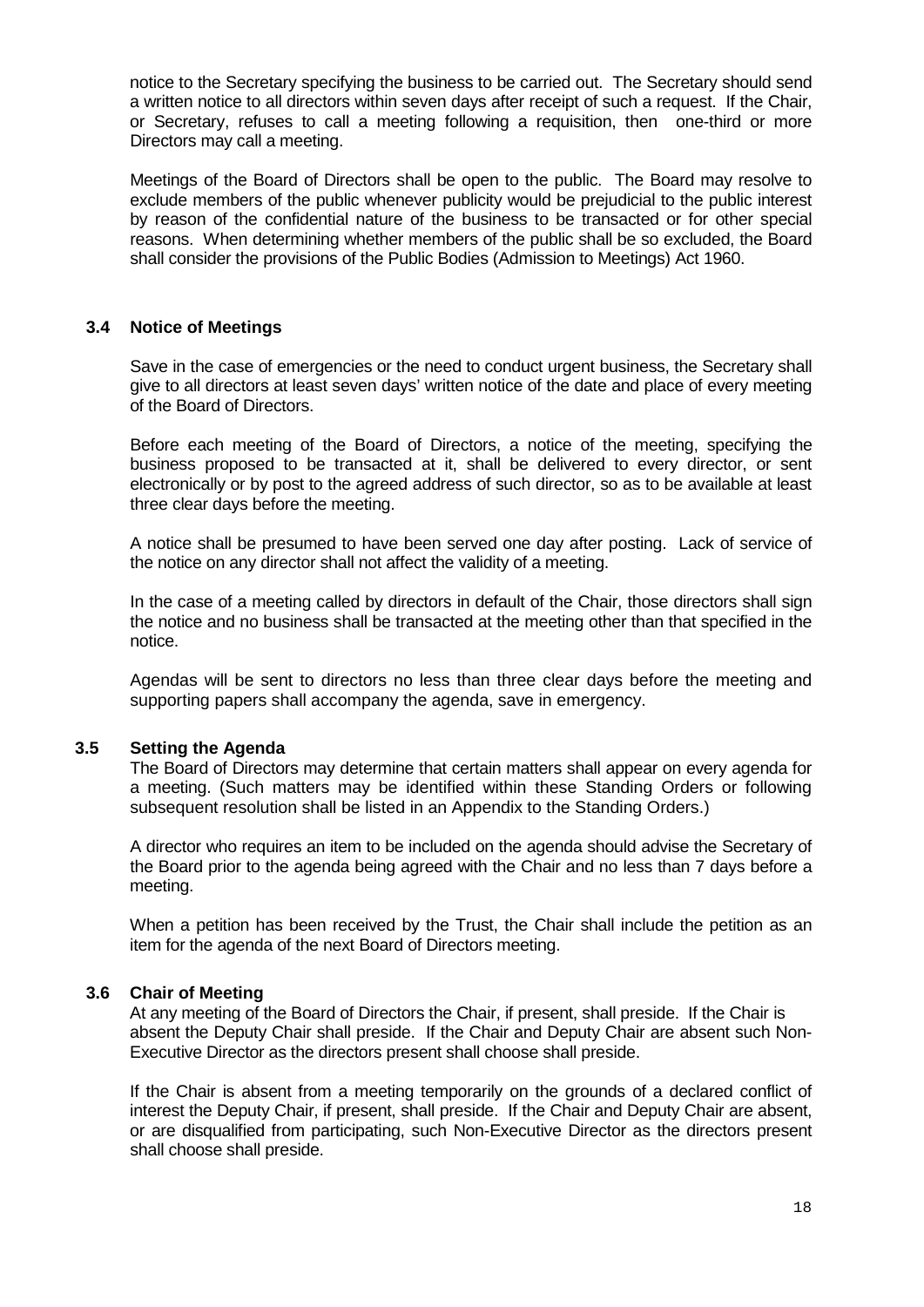notice to the Secretary specifying the business to be carried out. The Secretary should send a written notice to all directors within seven days after receipt of such a request. If the Chair, or Secretary, refuses to call a meeting following a requisition, then one-third or more Directors may call a meeting.

Meetings of the Board of Directors shall be open to the public. The Board may resolve to exclude members of the public whenever publicity would be prejudicial to the public interest by reason of the confidential nature of the business to be transacted or for other special reasons. When determining whether members of the public shall be so excluded, the Board shall consider the provisions of the Public Bodies (Admission to Meetings) Act 1960.

### 3.4 Notice of Meetings

Save in the case of emergencies or the need to conduct urgent business, the Secretary shall give to all directors at least seven days' written notice of the date and place of every meeting of the Board of Directors.

Before each meeting of the Board of Directors, a notice of the meeting, specifying the business proposed to be transacted at it, shall be delivered to every director, or sent electronically or by post to the agreed address of such director, so as to be available at least three clear days before the meeting.

A notice shall be presumed to have been served one day after posting. Lack of service of the notice on any director shall not affect the validity of a meeting.

In the case of a meeting called by directors in default of the Chair, those directors shall sign the notice and no business shall be transacted at the meeting other than that specified in the notice.

Agendas will be sent to directors no less than three clear days before the meeting and supporting papers shall accompany the agenda, save in emergency.

### 3.5 Setting the Agenda

The Board of Directors may determine that certain matters shall appear on every agenda for a meeting. (Such matters may be identified within these Standing Orders or following subsequent resolution shall be listed in an Appendix to the Standing Orders.)

A director who requires an item to be included on the agenda should advise the Secretary of the Board prior to the agenda being agreed with the Chair and no less than 7 days before a meeting.

When a petition has been received by the Trust, the Chair shall include the petition as an item for the agenda of the next Board of Directors meeting.

### 3.6 Chair of Meeting

At any meeting of the Board of Directors the Chair, if present, shall preside. If the Chair is absent the Deputy Chair shall preside. If the Chair and Deputy Chair are absent such Non-Executive Director as the directors present shall choose shall preside.

If the Chair is absent from a meeting temporarily on the grounds of a declared conflict of interest the Deputy Chair, if present, shall preside. If the Chair and Deputy Chair are absent, or are disqualified from participating, such Non-Executive Director as the directors present shall choose shall preside.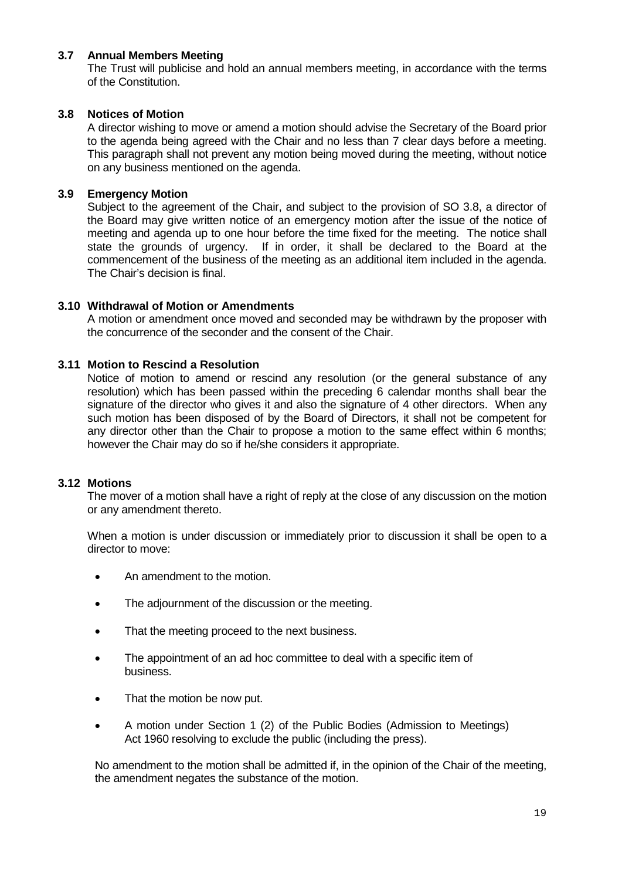### 3.7 Annual Members Meeting

The Trust will publicise and hold an annual members meeting, in accordance with the terms of the Constitution.

### 3.8 Notices of Motion

A director wishing to move or amend a motion should advise the Secretary of the Board prior to the agenda being agreed with the Chair and no less than 7 clear days before a meeting. This paragraph shall not prevent any motion being moved during the meeting, without notice on any business mentioned on the agenda.

### 3.9 Emergency Motion

Subject to the agreement of the Chair, and subject to the provision of SO 3.8, a director of the Board may give written notice of an emergency motion after the issue of the notice of meeting and agenda up to one hour before the time fixed for the meeting. The notice shall state the grounds of urgency. If in order, it shall be declared to the Board at the commencement of the business of the meeting as an additional item included in the agenda. The Chair's decision is final.

### 3.10 Withdrawal of Motion or Amendments

A motion or amendment once moved and seconded may be withdrawn by the proposer with the concurrence of the seconder and the consent of the Chair.

### 3.11 Motion to Rescind a Resolution

Notice of motion to amend or rescind any resolution (or the general substance of any resolution) which has been passed within the preceding 6 calendar months shall bear the signature of the director who gives it and also the signature of 4 other directors. When any such motion has been disposed of by the Board of Directors, it shall not be competent for any director other than the Chair to propose a motion to the same effect within 6 months; however the Chair may do so if he/she considers it appropriate.

### 3.12 Motions

The mover of a motion shall have a right of reply at the close of any discussion on the motion or any amendment thereto.

When a motion is under discussion or immediately prior to discussion it shall be open to a director to move:

- An amendment to the motion.
- The adjournment of the discussion or the meeting.
- That the meeting proceed to the next business.
- The appointment of an ad hoc committee to deal with a specific item of business.
- That the motion be now put.
- A motion under Section 1 (2) of the Public Bodies (Admission to Meetings) Act 1960 resolving to exclude the public (including the press).

No amendment to the motion shall be admitted if, in the opinion of the Chair of the meeting, the amendment negates the substance of the motion.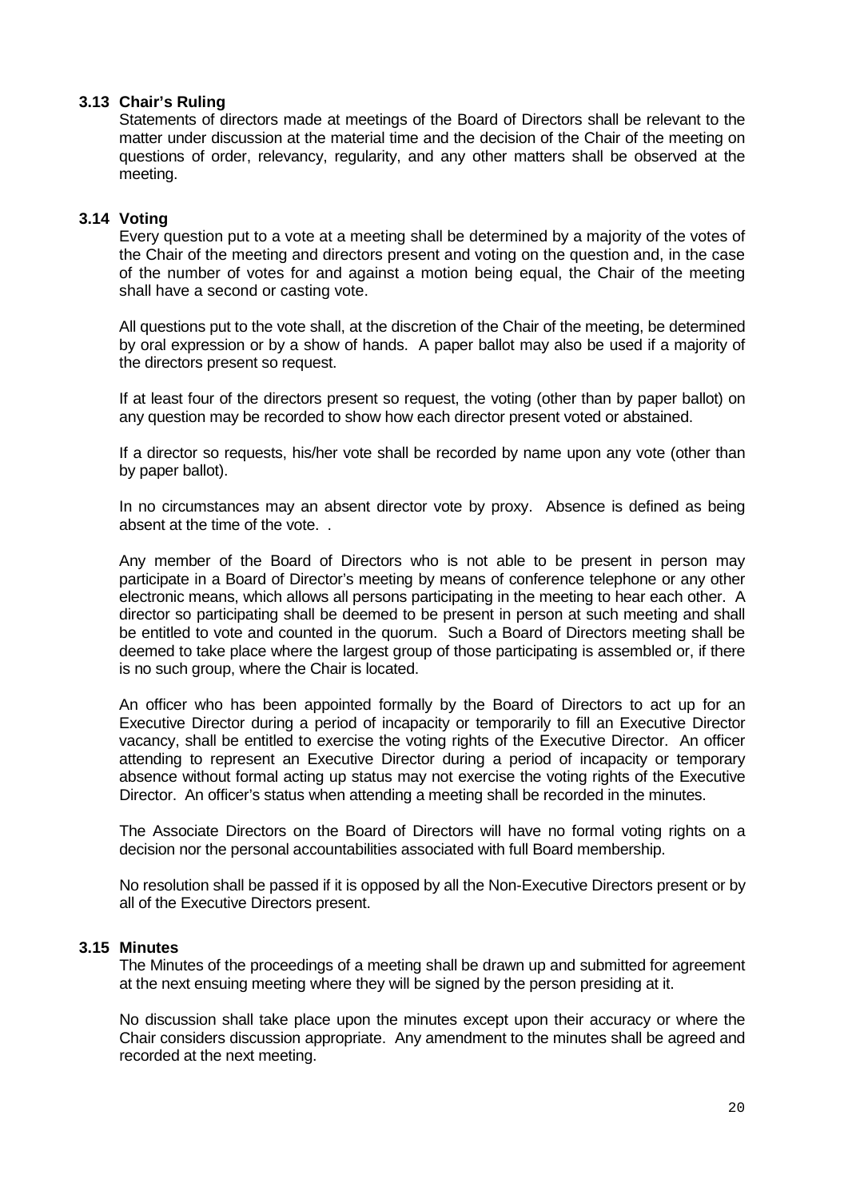### 3.13 Chair's Ruling

Statements of directors made at meetings of the Board of Directors shall be relevant to the matter under discussion at the material time and the decision of the Chair of the meeting on questions of order, relevancy, regularity, and any other matters shall be observed at the meeting.

### 3.14 Voting

Every question put to a vote at a meeting shall be determined by a majority of the votes of the Chair of the meeting and directors present and voting on the question and, in the case of the number of votes for and against a motion being equal, the Chair of the meeting shall have a second or casting vote.

All questions put to the vote shall, at the discretion of the Chair of the meeting, be determined by oral expression or by a show of hands. A paper ballot may also be used if a majority of the directors present so request.

If at least four of the directors present so request, the voting (other than by paper ballot) on any question may be recorded to show how each director present voted or abstained.

If a director so requests, his/her vote shall be recorded by name upon any vote (other than by paper ballot).

In no circumstances may an absent director vote by proxy. Absence is defined as being absent at the time of the vote. .

Any member of the Board of Directors who is not able to be present in person may participate in a Board of Director's meeting by means of conference telephone or any other electronic means, which allows all persons participating in the meeting to hear each other. A director so participating shall be deemed to be present in person at such meeting and shall be entitled to vote and counted in the quorum. Such a Board of Directors meeting shall be deemed to take place where the largest group of those participating is assembled or, if there is no such group, where the Chair is located.

An officer who has been appointed formally by the Board of Directors to act up for an Executive Director during a period of incapacity or temporarily to fill an Executive Director vacancy, shall be entitled to exercise the voting rights of the Executive Director. An officer attending to represent an Executive Director during a period of incapacity or temporary absence without formal acting up status may not exercise the voting rights of the Executive Director. An officer's status when attending a meeting shall be recorded in the minutes.

The Associate Directors on the Board of Directors will have no formal voting rights on a decision nor the personal accountabilities associated with full Board membership.

No resolution shall be passed if it is opposed by all the Non-Executive Directors present or by all of the Executive Directors present.

### 3.15 Minutes

The Minutes of the proceedings of a meeting shall be drawn up and submitted for agreement at the next ensuing meeting where they will be signed by the person presiding at it.

No discussion shall take place upon the minutes except upon their accuracy or where the Chair considers discussion appropriate. Any amendment to the minutes shall be agreed and recorded at the next meeting.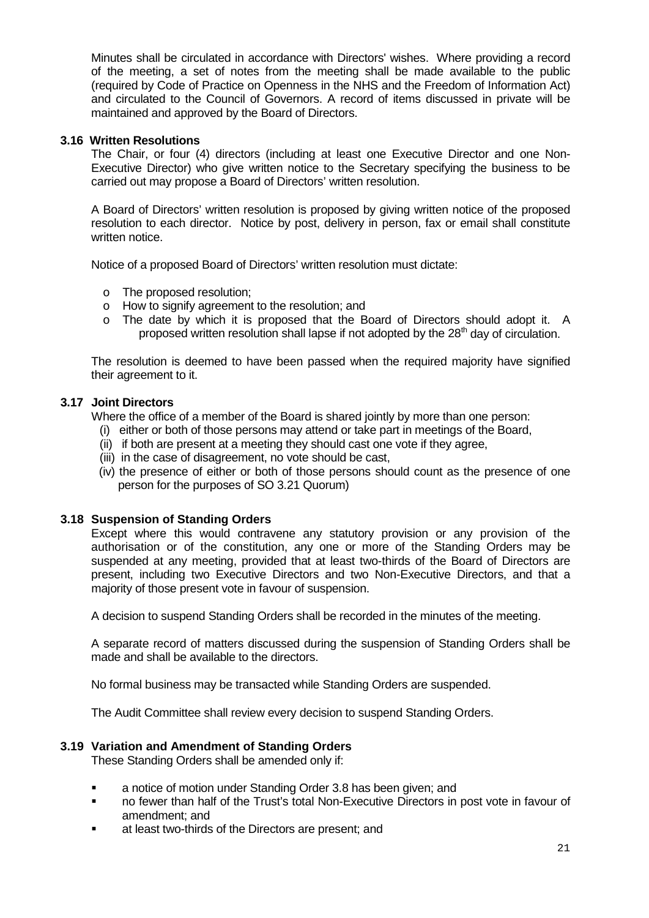Minutes shall be circulated in accordance with Directors' wishes. Where providing a record of the meeting, a set of notes from the meeting shall be made available to the public (required by Code of Practice on Openness in the NHS and the Freedom of Information Act) and circulated to the Council of Governors. A record of items discussed in private will be maintained and approved by the Board of Directors.

### 3.16 Written Resolutions

The Chair, or four (4) directors (including at least one Executive Director and one Non-Executive Director) who give written notice to the Secretary specifying the business to be carried out may propose a Board of Directors' written resolution.

A Board of Directors' written resolution is proposed by giving written notice of the proposed resolution to each director. Notice by post, delivery in person, fax or email shall constitute written notice.

Notice of a proposed Board of Directors' written resolution must dictate:

- The proposed resolution;
- How to signify agreement to the resolution; and
- The date by which it is proposed that the Board of Directors should adopt it. A proposed written resolution shall lapse if not adopted by the 28th day of circulation.

The resolution is deemed to have been passed when the required majority have signified their agreement to it.

### 3.17 Joint Directors

Where the office of a member of the Board is shared jointly by more than one person:

(i) either or both of those persons may attend or take part in meetings of the Board,
(ii) if both are present at a meeting they should cast one vote if they agree,
(iii) in the case of disagreement, no vote should be cast,
(iv) the presence of either or both of those persons should count as the presence of one person for the purposes of SO 3.21 Quorum)

### 3.18 Suspension of Standing Orders

Except where this would contravene any statutory provision or any provision of the authorisation or of the constitution, any one or more of the Standing Orders may be suspended at any meeting, provided that at least two-thirds of the Board of Directors are present, including two Executive Directors and two Non-Executive Directors, and that a majority of those present vote in favour of suspension.

A decision to suspend Standing Orders shall be recorded in the minutes of the meeting.

A separate record of matters discussed during the suspension of Standing Orders shall be made and shall be available to the directors.

No formal business may be transacted while Standing Orders are suspended.

The Audit Committee shall review every decision to suspend Standing Orders.

### 3.19 Variation and Amendment of Standing Orders

These Standing Orders shall be amended only if:

- a notice of motion under Standing Order 3.8 has been given; and
- no fewer than half of the Trust's total Non-Executive Directors in post vote in favour of amendment; and
- at least two-thirds of the Directors are present; and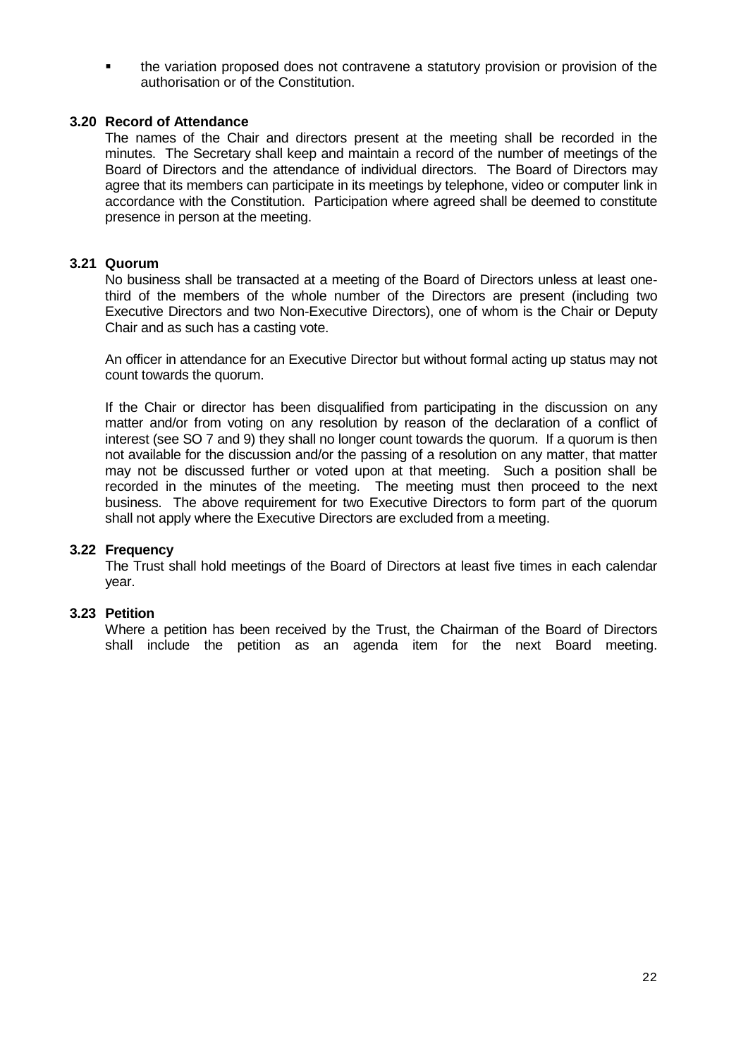- the variation proposed does not contravene a statutory provision or provision of the authorisation or of the Constitution.

### 3.20 Record of Attendance

The names of the Chair and directors present at the meeting shall be recorded in the minutes. The Secretary shall keep and maintain a record of the number of meetings of the Board of Directors and the attendance of individual directors. The Board of Directors may agree that its members can participate in its meetings by telephone, video or computer link in accordance with the Constitution. Participation where agreed shall be deemed to constitute presence in person at the meeting.

### 3.21 Quorum

No business shall be transacted at a meeting of the Board of Directors unless at least one-third of the members of the whole number of the Directors are present (including two Executive Directors and two Non-Executive Directors), one of whom is the Chair or Deputy Chair and as such has a casting vote.

An officer in attendance for an Executive Director but without formal acting up status may not count towards the quorum.

If the Chair or director has been disqualified from participating in the discussion on any matter and/or from voting on any resolution by reason of the declaration of a conflict of interest (see SO 7 and 9) they shall no longer count towards the quorum. If a quorum is then not available for the discussion and/or the passing of a resolution on any matter, that matter may not be discussed further or voted upon at that meeting. Such a position shall be recorded in the minutes of the meeting. The meeting must then proceed to the next business. The above requirement for two Executive Directors to form part of the quorum shall not apply where the Executive Directors are excluded from a meeting.

### 3.22 Frequency

The Trust shall hold meetings of the Board of Directors at least five times in each calendar year.

### 3.23 Petition

Where a petition has been received by the Trust, the Chairman of the Board of Directors shall include the petition as an agenda item for the next Board meeting.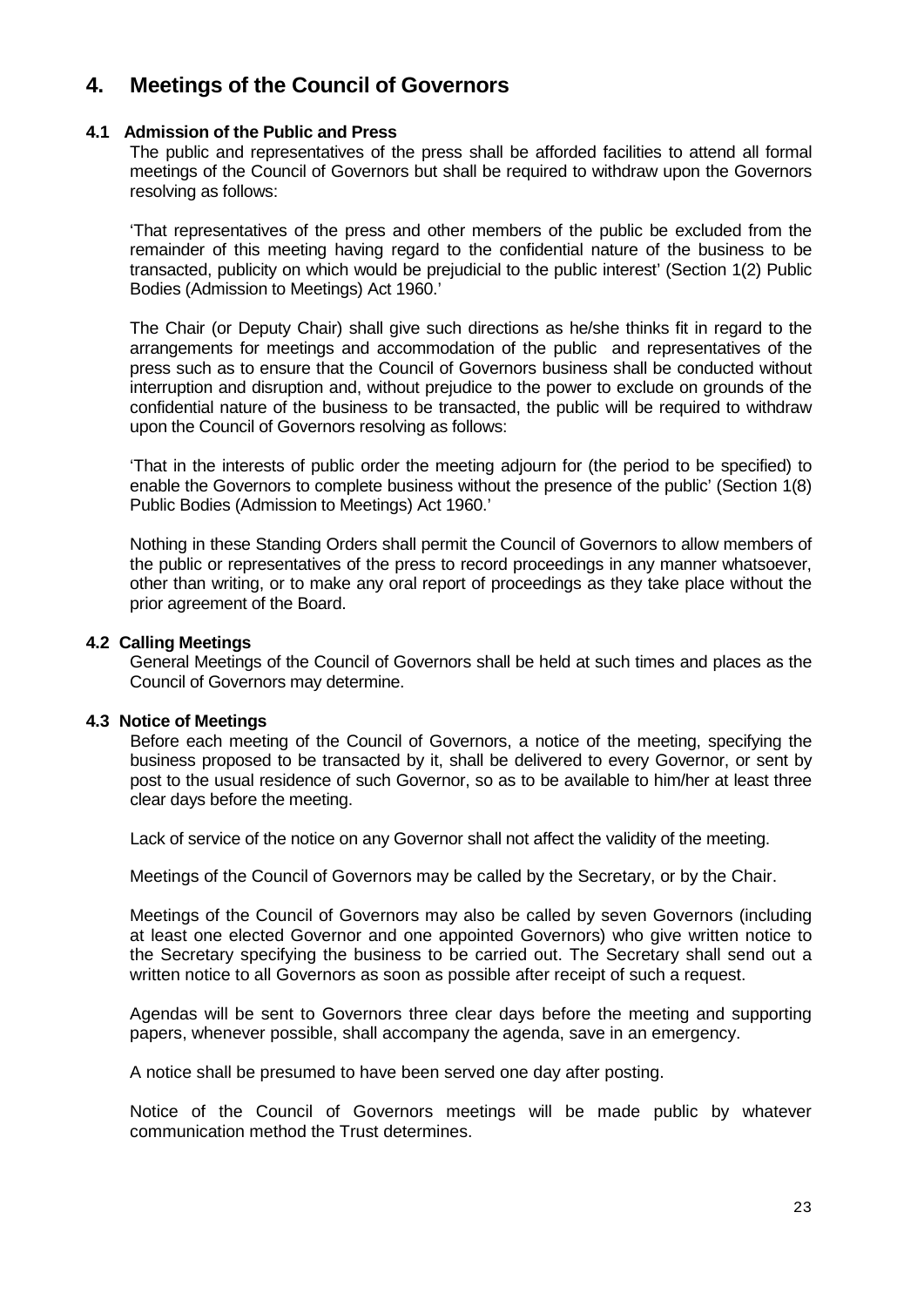# 4. Meetings of the Council of Governors

### 4.1 Admission of the Public and Press

The public and representatives of the press shall be afforded facilities to attend all formal meetings of the Council of Governors but shall be required to withdraw upon the Governors resolving as follows:

'That representatives of the press and other members of the public be excluded from the remainder of this meeting having regard to the confidential nature of the business to be transacted, publicity on which would be prejudicial to the public interest' (Section 1(2) Public Bodies (Admission to Meetings) Act 1960.'

The Chair (or Deputy Chair) shall give such directions as he/she thinks fit in regard to the arrangements for meetings and accommodation of the public and representatives of the press such as to ensure that the Council of Governors business shall be conducted without interruption and disruption and, without prejudice to the power to exclude on grounds of the confidential nature of the business to be transacted, the public will be required to withdraw upon the Council of Governors resolving as follows:

'That in the interests of public order the meeting adjourn for (the period to be specified) to enable the Governors to complete business without the presence of the public' (Section 1(8) Public Bodies (Admission to Meetings) Act 1960.'

Nothing in these Standing Orders shall permit the Council of Governors to allow members of the public or representatives of the press to record proceedings in any manner whatsoever, other than writing, or to make any oral report of proceedings as they take place without the prior agreement of the Board.

### 4.2 Calling Meetings

General Meetings of the Council of Governors shall be held at such times and places as the Council of Governors may determine.

### 4.3 Notice of Meetings

Before each meeting of the Council of Governors, a notice of the meeting, specifying the business proposed to be transacted by it, shall be delivered to every Governor, or sent by post to the usual residence of such Governor, so as to be available to him/her at least three clear days before the meeting.

Lack of service of the notice on any Governor shall not affect the validity of the meeting.

Meetings of the Council of Governors may be called by the Secretary, or by the Chair.

Meetings of the Council of Governors may also be called by seven Governors (including at least one elected Governor and one appointed Governors) who give written notice to the Secretary specifying the business to be carried out. The Secretary shall send out a written notice to all Governors as soon as possible after receipt of such a request.

Agendas will be sent to Governors three clear days before the meeting and supporting papers, whenever possible, shall accompany the agenda, save in an emergency.

A notice shall be presumed to have been served one day after posting.

Notice of the Council of Governors meetings will be made public by whatever communication method the Trust determines.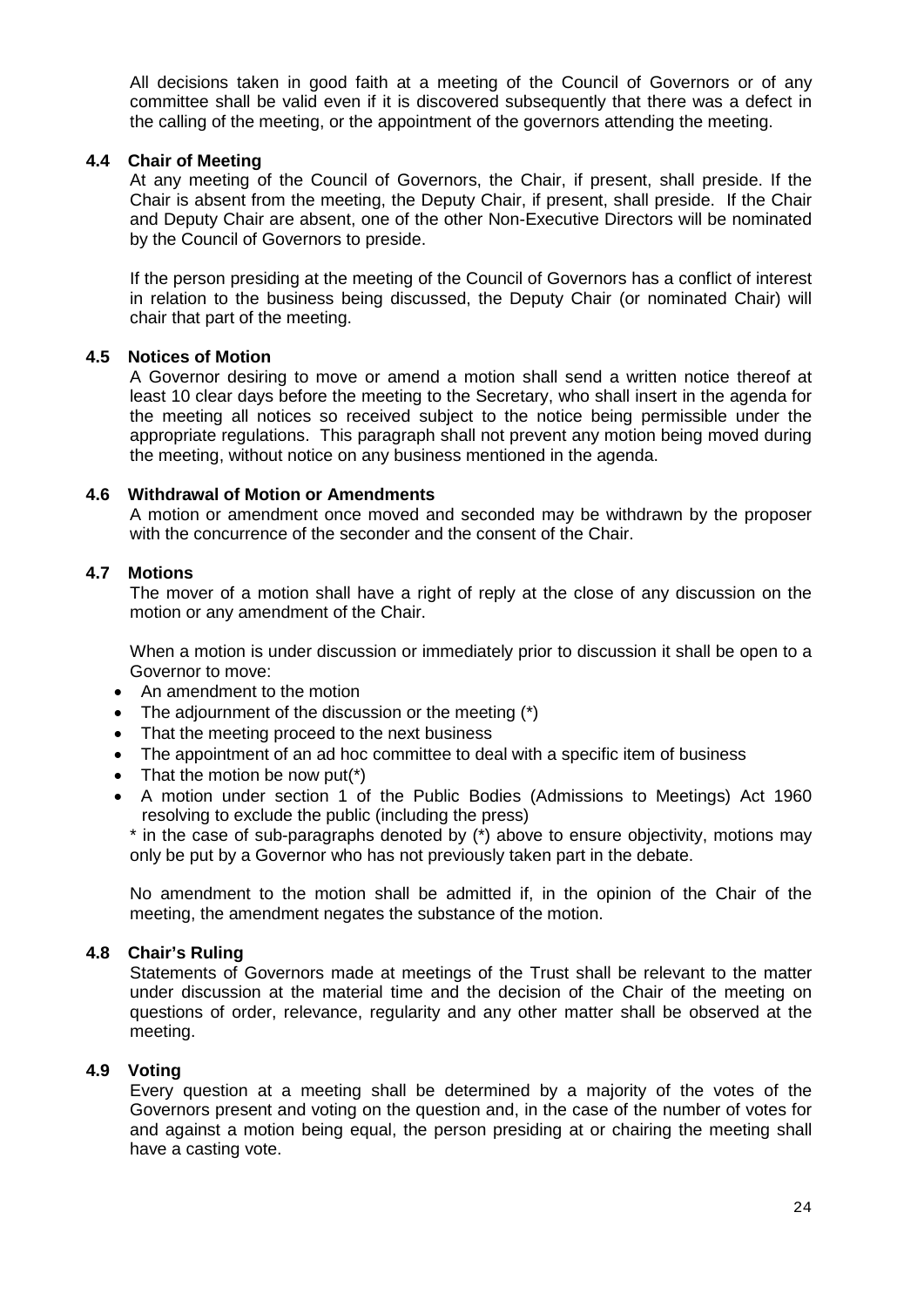All decisions taken in good faith at a meeting of the Council of Governors or of any committee shall be valid even if it is discovered subsequently that there was a defect in the calling of the meeting, or the appointment of the governors attending the meeting.

### 4.4 Chair of Meeting

At any meeting of the Council of Governors, the Chair, if present, shall preside. If the Chair is absent from the meeting, the Deputy Chair, if present, shall preside. If the Chair and Deputy Chair are absent, one of the other Non-Executive Directors will be nominated by the Council of Governors to preside.

If the person presiding at the meeting of the Council of Governors has a conflict of interest in relation to the business being discussed, the Deputy Chair (or nominated Chair) will chair that part of the meeting.

### 4.5 Notices of Motion

A Governor desiring to move or amend a motion shall send a written notice thereof at least 10 clear days before the meeting to the Secretary, who shall insert in the agenda for the meeting all notices so received subject to the notice being permissible under the appropriate regulations. This paragraph shall not prevent any motion being moved during the meeting, without notice on any business mentioned in the agenda.

### 4.6 Withdrawal of Motion or Amendments

A motion or amendment once moved and seconded may be withdrawn by the proposer with the concurrence of the seconder and the consent of the Chair.

### 4.7 Motions

The mover of a motion shall have a right of reply at the close of any discussion on the motion or any amendment of the Chair.

When a motion is under discussion or immediately prior to discussion it shall be open to a Governor to move:

- An amendment to the motion
- The adjournment of the discussion or the meeting (*)
- That the meeting proceed to the next business
- The appointment of an ad hoc committee to deal with a specific item of business
- That the motion be now put(*)
- A motion under section 1 of the Public Bodies (Admissions to Meetings) Act 1960 resolving to exclude the public (including the press)

* in the case of sub-paragraphs denoted by (*) above to ensure objectivity, motions may only be put by a Governor who has not previously taken part in the debate.

No amendment to the motion shall be admitted if, in the opinion of the Chair of the meeting, the amendment negates the substance of the motion.

### 4.8 Chair's Ruling

Statements of Governors made at meetings of the Trust shall be relevant to the matter under discussion at the material time and the decision of the Chair of the meeting on questions of order, relevance, regularity and any other matter shall be observed at the meeting.

### 4.9 Voting

Every question at a meeting shall be determined by a majority of the votes of the Governors present and voting on the question and, in the case of the number of votes for and against a motion being equal, the person presiding at or chairing the meeting shall have a casting vote.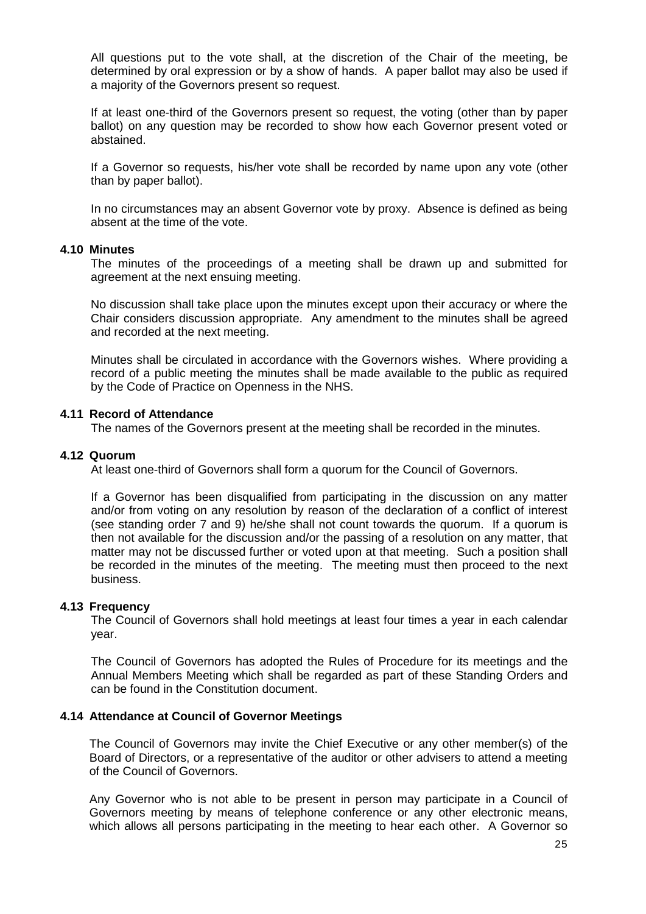All questions put to the vote shall, at the discretion of the Chair of the meeting, be determined by oral expression or by a show of hands. A paper ballot may also be used if a majority of the Governors present so request.

If at least one-third of the Governors present so request, the voting (other than by paper ballot) on any question may be recorded to show how each Governor present voted or abstained.

If a Governor so requests, his/her vote shall be recorded by name upon any vote (other than by paper ballot).

In no circumstances may an absent Governor vote by proxy. Absence is defined as being absent at the time of the vote.

### 4.10 Minutes

The minutes of the proceedings of a meeting shall be drawn up and submitted for agreement at the next ensuing meeting.

No discussion shall take place upon the minutes except upon their accuracy or where the Chair considers discussion appropriate. Any amendment to the minutes shall be agreed and recorded at the next meeting.

Minutes shall be circulated in accordance with the Governors wishes. Where providing a record of a public meeting the minutes shall be made available to the public as required by the Code of Practice on Openness in the NHS.

### 4.11 Record of Attendance

The names of the Governors present at the meeting shall be recorded in the minutes.

### 4.12 Quorum

At least one-third of Governors shall form a quorum for the Council of Governors.

If a Governor has been disqualified from participating in the discussion on any matter and/or from voting on any resolution by reason of the declaration of a conflict of interest (see standing order 7 and 9) he/she shall not count towards the quorum. If a quorum is then not available for the discussion and/or the passing of a resolution on any matter, that matter may not be discussed further or voted upon at that meeting. Such a position shall be recorded in the minutes of the meeting. The meeting must then proceed to the next business.

### 4.13 Frequency

The Council of Governors shall hold meetings at least four times a year in each calendar year.

The Council of Governors has adopted the Rules of Procedure for its meetings and the Annual Members Meeting which shall be regarded as part of these Standing Orders and can be found in the Constitution document.

### 4.14 Attendance at Council of Governor Meetings

The Council of Governors may invite the Chief Executive or any other member(s) of the Board of Directors, or a representative of the auditor or other advisers to attend a meeting of the Council of Governors.

Any Governor who is not able to be present in person may participate in a Council of Governors meeting by means of telephone conference or any other electronic means, which allows all persons participating in the meeting to hear each other. A Governor so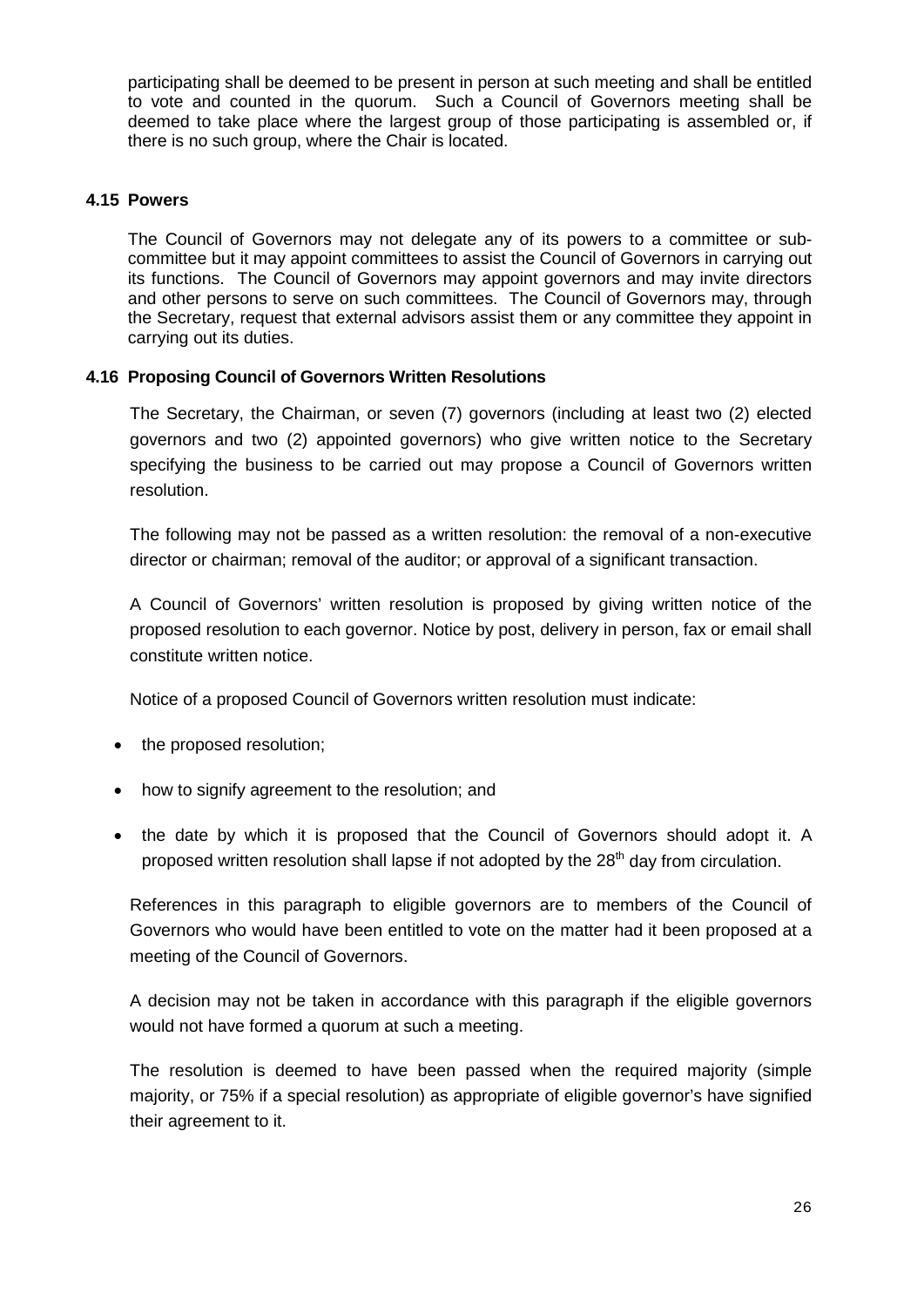participating shall be deemed to be present in person at such meeting and shall be entitled to vote and counted in the quorum. Such a Council of Governors meeting shall be deemed to take place where the largest group of those participating is assembled or, if there is no such group, where the Chair is located.

### 4.15 Powers

The Council of Governors may not delegate any of its powers to a committee or sub-committee but it may appoint committees to assist the Council of Governors in carrying out its functions. The Council of Governors may appoint governors and may invite directors and other persons to serve on such committees. The Council of Governors may, through the Secretary, request that external advisors assist them or any committee they appoint in carrying out its duties.

### 4.16 Proposing Council of Governors Written Resolutions

The Secretary, the Chairman, or seven (7) governors (including at least two (2) elected governors and two (2) appointed governors) who give written notice to the Secretary specifying the business to be carried out may propose a Council of Governors written resolution.

The following may not be passed as a written resolution: the removal of a non-executive director or chairman; removal of the auditor; or approval of a significant transaction.

A Council of Governors' written resolution is proposed by giving written notice of the proposed resolution to each governor. Notice by post, delivery in person, fax or email shall constitute written notice.

Notice of a proposed Council of Governors written resolution must indicate:

- the proposed resolution;
- how to signify agreement to the resolution; and
- the date by which it is proposed that the Council of Governors should adopt it. A proposed written resolution shall lapse if not adopted by the 28th day from circulation.

References in this paragraph to eligible governors are to members of the Council of Governors who would have been entitled to vote on the matter had it been proposed at a meeting of the Council of Governors.

A decision may not be taken in accordance with this paragraph if the eligible governors would not have formed a quorum at such a meeting.

The resolution is deemed to have been passed when the required majority (simple majority, or 75% if a special resolution) as appropriate of eligible governor's have signified their agreement to it.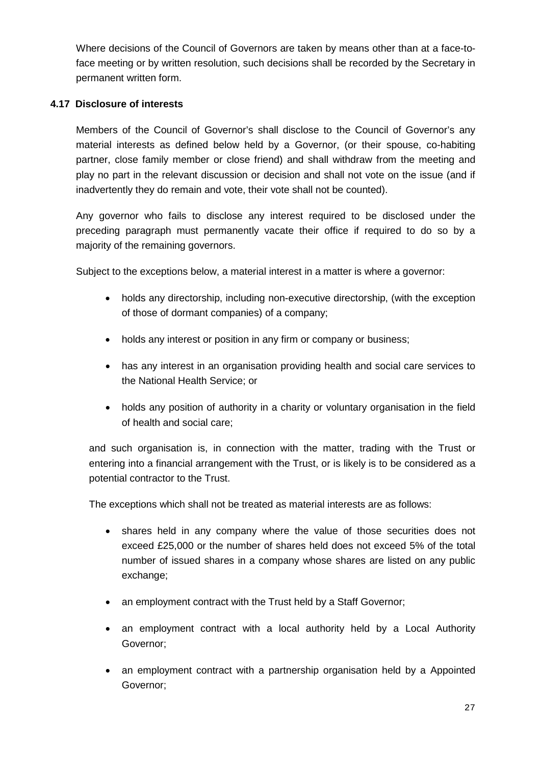Where decisions of the Council of Governors are taken by means other than at a face-to-face meeting or by written resolution, such decisions shall be recorded by the Secretary in permanent written form.

### 4.17 Disclosure of interests

Members of the Council of Governor's shall disclose to the Council of Governor's any material interests as defined below held by a Governor, (or their spouse, co-habiting partner, close family member or close friend) and shall withdraw from the meeting and play no part in the relevant discussion or decision and shall not vote on the issue (and if inadvertently they do remain and vote, their vote shall not be counted).

Any governor who fails to disclose any interest required to be disclosed under the preceding paragraph must permanently vacate their office if required to do so by a majority of the remaining governors.

Subject to the exceptions below, a material interest in a matter is where a governor:

- holds any directorship, including non-executive directorship, (with the exception of those of dormant companies) of a company;
- holds any interest or position in any firm or company or business;
- has any interest in an organisation providing health and social care services to the National Health Service; or
- holds any position of authority in a charity or voluntary organisation in the field of health and social care;

and such organisation is, in connection with the matter, trading with the Trust or entering into a financial arrangement with the Trust, or is likely is to be considered as a potential contractor to the Trust.

The exceptions which shall not be treated as material interests are as follows:

- shares held in any company where the value of those securities does not exceed £25,000 or the number of shares held does not exceed 5% of the total number of issued shares in a company whose shares are listed on any public exchange;
- an employment contract with the Trust held by a Staff Governor;
- an employment contract with a local authority held by a Local Authority Governor;
- an employment contract with a partnership organisation held by a Appointed Governor;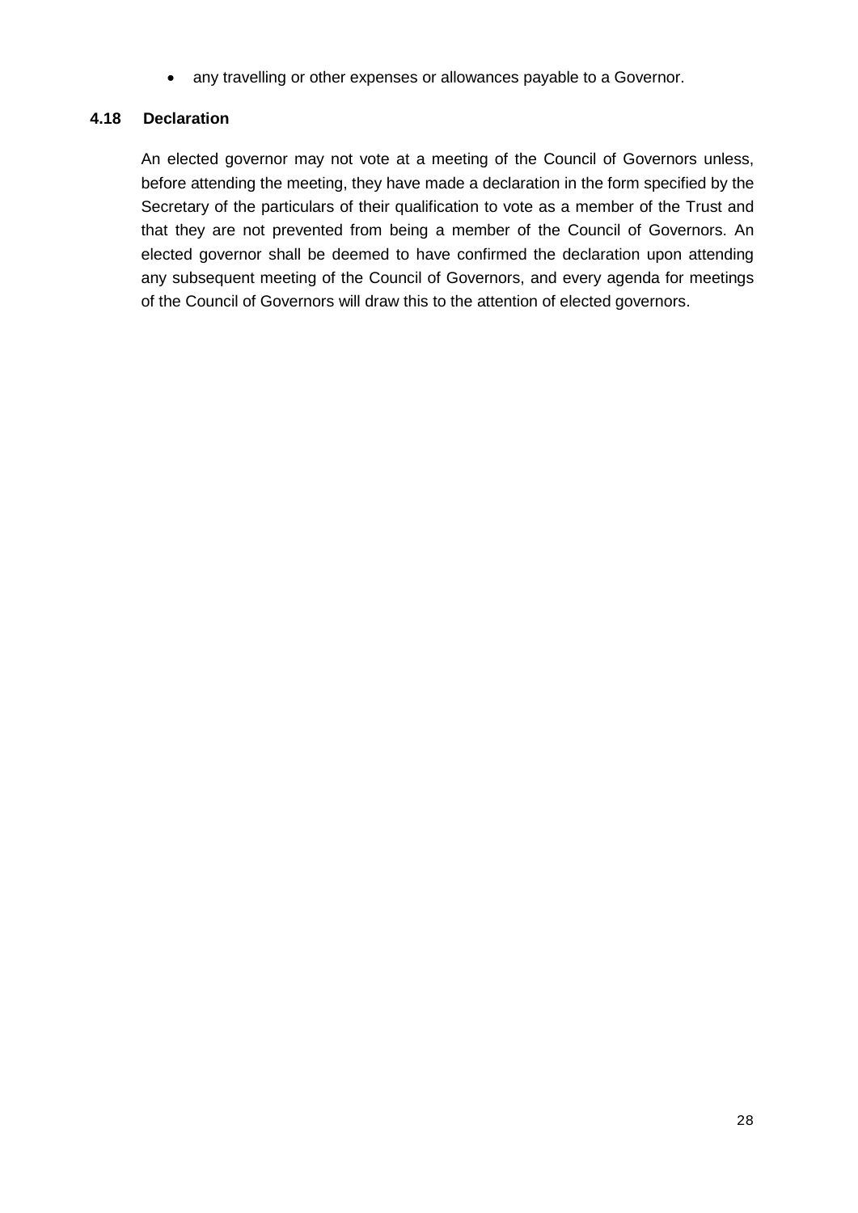- any travelling or other expenses or allowances payable to a Governor.

### 4.18 Declaration

An elected governor may not vote at a meeting of the Council of Governors unless, before attending the meeting, they have made a declaration in the form specified by the Secretary of the particulars of their qualification to vote as a member of the Trust and that they are not prevented from being a member of the Council of Governors. An elected governor shall be deemed to have confirmed the declaration upon attending any subsequent meeting of the Council of Governors, and every agenda for meetings of the Council of Governors will draw this to the attention of elected governors.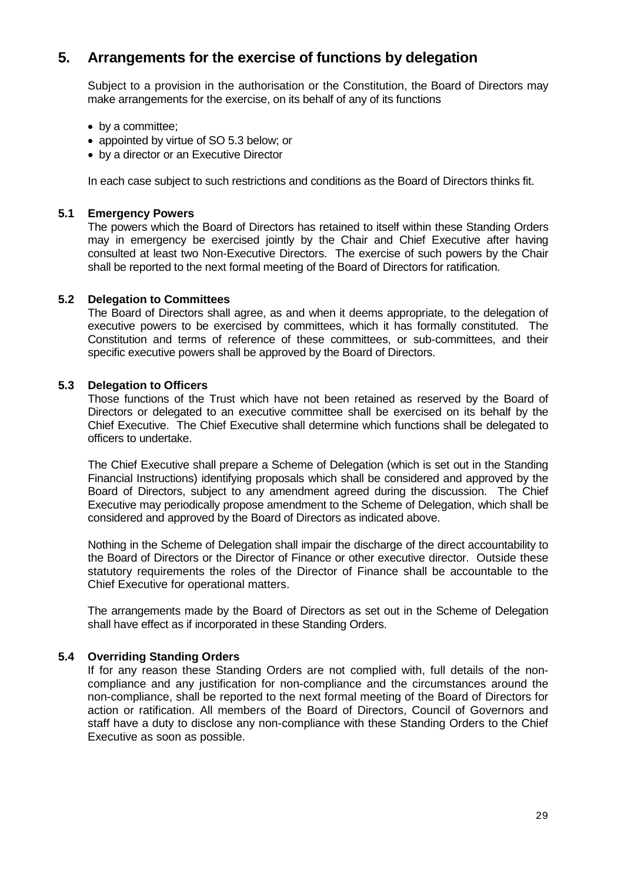## 5. Arrangements for the exercise of functions by delegation

Subject to a provision in the authorisation or the Constitution, the Board of Directors may make arrangements for the exercise, on its behalf of any of its functions

- by a committee;
- appointed by virtue of SO 5.3 below; or
- by a director or an Executive Director

In each case subject to such restrictions and conditions as the Board of Directors thinks fit.

### 5.1 Emergency Powers

The powers which the Board of Directors has retained to itself within these Standing Orders may in emergency be exercised jointly by the Chair and Chief Executive after having consulted at least two Non-Executive Directors. The exercise of such powers by the Chair shall be reported to the next formal meeting of the Board of Directors for ratification.

### 5.2 Delegation to Committees

The Board of Directors shall agree, as and when it deems appropriate, to the delegation of executive powers to be exercised by committees, which it has formally constituted. The Constitution and terms of reference of these committees, or sub-committees, and their specific executive powers shall be approved by the Board of Directors.

### 5.3 Delegation to Officers

Those functions of the Trust which have not been retained as reserved by the Board of Directors or delegated to an executive committee shall be exercised on its behalf by the Chief Executive. The Chief Executive shall determine which functions shall be delegated to officers to undertake.

The Chief Executive shall prepare a Scheme of Delegation (which is set out in the Standing Financial Instructions) identifying proposals which shall be considered and approved by the Board of Directors, subject to any amendment agreed during the discussion. The Chief Executive may periodically propose amendment to the Scheme of Delegation, which shall be considered and approved by the Board of Directors as indicated above.

Nothing in the Scheme of Delegation shall impair the discharge of the direct accountability to the Board of Directors or the Director of Finance or other executive director. Outside these statutory requirements the roles of the Director of Finance shall be accountable to the Chief Executive for operational matters.

The arrangements made by the Board of Directors as set out in the Scheme of Delegation shall have effect as if incorporated in these Standing Orders.

### 5.4 Overriding Standing Orders

If for any reason these Standing Orders are not complied with, full details of the non-compliance and any justification for non-compliance and the circumstances around the non-compliance, shall be reported to the next formal meeting of the Board of Directors for action or ratification. All members of the Board of Directors, Council of Governors and staff have a duty to disclose any non-compliance with these Standing Orders to the Chief Executive as soon as possible.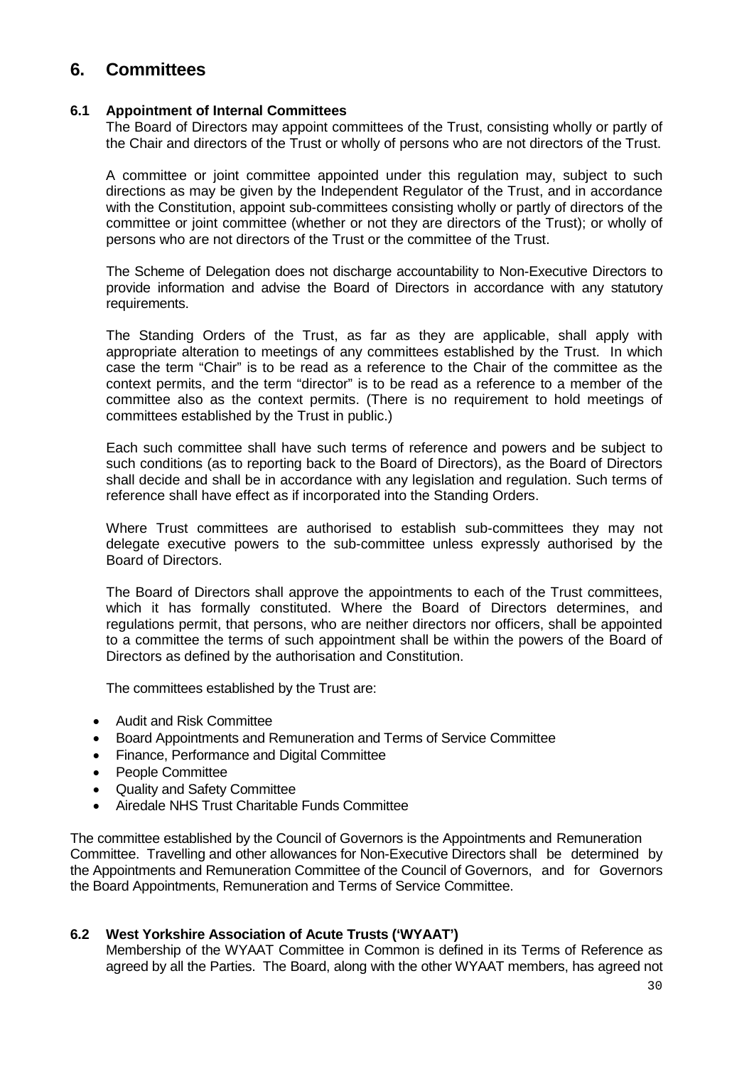## 6. Committees

### 6.1 Appointment of Internal Committees

The Board of Directors may appoint committees of the Trust, consisting wholly or partly of the Chair and directors of the Trust or wholly of persons who are not directors of the Trust.

A committee or joint committee appointed under this regulation may, subject to such directions as may be given by the Independent Regulator of the Trust, and in accordance with the Constitution, appoint sub-committees consisting wholly or partly of directors of the committee or joint committee (whether or not they are directors of the Trust); or wholly of persons who are not directors of the Trust or the committee of the Trust.

The Scheme of Delegation does not discharge accountability to Non-Executive Directors to provide information and advise the Board of Directors in accordance with any statutory requirements.

The Standing Orders of the Trust, as far as they are applicable, shall apply with appropriate alteration to meetings of any committees established by the Trust. In which case the term "Chair" is to be read as a reference to the Chair of the committee as the context permits, and the term "director" is to be read as a reference to a member of the committee also as the context permits. (There is no requirement to hold meetings of committees established by the Trust in public.)

Each such committee shall have such terms of reference and powers and be subject to such conditions (as to reporting back to the Board of Directors), as the Board of Directors shall decide and shall be in accordance with any legislation and regulation. Such terms of reference shall have effect as if incorporated into the Standing Orders.

Where Trust committees are authorised to establish sub-committees they may not delegate executive powers to the sub-committee unless expressly authorised by the Board of Directors.

The Board of Directors shall approve the appointments to each of the Trust committees, which it has formally constituted. Where the Board of Directors determines, and regulations permit, that persons, who are neither directors nor officers, shall be appointed to a committee the terms of such appointment shall be within the powers of the Board of Directors as defined by the authorisation and Constitution.

The committees established by the Trust are:

- Audit and Risk Committee
- Board Appointments and Remuneration and Terms of Service Committee
- Finance, Performance and Digital Committee
- People Committee
- Quality and Safety Committee
- Airedale NHS Trust Charitable Funds Committee

The committee established by the Council of Governors is the Appointments and Remuneration Committee. Travelling and other allowances for Non-Executive Directors shall be determined by the Appointments and Remuneration Committee of the Council of Governors, and for Governors the Board Appointments, Remuneration and Terms of Service Committee.

### 6.2 West Yorkshire Association of Acute Trusts ('WYAAT')

Membership of the WYAAT Committee in Common is defined in its Terms of Reference as agreed by all the Parties. The Board, along with the other WYAAT members, has agreed not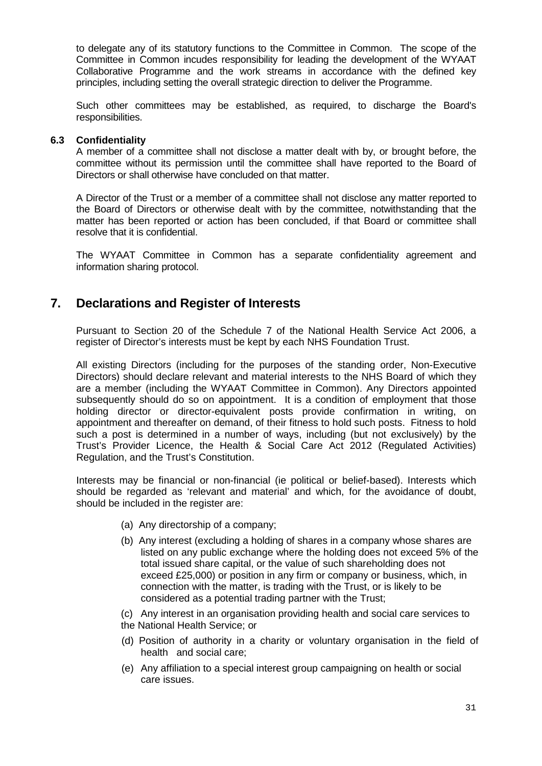to delegate any of its statutory functions to the Committee in Common. The scope of the Committee in Common incudes responsibility for leading the development of the WYAAT Collaborative Programme and the work streams in accordance with the defined key principles, including setting the overall strategic direction to deliver the Programme.

Such other committees may be established, as required, to discharge the Board's responsibilities.

### 6.3 Confidentiality

A member of a committee shall not disclose a matter dealt with by, or brought before, the committee without its permission until the committee shall have reported to the Board of Directors or shall otherwise have concluded on that matter.

A Director of the Trust or a member of a committee shall not disclose any matter reported to the Board of Directors or otherwise dealt with by the committee, notwithstanding that the matter has been reported or action has been concluded, if that Board or committee shall resolve that it is confidential.

The WYAAT Committee in Common has a separate confidentiality agreement and information sharing protocol.

## 7. Declarations and Register of Interests

Pursuant to Section 20 of the Schedule 7 of the National Health Service Act 2006, a register of Director's interests must be kept by each NHS Foundation Trust.

All existing Directors (including for the purposes of the standing order, Non-Executive Directors) should declare relevant and material interests to the NHS Board of which they are a member (including the WYAAT Committee in Common). Any Directors appointed subsequently should do so on appointment. It is a condition of employment that those holding director or director-equivalent posts provide confirmation in writing, on appointment and thereafter on demand, of their fitness to hold such posts. Fitness to hold such a post is determined in a number of ways, including (but not exclusively) by the Trust's Provider Licence, the Health & Social Care Act 2012 (Regulated Activities) Regulation, and the Trust's Constitution.

Interests may be financial or non-financial (ie political or belief-based). Interests which should be regarded as 'relevant and material' and which, for the avoidance of doubt, should be included in the register are:

(a) Any directorship of a company;

(b) Any interest (excluding a holding of shares in a company whose shares are listed on any public exchange where the holding does not exceed 5% of the total issued share capital, or the value of such shareholding does not exceed £25,000) or position in any firm or company or business, which, in connection with the matter, is trading with the Trust, or is likely to be considered as a potential trading partner with the Trust;

(c) Any interest in an organisation providing health and social care services to the National Health Service; or

(d) Position of authority in a charity or voluntary organisation in the field of health and social care;

(e) Any affiliation to a special interest group campaigning on health or social care issues.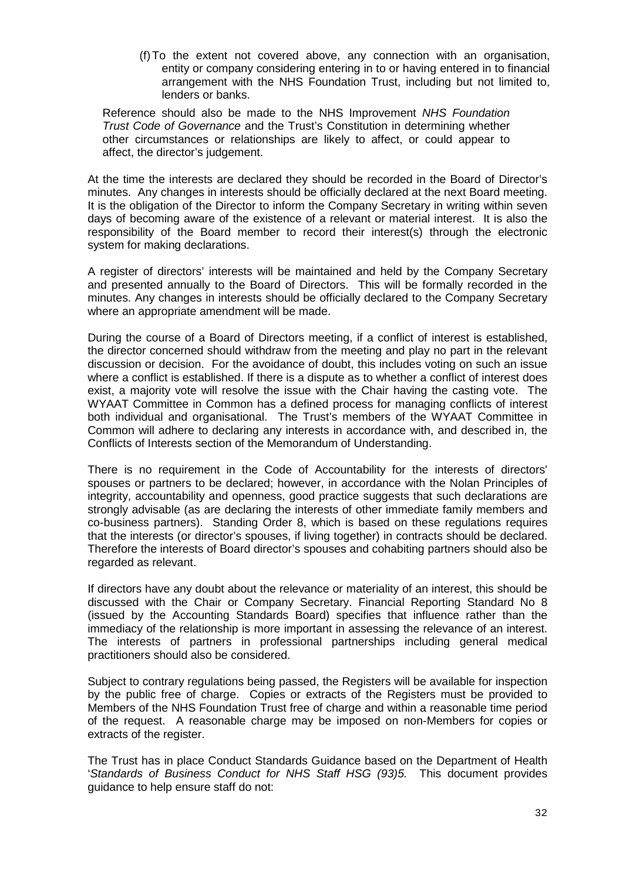(f) To the extent not covered above, any connection with an organisation, entity or company considering entering in to or having entered in to financial arrangement with the NHS Foundation Trust, including but not limited to, lenders or banks.

Reference should also be made to the NHS Improvement *NHS Foundation Trust Code of Governance* and the Trust's Constitution in determining whether other circumstances or relationships are likely to affect, or could appear to affect, the director's judgement.

At the time the interests are declared they should be recorded in the Board of Director's minutes. Any changes in interests should be officially declared at the next Board meeting. It is the obligation of the Director to inform the Company Secretary in writing within seven days of becoming aware of the existence of a relevant or material interest. It is also the responsibility of the Board member to record their interest(s) through the electronic system for making declarations.

A register of directors' interests will be maintained and held by the Company Secretary and presented annually to the Board of Directors. This will be formally recorded in the minutes. Any changes in interests should be officially declared to the Company Secretary where an appropriate amendment will be made.

During the course of a Board of Directors meeting, if a conflict of interest is established, the director concerned should withdraw from the meeting and play no part in the relevant discussion or decision. For the avoidance of doubt, this includes voting on such an issue where a conflict is established. If there is a dispute as to whether a conflict of interest does exist, a majority vote will resolve the issue with the Chair having the casting vote. The WYAAT Committee in Common has a defined process for managing conflicts of interest both individual and organisational. The Trust's members of the WYAAT Committee in Common will adhere to declaring any interests in accordance with, and described in, the Conflicts of Interests section of the Memorandum of Understanding.

There is no requirement in the Code of Accountability for the interests of directors' spouses or partners to be declared; however, in accordance with the Nolan Principles of integrity, accountability and openness, good practice suggests that such declarations are strongly advisable (as are declaring the interests of other immediate family members and co-business partners). Standing Order 8, which is based on these regulations requires that the interests (or director's spouses, if living together) in contracts should be declared. Therefore the interests of Board director's spouses and cohabiting partners should also be regarded as relevant.

If directors have any doubt about the relevance or materiality of an interest, this should be discussed with the Chair or Company Secretary. Financial Reporting Standard No 8 (issued by the Accounting Standards Board) specifies that influence rather than the immediacy of the relationship is more important in assessing the relevance of an interest. The interests of partners in professional partnerships including general medical practitioners should also be considered.

Subject to contrary regulations being passed, the Registers will be available for inspection by the public free of charge. Copies or extracts of the Registers must be provided to Members of the NHS Foundation Trust free of charge and within a reasonable time period of the request. A reasonable charge may be imposed on non-Members for copies or extracts of the register.

The Trust has in place Conduct Standards Guidance based on the Department of Health '*Standards of Business Conduct for NHS Staff HSG (93)5.* This document provides guidance to help ensure staff do not: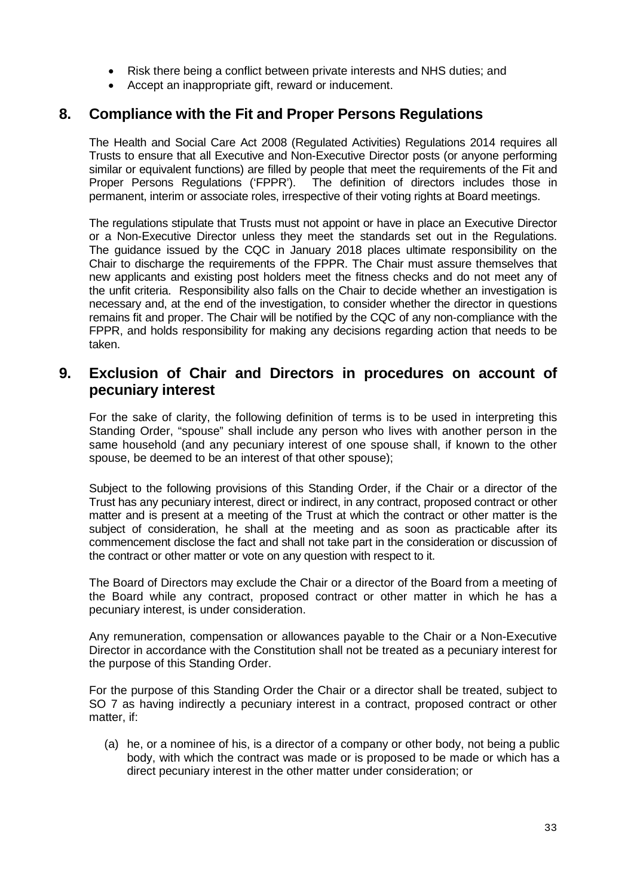- Risk there being a conflict between private interests and NHS duties; and
- Accept an inappropriate gift, reward or inducement.

## 8. Compliance with the Fit and Proper Persons Regulations

The Health and Social Care Act 2008 (Regulated Activities) Regulations 2014 requires all Trusts to ensure that all Executive and Non-Executive Director posts (or anyone performing similar or equivalent functions) are filled by people that meet the requirements of the Fit and Proper Persons Regulations ('FPPR'). The definition of directors includes those in permanent, interim or associate roles, irrespective of their voting rights at Board meetings.

The regulations stipulate that Trusts must not appoint or have in place an Executive Director or a Non-Executive Director unless they meet the standards set out in the Regulations. The guidance issued by the CQC in January 2018 places ultimate responsibility on the Chair to discharge the requirements of the FPPR. The Chair must assure themselves that new applicants and existing post holders meet the fitness checks and do not meet any of the unfit criteria. Responsibility also falls on the Chair to decide whether an investigation is necessary and, at the end of the investigation, to consider whether the director in questions remains fit and proper. The Chair will be notified by the CQC of any non-compliance with the FPPR, and holds responsibility for making any decisions regarding action that needs to be taken.

## 9. Exclusion of Chair and Directors in procedures on account of pecuniary interest

For the sake of clarity, the following definition of terms is to be used in interpreting this Standing Order, "spouse" shall include any person who lives with another person in the same household (and any pecuniary interest of one spouse shall, if known to the other spouse, be deemed to be an interest of that other spouse);

Subject to the following provisions of this Standing Order, if the Chair or a director of the Trust has any pecuniary interest, direct or indirect, in any contract, proposed contract or other matter and is present at a meeting of the Trust at which the contract or other matter is the subject of consideration, he shall at the meeting and as soon as practicable after its commencement disclose the fact and shall not take part in the consideration or discussion of the contract or other matter or vote on any question with respect to it.

The Board of Directors may exclude the Chair or a director of the Board from a meeting of the Board while any contract, proposed contract or other matter in which he has a pecuniary interest, is under consideration.

Any remuneration, compensation or allowances payable to the Chair or a Non-Executive Director in accordance with the Constitution shall not be treated as a pecuniary interest for the purpose of this Standing Order.

For the purpose of this Standing Order the Chair or a director shall be treated, subject to SO 7 as having indirectly a pecuniary interest in a contract, proposed contract or other matter, if:

(a) he, or a nominee of his, is a director of a company or other body, not being a public body, with which the contract was made or is proposed to be made or which has a direct pecuniary interest in the other matter under consideration; or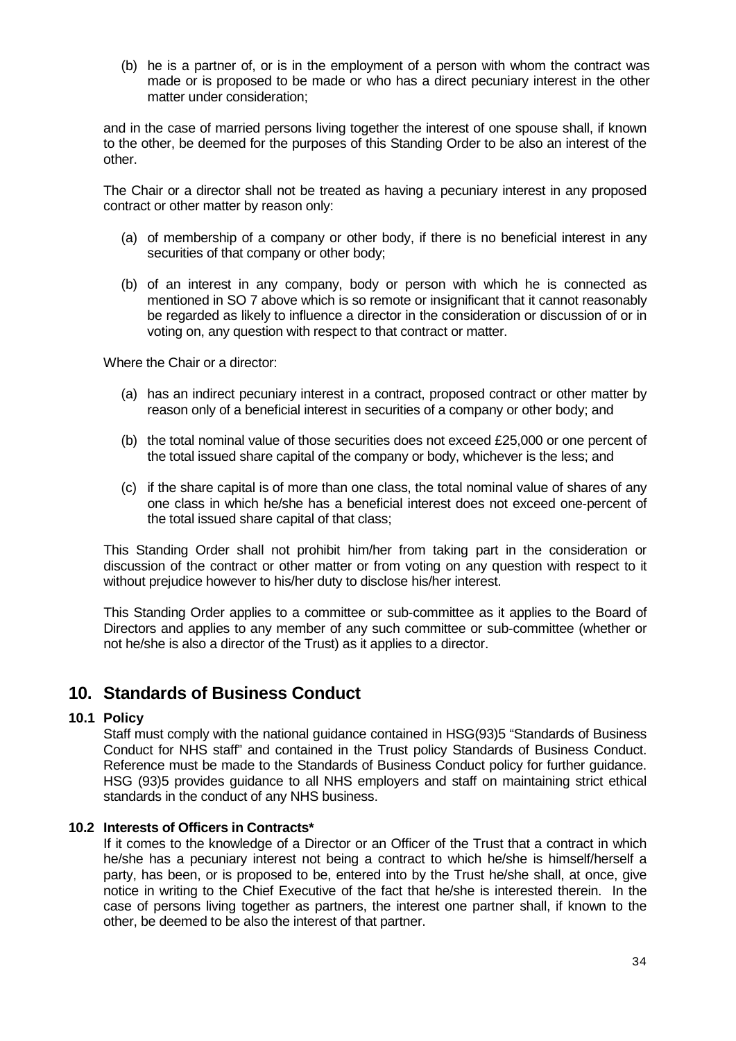(b) he is a partner of, or is in the employment of a person with whom the contract was made or is proposed to be made or who has a direct pecuniary interest in the other matter under consideration;

and in the case of married persons living together the interest of one spouse shall, if known to the other, be deemed for the purposes of this Standing Order to be also an interest of the other.

The Chair or a director shall not be treated as having a pecuniary interest in any proposed contract or other matter by reason only:

(a) of membership of a company or other body, if there is no beneficial interest in any securities of that company or other body;

(b) of an interest in any company, body or person with which he is connected as mentioned in SO 7 above which is so remote or insignificant that it cannot reasonably be regarded as likely to influence a director in the consideration or discussion of or in voting on, any question with respect to that contract or matter.

Where the Chair or a director:

(a) has an indirect pecuniary interest in a contract, proposed contract or other matter by reason only of a beneficial interest in securities of a company or other body; and

(b) the total nominal value of those securities does not exceed £25,000 or one percent of the total issued share capital of the company or body, whichever is the less; and

(c) if the share capital is of more than one class, the total nominal value of shares of any one class in which he/she has a beneficial interest does not exceed one-percent of the total issued share capital of that class;

This Standing Order shall not prohibit him/her from taking part in the consideration or discussion of the contract or other matter or from voting on any question with respect to it without prejudice however to his/her duty to disclose his/her interest.

This Standing Order applies to a committee or sub-committee as it applies to the Board of Directors and applies to any member of any such committee or sub-committee (whether or not he/she is also a director of the Trust) as it applies to a director.

## 10. Standards of Business Conduct

### 10.1 Policy

Staff must comply with the national guidance contained in HSG(93)5 "Standards of Business Conduct for NHS staff" and contained in the Trust policy Standards of Business Conduct. Reference must be made to the Standards of Business Conduct policy for further guidance. HSG (93)5 provides guidance to all NHS employers and staff on maintaining strict ethical standards in the conduct of any NHS business.

### 10.2 Interests of Officers in Contracts*

If it comes to the knowledge of a Director or an Officer of the Trust that a contract in which he/she has a pecuniary interest not being a contract to which he/she is himself/herself a party, has been, or is proposed to be, entered into by the Trust he/she shall, at once, give notice in writing to the Chief Executive of the fact that he/she is interested therein. In the case of persons living together as partners, the interest one partner shall, if known to the other, be deemed to be also the interest of that partner.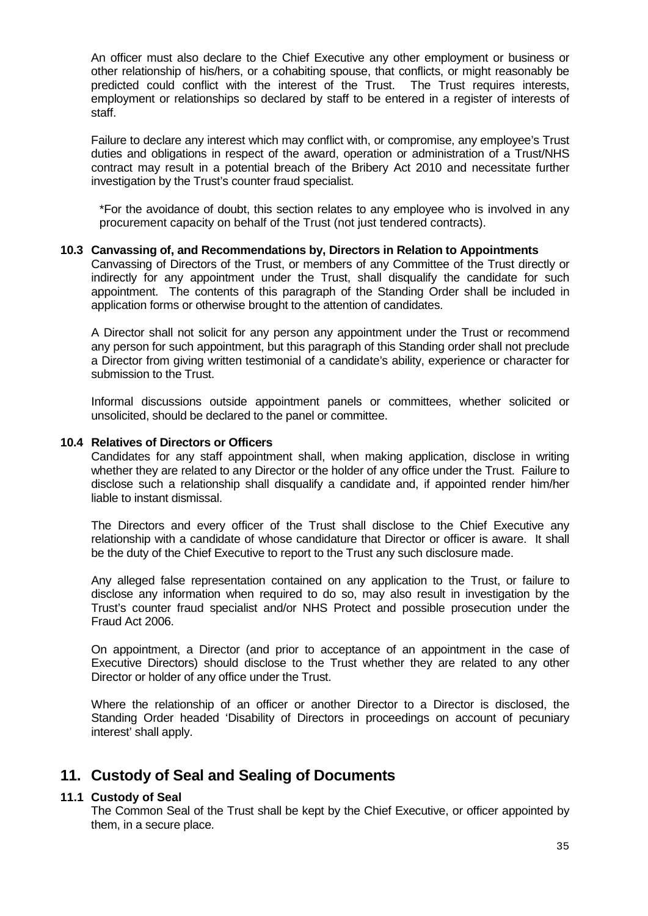An officer must also declare to the Chief Executive any other employment or business or other relationship of his/hers, or a cohabiting spouse, that conflicts, or might reasonably be predicted could conflict with the interest of the Trust. The Trust requires interests, employment or relationships so declared by staff to be entered in a register of interests of staff.

Failure to declare any interest which may conflict with, or compromise, any employee's Trust duties and obligations in respect of the award, operation or administration of a Trust/NHS contract may result in a potential breach of the Bribery Act 2010 and necessitate further investigation by the Trust's counter fraud specialist.

*For the avoidance of doubt, this section relates to any employee who is involved in any procurement capacity on behalf of the Trust (not just tendered contracts).

### 10.3 Canvassing of, and Recommendations by, Directors in Relation to Appointments

Canvassing of Directors of the Trust, or members of any Committee of the Trust directly or indirectly for any appointment under the Trust, shall disqualify the candidate for such appointment. The contents of this paragraph of the Standing Order shall be included in application forms or otherwise brought to the attention of candidates.

A Director shall not solicit for any person any appointment under the Trust or recommend any person for such appointment, but this paragraph of this Standing order shall not preclude a Director from giving written testimonial of a candidate's ability, experience or character for submission to the Trust.

Informal discussions outside appointment panels or committees, whether solicited or unsolicited, should be declared to the panel or committee.

### 10.4 Relatives of Directors or Officers

Candidates for any staff appointment shall, when making application, disclose in writing whether they are related to any Director or the holder of any office under the Trust. Failure to disclose such a relationship shall disqualify a candidate and, if appointed render him/her liable to instant dismissal.

The Directors and every officer of the Trust shall disclose to the Chief Executive any relationship with a candidate of whose candidature that Director or officer is aware. It shall be the duty of the Chief Executive to report to the Trust any such disclosure made.

Any alleged false representation contained on any application to the Trust, or failure to disclose any information when required to do so, may also result in investigation by the Trust's counter fraud specialist and/or NHS Protect and possible prosecution under the Fraud Act 2006.

On appointment, a Director (and prior to acceptance of an appointment in the case of Executive Directors) should disclose to the Trust whether they are related to any other Director or holder of any office under the Trust.

Where the relationship of an officer or another Director to a Director is disclosed, the Standing Order headed 'Disability of Directors in proceedings on account of pecuniary interest' shall apply.

## 11. Custody of Seal and Sealing of Documents

### 11.1 Custody of Seal

The Common Seal of the Trust shall be kept by the Chief Executive, or officer appointed by them, in a secure place.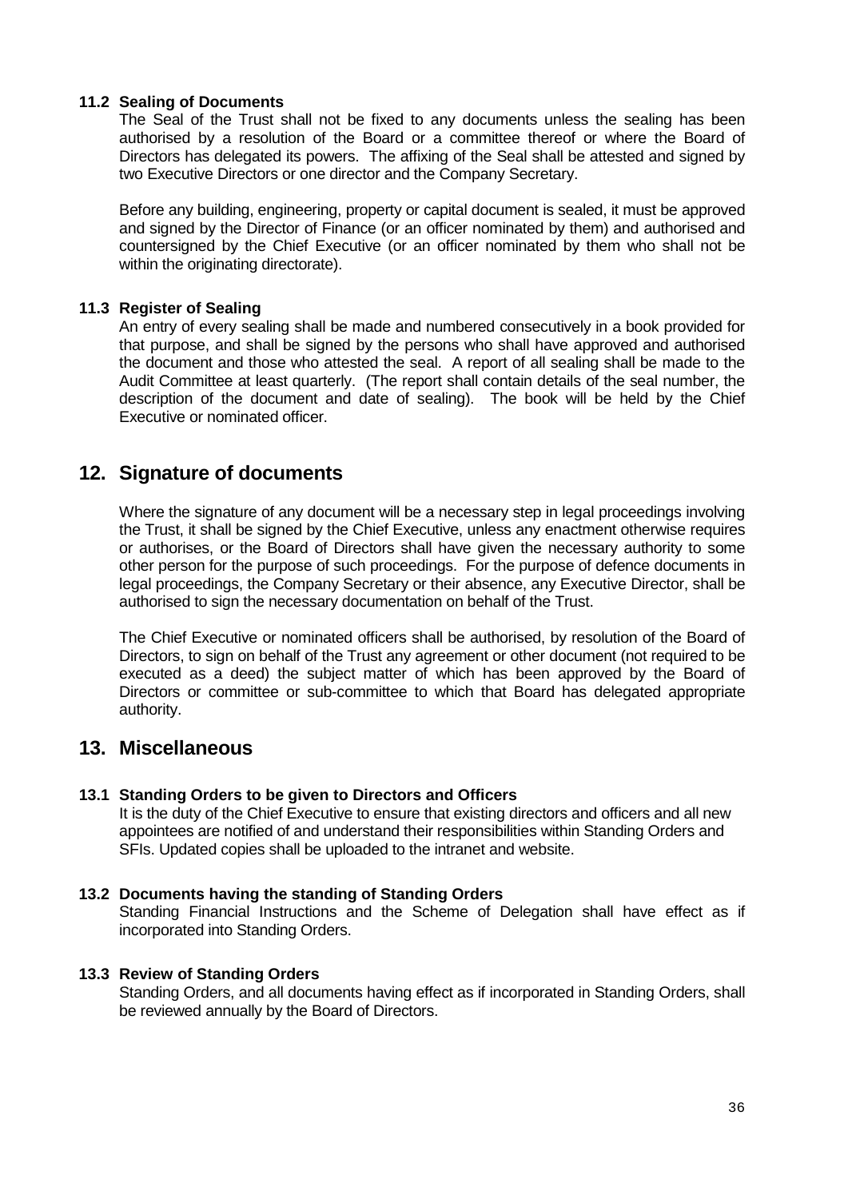### 11.2 Sealing of Documents

The Seal of the Trust shall not be fixed to any documents unless the sealing has been authorised by a resolution of the Board or a committee thereof or where the Board of Directors has delegated its powers. The affixing of the Seal shall be attested and signed by two Executive Directors or one director and the Company Secretary.

Before any building, engineering, property or capital document is sealed, it must be approved and signed by the Director of Finance (or an officer nominated by them) and authorised and countersigned by the Chief Executive (or an officer nominated by them who shall not be within the originating directorate).

### 11.3 Register of Sealing

An entry of every sealing shall be made and numbered consecutively in a book provided for that purpose, and shall be signed by the persons who shall have approved and authorised the document and those who attested the seal. A report of all sealing shall be made to the Audit Committee at least quarterly. (The report shall contain details of the seal number, the description of the document and date of sealing). The book will be held by the Chief Executive or nominated officer.

## 12. Signature of documents

Where the signature of any document will be a necessary step in legal proceedings involving the Trust, it shall be signed by the Chief Executive, unless any enactment otherwise requires or authorises, or the Board of Directors shall have given the necessary authority to some other person for the purpose of such proceedings. For the purpose of defence documents in legal proceedings, the Company Secretary or their absence, any Executive Director, shall be authorised to sign the necessary documentation on behalf of the Trust.

The Chief Executive or nominated officers shall be authorised, by resolution of the Board of Directors, to sign on behalf of the Trust any agreement or other document (not required to be executed as a deed) the subject matter of which has been approved by the Board of Directors or committee or sub-committee to which that Board has delegated appropriate authority.

## 13. Miscellaneous

### 13.1 Standing Orders to be given to Directors and Officers

It is the duty of the Chief Executive to ensure that existing directors and officers and all new appointees are notified of and understand their responsibilities within Standing Orders and SFIs. Updated copies shall be uploaded to the intranet and website.

### 13.2 Documents having the standing of Standing Orders

Standing Financial Instructions and the Scheme of Delegation shall have effect as if incorporated into Standing Orders.

### 13.3 Review of Standing Orders

Standing Orders, and all documents having effect as if incorporated in Standing Orders, shall be reviewed annually by the Board of Directors.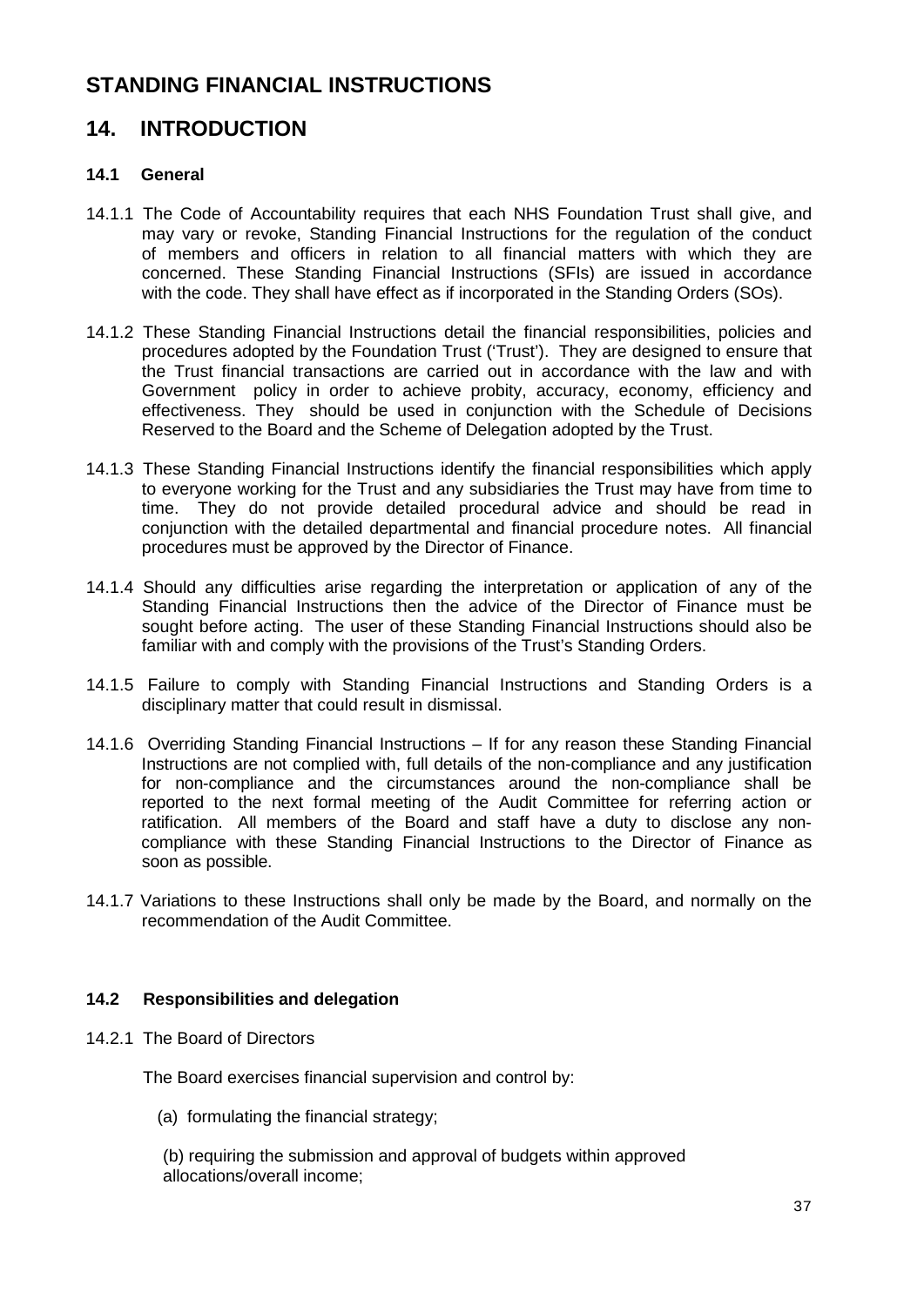# STANDING FINANCIAL INSTRUCTIONS

## 14. INTRODUCTION

### 14.1 General

14.1.1 The Code of Accountability requires that each NHS Foundation Trust shall give, and may vary or revoke, Standing Financial Instructions for the regulation of the conduct of members and officers in relation to all financial matters with which they are concerned. These Standing Financial Instructions (SFIs) are issued in accordance with the code. They shall have effect as if incorporated in the Standing Orders (SOs).

14.1.2 These Standing Financial Instructions detail the financial responsibilities, policies and procedures adopted by the Foundation Trust ('Trust'). They are designed to ensure that the Trust financial transactions are carried out in accordance with the law and with Government policy in order to achieve probity, accuracy, economy, efficiency and effectiveness. They should be used in conjunction with the Schedule of Decisions Reserved to the Board and the Scheme of Delegation adopted by the Trust.

14.1.3 These Standing Financial Instructions identify the financial responsibilities which apply to everyone working for the Trust and any subsidiaries the Trust may have from time to time. They do not provide detailed procedural advice and should be read in conjunction with the detailed departmental and financial procedure notes. All financial procedures must be approved by the Director of Finance.

14.1.4 Should any difficulties arise regarding the interpretation or application of any of the Standing Financial Instructions then the advice of the Director of Finance must be sought before acting. The user of these Standing Financial Instructions should also be familiar with and comply with the provisions of the Trust's Standing Orders.

14.1.5 Failure to comply with Standing Financial Instructions and Standing Orders is a disciplinary matter that could result in dismissal.

14.1.6 Overriding Standing Financial Instructions – If for any reason these Standing Financial Instructions are not complied with, full details of the non-compliance and any justification for non-compliance and the circumstances around the non-compliance shall be reported to the next formal meeting of the Audit Committee for referring action or ratification. All members of the Board and staff have a duty to disclose any non-compliance with these Standing Financial Instructions to the Director of Finance as soon as possible.

14.1.7 Variations to these Instructions shall only be made by the Board, and normally on the recommendation of the Audit Committee.

### 14.2 Responsibilities and delegation

14.2.1 The Board of Directors

The Board exercises financial supervision and control by:

(a) formulating the financial strategy;

(b) requiring the submission and approval of budgets within approved allocations/overall income;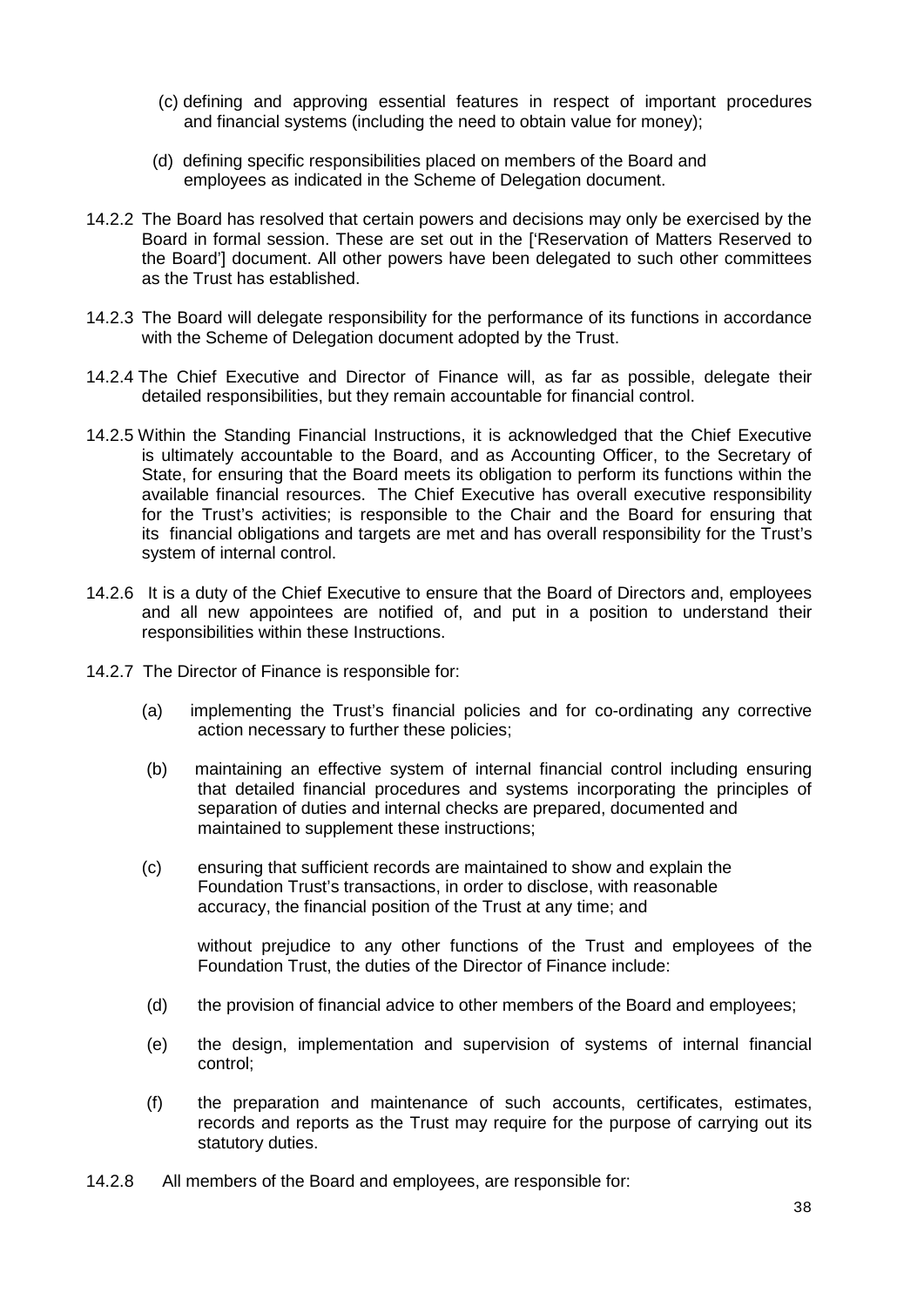(c) defining and approving essential features in respect of important procedures and financial systems (including the need to obtain value for money);

(d) defining specific responsibilities placed on members of the Board and employees as indicated in the Scheme of Delegation document.

14.2.2 The Board has resolved that certain powers and decisions may only be exercised by the Board in formal session. These are set out in the ['Reservation of Matters Reserved to the Board'] document. All other powers have been delegated to such other committees as the Trust has established.

14.2.3 The Board will delegate responsibility for the performance of its functions in accordance with the Scheme of Delegation document adopted by the Trust.

14.2.4 The Chief Executive and Director of Finance will, as far as possible, delegate their detailed responsibilities, but they remain accountable for financial control.

14.2.5 Within the Standing Financial Instructions, it is acknowledged that the Chief Executive is ultimately accountable to the Board, and as Accounting Officer, to the Secretary of State, for ensuring that the Board meets its obligation to perform its functions within the available financial resources. The Chief Executive has overall executive responsibility for the Trust's activities; is responsible to the Chair and the Board for ensuring that its financial obligations and targets are met and has overall responsibility for the Trust's system of internal control.

14.2.6 It is a duty of the Chief Executive to ensure that the Board of Directors and, employees and all new appointees are notified of, and put in a position to understand their responsibilities within these Instructions.

14.2.7 The Director of Finance is responsible for:

(a) implementing the Trust's financial policies and for co-ordinating any corrective action necessary to further these policies;

(b) maintaining an effective system of internal financial control including ensuring that detailed financial procedures and systems incorporating the principles of separation of duties and internal checks are prepared, documented and maintained to supplement these instructions;

(c) ensuring that sufficient records are maintained to show and explain the Foundation Trust's transactions, in order to disclose, with reasonable accuracy, the financial position of the Trust at any time; and

without prejudice to any other functions of the Trust and employees of the Foundation Trust, the duties of the Director of Finance include:

(d) the provision of financial advice to other members of the Board and employees;

(e) the design, implementation and supervision of systems of internal financial control;

(f) the preparation and maintenance of such accounts, certificates, estimates, records and reports as the Trust may require for the purpose of carrying out its statutory duties.

14.2.8 All members of the Board and employees, are responsible for: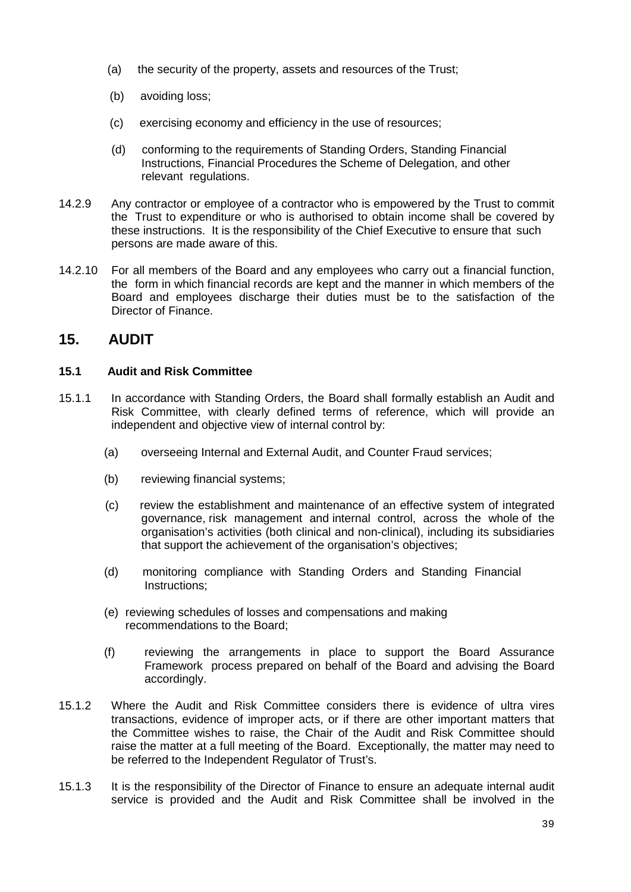(a) the security of the property, assets and resources of the Trust;

(b) avoiding loss;

(c) exercising economy and efficiency in the use of resources;

(d) conforming to the requirements of Standing Orders, Standing Financial Instructions, Financial Procedures the Scheme of Delegation, and other relevant regulations.

14.2.9 Any contractor or employee of a contractor who is empowered by the Trust to commit the Trust to expenditure or who is authorised to obtain income shall be covered by these instructions. It is the responsibility of the Chief Executive to ensure that such persons are made aware of this.

14.2.10 For all members of the Board and any employees who carry out a financial function, the form in which financial records are kept and the manner in which members of the Board and employees discharge their duties must be to the satisfaction of the Director of Finance.

# 15. AUDIT

### 15.1 Audit and Risk Committee

15.1.1 In accordance with Standing Orders, the Board shall formally establish an Audit and Risk Committee, with clearly defined terms of reference, which will provide an independent and objective view of internal control by:

(a) overseeing Internal and External Audit, and Counter Fraud services;

(b) reviewing financial systems;

(c) review the establishment and maintenance of an effective system of integrated governance, risk management and internal control, across the whole of the organisation's activities (both clinical and non-clinical), including its subsidiaries that support the achievement of the organisation's objectives;

(d) monitoring compliance with Standing Orders and Standing Financial Instructions;

(e) reviewing schedules of losses and compensations and making recommendations to the Board;

(f) reviewing the arrangements in place to support the Board Assurance Framework process prepared on behalf of the Board and advising the Board accordingly.

15.1.2 Where the Audit and Risk Committee considers there is evidence of ultra vires transactions, evidence of improper acts, or if there are other important matters that the Committee wishes to raise, the Chair of the Audit and Risk Committee should raise the matter at a full meeting of the Board. Exceptionally, the matter may need to be referred to the Independent Regulator of Trust's.

15.1.3 It is the responsibility of the Director of Finance to ensure an adequate internal audit service is provided and the Audit and Risk Committee shall be involved in the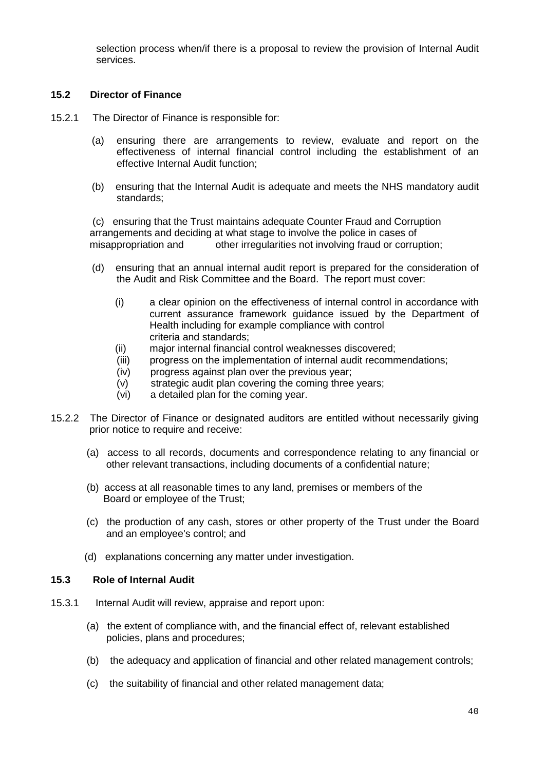selection process when/if there is a proposal to review the provision of Internal Audit services.

### 15.2 Director of Finance

15.2.1 The Director of Finance is responsible for:

(a) ensuring there are arrangements to review, evaluate and report on the effectiveness of internal financial control including the establishment of an effective Internal Audit function;

(b) ensuring that the Internal Audit is adequate and meets the NHS mandatory audit standards;

(c) ensuring that the Trust maintains adequate Counter Fraud and Corruption arrangements and deciding at what stage to involve the police in cases of misappropriation and other irregularities not involving fraud or corruption;

(d) ensuring that an annual internal audit report is prepared for the consideration of the Audit and Risk Committee and the Board. The report must cover:

(i) a clear opinion on the effectiveness of internal control in accordance with current assurance framework guidance issued by the Department of Health including for example compliance with control criteria and standards;
(ii) major internal financial control weaknesses discovered;
(iii) progress on the implementation of internal audit recommendations;
(iv) progress against plan over the previous year;
(v) strategic audit plan covering the coming three years;
(vi) a detailed plan for the coming year.

15.2.2 The Director of Finance or designated auditors are entitled without necessarily giving prior notice to require and receive:

(a) access to all records, documents and correspondence relating to any financial or other relevant transactions, including documents of a confidential nature;

(b) access at all reasonable times to any land, premises or members of the Board or employee of the Trust;

(c) the production of any cash, stores or other property of the Trust under the Board and an employee's control; and

(d) explanations concerning any matter under investigation.

### 15.3 Role of Internal Audit

15.3.1 Internal Audit will review, appraise and report upon:

(a) the extent of compliance with, and the financial effect of, relevant established policies, plans and procedures;

(b) the adequacy and application of financial and other related management controls;

(c) the suitability of financial and other related management data;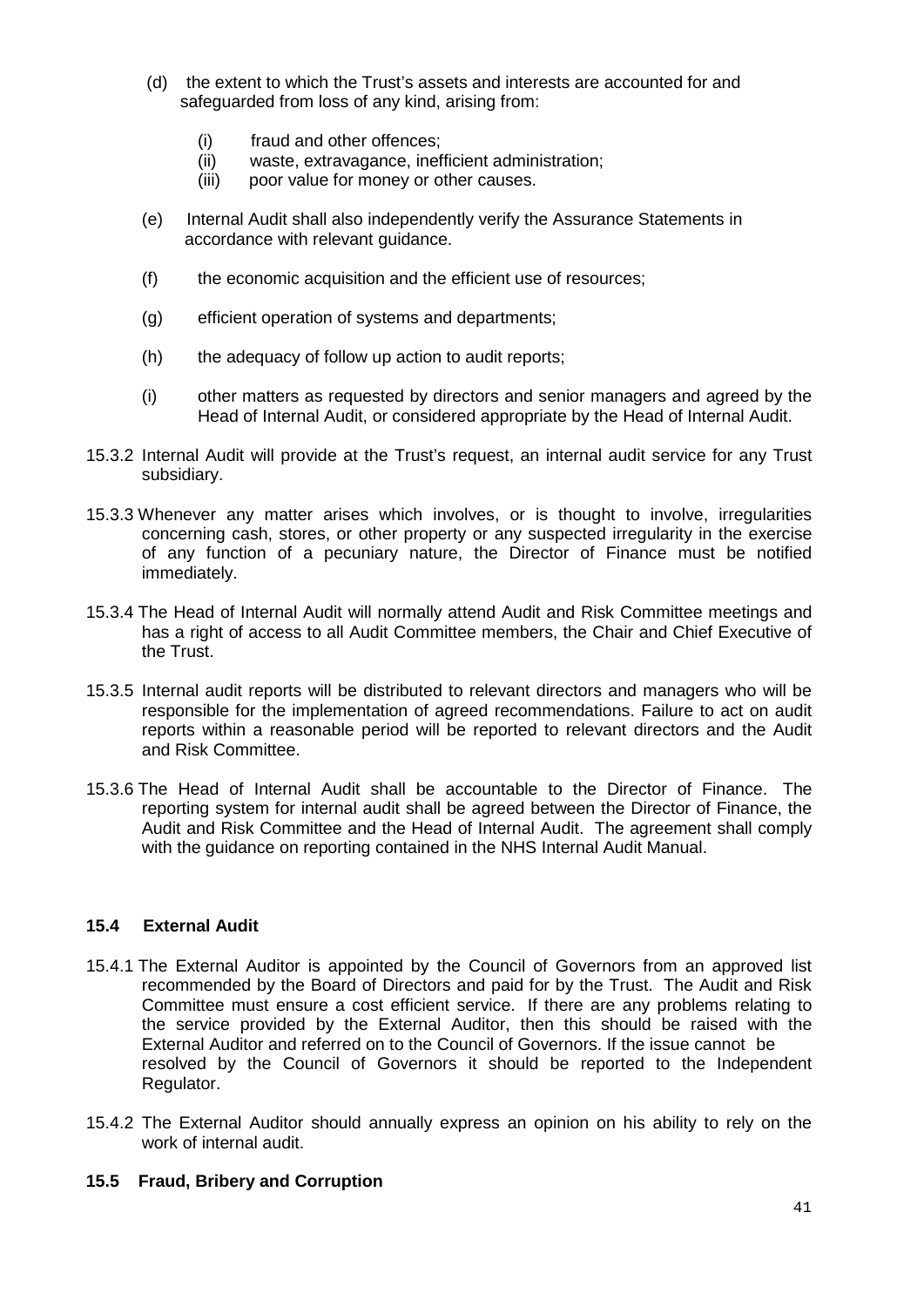(d) the extent to which the Trust's assets and interests are accounted for and safeguarded from loss of any kind, arising from:

   (i) fraud and other offences;
   (ii) waste, extravagance, inefficient administration;
   (iii) poor value for money or other causes.

(e) Internal Audit shall also independently verify the Assurance Statements in accordance with relevant guidance.

(f) the economic acquisition and the efficient use of resources;

(g) efficient operation of systems and departments;

(h) the adequacy of follow up action to audit reports;

(i) other matters as requested by directors and senior managers and agreed by the Head of Internal Audit, or considered appropriate by the Head of Internal Audit.

15.3.2 Internal Audit will provide at the Trust's request, an internal audit service for any Trust subsidiary.

15.3.3 Whenever any matter arises which involves, or is thought to involve, irregularities concerning cash, stores, or other property or any suspected irregularity in the exercise of any function of a pecuniary nature, the Director of Finance must be notified immediately.

15.3.4 The Head of Internal Audit will normally attend Audit and Risk Committee meetings and has a right of access to all Audit Committee members, the Chair and Chief Executive of the Trust.

15.3.5 Internal audit reports will be distributed to relevant directors and managers who will be responsible for the implementation of agreed recommendations. Failure to act on audit reports within a reasonable period will be reported to relevant directors and the Audit and Risk Committee.

15.3.6 The Head of Internal Audit shall be accountable to the Director of Finance. The reporting system for internal audit shall be agreed between the Director of Finance, the Audit and Risk Committee and the Head of Internal Audit. The agreement shall comply with the guidance on reporting contained in the NHS Internal Audit Manual.

## 15.4 External Audit

15.4.1 The External Auditor is appointed by the Council of Governors from an approved list recommended by the Board of Directors and paid for by the Trust. The Audit and Risk Committee must ensure a cost efficient service. If there are any problems relating to the service provided by the External Auditor, then this should be raised with the External Auditor and referred on to the Council of Governors. If the issue cannot be resolved by the Council of Governors it should be reported to the Independent Regulator.

15.4.2 The External Auditor should annually express an opinion on his ability to rely on the work of internal audit.

## 15.5 Fraud, Bribery and Corruption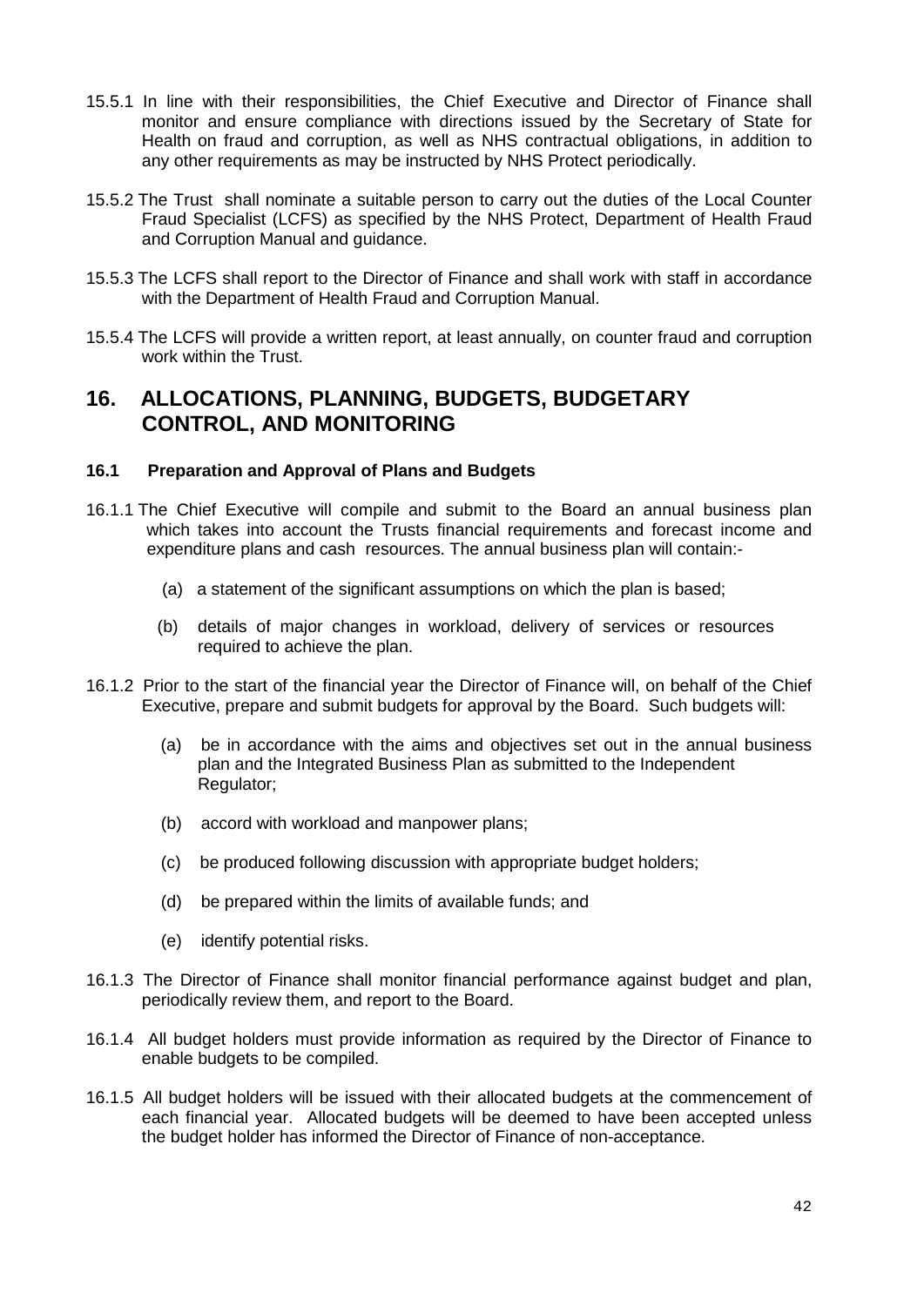15.5.1 In line with their responsibilities, the Chief Executive and Director of Finance shall monitor and ensure compliance with directions issued by the Secretary of State for Health on fraud and corruption, as well as NHS contractual obligations, in addition to any other requirements as may be instructed by NHS Protect periodically.

15.5.2 The Trust shall nominate a suitable person to carry out the duties of the Local Counter Fraud Specialist (LCFS) as specified by the NHS Protect, Department of Health Fraud and Corruption Manual and guidance.

15.5.3 The LCFS shall report to the Director of Finance and shall work with staff in accordance with the Department of Health Fraud and Corruption Manual.

15.5.4 The LCFS will provide a written report, at least annually, on counter fraud and corruption work within the Trust.

# 16. ALLOCATIONS, PLANNING, BUDGETS, BUDGETARY CONTROL, AND MONITORING

### 16.1 Preparation and Approval of Plans and Budgets

16.1.1 The Chief Executive will compile and submit to the Board an annual business plan which takes into account the Trusts financial requirements and forecast income and expenditure plans and cash resources. The annual business plan will contain:-

(a) a statement of the significant assumptions on which the plan is based;

(b) details of major changes in workload, delivery of services or resources required to achieve the plan.

16.1.2 Prior to the start of the financial year the Director of Finance will, on behalf of the Chief Executive, prepare and submit budgets for approval by the Board. Such budgets will:

(a) be in accordance with the aims and objectives set out in the annual business plan and the Integrated Business Plan as submitted to the Independent Regulator;

(b) accord with workload and manpower plans;

(c) be produced following discussion with appropriate budget holders;

(d) be prepared within the limits of available funds; and

(e) identify potential risks.

16.1.3 The Director of Finance shall monitor financial performance against budget and plan, periodically review them, and report to the Board.

16.1.4 All budget holders must provide information as required by the Director of Finance to enable budgets to be compiled.

16.1.5 All budget holders will be issued with their allocated budgets at the commencement of each financial year. Allocated budgets will be deemed to have been accepted unless the budget holder has informed the Director of Finance of non-acceptance.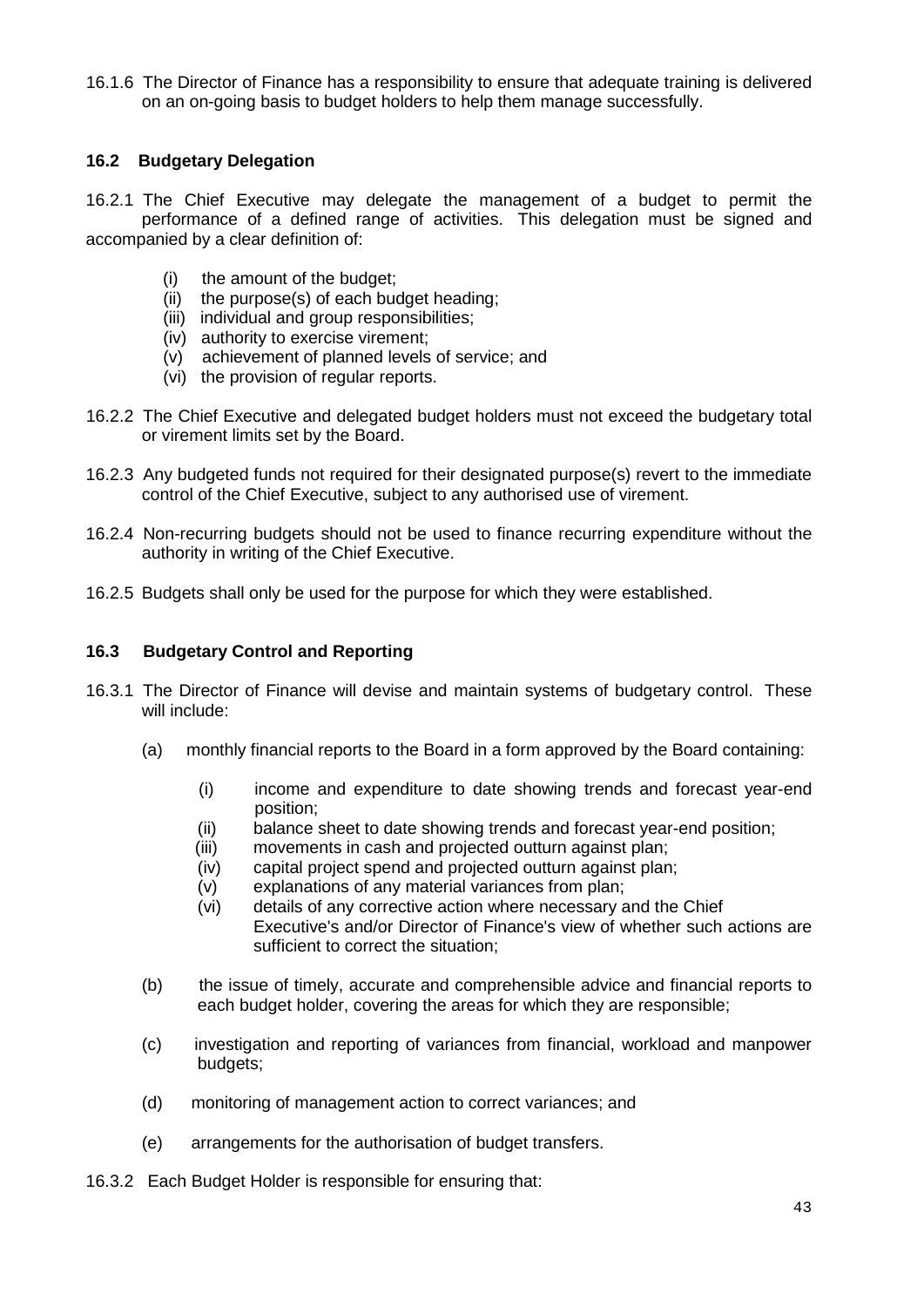16.1.6 The Director of Finance has a responsibility to ensure that adequate training is delivered on an on-going basis to budget holders to help them manage successfully.

### 16.2 Budgetary Delegation

16.2.1 The Chief Executive may delegate the management of a budget to permit the performance of a defined range of activities. This delegation must be signed and accompanied by a clear definition of:

- (i) the amount of the budget;
- (ii) the purpose(s) of each budget heading;
- (iii) individual and group responsibilities;
- (iv) authority to exercise virement;
- (v) achievement of planned levels of service; and
- (vi) the provision of regular reports.

16.2.2 The Chief Executive and delegated budget holders must not exceed the budgetary total or virement limits set by the Board.

16.2.3 Any budgeted funds not required for their designated purpose(s) revert to the immediate control of the Chief Executive, subject to any authorised use of virement.

16.2.4 Non-recurring budgets should not be used to finance recurring expenditure without the authority in writing of the Chief Executive.

16.2.5 Budgets shall only be used for the purpose for which they were established.

### 16.3 Budgetary Control and Reporting

16.3.1 The Director of Finance will devise and maintain systems of budgetary control. These will include:

- (a) monthly financial reports to the Board in a form approved by the Board containing:
  - (i) income and expenditure to date showing trends and forecast year-end position;
  - (ii) balance sheet to date showing trends and forecast year-end position;
  - (iii) movements in cash and projected outturn against plan;
  - (iv) capital project spend and projected outturn against plan;
  - (v) explanations of any material variances from plan;
  - (vi) details of any corrective action where necessary and the Chief Executive's and/or Director of Finance's view of whether such actions are sufficient to correct the situation;
- (b) the issue of timely, accurate and comprehensible advice and financial reports to each budget holder, covering the areas for which they are responsible;
- (c) investigation and reporting of variances from financial, workload and manpower budgets;
- (d) monitoring of management action to correct variances; and
- (e) arrangements for the authorisation of budget transfers.

16.3.2 Each Budget Holder is responsible for ensuring that: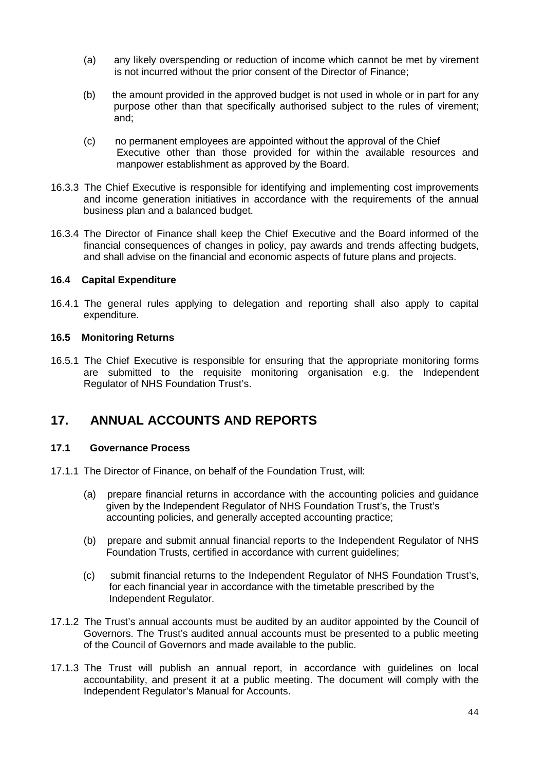(a) any likely overspending or reduction of income which cannot be met by virement is not incurred without the prior consent of the Director of Finance;

(b) the amount provided in the approved budget is not used in whole or in part for any purpose other than that specifically authorised subject to the rules of virement; and;

(c) no permanent employees are appointed without the approval of the Chief Executive other than those provided for within the available resources and manpower establishment as approved by the Board.

16.3.3 The Chief Executive is responsible for identifying and implementing cost improvements and income generation initiatives in accordance with the requirements of the annual business plan and a balanced budget.

16.3.4 The Director of Finance shall keep the Chief Executive and the Board informed of the financial consequences of changes in policy, pay awards and trends affecting budgets, and shall advise on the financial and economic aspects of future plans and projects.

### 16.4 Capital Expenditure

16.4.1 The general rules applying to delegation and reporting shall also apply to capital expenditure.

### 16.5 Monitoring Returns

16.5.1 The Chief Executive is responsible for ensuring that the appropriate monitoring forms are submitted to the requisite monitoring organisation e.g. the Independent Regulator of NHS Foundation Trust's.

## 17. ANNUAL ACCOUNTS AND REPORTS

### 17.1 Governance Process

17.1.1 The Director of Finance, on behalf of the Foundation Trust, will:

(a) prepare financial returns in accordance with the accounting policies and guidance given by the Independent Regulator of NHS Foundation Trust's, the Trust's accounting policies, and generally accepted accounting practice;

(b) prepare and submit annual financial reports to the Independent Regulator of NHS Foundation Trusts, certified in accordance with current guidelines;

(c) submit financial returns to the Independent Regulator of NHS Foundation Trust's, for each financial year in accordance with the timetable prescribed by the Independent Regulator.

17.1.2 The Trust's annual accounts must be audited by an auditor appointed by the Council of Governors. The Trust's audited annual accounts must be presented to a public meeting of the Council of Governors and made available to the public.

17.1.3 The Trust will publish an annual report, in accordance with guidelines on local accountability, and present it at a public meeting. The document will comply with the Independent Regulator's Manual for Accounts.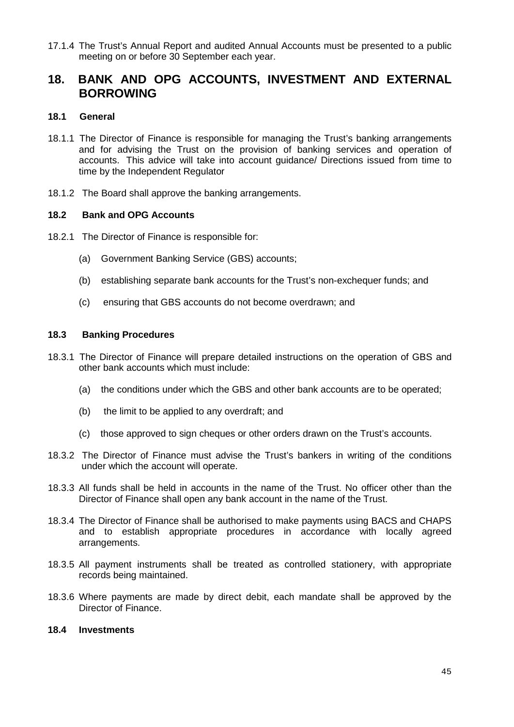17.1.4 The Trust's Annual Report and audited Annual Accounts must be presented to a public meeting on or before 30 September each year.

# 18. BANK AND OPG ACCOUNTS, INVESTMENT AND EXTERNAL BORROWING

### 18.1 General

18.1.1 The Director of Finance is responsible for managing the Trust's banking arrangements and for advising the Trust on the provision of banking services and operation of accounts. This advice will take into account guidance/ Directions issued from time to time by the Independent Regulator

18.1.2 The Board shall approve the banking arrangements.

### 18.2 Bank and OPG Accounts

18.2.1 The Director of Finance is responsible for:

(a) Government Banking Service (GBS) accounts;

(b) establishing separate bank accounts for the Trust's non-exchequer funds; and

(c) ensuring that GBS accounts do not become overdrawn; and

### 18.3 Banking Procedures

18.3.1 The Director of Finance will prepare detailed instructions on the operation of GBS and other bank accounts which must include:

(a) the conditions under which the GBS and other bank accounts are to be operated;

(b) the limit to be applied to any overdraft; and

(c) those approved to sign cheques or other orders drawn on the Trust's accounts.

18.3.2 The Director of Finance must advise the Trust's bankers in writing of the conditions under which the account will operate.

18.3.3 All funds shall be held in accounts in the name of the Trust. No officer other than the Director of Finance shall open any bank account in the name of the Trust.

18.3.4 The Director of Finance shall be authorised to make payments using BACS and CHAPS and to establish appropriate procedures in accordance with locally agreed arrangements.

18.3.5 All payment instruments shall be treated as controlled stationery, with appropriate records being maintained.

18.3.6 Where payments are made by direct debit, each mandate shall be approved by the Director of Finance.

### 18.4 Investments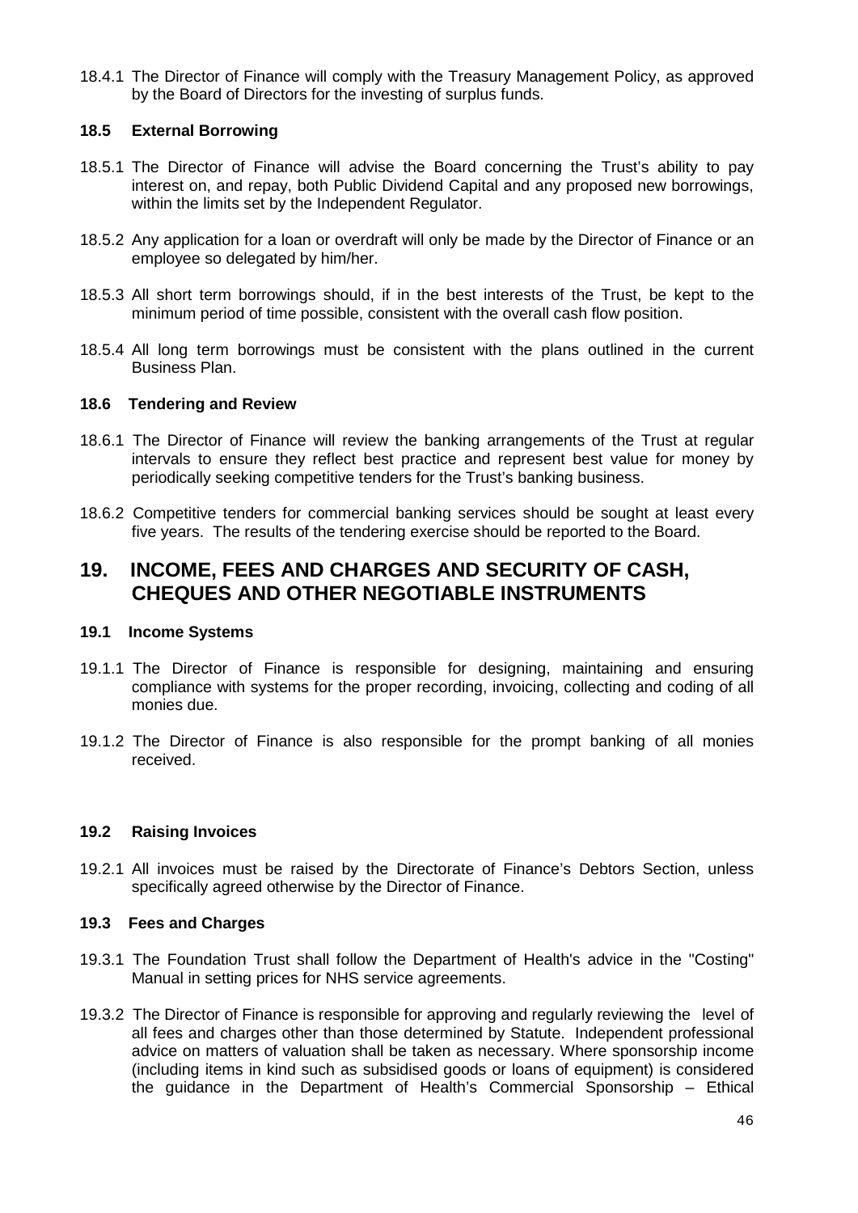18.4.1 The Director of Finance will comply with the Treasury Management Policy, as approved by the Board of Directors for the investing of surplus funds.

### 18.5 External Borrowing

18.5.1 The Director of Finance will advise the Board concerning the Trust's ability to pay interest on, and repay, both Public Dividend Capital and any proposed new borrowings, within the limits set by the Independent Regulator.

18.5.2 Any application for a loan or overdraft will only be made by the Director of Finance or an employee so delegated by him/her.

18.5.3 All short term borrowings should, if in the best interests of the Trust, be kept to the minimum period of time possible, consistent with the overall cash flow position.

18.5.4 All long term borrowings must be consistent with the plans outlined in the current Business Plan.

### 18.6 Tendering and Review

18.6.1 The Director of Finance will review the banking arrangements of the Trust at regular intervals to ensure they reflect best practice and represent best value for money by periodically seeking competitive tenders for the Trust's banking business.

18.6.2 Competitive tenders for commercial banking services should be sought at least every five years. The results of the tendering exercise should be reported to the Board.

## 19. INCOME, FEES AND CHARGES AND SECURITY OF CASH, CHEQUES AND OTHER NEGOTIABLE INSTRUMENTS

### 19.1 Income Systems

19.1.1 The Director of Finance is responsible for designing, maintaining and ensuring compliance with systems for the proper recording, invoicing, collecting and coding of all monies due.

19.1.2 The Director of Finance is also responsible for the prompt banking of all monies received.

### 19.2 Raising Invoices

19.2.1 All invoices must be raised by the Directorate of Finance's Debtors Section, unless specifically agreed otherwise by the Director of Finance.

### 19.3 Fees and Charges

19.3.1 The Foundation Trust shall follow the Department of Health's advice in the "Costing" Manual in setting prices for NHS service agreements.

19.3.2 The Director of Finance is responsible for approving and regularly reviewing the level of all fees and charges other than those determined by Statute. Independent professional advice on matters of valuation shall be taken as necessary. Where sponsorship income (including items in kind such as subsidised goods or loans of equipment) is considered the guidance in the Department of Health's Commercial Sponsorship – Ethical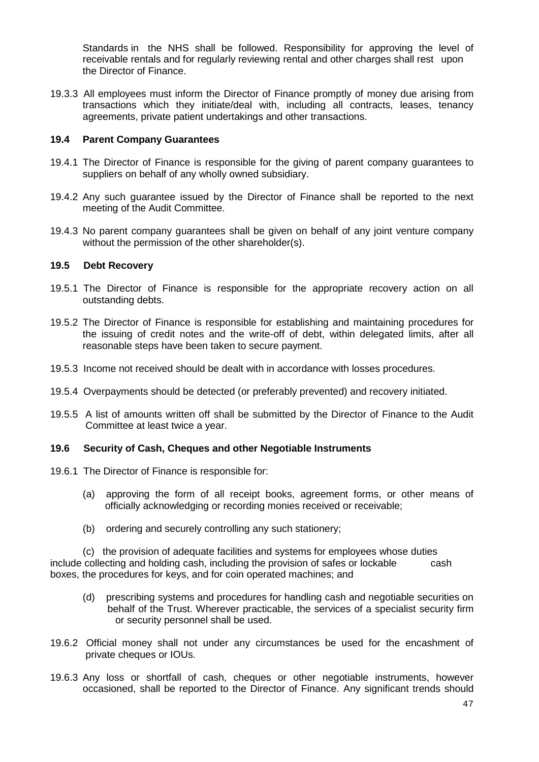Standards in the NHS shall be followed. Responsibility for approving the level of receivable rentals and for regularly reviewing rental and other charges shall rest upon the Director of Finance.

19.3.3 All employees must inform the Director of Finance promptly of money due arising from transactions which they initiate/deal with, including all contracts, leases, tenancy agreements, private patient undertakings and other transactions.

### 19.4 Parent Company Guarantees

19.4.1 The Director of Finance is responsible for the giving of parent company guarantees to suppliers on behalf of any wholly owned subsidiary.

19.4.2 Any such guarantee issued by the Director of Finance shall be reported to the next meeting of the Audit Committee.

19.4.3 No parent company guarantees shall be given on behalf of any joint venture company without the permission of the other shareholder(s).

### 19.5 Debt Recovery

19.5.1 The Director of Finance is responsible for the appropriate recovery action on all outstanding debts.

19.5.2 The Director of Finance is responsible for establishing and maintaining procedures for the issuing of credit notes and the write-off of debt, within delegated limits, after all reasonable steps have been taken to secure payment.

19.5.3 Income not received should be dealt with in accordance with losses procedures.

19.5.4 Overpayments should be detected (or preferably prevented) and recovery initiated.

19.5.5 A list of amounts written off shall be submitted by the Director of Finance to the Audit Committee at least twice a year.

### 19.6 Security of Cash, Cheques and other Negotiable Instruments

19.6.1 The Director of Finance is responsible for:

(a) approving the form of all receipt books, agreement forms, or other means of officially acknowledging or recording monies received or receivable;

(b) ordering and securely controlling any such stationery;

(c) the provision of adequate facilities and systems for employees whose duties include collecting and holding cash, including the provision of safes or lockable cash boxes, the procedures for keys, and for coin operated machines; and

(d) prescribing systems and procedures for handling cash and negotiable securities on behalf of the Trust. Wherever practicable, the services of a specialist security firm or security personnel shall be used.

19.6.2 Official money shall not under any circumstances be used for the encashment of private cheques or IOUs.

19.6.3 Any loss or shortfall of cash, cheques or other negotiable instruments, however occasioned, shall be reported to the Director of Finance. Any significant trends should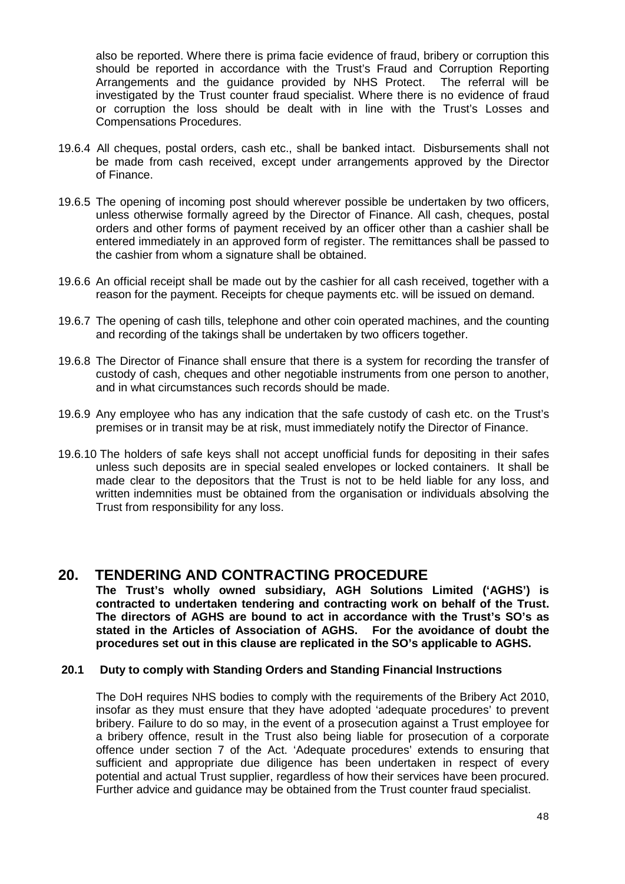also be reported. Where there is prima facie evidence of fraud, bribery or corruption this should be reported in accordance with the Trust's Fraud and Corruption Reporting Arrangements and the guidance provided by NHS Protect. The referral will be investigated by the Trust counter fraud specialist. Where there is no evidence of fraud or corruption the loss should be dealt with in line with the Trust's Losses and Compensations Procedures.

19.6.4 All cheques, postal orders, cash etc., shall be banked intact. Disbursements shall not be made from cash received, except under arrangements approved by the Director of Finance.

19.6.5 The opening of incoming post should wherever possible be undertaken by two officers, unless otherwise formally agreed by the Director of Finance. All cash, cheques, postal orders and other forms of payment received by an officer other than a cashier shall be entered immediately in an approved form of register. The remittances shall be passed to the cashier from whom a signature shall be obtained.

19.6.6 An official receipt shall be made out by the cashier for all cash received, together with a reason for the payment. Receipts for cheque payments etc. will be issued on demand.

19.6.7 The opening of cash tills, telephone and other coin operated machines, and the counting and recording of the takings shall be undertaken by two officers together.

19.6.8 The Director of Finance shall ensure that there is a system for recording the transfer of custody of cash, cheques and other negotiable instruments from one person to another, and in what circumstances such records should be made.

19.6.9 Any employee who has any indication that the safe custody of cash etc. on the Trust's premises or in transit may be at risk, must immediately notify the Director of Finance.

19.6.10 The holders of safe keys shall not accept unofficial funds for depositing in their safes unless such deposits are in special sealed envelopes or locked containers. It shall be made clear to the depositors that the Trust is not to be held liable for any loss, and written indemnities must be obtained from the organisation or individuals absolving the Trust from responsibility for any loss.

# 20. TENDERING AND CONTRACTING PROCEDURE

**The Trust's wholly owned subsidiary, AGH Solutions Limited ('AGHS') is contracted to undertaken tendering and contracting work on behalf of the Trust. The directors of AGHS are bound to act in accordance with the Trust's SO's as stated in the Articles of Association of AGHS. For the avoidance of doubt the procedures set out in this clause are replicated in the SO's applicable to AGHS.**

## 20.1 Duty to comply with Standing Orders and Standing Financial Instructions

The DoH requires NHS bodies to comply with the requirements of the Bribery Act 2010, insofar as they must ensure that they have adopted 'adequate procedures' to prevent bribery. Failure to do so may, in the event of a prosecution against a Trust employee for a bribery offence, result in the Trust also being liable for prosecution of a corporate offence under section 7 of the Act. 'Adequate procedures' extends to ensuring that sufficient and appropriate due diligence has been undertaken in respect of every potential and actual Trust supplier, regardless of how their services have been procured. Further advice and guidance may be obtained from the Trust counter fraud specialist.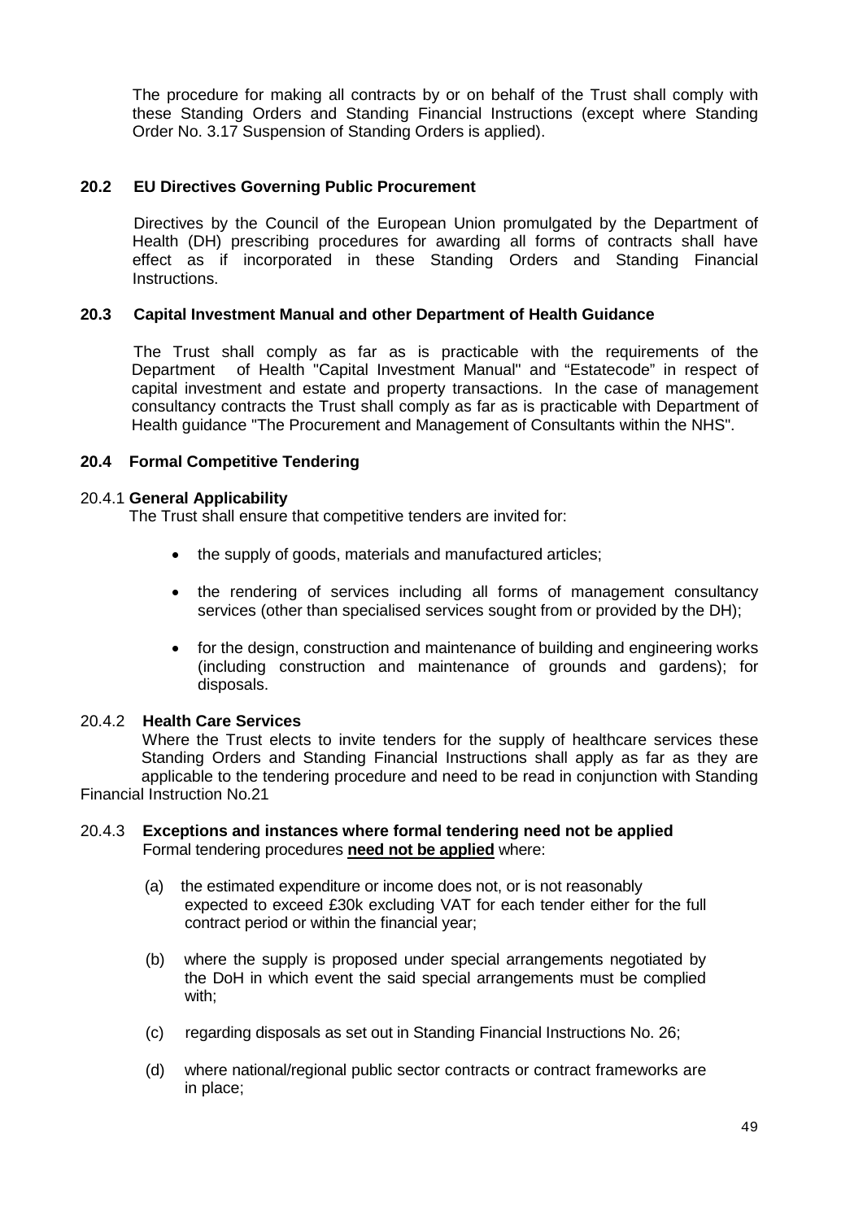The procedure for making all contracts by or on behalf of the Trust shall comply with these Standing Orders and Standing Financial Instructions (except where Standing Order No. 3.17 Suspension of Standing Orders is applied).

### 20.2 EU Directives Governing Public Procurement

Directives by the Council of the European Union promulgated by the Department of Health (DH) prescribing procedures for awarding all forms of contracts shall have effect as if incorporated in these Standing Orders and Standing Financial Instructions.

### 20.3 Capital Investment Manual and other Department of Health Guidance

The Trust shall comply as far as is practicable with the requirements of the Department of Health "Capital Investment Manual" and "Estatecode" in respect of capital investment and estate and property transactions. In the case of management consultancy contracts the Trust shall comply as far as is practicable with Department of Health guidance "The Procurement and Management of Consultants within the NHS".

### 20.4 Formal Competitive Tendering

20.4.1 **General Applicability**

The Trust shall ensure that competitive tenders are invited for:

- the supply of goods, materials and manufactured articles;
- the rendering of services including all forms of management consultancy services (other than specialised services sought from or provided by the DH);
- for the design, construction and maintenance of building and engineering works (including construction and maintenance of grounds and gardens); for disposals.

20.4.2 **Health Care Services**

Where the Trust elects to invite tenders for the supply of healthcare services these Standing Orders and Standing Financial Instructions shall apply as far as they are applicable to the tendering procedure and need to be read in conjunction with Standing Financial Instruction No.21

20.4.3 **Exceptions and instances where formal tendering need not be applied**

Formal tendering procedures **need not be applied** where:

(a) the estimated expenditure or income does not, or is not reasonably expected to exceed £30k excluding VAT for each tender either for the full contract period or within the financial year;

(b) where the supply is proposed under special arrangements negotiated by the DoH in which event the said special arrangements must be complied with;

(c) regarding disposals as set out in Standing Financial Instructions No. 26;

(d) where national/regional public sector contracts or contract frameworks are in place;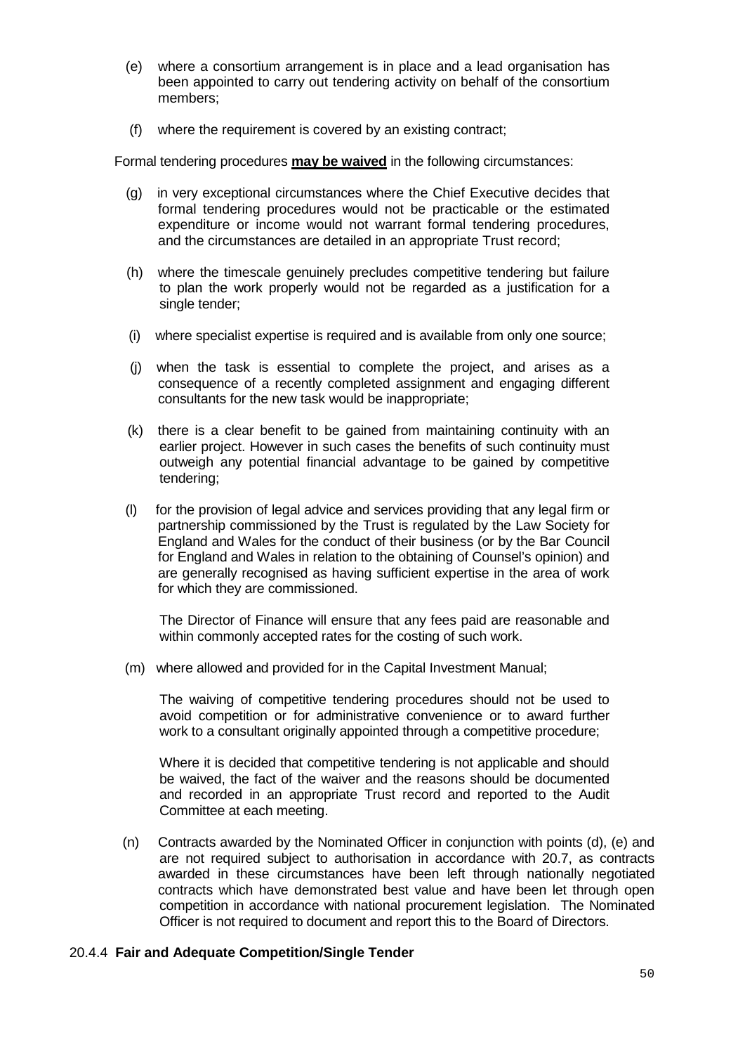(e) where a consortium arrangement is in place and a lead organisation has been appointed to carry out tendering activity on behalf of the consortium members;

(f) where the requirement is covered by an existing contract;

Formal tendering procedures **may be waived** in the following circumstances:

(g) in very exceptional circumstances where the Chief Executive decides that formal tendering procedures would not be practicable or the estimated expenditure or income would not warrant formal tendering procedures, and the circumstances are detailed in an appropriate Trust record;

(h) where the timescale genuinely precludes competitive tendering but failure to plan the work properly would not be regarded as a justification for a single tender;

(i) where specialist expertise is required and is available from only one source;

(j) when the task is essential to complete the project, and arises as a consequence of a recently completed assignment and engaging different consultants for the new task would be inappropriate;

(k) there is a clear benefit to be gained from maintaining continuity with an earlier project. However in such cases the benefits of such continuity must outweigh any potential financial advantage to be gained by competitive tendering;

(l) for the provision of legal advice and services providing that any legal firm or partnership commissioned by the Trust is regulated by the Law Society for England and Wales for the conduct of their business (or by the Bar Council for England and Wales in relation to the obtaining of Counsel's opinion) and are generally recognised as having sufficient expertise in the area of work for which they are commissioned.

The Director of Finance will ensure that any fees paid are reasonable and within commonly accepted rates for the costing of such work.

(m) where allowed and provided for in the Capital Investment Manual;

The waiving of competitive tendering procedures should not be used to avoid competition or for administrative convenience or to award further work to a consultant originally appointed through a competitive procedure;

Where it is decided that competitive tendering is not applicable and should be waived, the fact of the waiver and the reasons should be documented and recorded in an appropriate Trust record and reported to the Audit Committee at each meeting.

(n) Contracts awarded by the Nominated Officer in conjunction with points (d), (e) and are not required subject to authorisation in accordance with 20.7, as contracts awarded in these circumstances have been left through nationally negotiated contracts which have demonstrated best value and have been let through open competition in accordance with national procurement legislation. The Nominated Officer is not required to document and report this to the Board of Directors.

20.4.4 **Fair and Adequate Competition/Single Tender**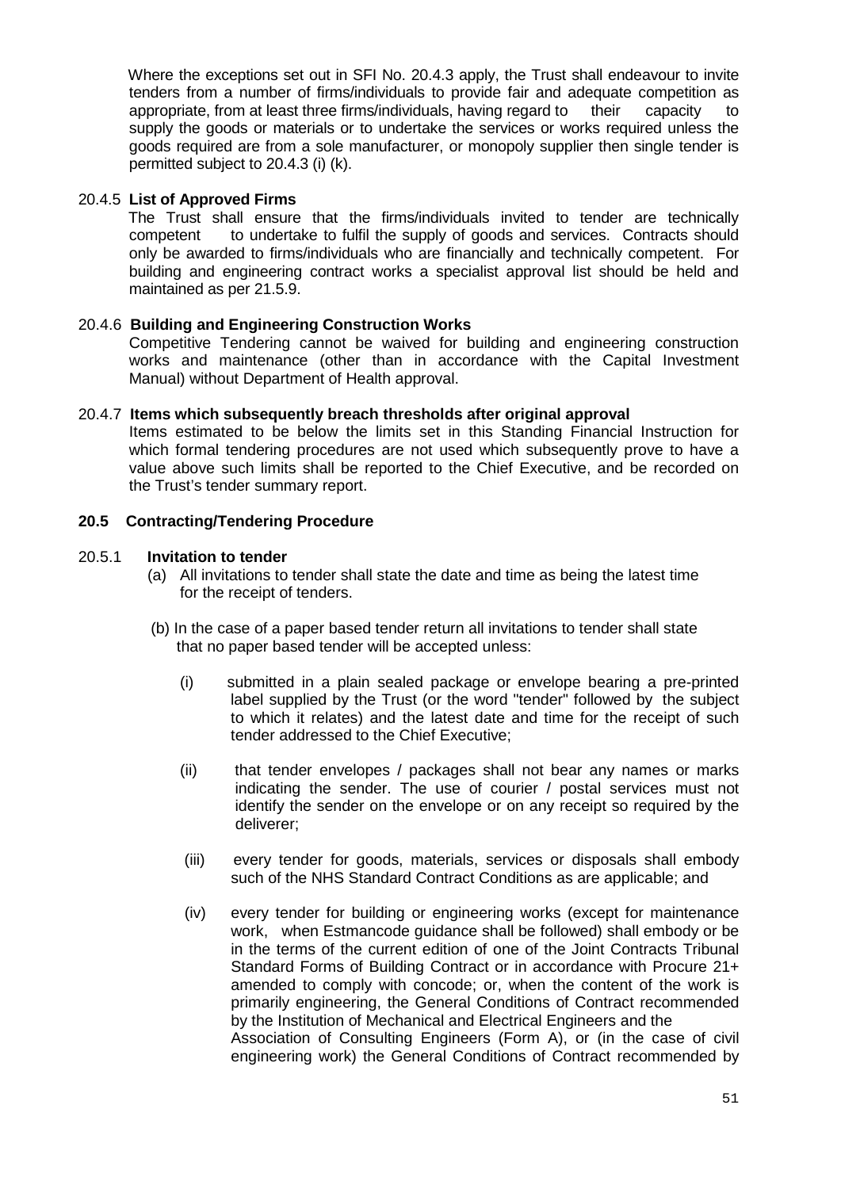Where the exceptions set out in SFI No. 20.4.3 apply, the Trust shall endeavour to invite tenders from a number of firms/individuals to provide fair and adequate competition as appropriate, from at least three firms/individuals, having regard to their capacity to supply the goods or materials or to undertake the services or works required unless the goods required are from a sole manufacturer, or monopoly supplier then single tender is permitted subject to 20.4.3 (i) (k).

20.4.5 **List of Approved Firms**

The Trust shall ensure that the firms/individuals invited to tender are technically competent to undertake to fulfil the supply of goods and services. Contracts should only be awarded to firms/individuals who are financially and technically competent. For building and engineering contract works a specialist approval list should be held and maintained as per 21.5.9.

20.4.6 **Building and Engineering Construction Works**

Competitive Tendering cannot be waived for building and engineering construction works and maintenance (other than in accordance with the Capital Investment Manual) without Department of Health approval.

20.4.7 **Items which subsequently breach thresholds after original approval**

Items estimated to be below the limits set in this Standing Financial Instruction for which formal tendering procedures are not used which subsequently prove to have a value above such limits shall be reported to the Chief Executive, and be recorded on the Trust's tender summary report.

## 20.5 Contracting/Tendering Procedure

20.5.1 **Invitation to tender**

(a) All invitations to tender shall state the date and time as being the latest time for the receipt of tenders.

(b) In the case of a paper based tender return all invitations to tender shall state that no paper based tender will be accepted unless:

(i) submitted in a plain sealed package or envelope bearing a pre-printed label supplied by the Trust (or the word "tender" followed by the subject to which it relates) and the latest date and time for the receipt of such tender addressed to the Chief Executive;

(ii) that tender envelopes / packages shall not bear any names or marks indicating the sender. The use of courier / postal services must not identify the sender on the envelope or on any receipt so required by the deliverer;

(iii) every tender for goods, materials, services or disposals shall embody such of the NHS Standard Contract Conditions as are applicable; and

(iv) every tender for building or engineering works (except for maintenance work, when Estmancode guidance shall be followed) shall embody or be in the terms of the current edition of one of the Joint Contracts Tribunal Standard Forms of Building Contract or in accordance with Procure 21+ amended to comply with concode; or, when the content of the work is primarily engineering, the General Conditions of Contract recommended by the Institution of Mechanical and Electrical Engineers and the Association of Consulting Engineers (Form A), or (in the case of civil engineering work) the General Conditions of Contract recommended by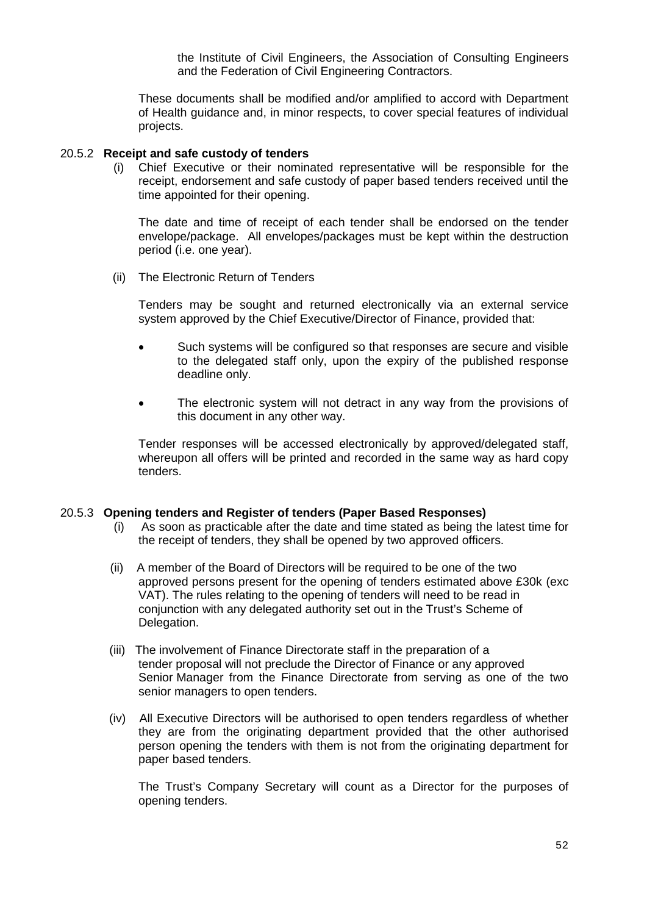the Institute of Civil Engineers, the Association of Consulting Engineers and the Federation of Civil Engineering Contractors.

These documents shall be modified and/or amplified to accord with Department of Health guidance and, in minor respects, to cover special features of individual projects.

20.5.2 **Receipt and safe custody of tenders**

(i) Chief Executive or their nominated representative will be responsible for the receipt, endorsement and safe custody of paper based tenders received until the time appointed for their opening.

The date and time of receipt of each tender shall be endorsed on the tender envelope/package. All envelopes/packages must be kept within the destruction period (i.e. one year).

(ii) The Electronic Return of Tenders

Tenders may be sought and returned electronically via an external service system approved by the Chief Executive/Director of Finance, provided that:

- Such systems will be configured so that responses are secure and visible to the delegated staff only, upon the expiry of the published response deadline only.
- The electronic system will not detract in any way from the provisions of this document in any other way.

Tender responses will be accessed electronically by approved/delegated staff, whereupon all offers will be printed and recorded in the same way as hard copy tenders.

20.5.3 **Opening tenders and Register of tenders (Paper Based Responses)**

(i) As soon as practicable after the date and time stated as being the latest time for the receipt of tenders, they shall be opened by two approved officers.

(ii) A member of the Board of Directors will be required to be one of the two approved persons present for the opening of tenders estimated above £30k (exc VAT). The rules relating to the opening of tenders will need to be read in conjunction with any delegated authority set out in the Trust's Scheme of Delegation.

(iii) The involvement of Finance Directorate staff in the preparation of a tender proposal will not preclude the Director of Finance or any approved Senior Manager from the Finance Directorate from serving as one of the two senior managers to open tenders.

(iv) All Executive Directors will be authorised to open tenders regardless of whether they are from the originating department provided that the other authorised person opening the tenders with them is not from the originating department for paper based tenders.

The Trust's Company Secretary will count as a Director for the purposes of opening tenders.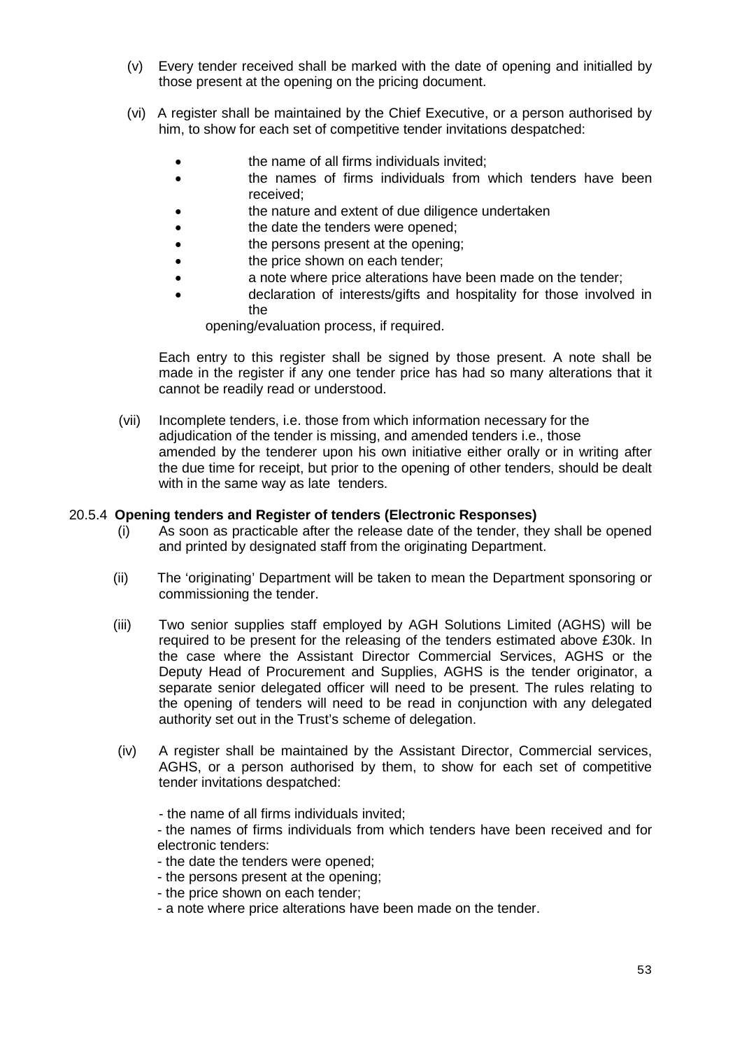(v) Every tender received shall be marked with the date of opening and initialled by those present at the opening on the pricing document.

(vi) A register shall be maintained by the Chief Executive, or a person authorised by him, to show for each set of competitive tender invitations despatched:

- the name of all firms individuals invited;
- the names of firms individuals from which tenders have been received;
- the nature and extent of due diligence undertaken
- the date the tenders were opened;
- the persons present at the opening;
- the price shown on each tender;
- a note where price alterations have been made on the tender;
- declaration of interests/gifts and hospitality for those involved in the opening/evaluation process, if required.

Each entry to this register shall be signed by those present. A note shall be made in the register if any one tender price has had so many alterations that it cannot be readily read or understood.

(vii) Incomplete tenders, i.e. those from which information necessary for the adjudication of the tender is missing, and amended tenders i.e., those amended by the tenderer upon his own initiative either orally or in writing after the due time for receipt, but prior to the opening of other tenders, should be dealt with in the same way as late tenders.

20.5.4 **Opening tenders and Register of tenders (Electronic Responses)**

(i) As soon as practicable after the release date of the tender, they shall be opened and printed by designated staff from the originating Department.

(ii) The 'originating' Department will be taken to mean the Department sponsoring or commissioning the tender.

(iii) Two senior supplies staff employed by AGH Solutions Limited (AGHS) will be required to be present for the releasing of the tenders estimated above £30k. In the case where the Assistant Director Commercial Services, AGHS or the Deputy Head of Procurement and Supplies, AGHS is the tender originator, a separate senior delegated officer will need to be present. The rules relating to the opening of tenders will need to be read in conjunction with any delegated authority set out in the Trust's scheme of delegation.

(iv) A register shall be maintained by the Assistant Director, Commercial services, AGHS, or a person authorised by them, to show for each set of competitive tender invitations despatched:

- the name of all firms individuals invited;
- the names of firms individuals from which tenders have been received and for electronic tenders:
- the date the tenders were opened;
- the persons present at the opening;
- the price shown on each tender;
- a note where price alterations have been made on the tender.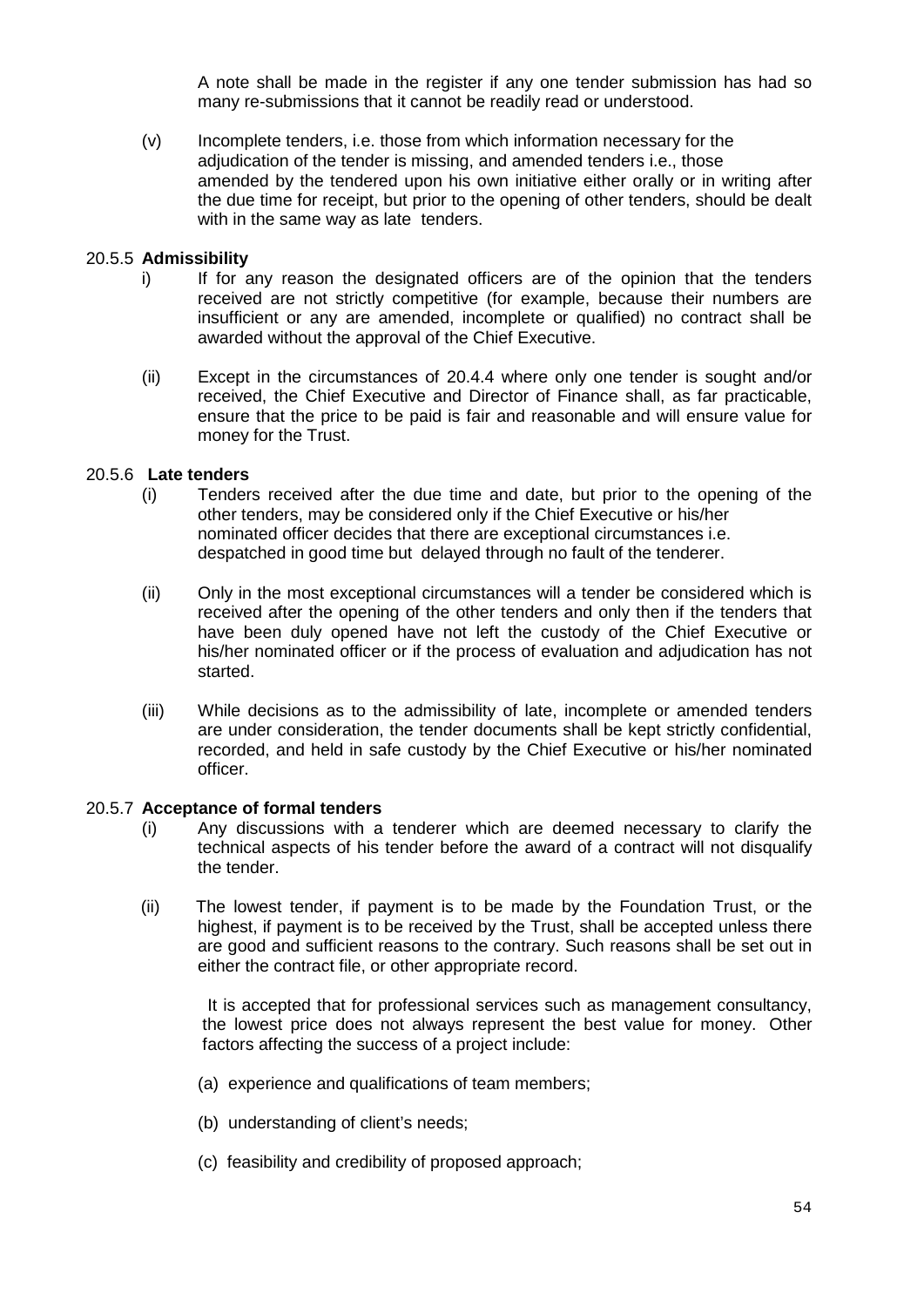A note shall be made in the register if any one tender submission has had so many re-submissions that it cannot be readily read or understood.

(v) Incomplete tenders, i.e. those from which information necessary for the adjudication of the tender is missing, and amended tenders i.e., those amended by the tendered upon his own initiative either orally or in writing after the due time for receipt, but prior to the opening of other tenders, should be dealt with in the same way as late tenders.

### 20.5.5 **Admissibility**

i) If for any reason the designated officers are of the opinion that the tenders received are not strictly competitive (for example, because their numbers are insufficient or any are amended, incomplete or qualified) no contract shall be awarded without the approval of the Chief Executive.

(ii) Except in the circumstances of 20.4.4 where only one tender is sought and/or received, the Chief Executive and Director of Finance shall, as far practicable, ensure that the price to be paid is fair and reasonable and will ensure value for money for the Trust.

### 20.5.6 **Late tenders**

(i) Tenders received after the due time and date, but prior to the opening of the other tenders, may be considered only if the Chief Executive or his/her nominated officer decides that there are exceptional circumstances i.e. despatched in good time but delayed through no fault of the tenderer.

(ii) Only in the most exceptional circumstances will a tender be considered which is received after the opening of the other tenders and only then if the tenders that have been duly opened have not left the custody of the Chief Executive or his/her nominated officer or if the process of evaluation and adjudication has not started.

(iii) While decisions as to the admissibility of late, incomplete or amended tenders are under consideration, the tender documents shall be kept strictly confidential, recorded, and held in safe custody by the Chief Executive or his/her nominated officer.

### 20.5.7 **Acceptance of formal tenders**

(i) Any discussions with a tenderer which are deemed necessary to clarify the technical aspects of his tender before the award of a contract will not disqualify the tender.

(ii) The lowest tender, if payment is to be made by the Foundation Trust, or the highest, if payment is to be received by the Trust, shall be accepted unless there are good and sufficient reasons to the contrary. Such reasons shall be set out in either the contract file, or other appropriate record.

It is accepted that for professional services such as management consultancy, the lowest price does not always represent the best value for money. Other factors affecting the success of a project include:

(a) experience and qualifications of team members;

(b) understanding of client's needs;

(c) feasibility and credibility of proposed approach;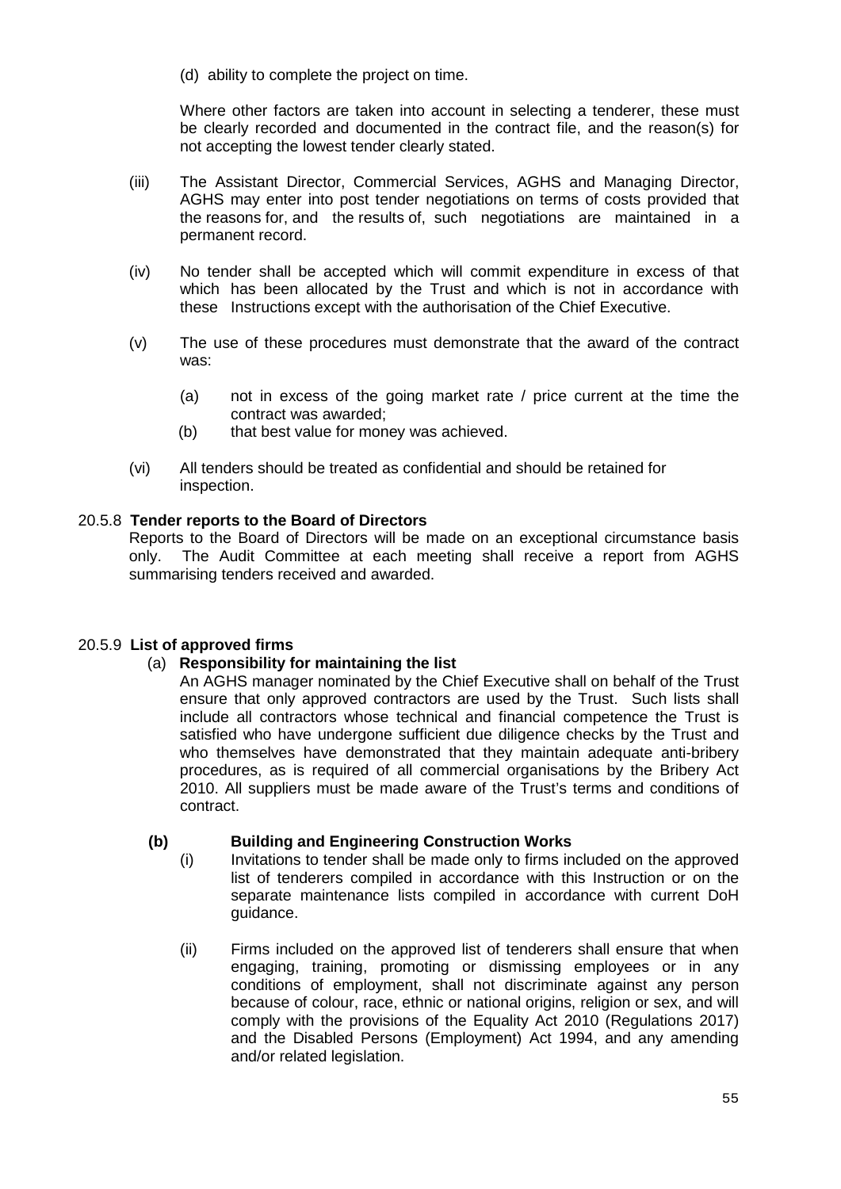(d) ability to complete the project on time.

Where other factors are taken into account in selecting a tenderer, these must be clearly recorded and documented in the contract file, and the reason(s) for not accepting the lowest tender clearly stated.

(iii) The Assistant Director, Commercial Services, AGHS and Managing Director, AGHS may enter into post tender negotiations on terms of costs provided that the reasons for, and the results of, such negotiations are maintained in a permanent record.

(iv) No tender shall be accepted which will commit expenditure in excess of that which has been allocated by the Trust and which is not in accordance with these Instructions except with the authorisation of the Chief Executive.

(v) The use of these procedures must demonstrate that the award of the contract was:

- (a) not in excess of the going market rate / price current at the time the contract was awarded;
- (b) that best value for money was achieved.

(vi) All tenders should be treated as confidential and should be retained for inspection.

### 20.5.8 Tender reports to the Board of Directors

Reports to the Board of Directors will be made on an exceptional circumstance basis only. The Audit Committee at each meeting shall receive a report from AGHS summarising tenders received and awarded.

### 20.5.9 List of approved firms

#### (a) Responsibility for maintaining the list

An AGHS manager nominated by the Chief Executive shall on behalf of the Trust ensure that only approved contractors are used by the Trust. Such lists shall include all contractors whose technical and financial competence the Trust is satisfied who have undergone sufficient due diligence checks by the Trust and who themselves have demonstrated that they maintain adequate anti-bribery procedures, as is required of all commercial organisations by the Bribery Act 2010. All suppliers must be made aware of the Trust's terms and conditions of contract.

#### (b) Building and Engineering Construction Works

(i) Invitations to tender shall be made only to firms included on the approved list of tenderers compiled in accordance with this Instruction or on the separate maintenance lists compiled in accordance with current DoH guidance.

(ii) Firms included on the approved list of tenderers shall ensure that when engaging, training, promoting or dismissing employees or in any conditions of employment, shall not discriminate against any person because of colour, race, ethnic or national origins, religion or sex, and will comply with the provisions of the Equality Act 2010 (Regulations 2017) and the Disabled Persons (Employment) Act 1994, and any amending and/or related legislation.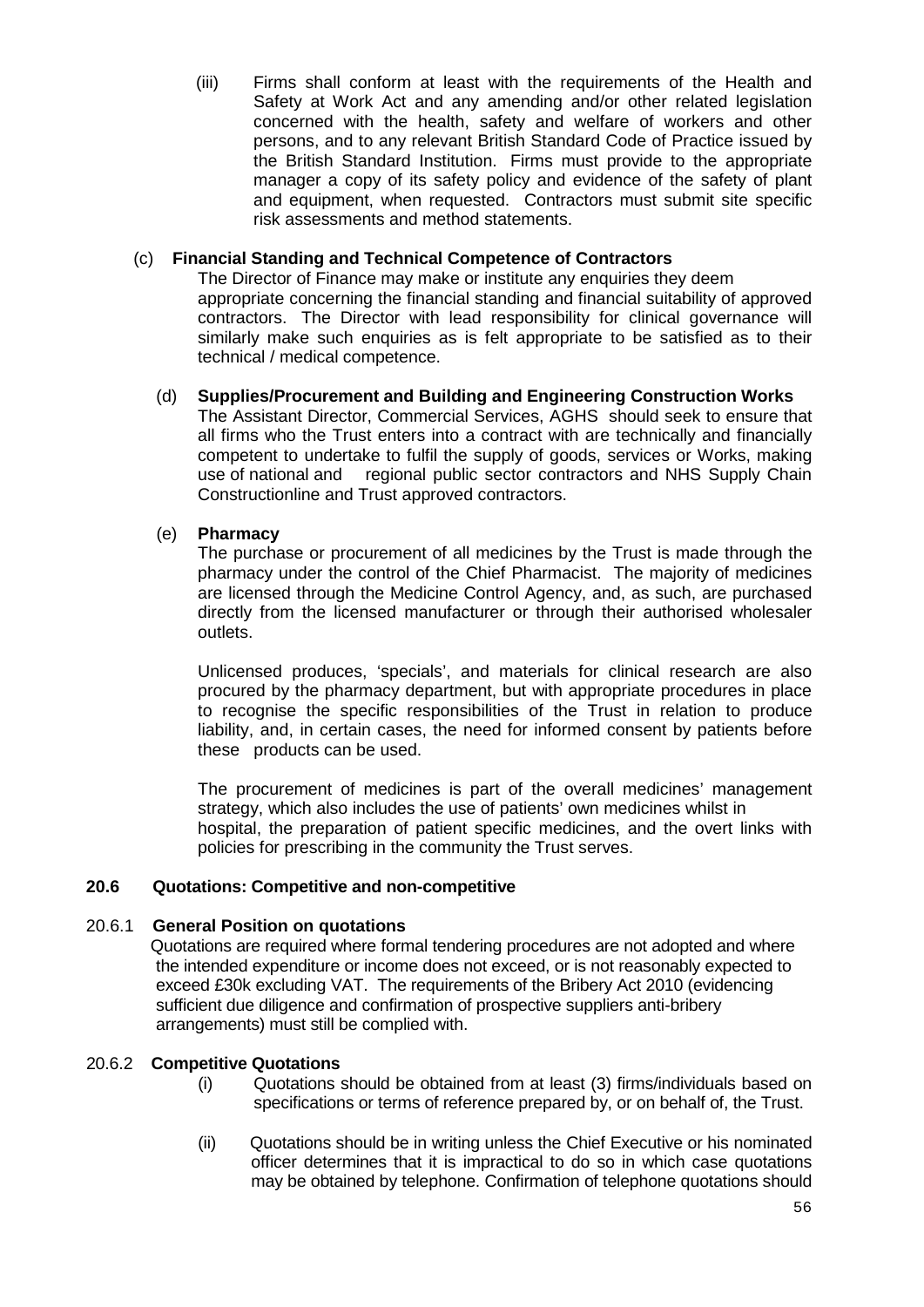(iii) Firms shall conform at least with the requirements of the Health and Safety at Work Act and any amending and/or other related legislation concerned with the health, safety and welfare of workers and other persons, and to any relevant British Standard Code of Practice issued by the British Standard Institution. Firms must provide to the appropriate manager a copy of its safety policy and evidence of the safety of plant and equipment, when requested. Contractors must submit site specific risk assessments and method statements.

(c) **Financial Standing and Technical Competence of Contractors**

The Director of Finance may make or institute any enquiries they deem appropriate concerning the financial standing and financial suitability of approved contractors. The Director with lead responsibility for clinical governance will similarly make such enquiries as is felt appropriate to be satisfied as to their technical / medical competence.

(d) **Supplies/Procurement and Building and Engineering Construction Works**

The Assistant Director, Commercial Services, AGHS should seek to ensure that all firms who the Trust enters into a contract with are technically and financially competent to undertake to fulfil the supply of goods, services or Works, making use of national and regional public sector contractors and NHS Supply Chain Constructionline and Trust approved contractors.

(e) **Pharmacy**

The purchase or procurement of all medicines by the Trust is made through the pharmacy under the control of the Chief Pharmacist. The majority of medicines are licensed through the Medicine Control Agency, and, as such, are purchased directly from the licensed manufacturer or through their authorised wholesaler outlets.

Unlicensed produces, 'specials', and materials for clinical research are also procured by the pharmacy department, but with appropriate procedures in place to recognise the specific responsibilities of the Trust in relation to produce liability, and, in certain cases, the need for informed consent by patients before these products can be used.

The procurement of medicines is part of the overall medicines' management strategy, which also includes the use of patients' own medicines whilst in hospital, the preparation of patient specific medicines, and the overt links with policies for prescribing in the community the Trust serves.

## 20.6 Quotations: Competitive and non-competitive

### 20.6.1 General Position on quotations

Quotations are required where formal tendering procedures are not adopted and where the intended expenditure or income does not exceed, or is not reasonably expected to exceed £30k excluding VAT. The requirements of the Bribery Act 2010 (evidencing sufficient due diligence and confirmation of prospective suppliers anti-bribery arrangements) must still be complied with.

### 20.6.2 Competitive Quotations

(i) Quotations should be obtained from at least (3) firms/individuals based on specifications or terms of reference prepared by, or on behalf of, the Trust.

(ii) Quotations should be in writing unless the Chief Executive or his nominated officer determines that it is impractical to do so in which case quotations may be obtained by telephone. Confirmation of telephone quotations should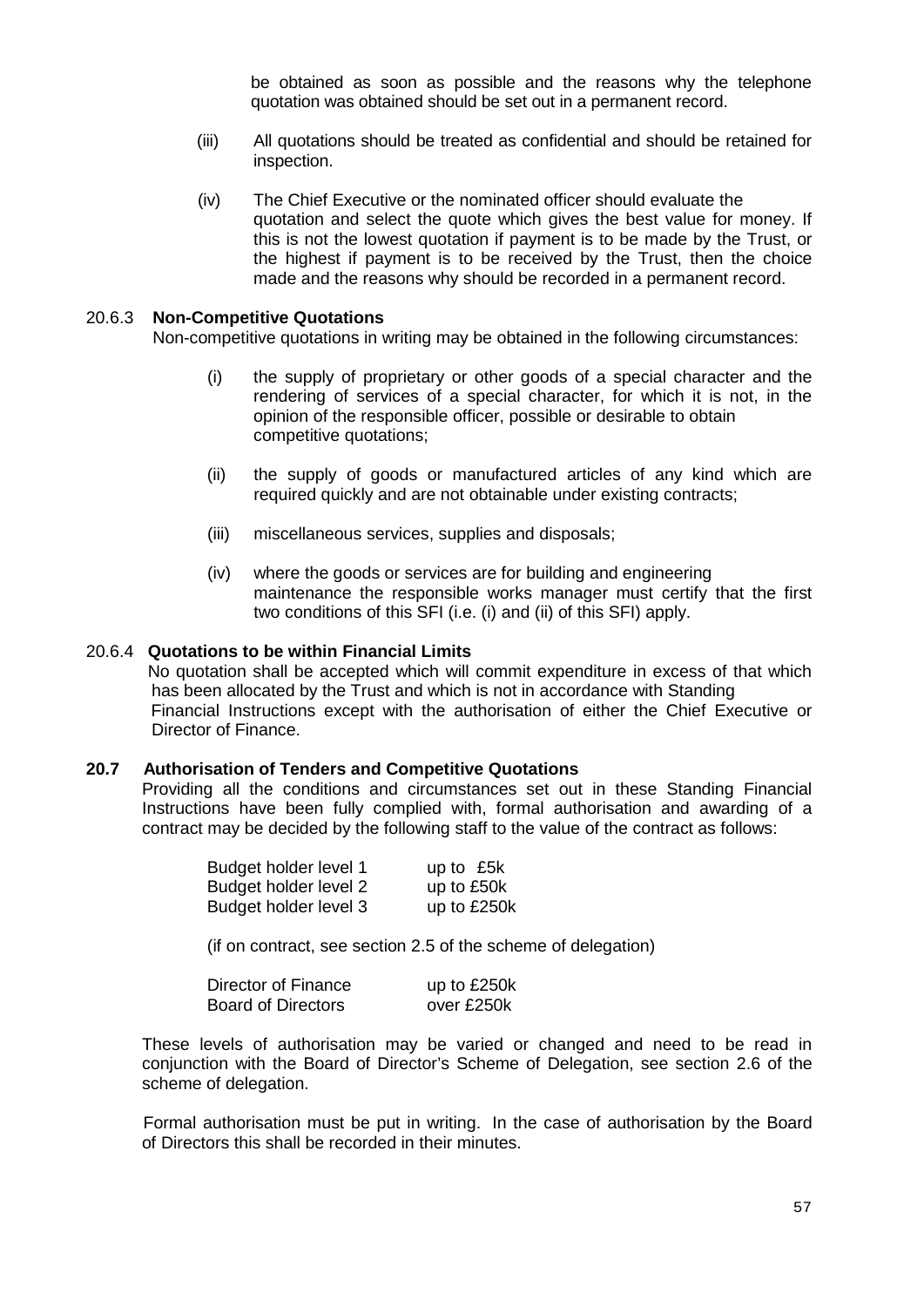be obtained as soon as possible and the reasons why the telephone quotation was obtained should be set out in a permanent record.

(iii) All quotations should be treated as confidential and should be retained for inspection.

(iv) The Chief Executive or the nominated officer should evaluate the quotation and select the quote which gives the best value for money. If this is not the lowest quotation if payment is to be made by the Trust, or the highest if payment is to be received by the Trust, then the choice made and the reasons why should be recorded in a permanent record.

### 20.6.3 Non-Competitive Quotations

Non-competitive quotations in writing may be obtained in the following circumstances:

(i) the supply of proprietary or other goods of a special character and the rendering of services of a special character, for which it is not, in the opinion of the responsible officer, possible or desirable to obtain competitive quotations;

(ii) the supply of goods or manufactured articles of any kind which are required quickly and are not obtainable under existing contracts;

(iii) miscellaneous services, supplies and disposals;

(iv) where the goods or services are for building and engineering maintenance the responsible works manager must certify that the first two conditions of this SFI (i.e. (i) and (ii) of this SFI) apply.

### 20.6.4 Quotations to be within Financial Limits

No quotation shall be accepted which will commit expenditure in excess of that which has been allocated by the Trust and which is not in accordance with Standing Financial Instructions except with the authorisation of either the Chief Executive or Director of Finance.

## 20.7 Authorisation of Tenders and Competitive Quotations

Providing all the conditions and circumstances set out in these Standing Financial Instructions have been fully complied with, formal authorisation and awarding of a contract may be decided by the following staff to the value of the contract as follows:

| | |
|---|---|
| Budget holder level 1 | up to £5k |
| Budget holder level 2 | up to £50k |
| Budget holder level 3 | up to £250k |

(if on contract, see section 2.5 of the scheme of delegation)

| | |
|---|---|
| Director of Finance | up to £250k |
| Board of Directors | over £250k |

These levels of authorisation may be varied or changed and need to be read in conjunction with the Board of Director's Scheme of Delegation, see section 2.6 of the scheme of delegation.

Formal authorisation must be put in writing. In the case of authorisation by the Board of Directors this shall be recorded in their minutes.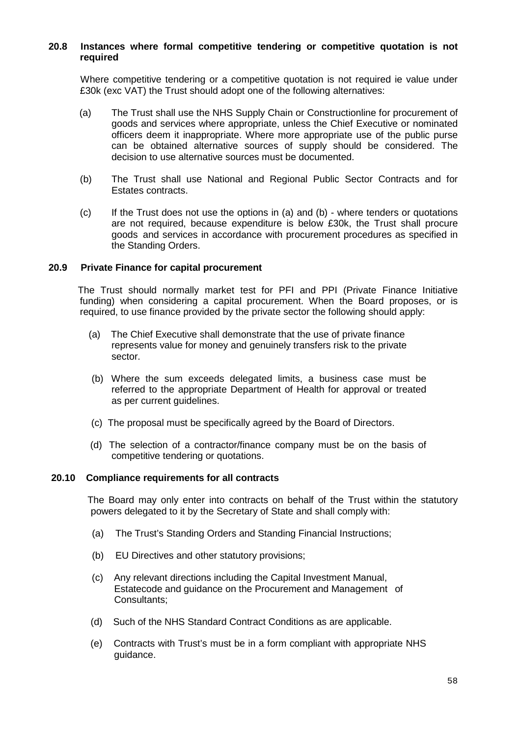### 20.8 Instances where formal competitive tendering or competitive quotation is not required

Where competitive tendering or a competitive quotation is not required ie value under £30k (exc VAT) the Trust should adopt one of the following alternatives:

(a) The Trust shall use the NHS Supply Chain or Constructionline for procurement of goods and services where appropriate, unless the Chief Executive or nominated officers deem it inappropriate. Where more appropriate use of the public purse can be obtained alternative sources of supply should be considered. The decision to use alternative sources must be documented.

(b) The Trust shall use National and Regional Public Sector Contracts and for Estates contracts.

(c) If the Trust does not use the options in (a) and (b) - where tenders or quotations are not required, because expenditure is below £30k, the Trust shall procure goods and services in accordance with procurement procedures as specified in the Standing Orders.

### 20.9 Private Finance for capital procurement

The Trust should normally market test for PFI and PPI (Private Finance Initiative funding) when considering a capital procurement. When the Board proposes, or is required, to use finance provided by the private sector the following should apply:

(a) The Chief Executive shall demonstrate that the use of private finance represents value for money and genuinely transfers risk to the private sector.

(b) Where the sum exceeds delegated limits, a business case must be referred to the appropriate Department of Health for approval or treated as per current guidelines.

(c) The proposal must be specifically agreed by the Board of Directors.

(d) The selection of a contractor/finance company must be on the basis of competitive tendering or quotations.

### 20.10 Compliance requirements for all contracts

The Board may only enter into contracts on behalf of the Trust within the statutory powers delegated to it by the Secretary of State and shall comply with:

(a) The Trust's Standing Orders and Standing Financial Instructions;

(b) EU Directives and other statutory provisions;

(c) Any relevant directions including the Capital Investment Manual, Estatecode and guidance on the Procurement and Management of Consultants;

(d) Such of the NHS Standard Contract Conditions as are applicable.

(e) Contracts with Trust's must be in a form compliant with appropriate NHS guidance.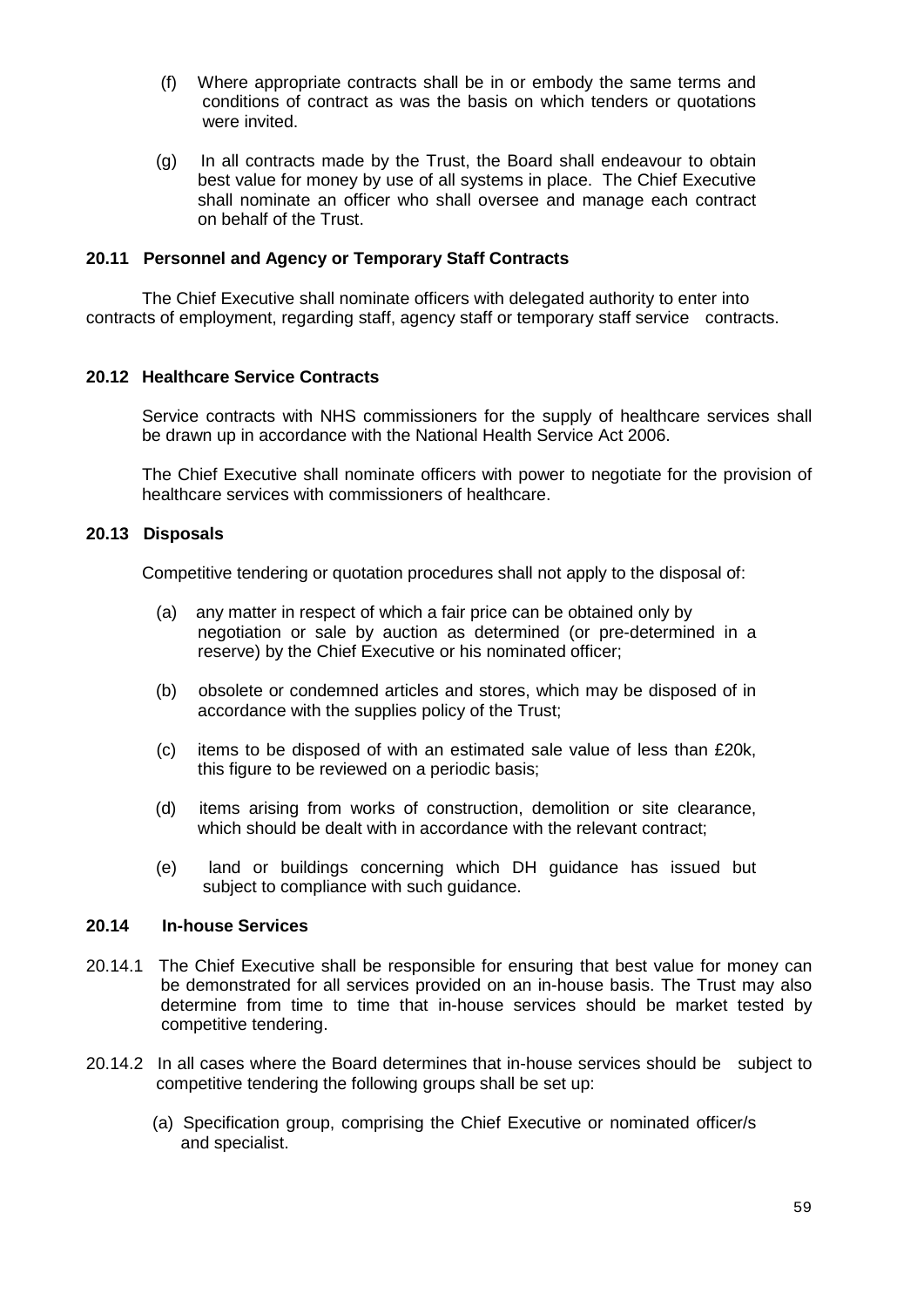(f) Where appropriate contracts shall be in or embody the same terms and conditions of contract as was the basis on which tenders or quotations were invited.

(g) In all contracts made by the Trust, the Board shall endeavour to obtain best value for money by use of all systems in place. The Chief Executive shall nominate an officer who shall oversee and manage each contract on behalf of the Trust.

### 20.11 Personnel and Agency or Temporary Staff Contracts

The Chief Executive shall nominate officers with delegated authority to enter into contracts of employment, regarding staff, agency staff or temporary staff service contracts.

### 20.12 Healthcare Service Contracts

Service contracts with NHS commissioners for the supply of healthcare services shall be drawn up in accordance with the National Health Service Act 2006.

The Chief Executive shall nominate officers with power to negotiate for the provision of healthcare services with commissioners of healthcare.

### 20.13 Disposals

Competitive tendering or quotation procedures shall not apply to the disposal of:

(a) any matter in respect of which a fair price can be obtained only by negotiation or sale by auction as determined (or pre-determined in a reserve) by the Chief Executive or his nominated officer;

(b) obsolete or condemned articles and stores, which may be disposed of in accordance with the supplies policy of the Trust;

(c) items to be disposed of with an estimated sale value of less than £20k, this figure to be reviewed on a periodic basis;

(d) items arising from works of construction, demolition or site clearance, which should be dealt with in accordance with the relevant contract;

(e) land or buildings concerning which DH guidance has issued but subject to compliance with such guidance.

### 20.14 In-house Services

20.14.1 The Chief Executive shall be responsible for ensuring that best value for money can be demonstrated for all services provided on an in-house basis. The Trust may also determine from time to time that in-house services should be market tested by competitive tendering.

20.14.2 In all cases where the Board determines that in-house services should be subject to competitive tendering the following groups shall be set up:

(a) Specification group, comprising the Chief Executive or nominated officer/s and specialist.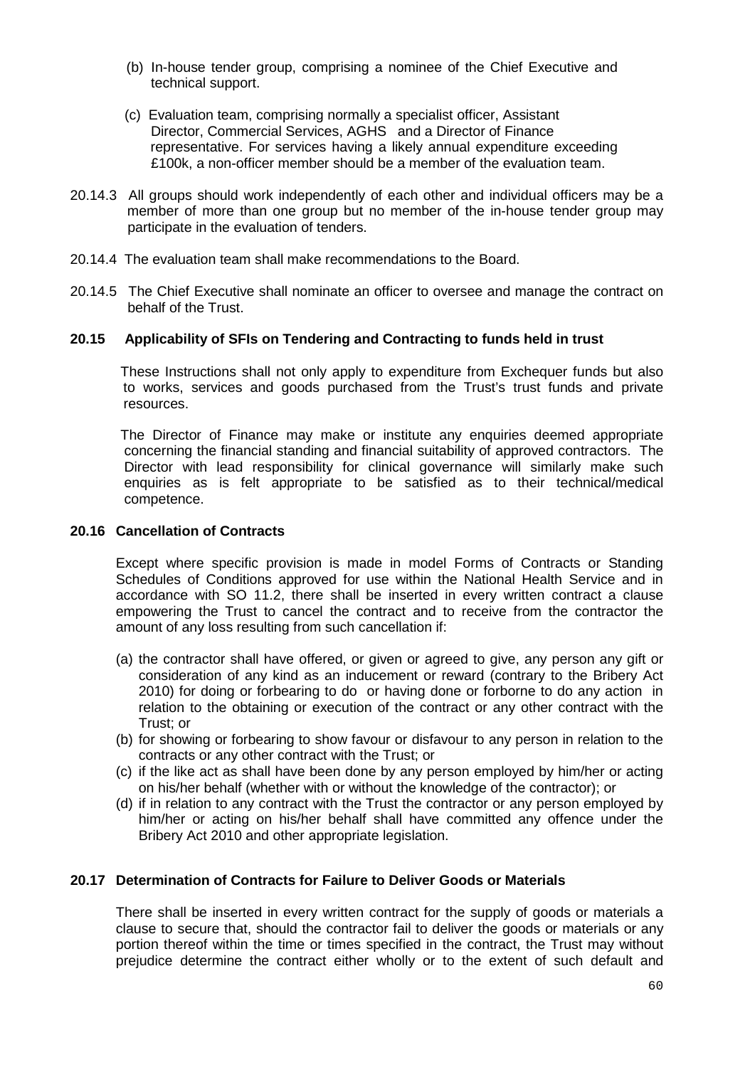(b) In-house tender group, comprising a nominee of the Chief Executive and technical support.

(c) Evaluation team, comprising normally a specialist officer, Assistant Director, Commercial Services, AGHS and a Director of Finance representative. For services having a likely annual expenditure exceeding £100k, a non-officer member should be a member of the evaluation team.

20.14.3 All groups should work independently of each other and individual officers may be a member of more than one group but no member of the in-house tender group may participate in the evaluation of tenders.

20.14.4 The evaluation team shall make recommendations to the Board.

20.14.5 The Chief Executive shall nominate an officer to oversee and manage the contract on behalf of the Trust.

**20.15 Applicability of SFIs on Tendering and Contracting to funds held in trust**

These Instructions shall not only apply to expenditure from Exchequer funds but also to works, services and goods purchased from the Trust's trust funds and private resources.

The Director of Finance may make or institute any enquiries deemed appropriate concerning the financial standing and financial suitability of approved contractors. The Director with lead responsibility for clinical governance will similarly make such enquiries as is felt appropriate to be satisfied as to their technical/medical competence.

**20.16 Cancellation of Contracts**

Except where specific provision is made in model Forms of Contracts or Standing Schedules of Conditions approved for use within the National Health Service and in accordance with SO 11.2, there shall be inserted in every written contract a clause empowering the Trust to cancel the contract and to receive from the contractor the amount of any loss resulting from such cancellation if:

(a) the contractor shall have offered, or given or agreed to give, any person any gift or consideration of any kind as an inducement or reward (contrary to the Bribery Act 2010) for doing or forbearing to do or having done or forborne to do any action in relation to the obtaining or execution of the contract or any other contract with the Trust; or
(b) for showing or forbearing to show favour or disfavour to any person in relation to the contracts or any other contract with the Trust; or
(c) if the like act as shall have been done by any person employed by him/her or acting on his/her behalf (whether with or without the knowledge of the contractor); or
(d) if in relation to any contract with the Trust the contractor or any person employed by him/her or acting on his/her behalf shall have committed any offence under the Bribery Act 2010 and other appropriate legislation.

**20.17 Determination of Contracts for Failure to Deliver Goods or Materials**

There shall be inserted in every written contract for the supply of goods or materials a clause to secure that, should the contractor fail to deliver the goods or materials or any portion thereof within the time or times specified in the contract, the Trust may without prejudice determine the contract either wholly or to the extent of such default and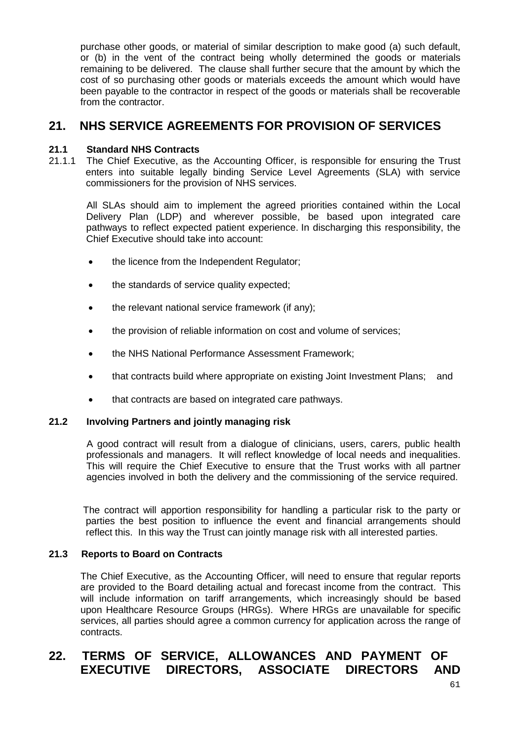purchase other goods, or material of similar description to make good (a) such default, or (b) in the vent of the contract being wholly determined the goods or materials remaining to be delivered. The clause shall further secure that the amount by which the cost of so purchasing other goods or materials exceeds the amount which would have been payable to the contractor in respect of the goods or materials shall be recoverable from the contractor.

## 21. NHS SERVICE AGREEMENTS FOR PROVISION OF SERVICES

### 21.1 Standard NHS Contracts

21.1.1 The Chief Executive, as the Accounting Officer, is responsible for ensuring the Trust enters into suitable legally binding Service Level Agreements (SLA) with service commissioners for the provision of NHS services.

All SLAs should aim to implement the agreed priorities contained within the Local Delivery Plan (LDP) and wherever possible, be based upon integrated care pathways to reflect expected patient experience. In discharging this responsibility, the Chief Executive should take into account:

- the licence from the Independent Regulator;
- the standards of service quality expected;
- the relevant national service framework (if any);
- the provision of reliable information on cost and volume of services;
- the NHS National Performance Assessment Framework;
- that contracts build where appropriate on existing Joint Investment Plans; and
- that contracts are based on integrated care pathways.

### 21.2 Involving Partners and jointly managing risk

A good contract will result from a dialogue of clinicians, users, carers, public health professionals and managers. It will reflect knowledge of local needs and inequalities. This will require the Chief Executive to ensure that the Trust works with all partner agencies involved in both the delivery and the commissioning of the service required.

The contract will apportion responsibility for handling a particular risk to the party or parties the best position to influence the event and financial arrangements should reflect this. In this way the Trust can jointly manage risk with all interested parties.

### 21.3 Reports to Board on Contracts

The Chief Executive, as the Accounting Officer, will need to ensure that regular reports are provided to the Board detailing actual and forecast income from the contract. This will include information on tariff arrangements, which increasingly should be based upon Healthcare Resource Groups (HRGs). Where HRGs are unavailable for specific services, all parties should agree a common currency for application across the range of contracts.

## 22. TERMS OF SERVICE, ALLOWANCES AND PAYMENT OF EXECUTIVE DIRECTORS, ASSOCIATE DIRECTORS AND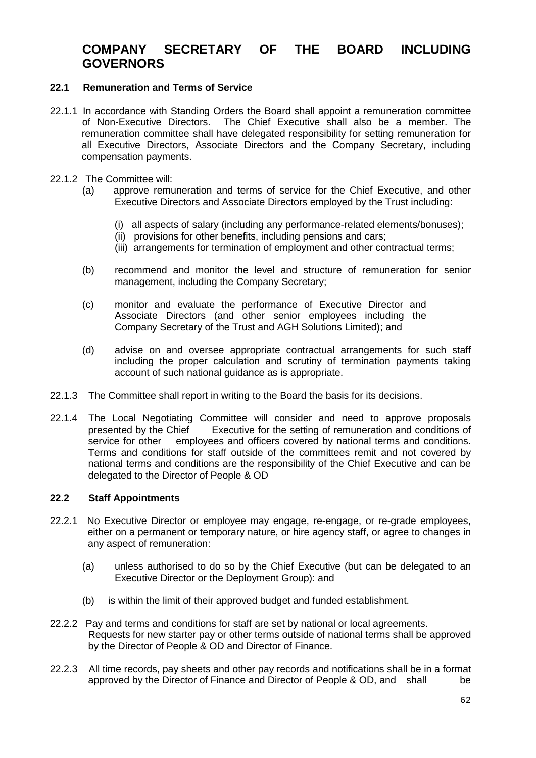# COMPANY SECRETARY OF THE BOARD INCLUDING GOVERNORS

### 22.1 Remuneration and Terms of Service

22.1.1 In accordance with Standing Orders the Board shall appoint a remuneration committee of Non-Executive Directors. The Chief Executive shall also be a member. The remuneration committee shall have delegated responsibility for setting remuneration for all Executive Directors, Associate Directors and the Company Secretary, including compensation payments.

22.1.2 The Committee will:

(a) approve remuneration and terms of service for the Chief Executive, and other Executive Directors and Associate Directors employed by the Trust including:

- (i) all aspects of salary (including any performance-related elements/bonuses);
- (ii) provisions for other benefits, including pensions and cars;
- (iii) arrangements for termination of employment and other contractual terms;

(b) recommend and monitor the level and structure of remuneration for senior management, including the Company Secretary;

(c) monitor and evaluate the performance of Executive Director and Associate Directors (and other senior employees including the Company Secretary of the Trust and AGH Solutions Limited); and

(d) advise on and oversee appropriate contractual arrangements for such staff including the proper calculation and scrutiny of termination payments taking account of such national guidance as is appropriate.

22.1.3 The Committee shall report in writing to the Board the basis for its decisions.

22.1.4 The Local Negotiating Committee will consider and need to approve proposals presented by the Chief Executive for the setting of remuneration and conditions of service for other employees and officers covered by national terms and conditions. Terms and conditions for staff outside of the committees remit and not covered by national terms and conditions are the responsibility of the Chief Executive and can be delegated to the Director of People & OD

### 22.2 Staff Appointments

22.2.1 No Executive Director or employee may engage, re-engage, or re-grade employees, either on a permanent or temporary nature, or hire agency staff, or agree to changes in any aspect of remuneration:

(a) unless authorised to do so by the Chief Executive (but can be delegated to an Executive Director or the Deployment Group): and

(b) is within the limit of their approved budget and funded establishment.

22.2.2 Pay and terms and conditions for staff are set by national or local agreements. Requests for new starter pay or other terms outside of national terms shall be approved by the Director of People & OD and Director of Finance.

22.2.3 All time records, pay sheets and other pay records and notifications shall be in a format approved by the Director of Finance and Director of People & OD, and shall be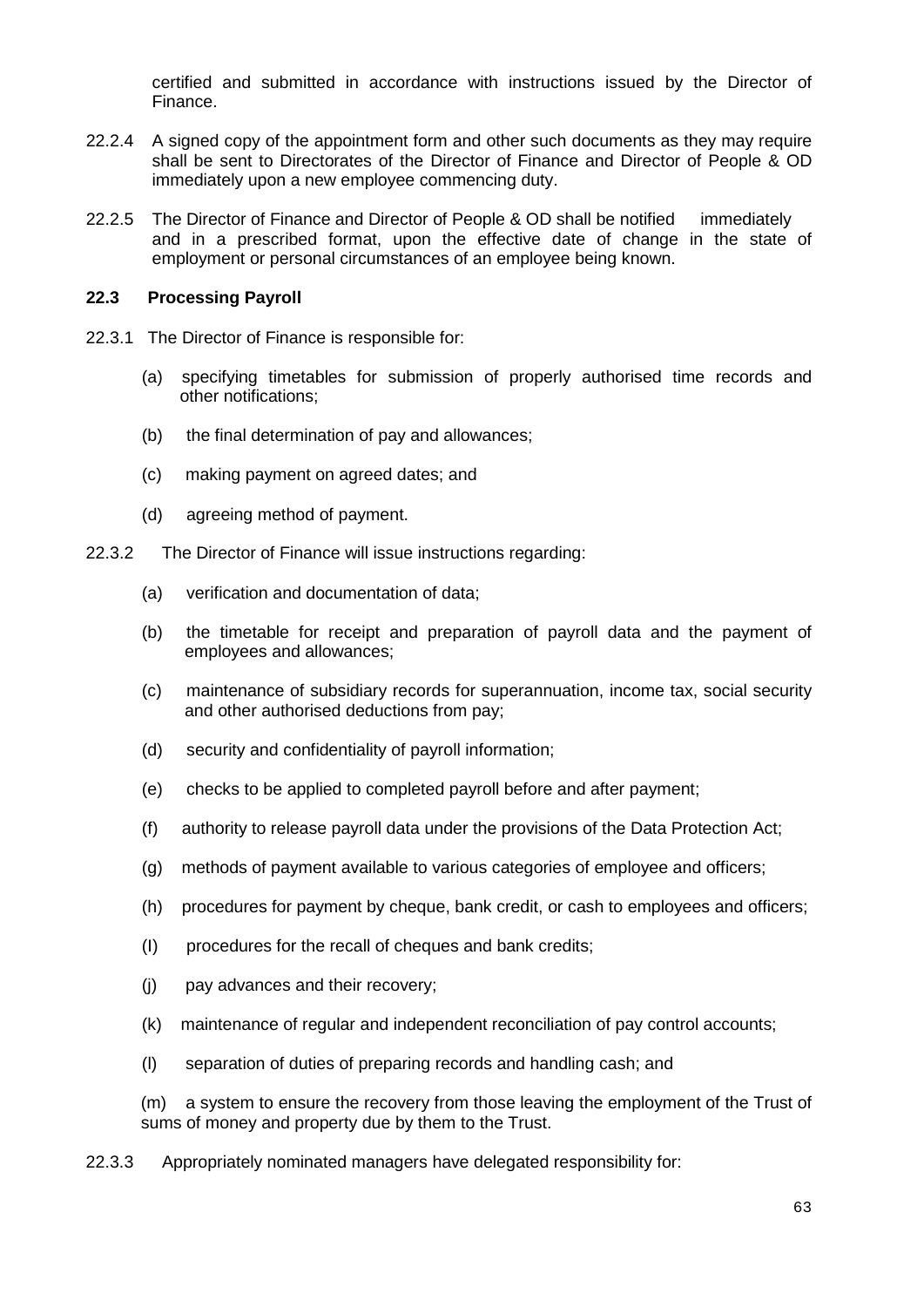certified and submitted in accordance with instructions issued by the Director of Finance.

22.2.4 A signed copy of the appointment form and other such documents as they may require shall be sent to Directorates of the Director of Finance and Director of People & OD immediately upon a new employee commencing duty.

22.2.5 The Director of Finance and Director of People & OD shall be notified immediately and in a prescribed format, upon the effective date of change in the state of employment or personal circumstances of an employee being known.

### 22.3 Processing Payroll

22.3.1 The Director of Finance is responsible for:

(a) specifying timetables for submission of properly authorised time records and other notifications;

(b) the final determination of pay and allowances;

(c) making payment on agreed dates; and

(d) agreeing method of payment.

22.3.2 The Director of Finance will issue instructions regarding:

(a) verification and documentation of data;

(b) the timetable for receipt and preparation of payroll data and the payment of employees and allowances;

(c) maintenance of subsidiary records for superannuation, income tax, social security and other authorised deductions from pay;

(d) security and confidentiality of payroll information;

(e) checks to be applied to completed payroll before and after payment;

(f) authority to release payroll data under the provisions of the Data Protection Act;

(g) methods of payment available to various categories of employee and officers;

(h) procedures for payment by cheque, bank credit, or cash to employees and officers;

(I) procedures for the recall of cheques and bank credits;

(j) pay advances and their recovery;

(k) maintenance of regular and independent reconciliation of pay control accounts;

(l) separation of duties of preparing records and handling cash; and

(m) a system to ensure the recovery from those leaving the employment of the Trust of sums of money and property due by them to the Trust.

22.3.3 Appropriately nominated managers have delegated responsibility for: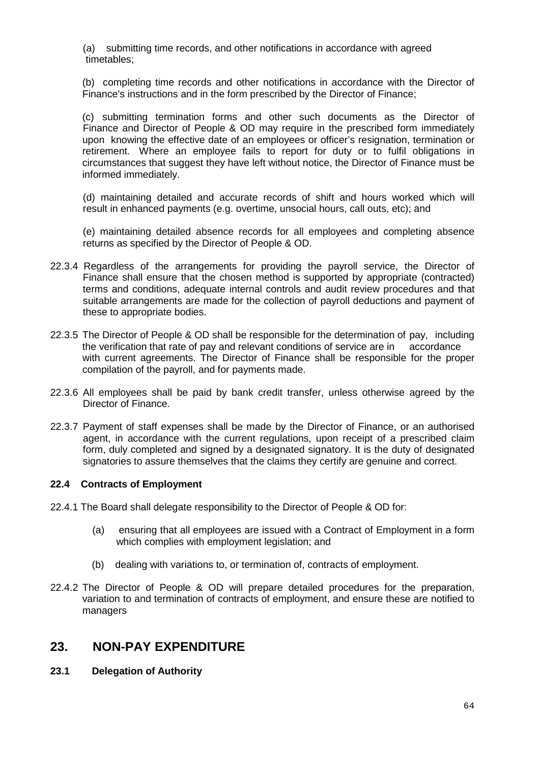(a) submitting time records, and other notifications in accordance with agreed timetables;

(b) completing time records and other notifications in accordance with the Director of Finance's instructions and in the form prescribed by the Director of Finance;

(c) submitting termination forms and other such documents as the Director of Finance and Director of People & OD may require in the prescribed form immediately upon knowing the effective date of an employees or officer's resignation, termination or retirement. Where an employee fails to report for duty or to fulfil obligations in circumstances that suggest they have left without notice, the Director of Finance must be informed immediately.

(d) maintaining detailed and accurate records of shift and hours worked which will result in enhanced payments (e.g. overtime, unsocial hours, call outs, etc); and

(e) maintaining detailed absence records for all employees and completing absence returns as specified by the Director of People & OD.

22.3.4 Regardless of the arrangements for providing the payroll service, the Director of Finance shall ensure that the chosen method is supported by appropriate (contracted) terms and conditions, adequate internal controls and audit review procedures and that suitable arrangements are made for the collection of payroll deductions and payment of these to appropriate bodies.

22.3.5 The Director of People & OD shall be responsible for the determination of pay, including the verification that rate of pay and relevant conditions of service are in accordance with current agreements. The Director of Finance shall be responsible for the proper compilation of the payroll, and for payments made.

22.3.6 All employees shall be paid by bank credit transfer, unless otherwise agreed by the Director of Finance.

22.3.7 Payment of staff expenses shall be made by the Director of Finance, or an authorised agent, in accordance with the current regulations, upon receipt of a prescribed claim form, duly completed and signed by a designated signatory. It is the duty of designated signatories to assure themselves that the claims they certify are genuine and correct.

### 22.4 Contracts of Employment

22.4.1 The Board shall delegate responsibility to the Director of People & OD for:

(a) ensuring that all employees are issued with a Contract of Employment in a form which complies with employment legislation; and

(b) dealing with variations to, or termination of, contracts of employment.

22.4.2 The Director of People & OD will prepare detailed procedures for the preparation, variation to and termination of contracts of employment, and ensure these are notified to managers

## 23. NON-PAY EXPENDITURE

### 23.1 Delegation of Authority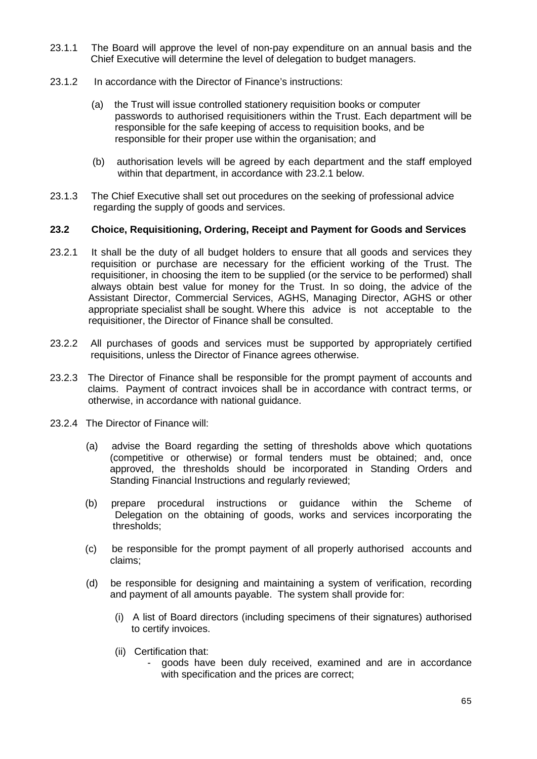23.1.1 The Board will approve the level of non-pay expenditure on an annual basis and the Chief Executive will determine the level of delegation to budget managers.

23.1.2 In accordance with the Director of Finance's instructions:

(a) the Trust will issue controlled stationery requisition books or computer passwords to authorised requisitioners within the Trust. Each department will be responsible for the safe keeping of access to requisition books, and be responsible for their proper use within the organisation; and

(b) authorisation levels will be agreed by each department and the staff employed within that department, in accordance with 23.2.1 below.

23.1.3 The Chief Executive shall set out procedures on the seeking of professional advice regarding the supply of goods and services.

**23.2 Choice, Requisitioning, Ordering, Receipt and Payment for Goods and Services**

23.2.1 It shall be the duty of all budget holders to ensure that all goods and services they requisition or purchase are necessary for the efficient working of the Trust. The requisitioner, in choosing the item to be supplied (or the service to be performed) shall always obtain best value for money for the Trust. In so doing, the advice of the Assistant Director, Commercial Services, AGHS, Managing Director, AGHS or other appropriate specialist shall be sought. Where this advice is not acceptable to the requisitioner, the Director of Finance shall be consulted.

23.2.2 All purchases of goods and services must be supported by appropriately certified requisitions, unless the Director of Finance agrees otherwise.

23.2.3 The Director of Finance shall be responsible for the prompt payment of accounts and claims. Payment of contract invoices shall be in accordance with contract terms, or otherwise, in accordance with national guidance.

23.2.4 The Director of Finance will:

(a) advise the Board regarding the setting of thresholds above which quotations (competitive or otherwise) or formal tenders must be obtained; and, once approved, the thresholds should be incorporated in Standing Orders and Standing Financial Instructions and regularly reviewed;

(b) prepare procedural instructions or guidance within the Scheme of Delegation on the obtaining of goods, works and services incorporating the thresholds;

(c) be responsible for the prompt payment of all properly authorised accounts and claims;

(d) be responsible for designing and maintaining a system of verification, recording and payment of all amounts payable. The system shall provide for:

(i) A list of Board directors (including specimens of their signatures) authorised to certify invoices.

(ii) Certification that:

- goods have been duly received, examined and are in accordance with specification and the prices are correct;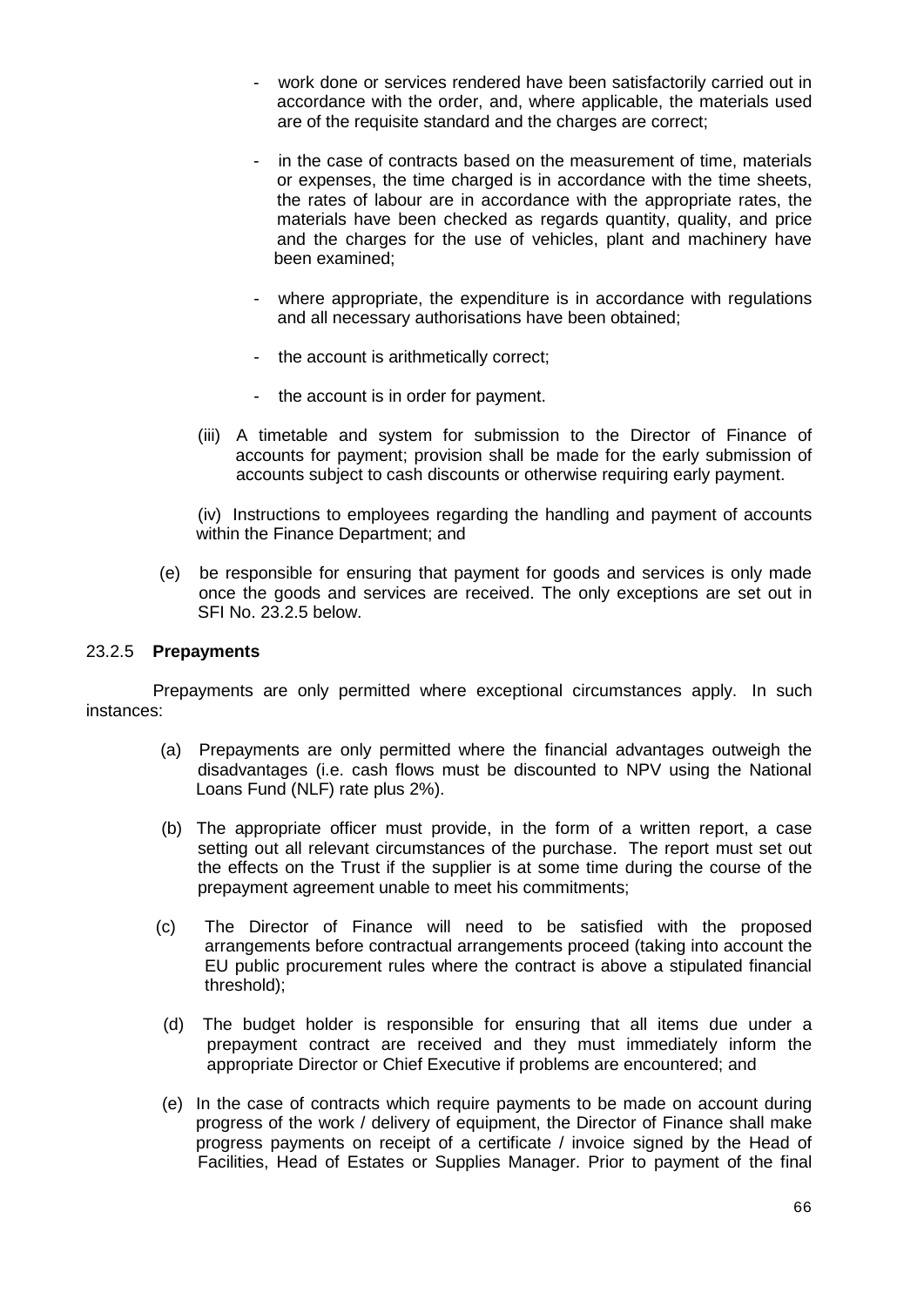- work done or services rendered have been satisfactorily carried out in accordance with the order, and, where applicable, the materials used are of the requisite standard and the charges are correct;

- in the case of contracts based on the measurement of time, materials or expenses, the time charged is in accordance with the time sheets, the rates of labour are in accordance with the appropriate rates, the materials have been checked as regards quantity, quality, and price and the charges for the use of vehicles, plant and machinery have been examined;

- where appropriate, the expenditure is in accordance with regulations and all necessary authorisations have been obtained;

- the account is arithmetically correct;

- the account is in order for payment.

(iii) A timetable and system for submission to the Director of Finance of accounts for payment; provision shall be made for the early submission of accounts subject to cash discounts or otherwise requiring early payment.

(iv) Instructions to employees regarding the handling and payment of accounts within the Finance Department; and

(e) be responsible for ensuring that payment for goods and services is only made once the goods and services are received. The only exceptions are set out in SFI No. 23.2.5 below.

### 23.2.5 **Prepayments**

Prepayments are only permitted where exceptional circumstances apply. In such instances:

(a) Prepayments are only permitted where the financial advantages outweigh the disadvantages (i.e. cash flows must be discounted to NPV using the National Loans Fund (NLF) rate plus 2%).

(b) The appropriate officer must provide, in the form of a written report, a case setting out all relevant circumstances of the purchase. The report must set out the effects on the Trust if the supplier is at some time during the course of the prepayment agreement unable to meet his commitments;

(c) The Director of Finance will need to be satisfied with the proposed arrangements before contractual arrangements proceed (taking into account the EU public procurement rules where the contract is above a stipulated financial threshold);

(d) The budget holder is responsible for ensuring that all items due under a prepayment contract are received and they must immediately inform the appropriate Director or Chief Executive if problems are encountered; and

(e) In the case of contracts which require payments to be made on account during progress of the work / delivery of equipment, the Director of Finance shall make progress payments on receipt of a certificate / invoice signed by the Head of Facilities, Head of Estates or Supplies Manager. Prior to payment of the final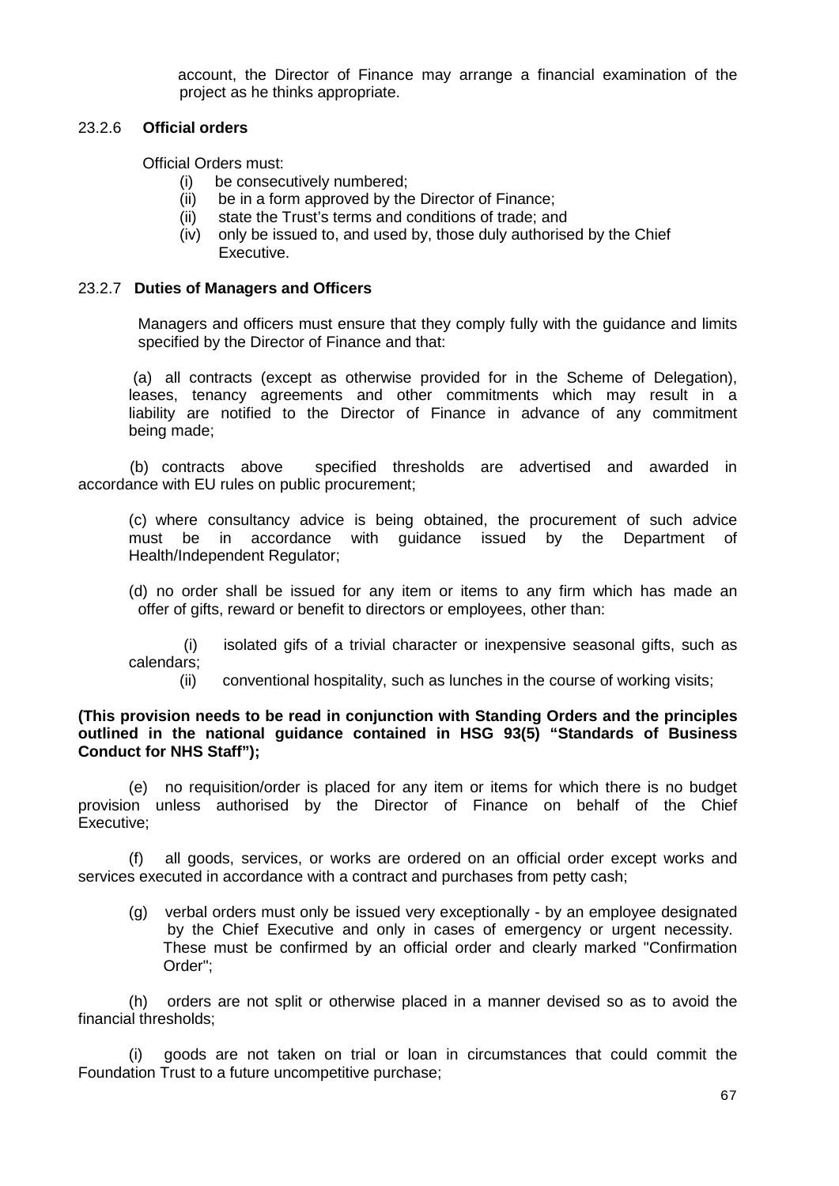account, the Director of Finance may arrange a financial examination of the project as he thinks appropriate.

### 23.2.6 **Official orders**

Official Orders must:

(i) be consecutively numbered;
(ii) be in a form approved by the Director of Finance;
(ii) state the Trust's terms and conditions of trade; and
(iv) only be issued to, and used by, those duly authorised by the Chief Executive.

### 23.2.7 **Duties of Managers and Officers**

Managers and officers must ensure that they comply fully with the guidance and limits specified by the Director of Finance and that:

(a) all contracts (except as otherwise provided for in the Scheme of Delegation), leases, tenancy agreements and other commitments which may result in a liability are notified to the Director of Finance in advance of any commitment being made;

(b) contracts above specified thresholds are advertised and awarded in accordance with EU rules on public procurement;

(c) where consultancy advice is being obtained, the procurement of such advice must be in accordance with guidance issued by the Department of Health/Independent Regulator;

(d) no order shall be issued for any item or items to any firm which has made an offer of gifts, reward or benefit to directors or employees, other than:

(i) isolated gifs of a trivial character or inexpensive seasonal gifts, such as calendars;

(ii) conventional hospitality, such as lunches in the course of working visits;

**(This provision needs to be read in conjunction with Standing Orders and the principles outlined in the national guidance contained in HSG 93(5) "Standards of Business Conduct for NHS Staff");**

(e) no requisition/order is placed for any item or items for which there is no budget provision unless authorised by the Director of Finance on behalf of the Chief Executive;

(f) all goods, services, or works are ordered on an official order except works and services executed in accordance with a contract and purchases from petty cash;

(g) verbal orders must only be issued very exceptionally - by an employee designated by the Chief Executive and only in cases of emergency or urgent necessity. These must be confirmed by an official order and clearly marked "Confirmation Order";

(h) orders are not split or otherwise placed in a manner devised so as to avoid the financial thresholds;

(i) goods are not taken on trial or loan in circumstances that could commit the Foundation Trust to a future uncompetitive purchase;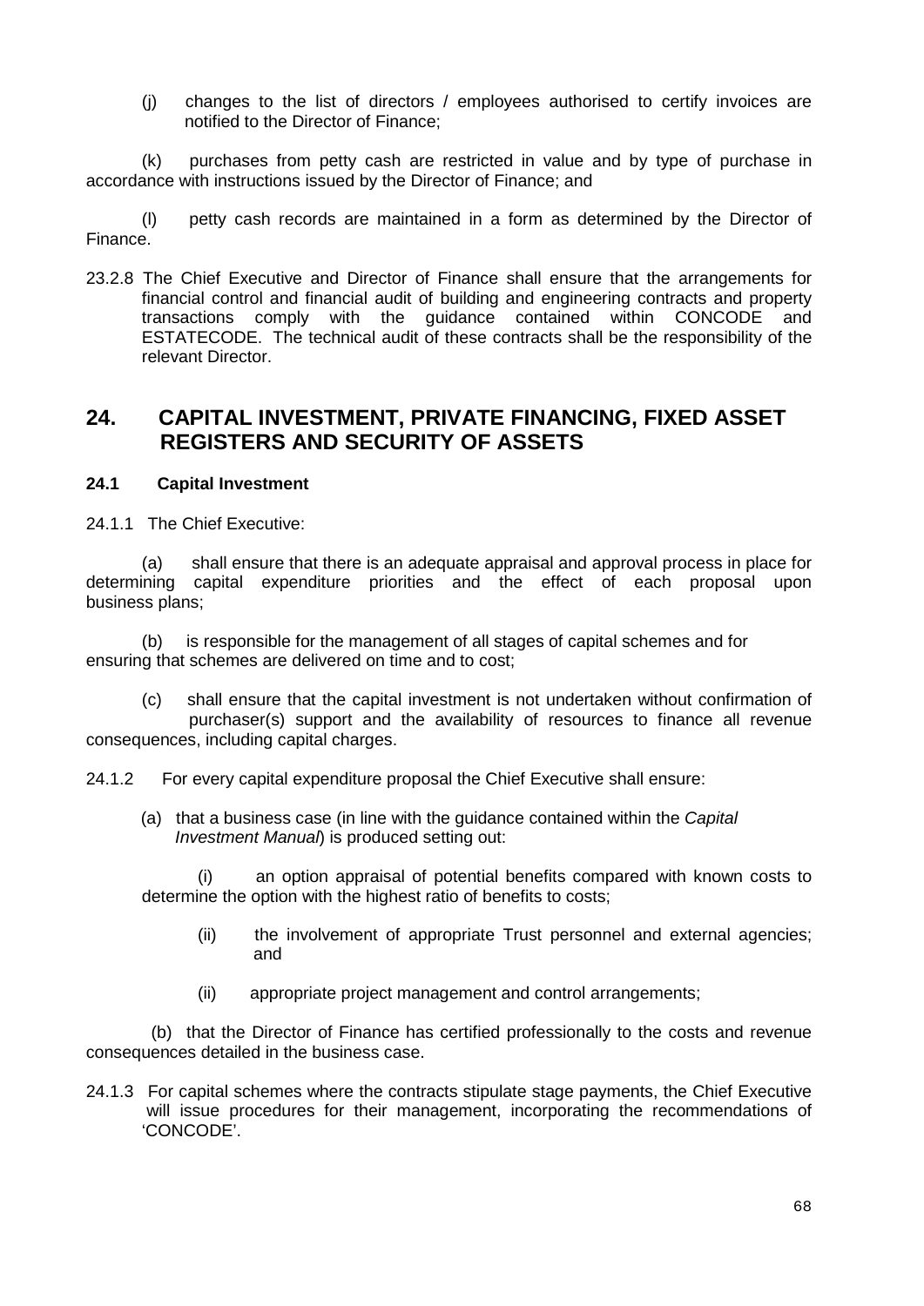(j) changes to the list of directors / employees authorised to certify invoices are notified to the Director of Finance;

(k) purchases from petty cash are restricted in value and by type of purchase in accordance with instructions issued by the Director of Finance; and

(l) petty cash records are maintained in a form as determined by the Director of Finance.

23.2.8 The Chief Executive and Director of Finance shall ensure that the arrangements for financial control and financial audit of building and engineering contracts and property transactions comply with the guidance contained within CONCODE and ESTATECODE. The technical audit of these contracts shall be the responsibility of the relevant Director.

## 24. CAPITAL INVESTMENT, PRIVATE FINANCING, FIXED ASSET REGISTERS AND SECURITY OF ASSETS

### 24.1 Capital Investment

24.1.1 The Chief Executive:

(a) shall ensure that there is an adequate appraisal and approval process in place for determining capital expenditure priorities and the effect of each proposal upon business plans;

(b) is responsible for the management of all stages of capital schemes and for ensuring that schemes are delivered on time and to cost;

(c) shall ensure that the capital investment is not undertaken without confirmation of purchaser(s) support and the availability of resources to finance all revenue consequences, including capital charges.

24.1.2 For every capital expenditure proposal the Chief Executive shall ensure:

(a) that a business case (in line with the guidance contained within the *Capital Investment Manual*) is produced setting out:

(i) an option appraisal of potential benefits compared with known costs to determine the option with the highest ratio of benefits to costs;

(ii) the involvement of appropriate Trust personnel and external agencies; and

(ii) appropriate project management and control arrangements;

(b) that the Director of Finance has certified professionally to the costs and revenue consequences detailed in the business case.

24.1.3 For capital schemes where the contracts stipulate stage payments, the Chief Executive will issue procedures for their management, incorporating the recommendations of 'CONCODE'.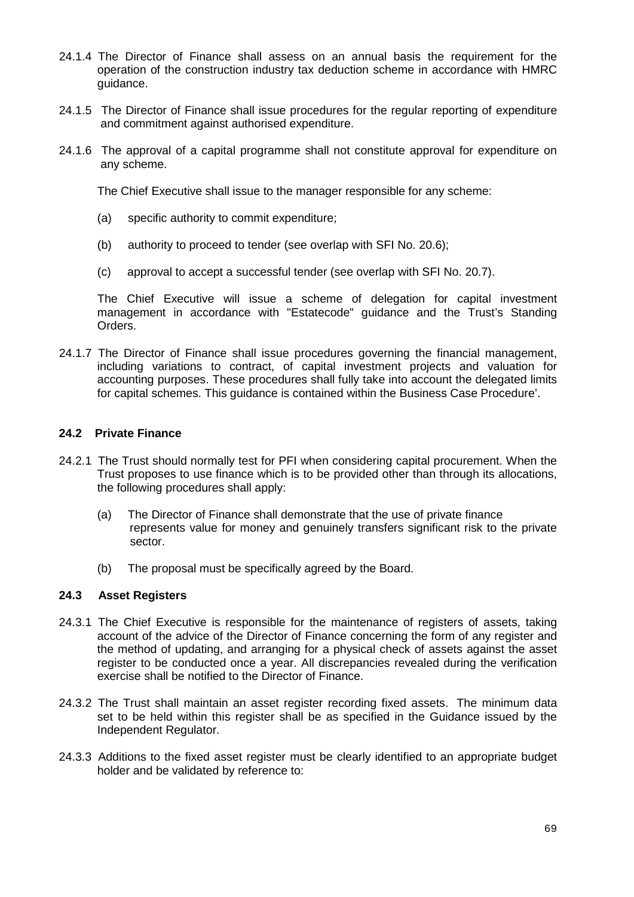24.1.4 The Director of Finance shall assess on an annual basis the requirement for the operation of the construction industry tax deduction scheme in accordance with HMRC guidance.

24.1.5 The Director of Finance shall issue procedures for the regular reporting of expenditure and commitment against authorised expenditure.

24.1.6 The approval of a capital programme shall not constitute approval for expenditure on any scheme.

The Chief Executive shall issue to the manager responsible for any scheme:

(a) specific authority to commit expenditure;

(b) authority to proceed to tender (see overlap with SFI No. 20.6);

(c) approval to accept a successful tender (see overlap with SFI No. 20.7).

The Chief Executive will issue a scheme of delegation for capital investment management in accordance with "Estatecode" guidance and the Trust's Standing Orders.

24.1.7 The Director of Finance shall issue procedures governing the financial management, including variations to contract, of capital investment projects and valuation for accounting purposes. These procedures shall fully take into account the delegated limits for capital schemes. This guidance is contained within the Business Case Procedure'.

### 24.2 Private Finance

24.2.1 The Trust should normally test for PFI when considering capital procurement. When the Trust proposes to use finance which is to be provided other than through its allocations, the following procedures shall apply:

(a) The Director of Finance shall demonstrate that the use of private finance represents value for money and genuinely transfers significant risk to the private sector.

(b) The proposal must be specifically agreed by the Board.

### 24.3 Asset Registers

24.3.1 The Chief Executive is responsible for the maintenance of registers of assets, taking account of the advice of the Director of Finance concerning the form of any register and the method of updating, and arranging for a physical check of assets against the asset register to be conducted once a year. All discrepancies revealed during the verification exercise shall be notified to the Director of Finance.

24.3.2 The Trust shall maintain an asset register recording fixed assets. The minimum data set to be held within this register shall be as specified in the Guidance issued by the Independent Regulator.

24.3.3 Additions to the fixed asset register must be clearly identified to an appropriate budget holder and be validated by reference to: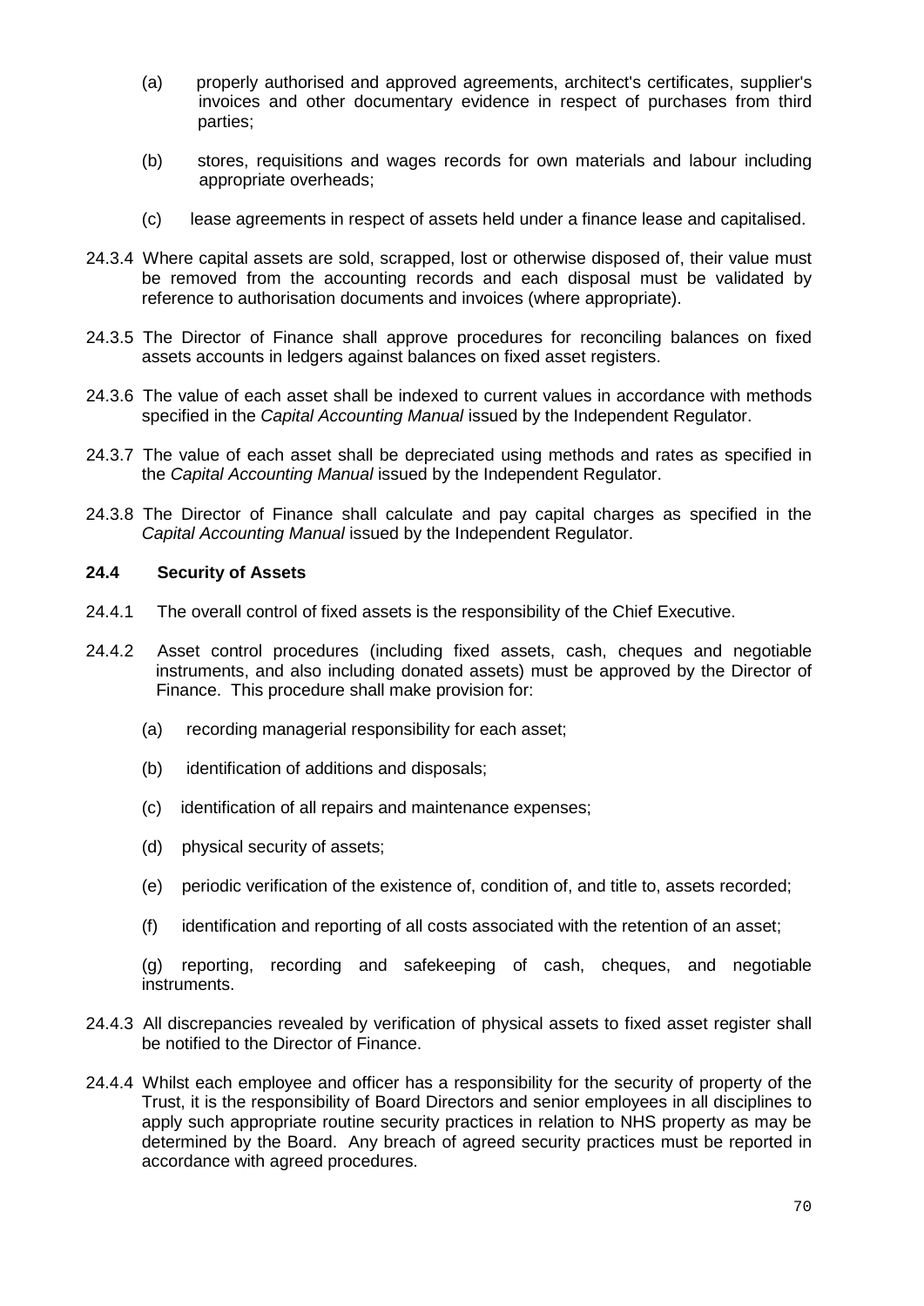(a) properly authorised and approved agreements, architect's certificates, supplier's invoices and other documentary evidence in respect of purchases from third parties;

(b) stores, requisitions and wages records for own materials and labour including appropriate overheads;

(c) lease agreements in respect of assets held under a finance lease and capitalised.

24.3.4 Where capital assets are sold, scrapped, lost or otherwise disposed of, their value must be removed from the accounting records and each disposal must be validated by reference to authorisation documents and invoices (where appropriate).

24.3.5 The Director of Finance shall approve procedures for reconciling balances on fixed assets accounts in ledgers against balances on fixed asset registers.

24.3.6 The value of each asset shall be indexed to current values in accordance with methods specified in the *Capital Accounting Manual* issued by the Independent Regulator.

24.3.7 The value of each asset shall be depreciated using methods and rates as specified in the *Capital Accounting Manual* issued by the Independent Regulator.

24.3.8 The Director of Finance shall calculate and pay capital charges as specified in the *Capital Accounting Manual* issued by the Independent Regulator.

### 24.4 Security of Assets

24.4.1 The overall control of fixed assets is the responsibility of the Chief Executive.

24.4.2 Asset control procedures (including fixed assets, cash, cheques and negotiable instruments, and also including donated assets) must be approved by the Director of Finance. This procedure shall make provision for:

(a) recording managerial responsibility for each asset;

(b) identification of additions and disposals;

(c) identification of all repairs and maintenance expenses;

(d) physical security of assets;

(e) periodic verification of the existence of, condition of, and title to, assets recorded;

(f) identification and reporting of all costs associated with the retention of an asset;

(g) reporting, recording and safekeeping of cash, cheques, and negotiable instruments.

24.4.3 All discrepancies revealed by verification of physical assets to fixed asset register shall be notified to the Director of Finance.

24.4.4 Whilst each employee and officer has a responsibility for the security of property of the Trust, it is the responsibility of Board Directors and senior employees in all disciplines to apply such appropriate routine security practices in relation to NHS property as may be determined by the Board. Any breach of agreed security practices must be reported in accordance with agreed procedures.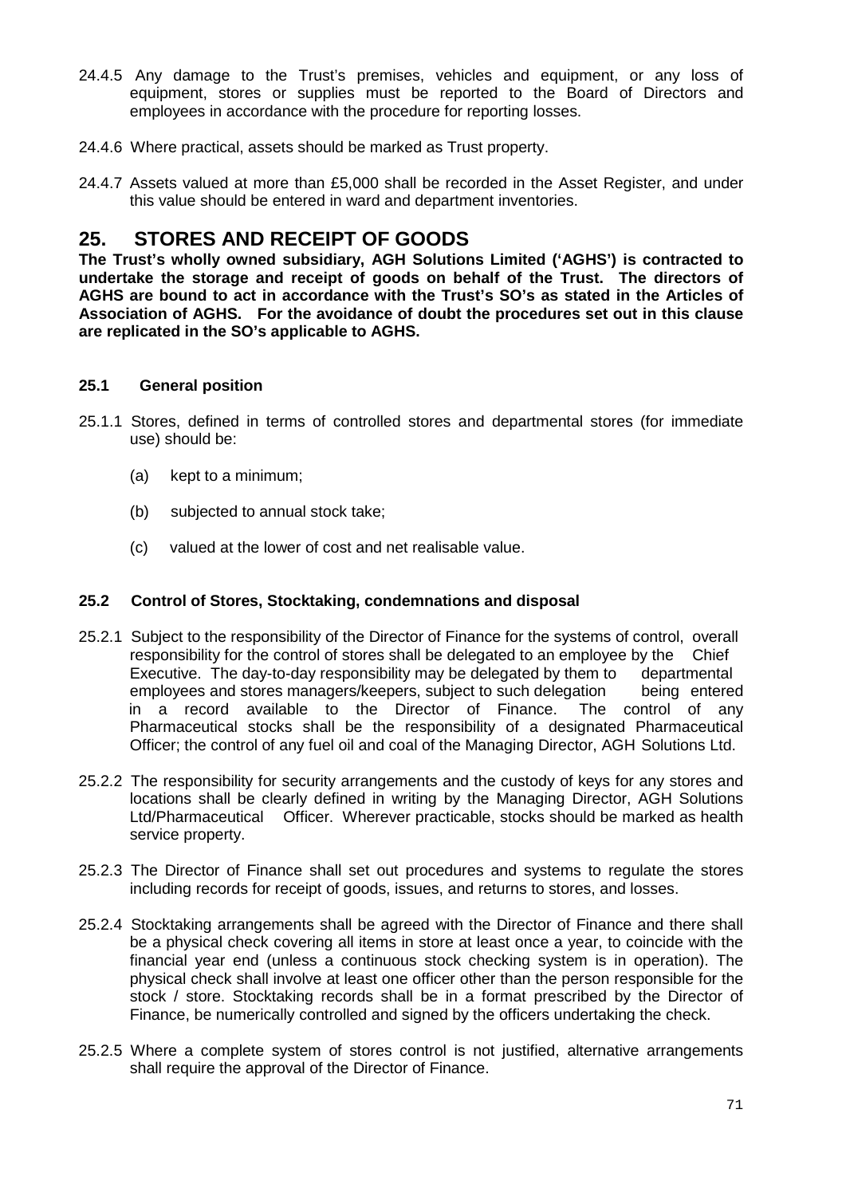24.4.5 Any damage to the Trust's premises, vehicles and equipment, or any loss of equipment, stores or supplies must be reported to the Board of Directors and employees in accordance with the procedure for reporting losses.

24.4.6 Where practical, assets should be marked as Trust property.

24.4.7 Assets valued at more than £5,000 shall be recorded in the Asset Register, and under this value should be entered in ward and department inventories.

## 25. STORES AND RECEIPT OF GOODS

**The Trust's wholly owned subsidiary, AGH Solutions Limited ('AGHS') is contracted to undertake the storage and receipt of goods on behalf of the Trust. The directors of AGHS are bound to act in accordance with the Trust's SO's as stated in the Articles of Association of AGHS. For the avoidance of doubt the procedures set out in this clause are replicated in the SO's applicable to AGHS.**

### 25.1 General position

25.1.1 Stores, defined in terms of controlled stores and departmental stores (for immediate use) should be:

(a) kept to a minimum;

(b) subjected to annual stock take;

(c) valued at the lower of cost and net realisable value.

### 25.2 Control of Stores, Stocktaking, condemnations and disposal

25.2.1 Subject to the responsibility of the Director of Finance for the systems of control, overall responsibility for the control of stores shall be delegated to an employee by the Chief Executive. The day-to-day responsibility may be delegated by them to departmental employees and stores managers/keepers, subject to such delegation being entered in a record available to the Director of Finance. The control of any Pharmaceutical stocks shall be the responsibility of a designated Pharmaceutical Officer; the control of any fuel oil and coal of the Managing Director, AGH Solutions Ltd.

25.2.2 The responsibility for security arrangements and the custody of keys for any stores and locations shall be clearly defined in writing by the Managing Director, AGH Solutions Ltd/Pharmaceutical Officer. Wherever practicable, stocks should be marked as health service property.

25.2.3 The Director of Finance shall set out procedures and systems to regulate the stores including records for receipt of goods, issues, and returns to stores, and losses.

25.2.4 Stocktaking arrangements shall be agreed with the Director of Finance and there shall be a physical check covering all items in store at least once a year, to coincide with the financial year end (unless a continuous stock checking system is in operation). The physical check shall involve at least one officer other than the person responsible for the stock / store. Stocktaking records shall be in a format prescribed by the Director of Finance, be numerically controlled and signed by the officers undertaking the check.

25.2.5 Where a complete system of stores control is not justified, alternative arrangements shall require the approval of the Director of Finance.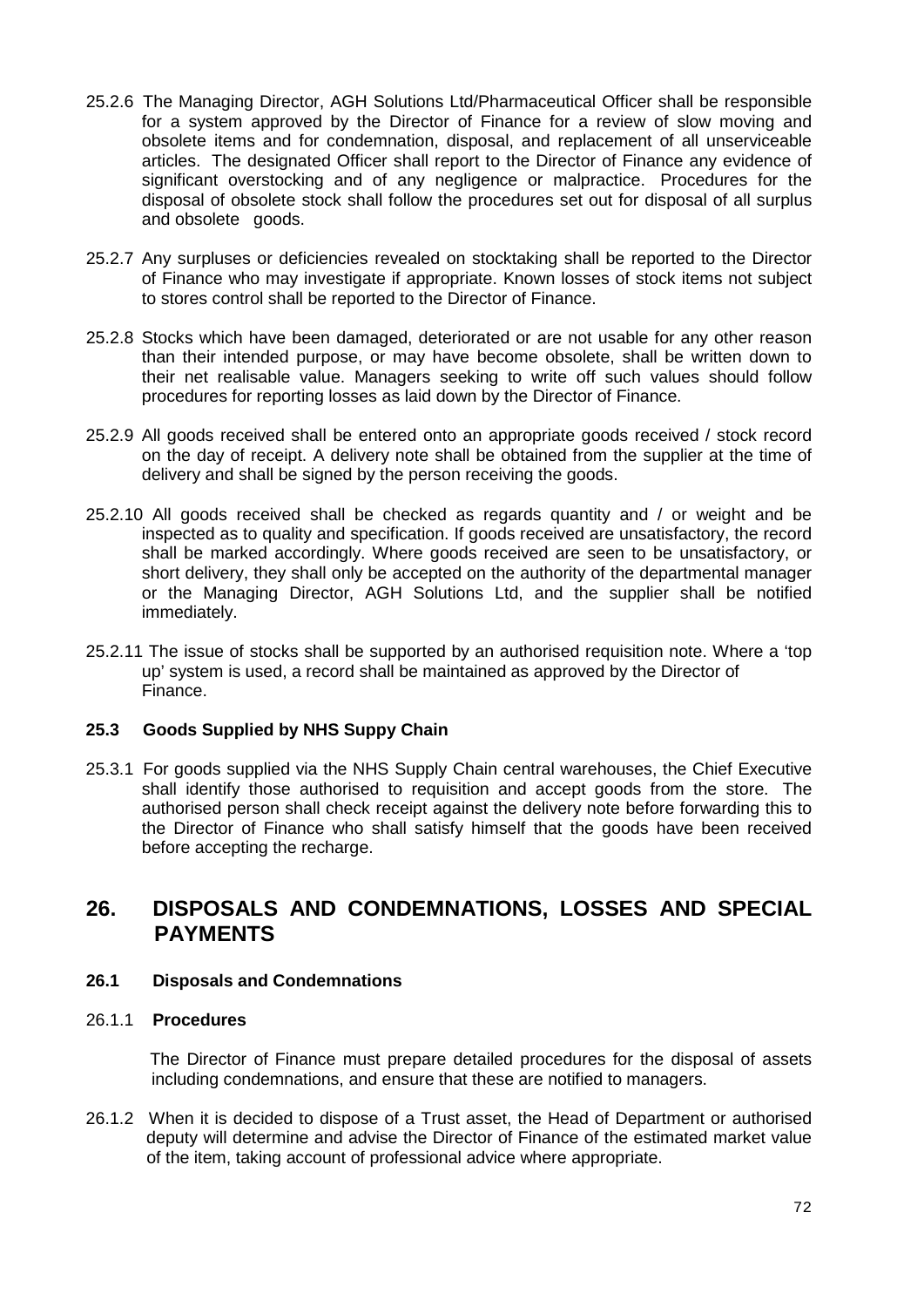25.2.6 The Managing Director, AGH Solutions Ltd/Pharmaceutical Officer shall be responsible for a system approved by the Director of Finance for a review of slow moving and obsolete items and for condemnation, disposal, and replacement of all unserviceable articles. The designated Officer shall report to the Director of Finance any evidence of significant overstocking and of any negligence or malpractice. Procedures for the disposal of obsolete stock shall follow the procedures set out for disposal of all surplus and obsolete goods.

25.2.7 Any surpluses or deficiencies revealed on stocktaking shall be reported to the Director of Finance who may investigate if appropriate. Known losses of stock items not subject to stores control shall be reported to the Director of Finance.

25.2.8 Stocks which have been damaged, deteriorated or are not usable for any other reason than their intended purpose, or may have become obsolete, shall be written down to their net realisable value. Managers seeking to write off such values should follow procedures for reporting losses as laid down by the Director of Finance.

25.2.9 All goods received shall be entered onto an appropriate goods received / stock record on the day of receipt. A delivery note shall be obtained from the supplier at the time of delivery and shall be signed by the person receiving the goods.

25.2.10 All goods received shall be checked as regards quantity and / or weight and be inspected as to quality and specification. If goods received are unsatisfactory, the record shall be marked accordingly. Where goods received are seen to be unsatisfactory, or short delivery, they shall only be accepted on the authority of the departmental manager or the Managing Director, AGH Solutions Ltd, and the supplier shall be notified immediately.

25.2.11 The issue of stocks shall be supported by an authorised requisition note. Where a 'top up' system is used, a record shall be maintained as approved by the Director of Finance.

### 25.3 Goods Supplied by NHS Suppy Chain

25.3.1 For goods supplied via the NHS Supply Chain central warehouses, the Chief Executive shall identify those authorised to requisition and accept goods from the store. The authorised person shall check receipt against the delivery note before forwarding this to the Director of Finance who shall satisfy himself that the goods have been received before accepting the recharge.

## 26. DISPOSALS AND CONDEMNATIONS, LOSSES AND SPECIAL PAYMENTS

### 26.1 Disposals and Condemnations

26.1.1 **Procedures**

The Director of Finance must prepare detailed procedures for the disposal of assets including condemnations, and ensure that these are notified to managers.

26.1.2 When it is decided to dispose of a Trust asset, the Head of Department or authorised deputy will determine and advise the Director of Finance of the estimated market value of the item, taking account of professional advice where appropriate.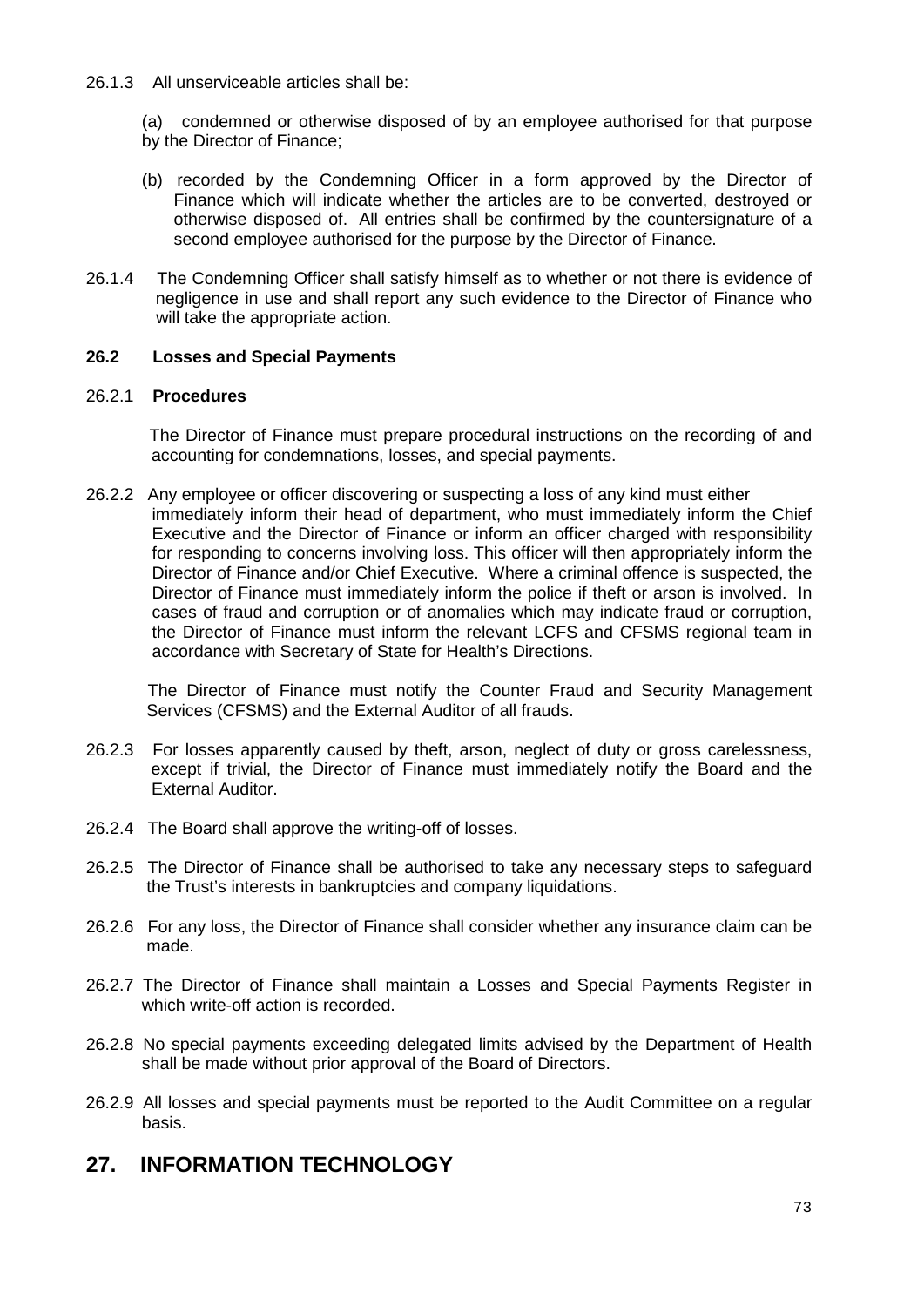26.1.3 All unserviceable articles shall be:

(a) condemned or otherwise disposed of by an employee authorised for that purpose by the Director of Finance;

(b) recorded by the Condemning Officer in a form approved by the Director of Finance which will indicate whether the articles are to be converted, destroyed or otherwise disposed of. All entries shall be confirmed by the countersignature of a second employee authorised for the purpose by the Director of Finance.

26.1.4 The Condemning Officer shall satisfy himself as to whether or not there is evidence of negligence in use and shall report any such evidence to the Director of Finance who will take the appropriate action.

### 26.2 Losses and Special Payments

26.2.1 **Procedures**

The Director of Finance must prepare procedural instructions on the recording of and accounting for condemnations, losses, and special payments.

26.2.2 Any employee or officer discovering or suspecting a loss of any kind must either immediately inform their head of department, who must immediately inform the Chief Executive and the Director of Finance or inform an officer charged with responsibility for responding to concerns involving loss. This officer will then appropriately inform the Director of Finance and/or Chief Executive. Where a criminal offence is suspected, the Director of Finance must immediately inform the police if theft or arson is involved. In cases of fraud and corruption or of anomalies which may indicate fraud or corruption, the Director of Finance must inform the relevant LCFS and CFSMS regional team in accordance with Secretary of State for Health's Directions.

The Director of Finance must notify the Counter Fraud and Security Management Services (CFSMS) and the External Auditor of all frauds.

26.2.3 For losses apparently caused by theft, arson, neglect of duty or gross carelessness, except if trivial, the Director of Finance must immediately notify the Board and the External Auditor.

26.2.4 The Board shall approve the writing-off of losses.

26.2.5 The Director of Finance shall be authorised to take any necessary steps to safeguard the Trust's interests in bankruptcies and company liquidations.

26.2.6 For any loss, the Director of Finance shall consider whether any insurance claim can be made.

26.2.7 The Director of Finance shall maintain a Losses and Special Payments Register in which write-off action is recorded.

26.2.8 No special payments exceeding delegated limits advised by the Department of Health shall be made without prior approval of the Board of Directors.

26.2.9 All losses and special payments must be reported to the Audit Committee on a regular basis.

## 27. INFORMATION TECHNOLOGY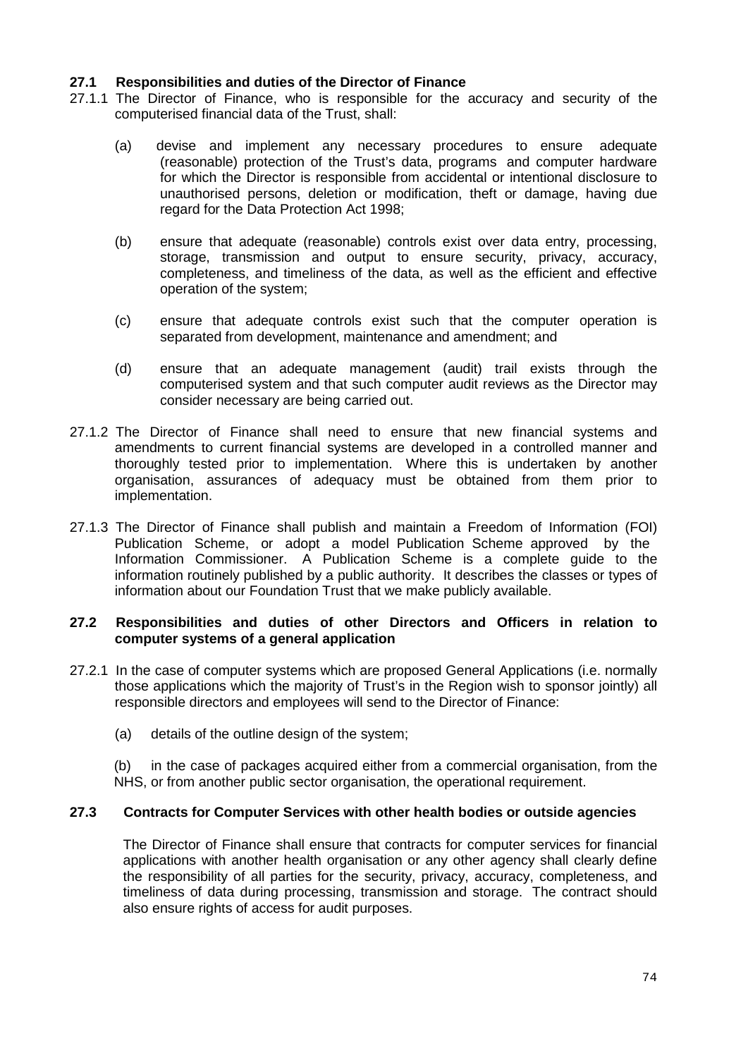### 27.1 Responsibilities and duties of the Director of Finance

27.1.1 The Director of Finance, who is responsible for the accuracy and security of the computerised financial data of the Trust, shall:

(a) devise and implement any necessary procedures to ensure adequate (reasonable) protection of the Trust's data, programs and computer hardware for which the Director is responsible from accidental or intentional disclosure to unauthorised persons, deletion or modification, theft or damage, having due regard for the Data Protection Act 1998;

(b) ensure that adequate (reasonable) controls exist over data entry, processing, storage, transmission and output to ensure security, privacy, accuracy, completeness, and timeliness of the data, as well as the efficient and effective operation of the system;

(c) ensure that adequate controls exist such that the computer operation is separated from development, maintenance and amendment; and

(d) ensure that an adequate management (audit) trail exists through the computerised system and that such computer audit reviews as the Director may consider necessary are being carried out.

27.1.2 The Director of Finance shall need to ensure that new financial systems and amendments to current financial systems are developed in a controlled manner and thoroughly tested prior to implementation. Where this is undertaken by another organisation, assurances of adequacy must be obtained from them prior to implementation.

27.1.3 The Director of Finance shall publish and maintain a Freedom of Information (FOI) Publication Scheme, or adopt a model Publication Scheme approved by the Information Commissioner. A Publication Scheme is a complete guide to the information routinely published by a public authority. It describes the classes or types of information about our Foundation Trust that we make publicly available.

### 27.2 Responsibilities and duties of other Directors and Officers in relation to computer systems of a general application

27.2.1 In the case of computer systems which are proposed General Applications (i.e. normally those applications which the majority of Trust's in the Region wish to sponsor jointly) all responsible directors and employees will send to the Director of Finance:

(a) details of the outline design of the system;

(b) in the case of packages acquired either from a commercial organisation, from the NHS, or from another public sector organisation, the operational requirement.

### 27.3 Contracts for Computer Services with other health bodies or outside agencies

The Director of Finance shall ensure that contracts for computer services for financial applications with another health organisation or any other agency shall clearly define the responsibility of all parties for the security, privacy, accuracy, completeness, and timeliness of data during processing, transmission and storage. The contract should also ensure rights of access for audit purposes.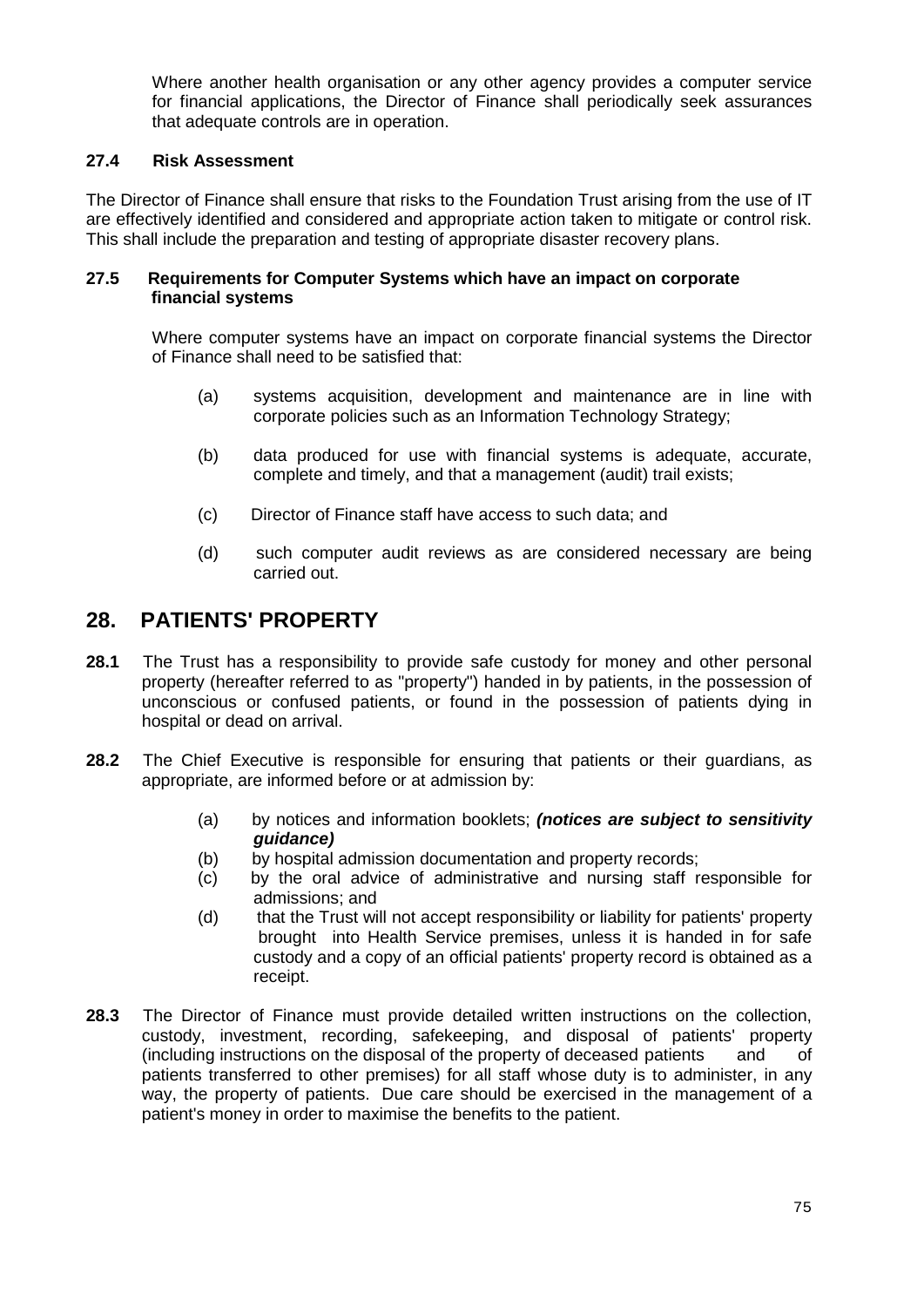Where another health organisation or any other agency provides a computer service for financial applications, the Director of Finance shall periodically seek assurances that adequate controls are in operation.

### 27.4 Risk Assessment

The Director of Finance shall ensure that risks to the Foundation Trust arising from the use of IT are effectively identified and considered and appropriate action taken to mitigate or control risk. This shall include the preparation and testing of appropriate disaster recovery plans.

### 27.5 Requirements for Computer Systems which have an impact on corporate financial systems

Where computer systems have an impact on corporate financial systems the Director of Finance shall need to be satisfied that:

(a) systems acquisition, development and maintenance are in line with corporate policies such as an Information Technology Strategy;

(b) data produced for use with financial systems is adequate, accurate, complete and timely, and that a management (audit) trail exists;

(c) Director of Finance staff have access to such data; and

(d) such computer audit reviews as are considered necessary are being carried out.

## 28. PATIENTS' PROPERTY

**28.1** The Trust has a responsibility to provide safe custody for money and other personal property (hereafter referred to as "property") handed in by patients, in the possession of unconscious or confused patients, or found in the possession of patients dying in hospital or dead on arrival.

**28.2** The Chief Executive is responsible for ensuring that patients or their guardians, as appropriate, are informed before or at admission by:

(a) by notices and information booklets; ***(notices are subject to sensitivity guidance)***
(b) by hospital admission documentation and property records;
(c) by the oral advice of administrative and nursing staff responsible for admissions; and
(d) that the Trust will not accept responsibility or liability for patients' property brought into Health Service premises, unless it is handed in for safe custody and a copy of an official patients' property record is obtained as a receipt.

**28.3** The Director of Finance must provide detailed written instructions on the collection, custody, investment, recording, safekeeping, and disposal of patients' property (including instructions on the disposal of the property of deceased patients and of patients transferred to other premises) for all staff whose duty is to administer, in any way, the property of patients. Due care should be exercised in the management of a patient's money in order to maximise the benefits to the patient.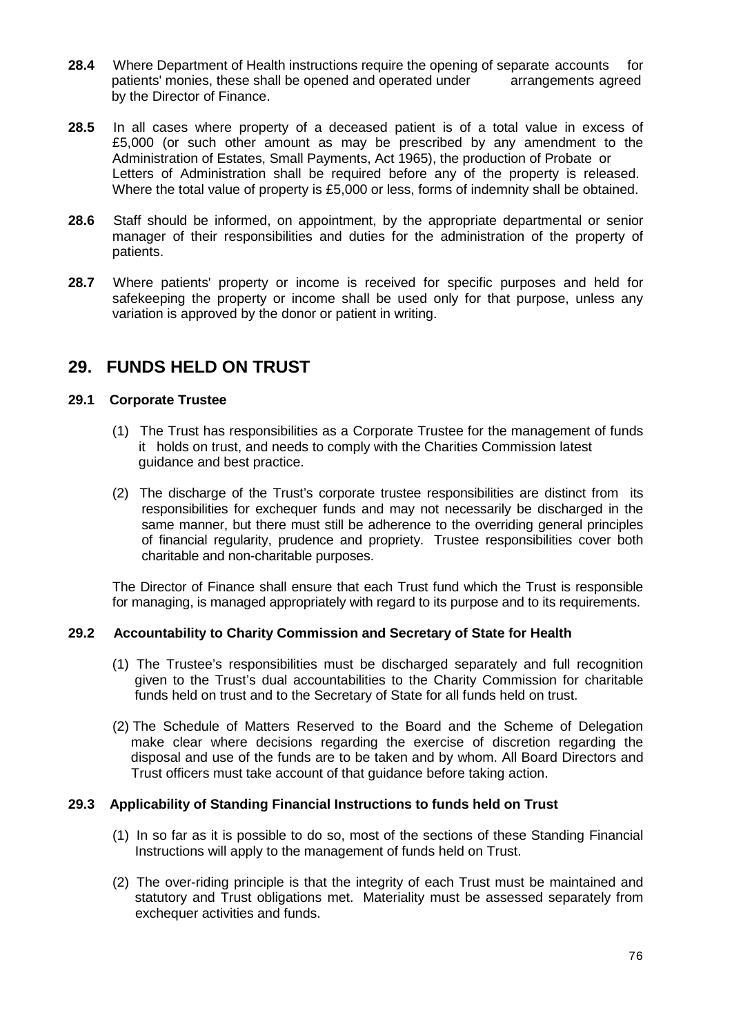**28.4** Where Department of Health instructions require the opening of separate accounts for patients' monies, these shall be opened and operated under arrangements agreed by the Director of Finance.

**28.5** In all cases where property of a deceased patient is of a total value in excess of £5,000 (or such other amount as may be prescribed by any amendment to the Administration of Estates, Small Payments, Act 1965), the production of Probate or Letters of Administration shall be required before any of the property is released. Where the total value of property is £5,000 or less, forms of indemnity shall be obtained.

**28.6** Staff should be informed, on appointment, by the appropriate departmental or senior manager of their responsibilities and duties for the administration of the property of patients.

**28.7** Where patients' property or income is received for specific purposes and held for safekeeping the property or income shall be used only for that purpose, unless any variation is approved by the donor or patient in writing.

## 29. FUNDS HELD ON TRUST

### 29.1 Corporate Trustee

(1) The Trust has responsibilities as a Corporate Trustee for the management of funds it holds on trust, and needs to comply with the Charities Commission latest guidance and best practice.

(2) The discharge of the Trust's corporate trustee responsibilities are distinct from its responsibilities for exchequer funds and may not necessarily be discharged in the same manner, but there must still be adherence to the overriding general principles of financial regularity, prudence and propriety. Trustee responsibilities cover both charitable and non-charitable purposes.

The Director of Finance shall ensure that each Trust fund which the Trust is responsible for managing, is managed appropriately with regard to its purpose and to its requirements.

### 29.2 Accountability to Charity Commission and Secretary of State for Health

(1) The Trustee's responsibilities must be discharged separately and full recognition given to the Trust's dual accountabilities to the Charity Commission for charitable funds held on trust and to the Secretary of State for all funds held on trust.

(2) The Schedule of Matters Reserved to the Board and the Scheme of Delegation make clear where decisions regarding the exercise of discretion regarding the disposal and use of the funds are to be taken and by whom. All Board Directors and Trust officers must take account of that guidance before taking action.

### 29.3 Applicability of Standing Financial Instructions to funds held on Trust

(1) In so far as it is possible to do so, most of the sections of these Standing Financial Instructions will apply to the management of funds held on Trust.

(2) The over-riding principle is that the integrity of each Trust must be maintained and statutory and Trust obligations met. Materiality must be assessed separately from exchequer activities and funds.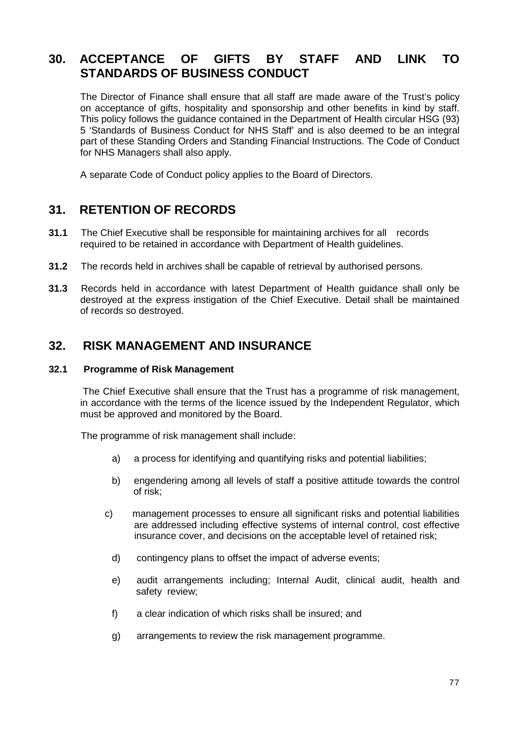## 30. ACCEPTANCE OF GIFTS BY STAFF AND LINK TO STANDARDS OF BUSINESS CONDUCT

The Director of Finance shall ensure that all staff are made aware of the Trust's policy on acceptance of gifts, hospitality and sponsorship and other benefits in kind by staff. This policy follows the guidance contained in the Department of Health circular HSG (93) 5 'Standards of Business Conduct for NHS Staff' and is also deemed to be an integral part of these Standing Orders and Standing Financial Instructions. The Code of Conduct for NHS Managers shall also apply.

A separate Code of Conduct policy applies to the Board of Directors.

## 31. RETENTION OF RECORDS

**31.1** The Chief Executive shall be responsible for maintaining archives for all records required to be retained in accordance with Department of Health guidelines.

**31.2** The records held in archives shall be capable of retrieval by authorised persons.

**31.3** Records held in accordance with latest Department of Health guidance shall only be destroyed at the express instigation of the Chief Executive. Detail shall be maintained of records so destroyed.

## 32. RISK MANAGEMENT AND INSURANCE

### 32.1 Programme of Risk Management

The Chief Executive shall ensure that the Trust has a programme of risk management, in accordance with the terms of the licence issued by the Independent Regulator, which must be approved and monitored by the Board.

The programme of risk management shall include:

a) a process for identifying and quantifying risks and potential liabilities;

b) engendering among all levels of staff a positive attitude towards the control of risk;

c) management processes to ensure all significant risks and potential liabilities are addressed including effective systems of internal control, cost effective insurance cover, and decisions on the acceptable level of retained risk;

d) contingency plans to offset the impact of adverse events;

e) audit arrangements including; Internal Audit, clinical audit, health and safety review;

f) a clear indication of which risks shall be insured; and

g) arrangements to review the risk management programme.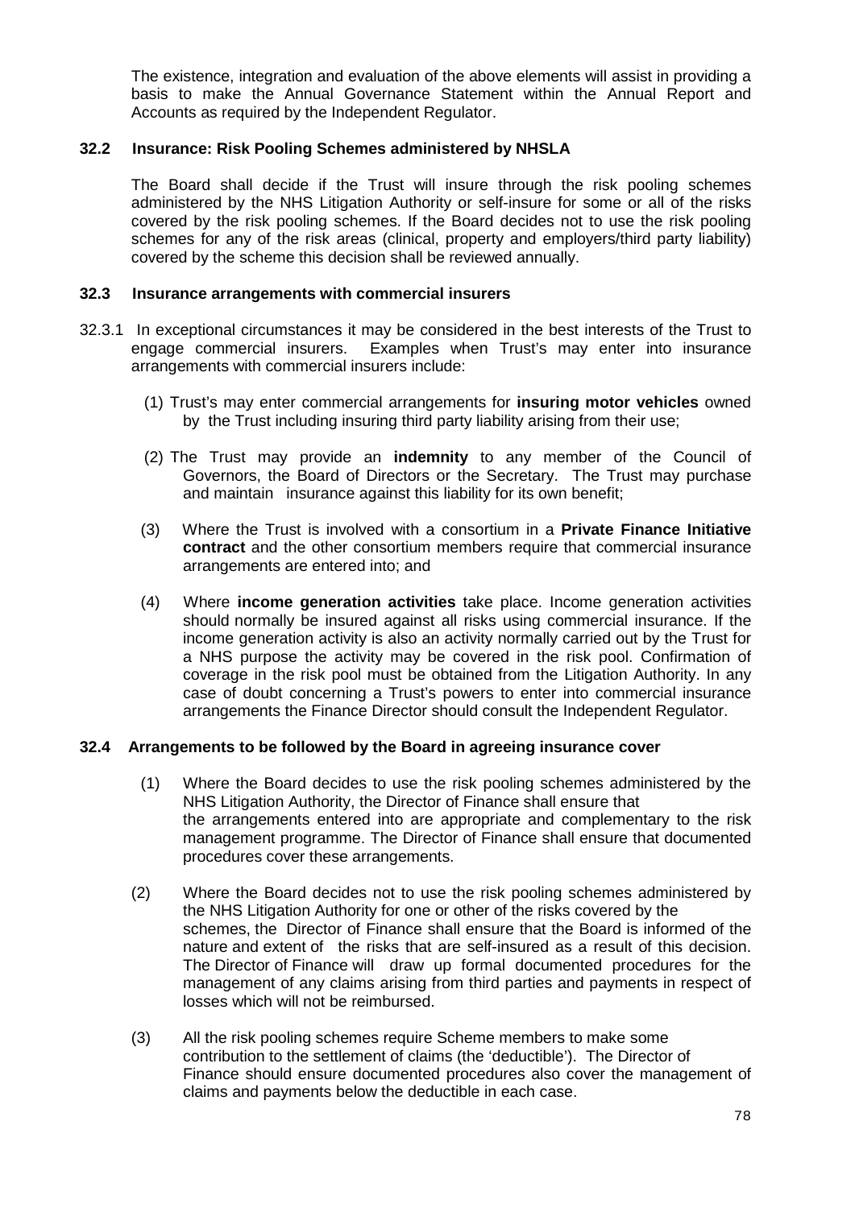The existence, integration and evaluation of the above elements will assist in providing a basis to make the Annual Governance Statement within the Annual Report and Accounts as required by the Independent Regulator.

### 32.2 Insurance: Risk Pooling Schemes administered by NHSLA

The Board shall decide if the Trust will insure through the risk pooling schemes administered by the NHS Litigation Authority or self-insure for some or all of the risks covered by the risk pooling schemes. If the Board decides not to use the risk pooling schemes for any of the risk areas (clinical, property and employers/third party liability) covered by the scheme this decision shall be reviewed annually.

### 32.3 Insurance arrangements with commercial insurers

32.3.1 In exceptional circumstances it may be considered in the best interests of the Trust to engage commercial insurers. Examples when Trust's may enter into insurance arrangements with commercial insurers include:

(1) Trust's may enter commercial arrangements for **insuring motor vehicles** owned by the Trust including insuring third party liability arising from their use;

(2) The Trust may provide an **indemnity** to any member of the Council of Governors, the Board of Directors or the Secretary. The Trust may purchase and maintain insurance against this liability for its own benefit;

(3) Where the Trust is involved with a consortium in a **Private Finance Initiative contract** and the other consortium members require that commercial insurance arrangements are entered into; and

(4) Where **income generation activities** take place. Income generation activities should normally be insured against all risks using commercial insurance. If the income generation activity is also an activity normally carried out by the Trust for a NHS purpose the activity may be covered in the risk pool. Confirmation of coverage in the risk pool must be obtained from the Litigation Authority. In any case of doubt concerning a Trust's powers to enter into commercial insurance arrangements the Finance Director should consult the Independent Regulator.

### 32.4 Arrangements to be followed by the Board in agreeing insurance cover

(1) Where the Board decides to use the risk pooling schemes administered by the NHS Litigation Authority, the Director of Finance shall ensure that the arrangements entered into are appropriate and complementary to the risk management programme. The Director of Finance shall ensure that documented procedures cover these arrangements.

(2) Where the Board decides not to use the risk pooling schemes administered by the NHS Litigation Authority for one or other of the risks covered by the schemes, the Director of Finance shall ensure that the Board is informed of the nature and extent of the risks that are self-insured as a result of this decision. The Director of Finance will draw up formal documented procedures for the management of any claims arising from third parties and payments in respect of losses which will not be reimbursed.

(3) All the risk pooling schemes require Scheme members to make some contribution to the settlement of claims (the 'deductible'). The Director of Finance should ensure documented procedures also cover the management of claims and payments below the deductible in each case.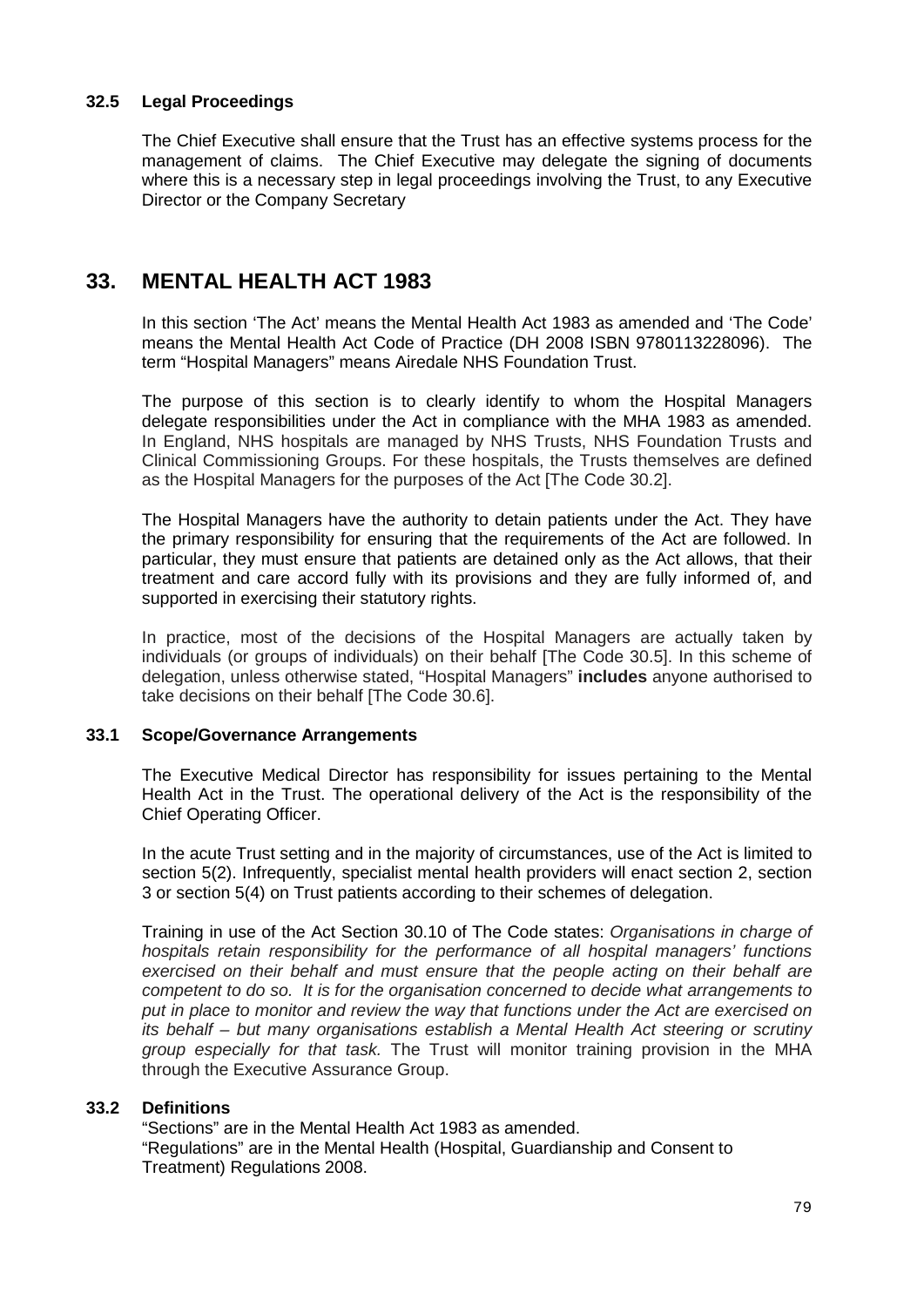### 32.5 Legal Proceedings

The Chief Executive shall ensure that the Trust has an effective systems process for the management of claims. The Chief Executive may delegate the signing of documents where this is a necessary step in legal proceedings involving the Trust, to any Executive Director or the Company Secretary

## 33. MENTAL HEALTH ACT 1983

In this section 'The Act' means the Mental Health Act 1983 as amended and 'The Code' means the Mental Health Act Code of Practice (DH 2008 ISBN 9780113228096). The term "Hospital Managers" means Airedale NHS Foundation Trust.

The purpose of this section is to clearly identify to whom the Hospital Managers delegate responsibilities under the Act in compliance with the MHA 1983 as amended. In England, NHS hospitals are managed by NHS Trusts, NHS Foundation Trusts and Clinical Commissioning Groups. For these hospitals, the Trusts themselves are defined as the Hospital Managers for the purposes of the Act [The Code 30.2].

The Hospital Managers have the authority to detain patients under the Act. They have the primary responsibility for ensuring that the requirements of the Act are followed. In particular, they must ensure that patients are detained only as the Act allows, that their treatment and care accord fully with its provisions and they are fully informed of, and supported in exercising their statutory rights.

In practice, most of the decisions of the Hospital Managers are actually taken by individuals (or groups of individuals) on their behalf [The Code 30.5]. In this scheme of delegation, unless otherwise stated, "Hospital Managers" **includes** anyone authorised to take decisions on their behalf [The Code 30.6].

### 33.1 Scope/Governance Arrangements

The Executive Medical Director has responsibility for issues pertaining to the Mental Health Act in the Trust. The operational delivery of the Act is the responsibility of the Chief Operating Officer.

In the acute Trust setting and in the majority of circumstances, use of the Act is limited to section 5(2). Infrequently, specialist mental health providers will enact section 2, section 3 or section 5(4) on Trust patients according to their schemes of delegation.

Training in use of the Act Section 30.10 of The Code states: *Organisations in charge of hospitals retain responsibility for the performance of all hospital managers' functions exercised on their behalf and must ensure that the people acting on their behalf are competent to do so. It is for the organisation concerned to decide what arrangements to put in place to monitor and review the way that functions under the Act are exercised on its behalf – but many organisations establish a Mental Health Act steering or scrutiny group especially for that task.* The Trust will monitor training provision in the MHA through the Executive Assurance Group.

### 33.2 Definitions

"Sections" are in the Mental Health Act 1983 as amended.
"Regulations" are in the Mental Health (Hospital, Guardianship and Consent to Treatment) Regulations 2008.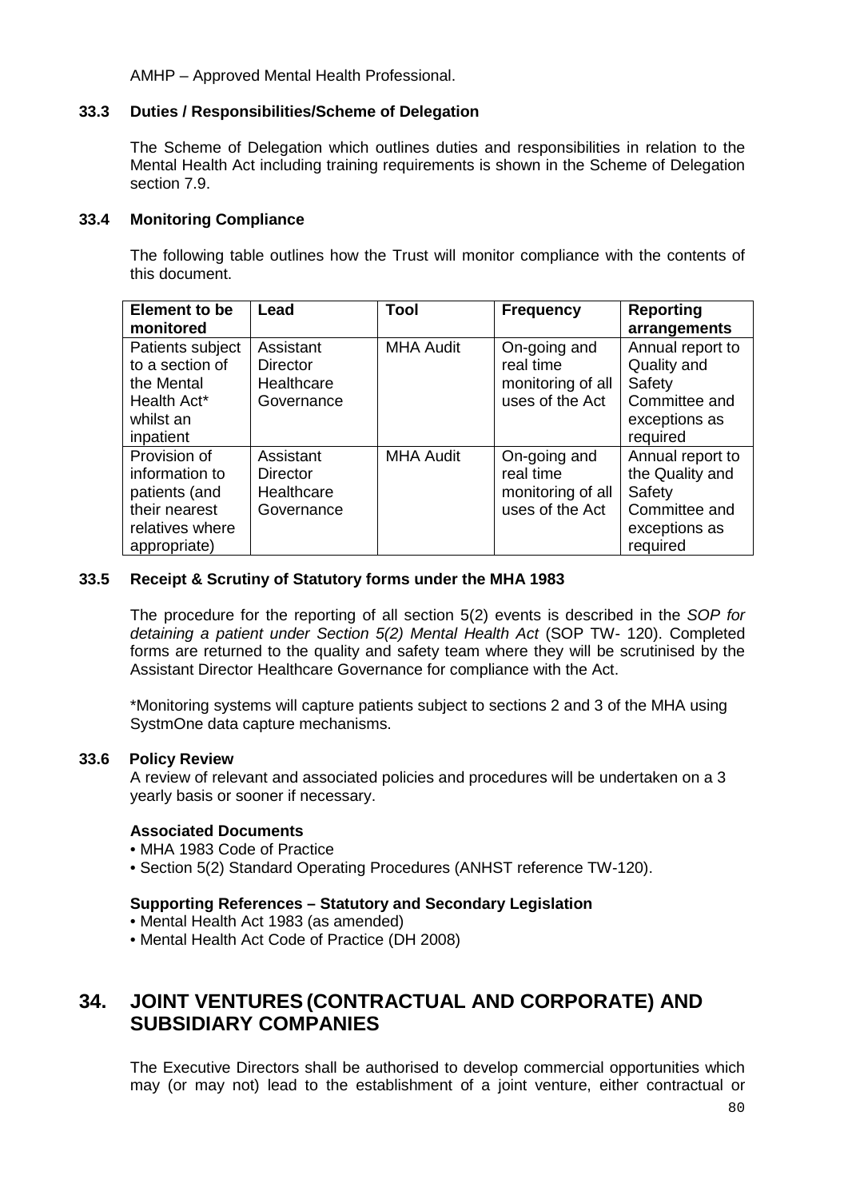AMHP – Approved Mental Health Professional.

### 33.3 Duties / Responsibilities/Scheme of Delegation

The Scheme of Delegation which outlines duties and responsibilities in relation to the Mental Health Act including training requirements is shown in the Scheme of Delegation section 7.9.

### 33.4 Monitoring Compliance

The following table outlines how the Trust will monitor compliance with the contents of this document.

| Element to be monitored | Lead | Tool | Frequency | Reporting arrangements |
|---|---|---|---|---|
| Patients subject to a section of the Mental Health Act* whilst an inpatient | Assistant Director Healthcare Governance | MHA Audit | On-going and real time monitoring of all uses of the Act | Annual report to Quality and Safety Committee and exceptions as required |
| Provision of information to patients (and their nearest relatives where appropriate) | Assistant Director Healthcare Governance | MHA Audit | On-going and real time monitoring of all uses of the Act | Annual report to the Quality and Safety Committee and exceptions as required |

### 33.5 Receipt & Scrutiny of Statutory forms under the MHA 1983

The procedure for the reporting of all section 5(2) events is described in the *SOP for detaining a patient under Section 5(2) Mental Health Act* (SOP TW- 120). Completed forms are returned to the quality and safety team where they will be scrutinised by the Assistant Director Healthcare Governance for compliance with the Act.

*Monitoring systems will capture patients subject to sections 2 and 3 of the MHA using SystmOne data capture mechanisms.

### 33.6 Policy Review

A review of relevant and associated policies and procedures will be undertaken on a 3 yearly basis or sooner if necessary.

**Associated Documents**

- MHA 1983 Code of Practice
- Section 5(2) Standard Operating Procedures (ANHST reference TW-120).

**Supporting References – Statutory and Secondary Legislation**

- Mental Health Act 1983 (as amended)
- Mental Health Act Code of Practice (DH 2008)

## 34. JOINT VENTURES (CONTRACTUAL AND CORPORATE) AND SUBSIDIARY COMPANIES

The Executive Directors shall be authorised to develop commercial opportunities which may (or may not) lead to the establishment of a joint venture, either contractual or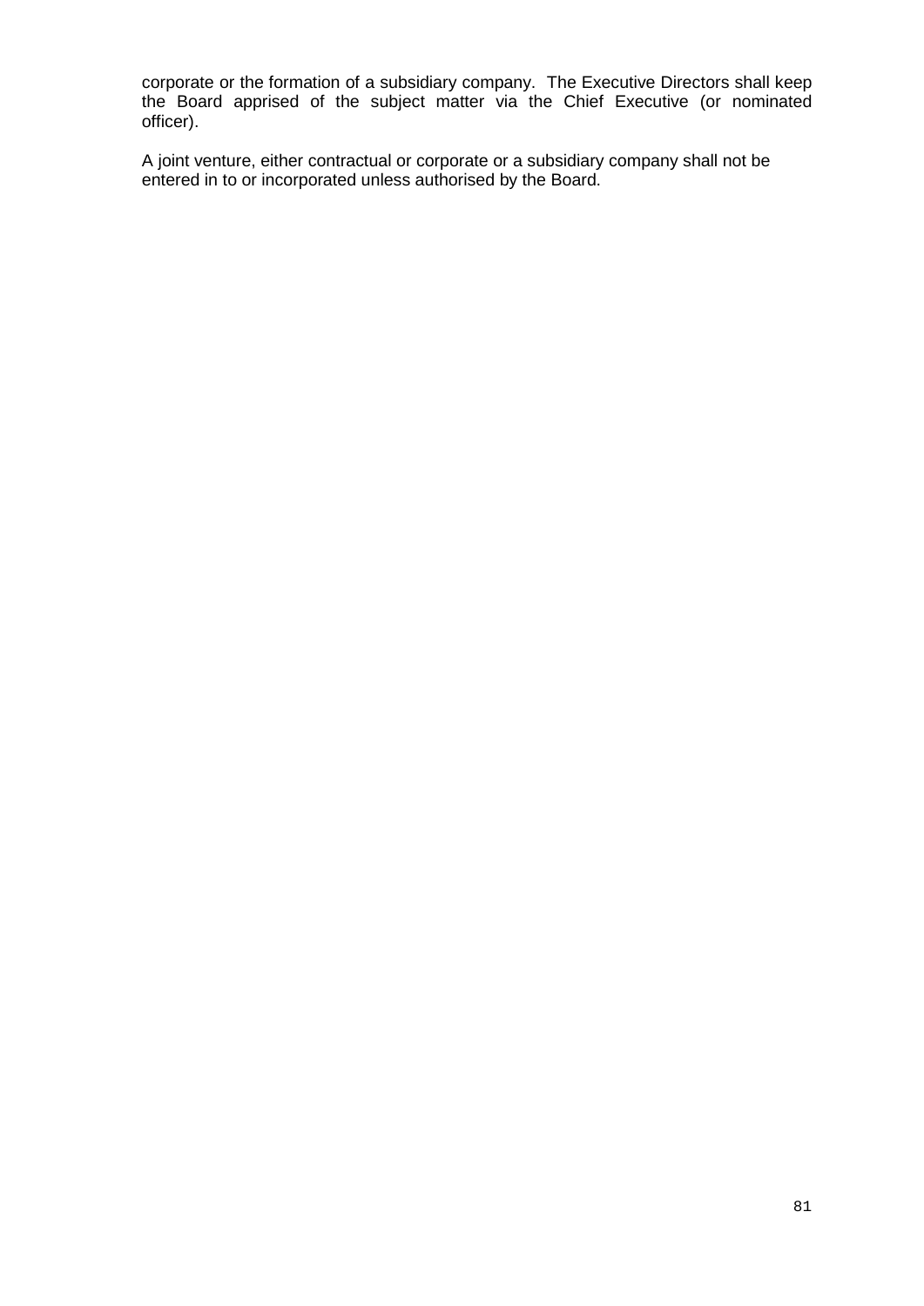corporate or the formation of a subsidiary company. The Executive Directors shall keep the Board apprised of the subject matter via the Chief Executive (or nominated officer).

A joint venture, either contractual or corporate or a subsidiary company shall not be entered in to or incorporated unless authorised by the Board.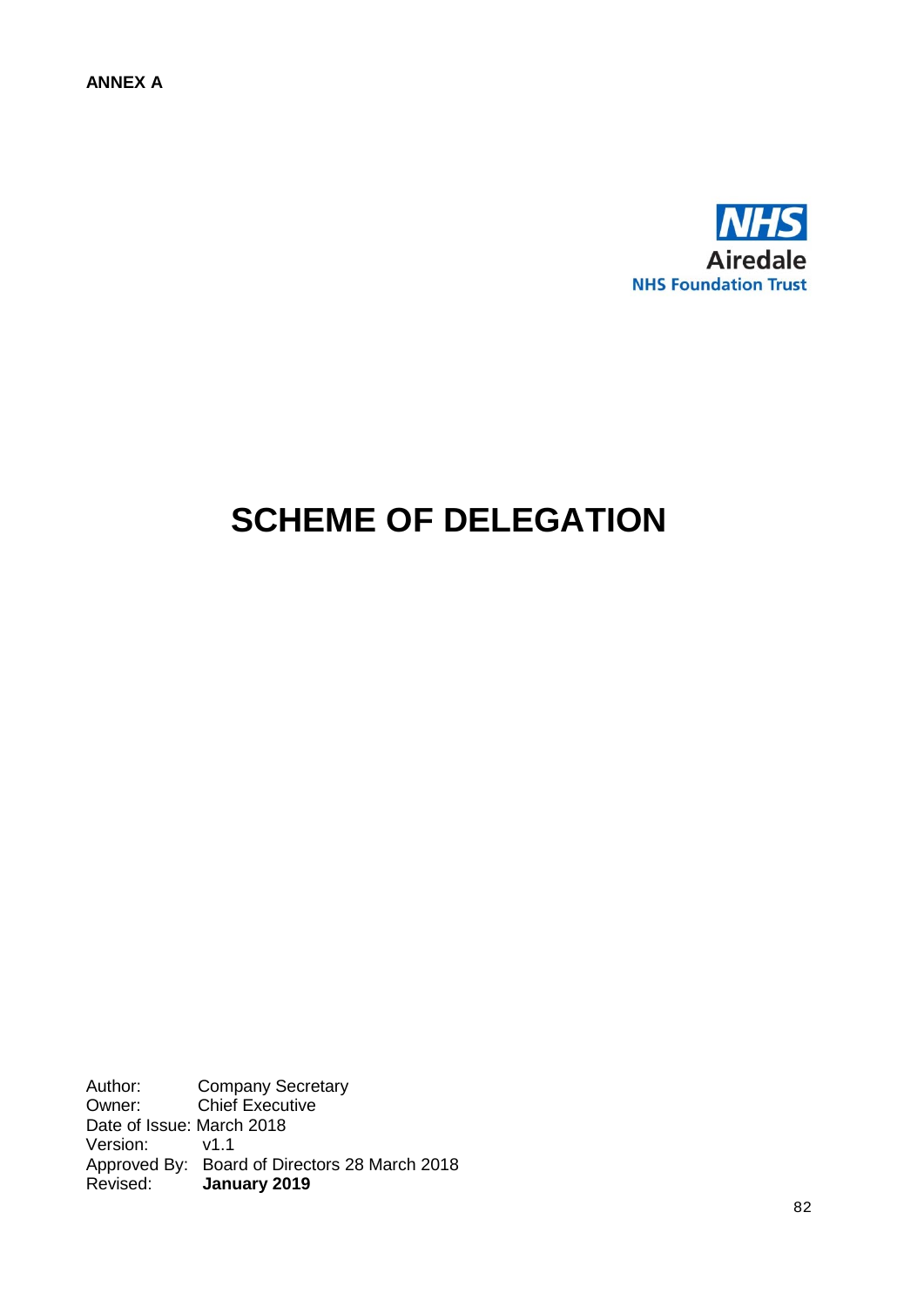**ANNEX A**

NHS
Airedale
NHS Foundation Trust

# SCHEME OF DELEGATION

Author: Company Secretary
Owner: Chief Executive
Date of Issue: March 2018
Version: v1.1
Approved By: Board of Directors 28 March 2018
Revised: **January 2019**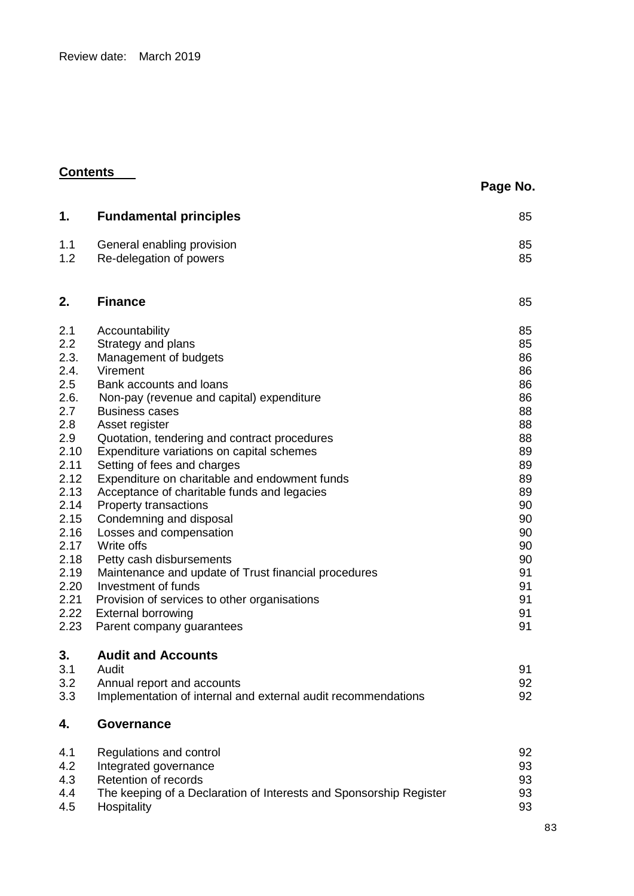Review date: March 2019

**Contents**

| | | Page No. |
|---|---|---|
| **1.** | **Fundamental principles** | 85 |
| 1.1 | General enabling provision | 85 |
| 1.2 | Re-delegation of powers | 85 |
| **2.** | **Finance** | 85 |
| 2.1 | Accountability | 85 |
| 2.2 | Strategy and plans | 85 |
| 2.3. | Management of budgets | 86 |
| 2.4. | Virement | 86 |
| 2.5 | Bank accounts and loans | 86 |
| 2.6. | Non-pay (revenue and capital) expenditure | 86 |
| 2.7 | Business cases | 88 |
| 2.8 | Asset register | 88 |
| 2.9 | Quotation, tendering and contract procedures | 88 |
| 2.10 | Expenditure variations on capital schemes | 89 |
| 2.11 | Setting of fees and charges | 89 |
| 2.12 | Expenditure on charitable and endowment funds | 89 |
| 2.13 | Acceptance of charitable funds and legacies | 89 |
| 2.14 | Property transactions | 90 |
| 2.15 | Condemning and disposal | 90 |
| 2.16 | Losses and compensation | 90 |
| 2.17 | Write offs | 90 |
| 2.18 | Petty cash disbursements | 90 |
| 2.19 | Maintenance and update of Trust financial procedures | 91 |
| 2.20 | Investment of funds | 91 |
| 2.21 | Provision of services to other organisations | 91 |
| 2.22 | External borrowing | 91 |
| 2.23 | Parent company guarantees | 91 |
| **3.** | **Audit and Accounts** | |
| 3.1 | Audit | 91 |
| 3.2 | Annual report and accounts | 92 |
| 3.3 | Implementation of internal and external audit recommendations | 92 |
| **4.** | **Governance** | |
| 4.1 | Regulations and control | 92 |
| 4.2 | Integrated governance | 93 |
| 4.3 | Retention of records | 93 |
| 4.4 | The keeping of a Declaration of Interests and Sponsorship Register | 93 |
| 4.5 | Hospitality | 93 |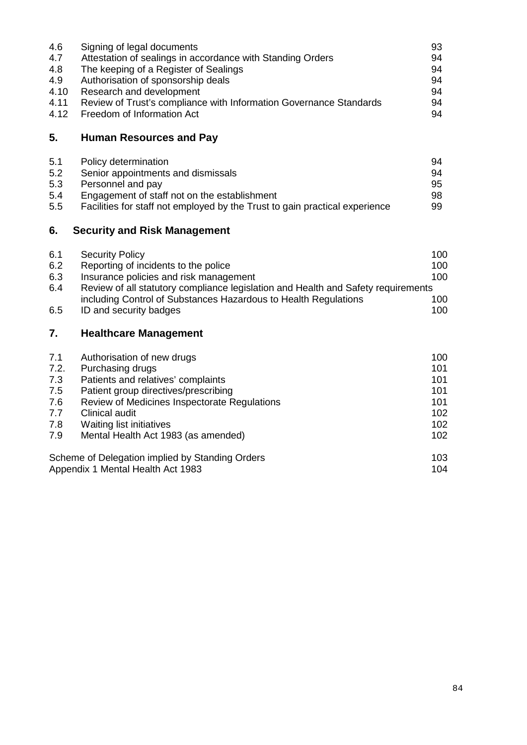| | | |
|---|---|---|
| 4.6 | Signing of legal documents | 93 |
| 4.7 | Attestation of sealings in accordance with Standing Orders | 94 |
| 4.8 | The keeping of a Register of Sealings | 94 |
| 4.9 | Authorisation of sponsorship deals | 94 |
| 4.10 | Research and development | 94 |
| 4.11 | Review of Trust's compliance with Information Governance Standards | 94 |
| 4.12 | Freedom of Information Act | 94 |

## 5. Human Resources and Pay

| | | |
|---|---|---|
| 5.1 | Policy determination | 94 |
| 5.2 | Senior appointments and dismissals | 94 |
| 5.3 | Personnel and pay | 95 |
| 5.4 | Engagement of staff not on the establishment | 98 |
| 5.5 | Facilities for staff not employed by the Trust to gain practical experience | 99 |

## 6. Security and Risk Management

| | | |
|---|---|---|
| 6.1 | Security Policy | 100 |
| 6.2 | Reporting of incidents to the police | 100 |
| 6.3 | Insurance policies and risk management | 100 |
| 6.4 | Review of all statutory compliance legislation and Health and Safety requirements including Control of Substances Hazardous to Health Regulations | 100 |
| 6.5 | ID and security badges | 100 |

## 7. Healthcare Management

| | | |
|---|---|---|
| 7.1 | Authorisation of new drugs | 100 |
| 7.2. | Purchasing drugs | 101 |
| 7.3 | Patients and relatives' complaints | 101 |
| 7.5 | Patient group directives/prescribing | 101 |
| 7.6 | Review of Medicines Inspectorate Regulations | 101 |
| 7.7 | Clinical audit | 102 |
| 7.8 | Waiting list initiatives | 102 |
| 7.9 | Mental Health Act 1983 (as amended) | 102 |

| | |
|---|---|
| Scheme of Delegation implied by Standing Orders | 103 |
| Appendix 1 Mental Health Act 1983 | 104 |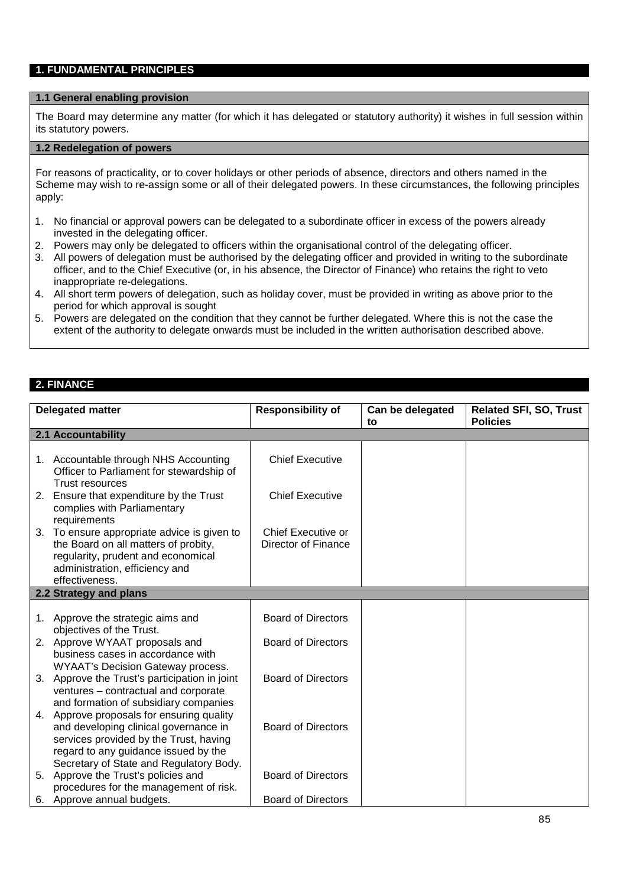## 1. FUNDAMENTAL PRINCIPLES

### 1.1 General enabling provision

The Board may determine any matter (for which it has delegated or statutory authority) it wishes in full session within its statutory powers.

### 1.2 Redelegation of powers

For reasons of practicality, or to cover holidays or other periods of absence, directors and others named in the Scheme may wish to re-assign some or all of their delegated powers. In these circumstances, the following principles apply:

1. No financial or approval powers can be delegated to a subordinate officer in excess of the powers already invested in the delegating officer.
2. Powers may only be delegated to officers within the organisational control of the delegating officer.
3. All powers of delegation must be authorised by the delegating officer and provided in writing to the subordinate officer, and to the Chief Executive (or, in his absence, the Director of Finance) who retains the right to veto inappropriate re-delegations.
4. All short term powers of delegation, such as holiday cover, must be provided in writing as above prior to the period for which approval is sought
5. Powers are delegated on the condition that they cannot be further delegated. Where this is not the case the extent of the authority to delegate onwards must be included in the written authorisation described above.

## 2. FINANCE

| Delegated matter | Responsibility of | Can be delegated to | Related SFI, SO, Trust Policies |
|---|---|---|---|
| **2.1 Accountability** | | | |
| 1. Accountable through NHS Accounting Officer to Parliament for stewardship of Trust resources | Chief Executive | | |
| 2. Ensure that expenditure by the Trust complies with Parliamentary requirements | Chief Executive | | |
| 3. To ensure appropriate advice is given to the Board on all matters of probity, regularity, prudent and economical administration, efficiency and effectiveness. | Chief Executive or Director of Finance | | |
| **2.2 Strategy and plans** | | | |
| 1. Approve the strategic aims and objectives of the Trust. | Board of Directors | | |
| 2. Approve WYAAT proposals and business cases in accordance with WYAAT's Decision Gateway process. | Board of Directors | | |
| 3. Approve the Trust's participation in joint ventures – contractual and corporate and formation of subsidiary companies | Board of Directors | | |
| 4. Approve proposals for ensuring quality and developing clinical governance in services provided by the Trust, having regard to any guidance issued by the Secretary of State and Regulatory Body. | Board of Directors | | |
| 5. Approve the Trust's policies and procedures for the management of risk. | Board of Directors | | |
| 6. Approve annual budgets. | Board of Directors | | |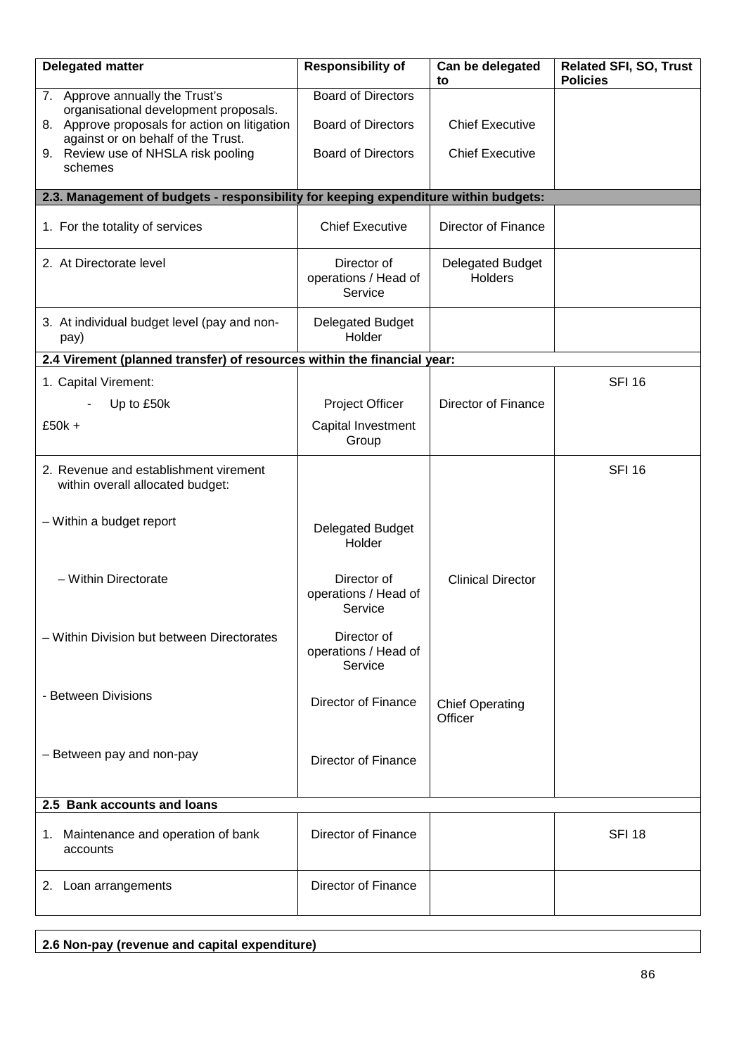| Delegated matter | Responsibility of | Can be delegated to | Related SFI, SO, Trust Policies |
|---|---|---|---|
| 7. Approve annually the Trust's organisational development proposals. | Board of Directors | | |
| 8. Approve proposals for action on litigation against or on behalf of the Trust. | Board of Directors | Chief Executive | |
| 9. Review use of NHSLA risk pooling schemes | Board of Directors | Chief Executive | |
| **2.3. Management of budgets - responsibility for keeping expenditure within budgets:** | | | |
| 1. For the totality of services | Chief Executive | Director of Finance | |
| 2. At Directorate level | Director of operations / Head of Service | Delegated Budget Holders | |
| 3. At individual budget level (pay and non-pay) | Delegated Budget Holder | | |
| **2.4 Virement (planned transfer) of resources within the financial year:** | | | |
| 1. Capital Virement: | | | SFI 16 |
| - Up to £50k | Project Officer | Director of Finance | |
| £50k + | Capital Investment Group | | |
| 2. Revenue and establishment virement within overall allocated budget: | | | SFI 16 |
| – Within a budget report | Delegated Budget Holder | | |
| – Within Directorate | Director of operations / Head of Service | Clinical Director | |
| – Within Division but between Directorates | Director of operations / Head of Service | | |
| - Between Divisions | Director of Finance | Chief Operating Officer | |
| – Between pay and non-pay | Director of Finance | | |
| **2.5 Bank accounts and loans** | | | |
| 1. Maintenance and operation of bank accounts | Director of Finance | | SFI 18 |
| 2. Loan arrangements | Director of Finance | | |

**2.6 Non-pay (revenue and capital expenditure)**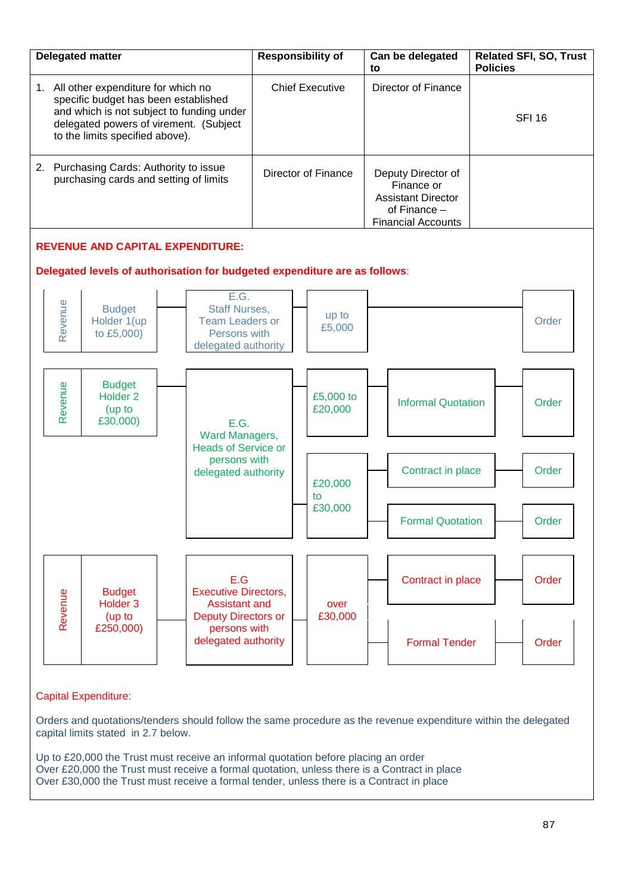| Delegated matter | Responsibility of | Can be delegated to | Related SFI, SO, Trust Policies |
|---|---|---|---|
| 1. All other expenditure for which no specific budget has been established and which is not subject to funding under delegated powers of virement. (Subject to the limits specified above). | Chief Executive | Director of Finance | SFI 16 |
| 2. Purchasing Cards: Authority to issue purchasing cards and setting of limits | Director of Finance | Deputy Director of Finance or Assistant Director of Finance – Financial Accounts | |

**REVENUE AND CAPITAL EXPENDITURE:**

**Delegated levels of authorisation for budgeted expenditure are as follows**:

| Type | Budget Holder | Authorised persons | Value | Requirement | Action |
|---|---|---|---|---|---|
| Revenue | Budget Holder 1(up to £5,000) | E.G. Staff Nurses, Team Leaders or Persons with delegated authority | up to £5,000 | | Order |
| Revenue | Budget Holder 2 (up to £30,000) | E.G. Ward Managers, Heads of Service or persons with delegated authority | £5,000 to £20,000 | Informal Quotation | Order |
| | | | £20,000 to £30,000 | Contract in place | Order |
| | | | | Formal Quotation | Order |
| Revenue | Budget Holder 3 (up to £250,000) | E.G Executive Directors, Assistant and Deputy Directors or persons with delegated authority | over £30,000 | Contract in place | Order |
| | | | | Formal Tender | Order |

Capital Expenditure:

Orders and quotations/tenders should follow the same procedure as the revenue expenditure within the delegated capital limits stated in 2.7 below.

Up to £20,000 the Trust must receive an informal quotation before placing an order
Over £20,000 the Trust must receive a formal quotation, unless there is a Contract in place
Over £30,000 the Trust must receive a formal tender, unless there is a Contract in place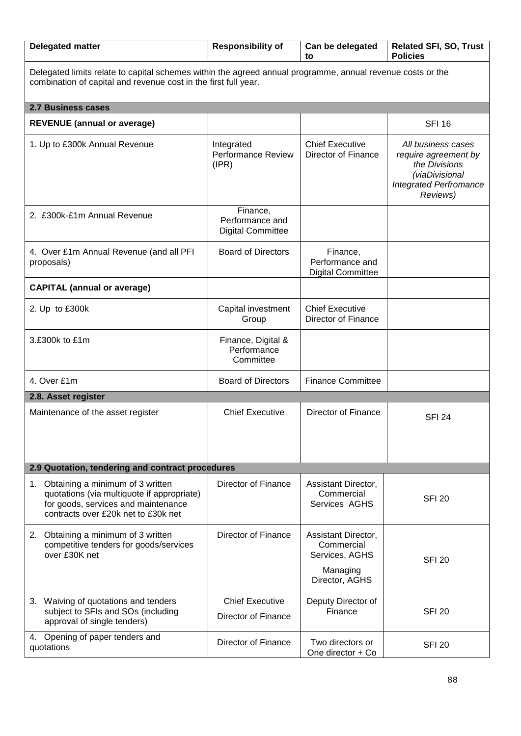| Delegated matter | Responsibility of | Can be delegated to | Related SFI, SO, Trust Policies |
|---|---|---|---|
| Delegated limits relate to capital schemes within the agreed annual programme, annual revenue costs or the combination of capital and revenue cost in the first full year. | | | |
| **2.7 Business cases** | | | |
| **REVENUE (annual or average)** | | | SFI 16 |
| 1. Up to £300k Annual Revenue | Integrated Performance Review (IPR) | Chief Executive Director of Finance | *All business cases require agreement by the Divisions (viaDivisional Integrated Perfromance Reviews)* |
| 2. £300k-£1m Annual Revenue | Finance, Performance and Digital Committee | | |
| 4. Over £1m Annual Revenue (and all PFI proposals) | Board of Directors | Finance, Performance and Digital Committee | |
| **CAPITAL (annual or average)** | | | |
| 2. Up to £300k | Capital investment Group | Chief Executive Director of Finance | |
| 3.£300k to £1m | Finance, Digital & Performance Committee | | |
| 4. Over £1m | Board of Directors | Finance Committee | |
| **2.8. Asset register** | | | |
| Maintenance of the asset register | Chief Executive | Director of Finance | SFI 24 |
| **2.9 Quotation, tendering and contract procedures** | | | |
| 1. Obtaining a minimum of 3 written quotations (via multiquote if appropriate) for goods, services and maintenance contracts over £20k net to £30k net | Director of Finance | Assistant Director, Commercial Services AGHS | SFI 20 |
| 2. Obtaining a minimum of 3 written competitive tenders for goods/services over £30K net | Director of Finance | Assistant Director, Commercial Services, AGHS<br>Managing Director, AGHS | SFI 20 |
| 3. Waiving of quotations and tenders subject to SFIs and SOs (including approval of single tenders) | Chief Executive<br>Director of Finance | Deputy Director of Finance | SFI 20 |
| 4. Opening of paper tenders and quotations | Director of Finance | Two directors or One director + Co | SFI 20 |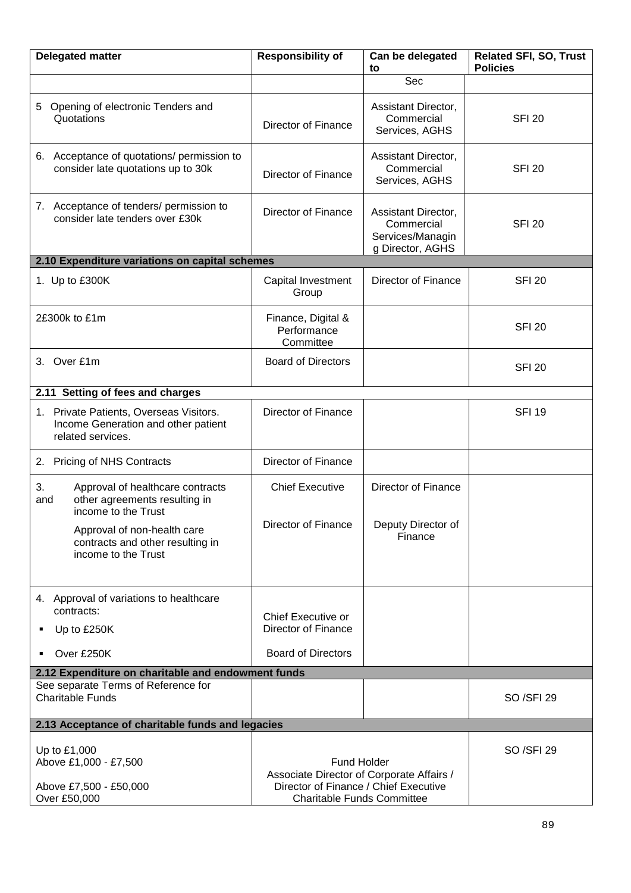| Delegated matter | Responsibility of | Can be delegated to | Related SFI, SO, Trust Policies |
|---|---|---|---|
| | | Sec | |
| 5 Opening of electronic Tenders and Quotations | Director of Finance | Assistant Director, Commercial Services, AGHS | SFI 20 |
| 6. Acceptance of quotations/ permission to consider late quotations up to 30k | Director of Finance | Assistant Director, Commercial Services, AGHS | SFI 20 |
| 7. Acceptance of tenders/ permission to consider late tenders over £30k | Director of Finance | Assistant Director, Commercial Services/Managing Director, AGHS | SFI 20 |
| **2.10 Expenditure variations on capital schemes** | | | |
| 1. Up to £300K | Capital Investment Group | Director of Finance | SFI 20 |
| 2£300k to £1m | Finance, Digital & Performance Committee | | SFI 20 |
| 3. Over £1m | Board of Directors | | SFI 20 |
| **2.11 Setting of fees and charges** | | | |
| 1. Private Patients, Overseas Visitors. Income Generation and other patient related services. | Director of Finance | | SFI 19 |
| 2. Pricing of NHS Contracts | Director of Finance | | |
| 3. and Approval of healthcare contracts other agreements resulting in income to the Trust<br>Approval of non-health care contracts and other resulting in income to the Trust | Chief Executive<br>Director of Finance | Director of Finance<br>Deputy Director of Finance | |
| 4. Approval of variations to healthcare contracts:<br>▪ Up to £250K<br>▪ Over £250K | Chief Executive or Director of Finance<br>Board of Directors | | |
| **2.12 Expenditure on charitable and endowment funds** | | | |
| See separate Terms of Reference for Charitable Funds | | | SO /SFI 29 |
| **2.13 Acceptance of charitable funds and legacies** | | | |
| Up to £1,000<br>Above £1,000 - £7,500<br>Above £7,500 - £50,000<br>Over £50,000 | Fund Holder<br>Associate Director of Corporate Affairs /<br>Director of Finance / Chief Executive<br>Charitable Funds Committee | | SO /SFI 29 |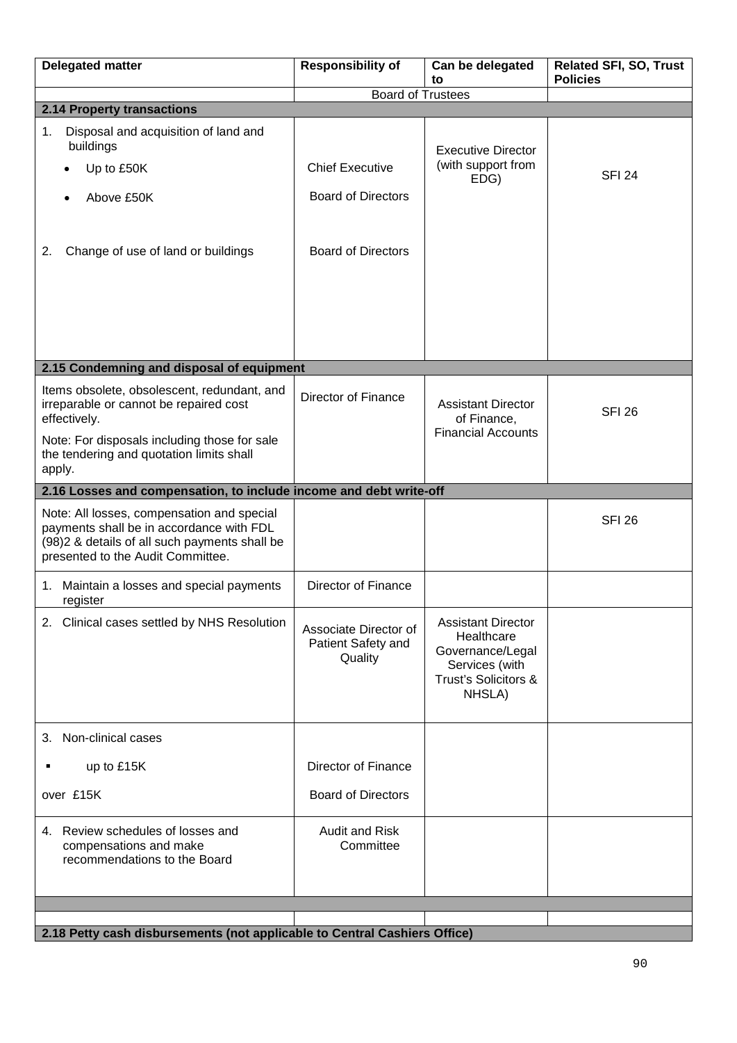| Delegated matter | Responsibility of | Can be delegated to | Related SFI, SO, Trust Policies |
|---|---|---|---|
| | Board of Trustees | | |
| **2.14 Property transactions** | | | |
| 1. Disposal and acquisition of land and buildings<br>• Up to £50K<br>• Above £50K<br><br>2. Change of use of land or buildings | <br>Chief Executive<br>Board of Directors<br><br>Board of Directors | Executive Director (with support from EDG) | SFI 24 |
| **2.15 Condemning and disposal of equipment** | | | |
| Items obsolete, obsolescent, redundant, and irreparable or cannot be repaired cost effectively.<br>Note: For disposals including those for sale the tendering and quotation limits shall apply. | Director of Finance | Assistant Director of Finance, Financial Accounts | SFI 26 |
| **2.16 Losses and compensation, to include income and debt write-off** | | | |
| Note: All losses, compensation and special payments shall be in accordance with FDL (98)2 & details of all such payments shall be presented to the Audit Committee. | | | SFI 26 |
| 1. Maintain a losses and special payments register | Director of Finance | | |
| 2. Clinical cases settled by NHS Resolution | Associate Director of Patient Safety and Quality | Assistant Director Healthcare Governance/Legal Services (with Trust's Solicitors & NHSLA) | |
| 3. Non-clinical cases<br>▪ up to £15K<br>over £15K | <br>Director of Finance<br>Board of Directors | | |
| 4. Review schedules of losses and compensations and make recommendations to the Board | Audit and Risk Committee | | |
| | | | |
| | | | |
| **2.18 Petty cash disbursements (not applicable to Central Cashiers Office)** | | | |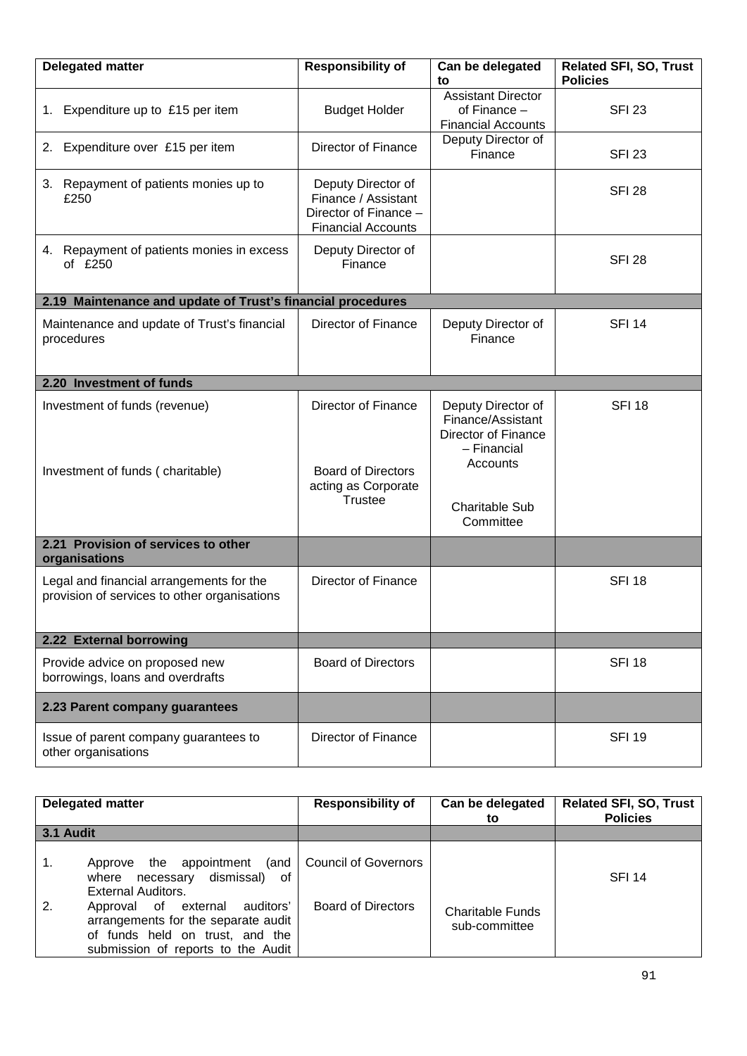| Delegated matter | Responsibility of | Can be delegated to | Related SFI, SO, Trust Policies |
|---|---|---|---|
| 1. Expenditure up to £15 per item | Budget Holder | Assistant Director of Finance – Financial Accounts | SFI 23 |
| 2. Expenditure over £15 per item | Director of Finance | Deputy Director of Finance | SFI 23 |
| 3. Repayment of patients monies up to £250 | Deputy Director of Finance / Assistant Director of Finance – Financial Accounts | | SFI 28 |
| 4. Repayment of patients monies in excess of £250 | Deputy Director of Finance | | SFI 28 |
| **2.19 Maintenance and update of Trust's financial procedures** | | | |
| Maintenance and update of Trust's financial procedures | Director of Finance | Deputy Director of Finance | SFI 14 |
| **2.20 Investment of funds** | | | |
| Investment of funds (revenue) | Director of Finance | Deputy Director of Finance/Assistant Director of Finance – Financial Accounts | SFI 18 |
| Investment of funds ( charitable) | Board of Directors acting as Corporate Trustee | Charitable Sub Committee | |
| **2.21 Provision of services to other organisations** | | | |
| Legal and financial arrangements for the provision of services to other organisations | Director of Finance | | SFI 18 |
| **2.22 External borrowing** | | | |
| Provide advice on proposed new borrowings, loans and overdrafts | Board of Directors | | SFI 18 |
| **2.23 Parent company guarantees** | | | |
| Issue of parent company guarantees to other organisations | Director of Finance | | SFI 19 |

| Delegated matter | Responsibility of | Can be delegated to | Related SFI, SO, Trust Policies |
|---|---|---|---|
| **3.1 Audit** | | | |
| 1. Approve the appointment (and where necessary dismissal) of External Auditors. | Council of Governors | | SFI 14 |
| 2. Approval of external auditors' arrangements for the separate audit of funds held on trust, and the submission of reports to the Audit | Board of Directors | Charitable Funds sub-committee | |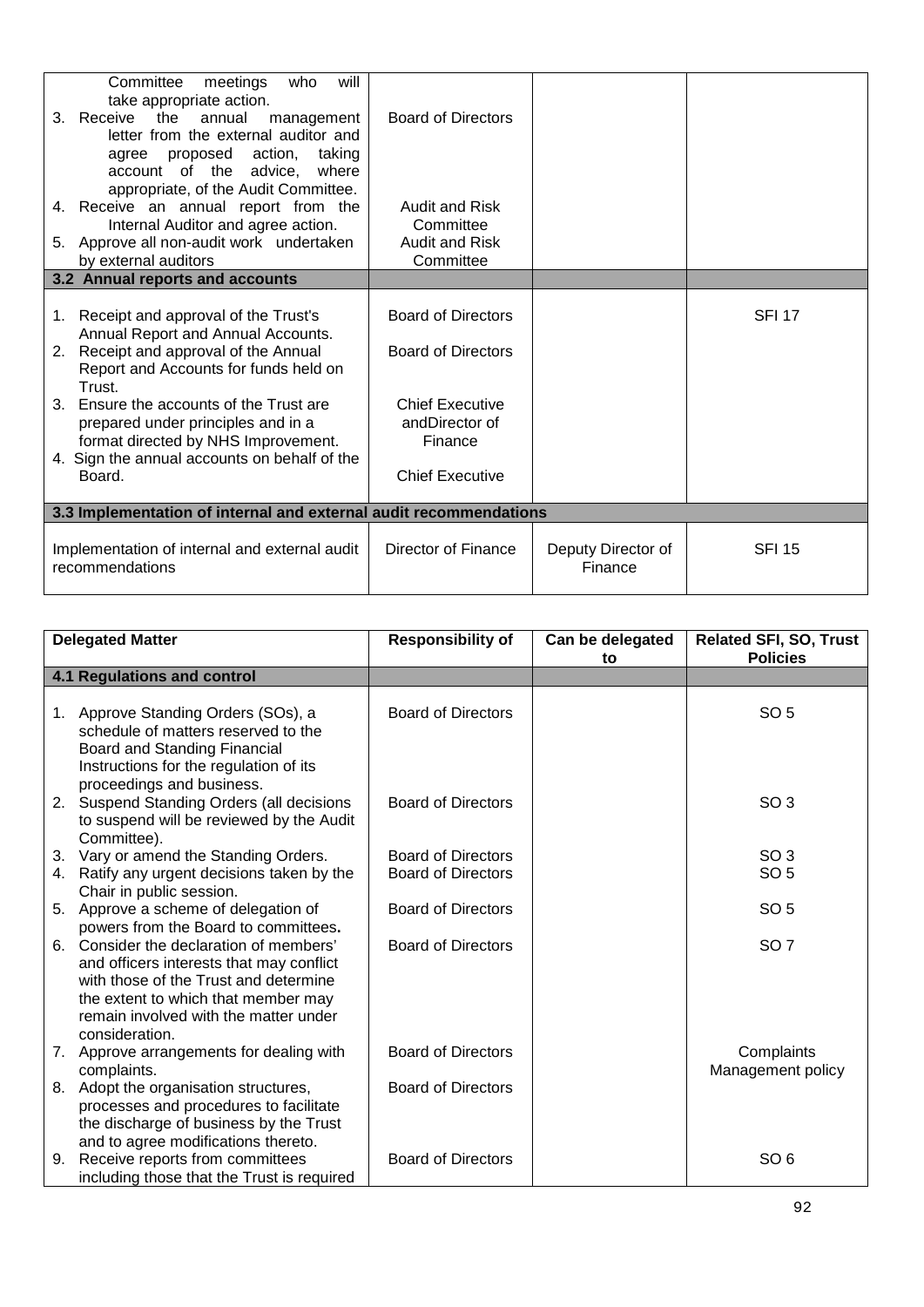| | | | |
|---|---|---|---|
| Committee meetings who will take appropriate action.<br>3. Receive the annual management letter from the external auditor and agree proposed action, taking account of the advice, where appropriate, of the Audit Committee.<br>4. Receive an annual report from the Internal Auditor and agree action.<br>5. Approve all non-audit work undertaken by external auditors | Board of Directors<br><br>Audit and Risk Committee<br>Audit and Risk Committee | | |
| **3.2 Annual reports and accounts** | | | |
| 1. Receipt and approval of the Trust's Annual Report and Annual Accounts.<br>2. Receipt and approval of the Annual Report and Accounts for funds held on Trust.<br>3. Ensure the accounts of the Trust are prepared under principles and in a format directed by NHS Improvement.<br>4. Sign the annual accounts on behalf of the Board. | Board of Directors<br><br>Board of Directors<br><br>Chief Executive andDirector of Finance<br><br>Chief Executive | | SFI 17 |
| **3.3 Implementation of internal and external audit recommendations** | | | |
| Implementation of internal and external audit recommendations | Director of Finance | Deputy Director of Finance | SFI 15 |

| Delegated Matter | Responsibility of | Can be delegated to | Related SFI, SO, Trust Policies |
|---|---|---|---|
| **4.1 Regulations and control** | | | |
| 1. Approve Standing Orders (SOs), a schedule of matters reserved to the Board and Standing Financial Instructions for the regulation of its proceedings and business. | Board of Directors | | SO 5 |
| 2. Suspend Standing Orders (all decisions to suspend will be reviewed by the Audit Committee). | Board of Directors | | SO 3 |
| 3. Vary or amend the Standing Orders. | Board of Directors | | SO 3 |
| 4. Ratify any urgent decisions taken by the Chair in public session. | Board of Directors | | SO 5 |
| 5. Approve a scheme of delegation of powers from the Board to committees**.** | Board of Directors | | SO 5 |
| 6. Consider the declaration of members' and officers interests that may conflict with those of the Trust and determine the extent to which that member may remain involved with the matter under consideration. | Board of Directors | | SO 7 |
| 7. Approve arrangements for dealing with complaints. | Board of Directors | | Complaints Management policy |
| 8. Adopt the organisation structures, processes and procedures to facilitate the discharge of business by the Trust and to agree modifications thereto. | Board of Directors | | |
| 9. Receive reports from committees including those that the Trust is required | Board of Directors | | SO 6 |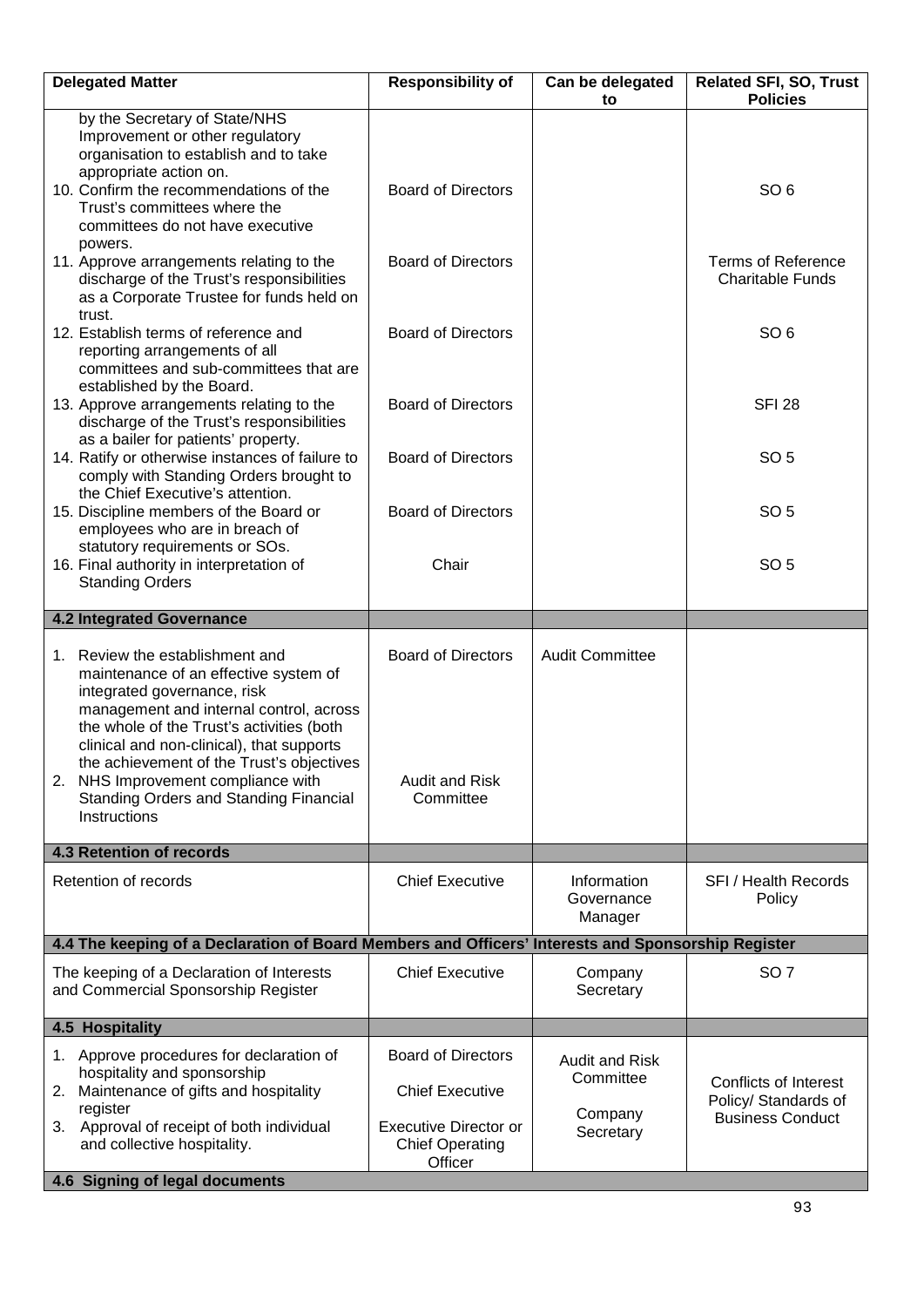| Delegated Matter | Responsibility of | Can be delegated to | Related SFI, SO, Trust Policies |
|---|---|---|---|
| by the Secretary of State/NHS Improvement or other regulatory organisation to establish and to take appropriate action on. | | | |
| 10. Confirm the recommendations of the Trust's committees where the committees do not have executive powers. | Board of Directors | | SO 6 |
| 11. Approve arrangements relating to the discharge of the Trust's responsibilities as a Corporate Trustee for funds held on trust. | Board of Directors | | Terms of Reference Charitable Funds |
| 12. Establish terms of reference and reporting arrangements of all committees and sub-committees that are established by the Board. | Board of Directors | | SO 6 |
| 13. Approve arrangements relating to the discharge of the Trust's responsibilities as a bailer for patients' property. | Board of Directors | | SFI 28 |
| 14. Ratify or otherwise instances of failure to comply with Standing Orders brought to the Chief Executive's attention. | Board of Directors | | SO 5 |
| 15. Discipline members of the Board or employees who are in breach of statutory requirements or SOs. | Board of Directors | | SO 5 |
| 16. Final authority in interpretation of Standing Orders | Chair | | SO 5 |
| **4.2 Integrated Governance** | | | |
| 1. Review the establishment and maintenance of an effective system of integrated governance, risk management and internal control, across the whole of the Trust's activities (both clinical and non-clinical), that supports the achievement of the Trust's objectives | Board of Directors | Audit Committee | |
| 2. NHS Improvement compliance with Standing Orders and Standing Financial Instructions | Audit and Risk Committee | | |
| **4.3 Retention of records** | | | |
| Retention of records | Chief Executive | Information Governance Manager | SFI / Health Records Policy |
| **4.4 The keeping of a Declaration of Board Members and Officers' Interests and Sponsorship Register** | | | |
| The keeping of a Declaration of Interests and Commercial Sponsorship Register | Chief Executive | Company Secretary | SO 7 |
| **4.5 Hospitality** | | | |
| 1. Approve procedures for declaration of hospitality and sponsorship | Board of Directors | Audit and Risk Committee | Conflicts of Interest Policy/ Standards of Business Conduct |
| 2. Maintenance of gifts and hospitality register | Chief Executive | Company Secretary | |
| 3. Approval of receipt of both individual and collective hospitality. | Executive Director or Chief Operating Officer | | |
| **4.6 Signing of legal documents** | | | |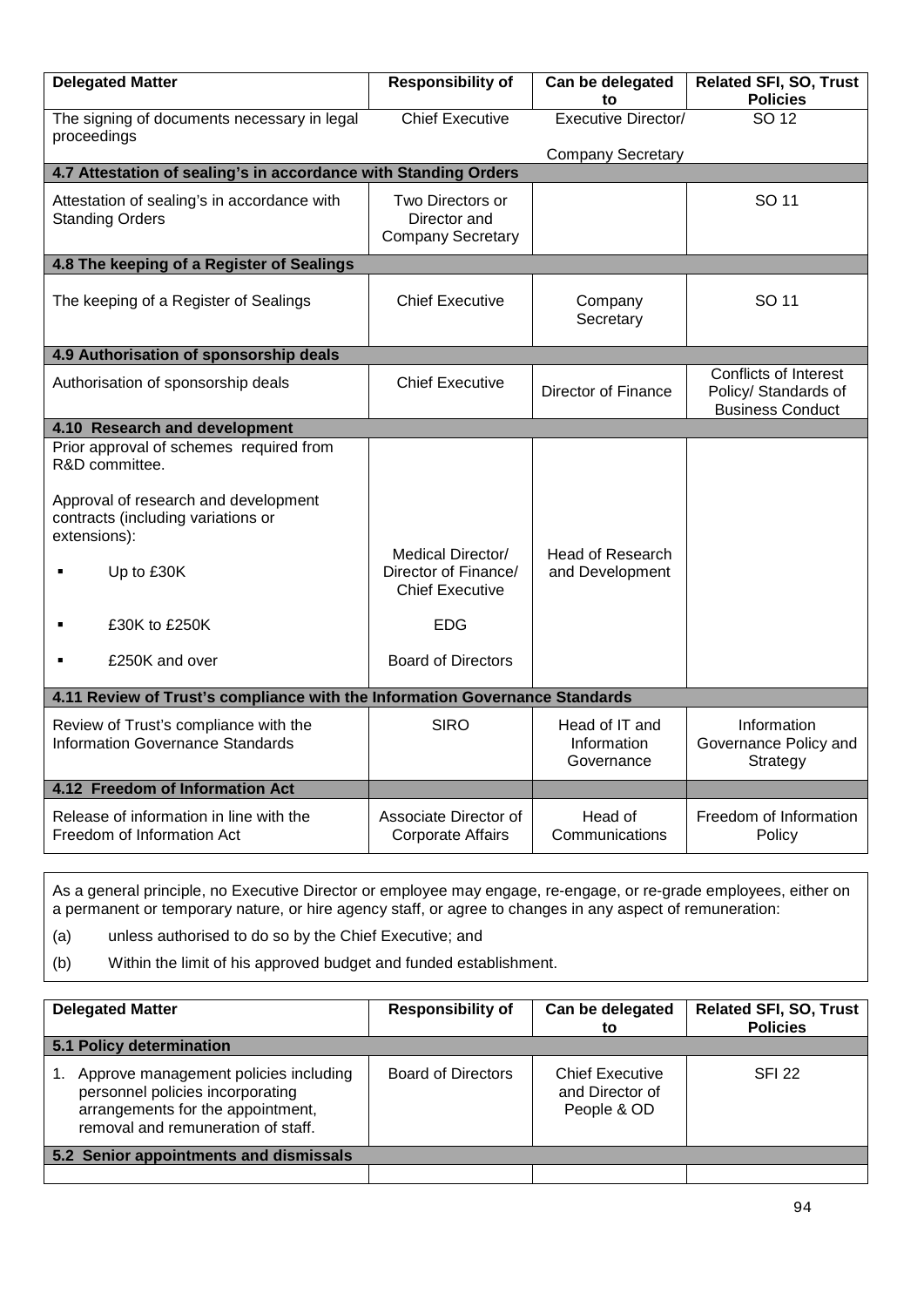| Delegated Matter | Responsibility of | Can be delegated to | Related SFI, SO, Trust Policies |
|---|---|---|---|
| The signing of documents necessary in legal proceedings | Chief Executive | Executive Director/ Company Secretary | SO 12 |
| **4.7 Attestation of sealing's in accordance with Standing Orders** | | | |
| Attestation of sealing's in accordance with Standing Orders | Two Directors or Director and Company Secretary | | SO 11 |
| **4.8 The keeping of a Register of Sealings** | | | |
| The keeping of a Register of Sealings | Chief Executive | Company Secretary | SO 11 |
| **4.9 Authorisation of sponsorship deals** | | | |
| Authorisation of sponsorship deals | Chief Executive | Director of Finance | Conflicts of Interest Policy/ Standards of Business Conduct |
| **4.10 Research and development** | | | |
| Prior approval of schemes required from R&D committee. | | | |
| Approval of research and development contracts (including variations or extensions): | | | |
| ▪ Up to £30K | Medical Director/ Director of Finance/ Chief Executive | Head of Research and Development | |
| ▪ £30K to £250K | EDG | | |
| ▪ £250K and over | Board of Directors | | |
| **4.11 Review of Trust's compliance with the Information Governance Standards** | | | |
| Review of Trust's compliance with the Information Governance Standards | SIRO | Head of IT and Information Governance | Information Governance Policy and Strategy |
| **4.12 Freedom of Information Act** | | | |
| Release of information in line with the Freedom of Information Act | Associate Director of Corporate Affairs | Head of Communications | Freedom of Information Policy |

As a general principle, no Executive Director or employee may engage, re-engage, or re-grade employees, either on a permanent or temporary nature, or hire agency staff, or agree to changes in any aspect of remuneration:

(a) unless authorised to do so by the Chief Executive; and

(b) Within the limit of his approved budget and funded establishment.

| Delegated Matter | Responsibility of | Can be delegated to | Related SFI, SO, Trust Policies |
|---|---|---|---|
| **5.1 Policy determination** | | | |
| 1. Approve management policies including personnel policies incorporating arrangements for the appointment, removal and remuneration of staff. | Board of Directors | Chief Executive and Director of People & OD | SFI 22 |
| **5.2 Senior appointments and dismissals** | | | |
| | | | |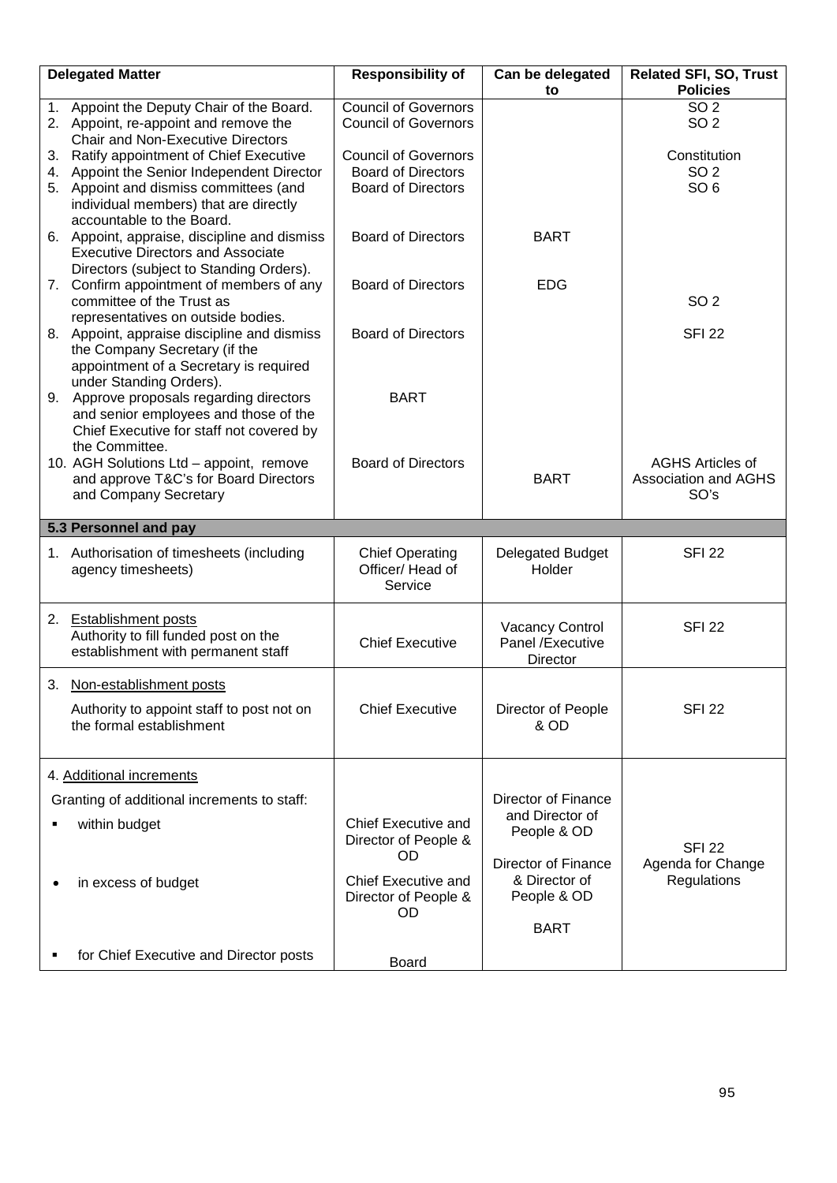| Delegated Matter | Responsibility of | Can be delegated to | Related SFI, SO, Trust Policies |
|---|---|---|---|
| 1. Appoint the Deputy Chair of the Board. | Council of Governors | | SO 2 |
| 2. Appoint, re-appoint and remove the Chair and Non-Executive Directors | Council of Governors | | SO 2 |
| 3. Ratify appointment of Chief Executive | Council of Governors | | Constitution |
| 4. Appoint the Senior Independent Director | Board of Directors | | SO 2 |
| 5. Appoint and dismiss committees (and individual members) that are directly accountable to the Board. | Board of Directors | | SO 6 |
| 6. Appoint, appraise, discipline and dismiss Executive Directors and Associate Directors (subject to Standing Orders). | Board of Directors | BART | |
| 7. Confirm appointment of members of any committee of the Trust as representatives on outside bodies. | Board of Directors | EDG | SO 2 |
| 8. Appoint, appraise discipline and dismiss the Company Secretary (if the appointment of a Secretary is required under Standing Orders). | Board of Directors | | SFI 22 |
| 9. Approve proposals regarding directors and senior employees and those of the Chief Executive for staff not covered by the Committee. | BART | | |
| 10. AGH Solutions Ltd – appoint, remove and approve T&C's for Board Directors and Company Secretary | Board of Directors | BART | AGHS Articles of Association and AGHS SO's |
| **5.3 Personnel and pay** | | | |
| 1. Authorisation of timesheets (including agency timesheets) | Chief Operating Officer/ Head of Service | Delegated Budget Holder | SFI 22 |
| 2. Establishment posts<br>Authority to fill funded post on the establishment with permanent staff | Chief Executive | Vacancy Control Panel /Executive Director | SFI 22 |
| 3. Non-establishment posts<br>Authority to appoint staff to post not on the formal establishment | Chief Executive | Director of People & OD | SFI 22 |
| 4. Additional increments<br>Granting of additional increments to staff: | | | SFI 22<br>Agenda for Change Regulations |
| ▪ within budget | Chief Executive and Director of People & OD | Director of Finance and Director of People & OD | |
| • in excess of budget | Chief Executive and Director of People & OD | Director of Finance & Director of People & OD | |
| ▪ for Chief Executive and Director posts | Board | BART | |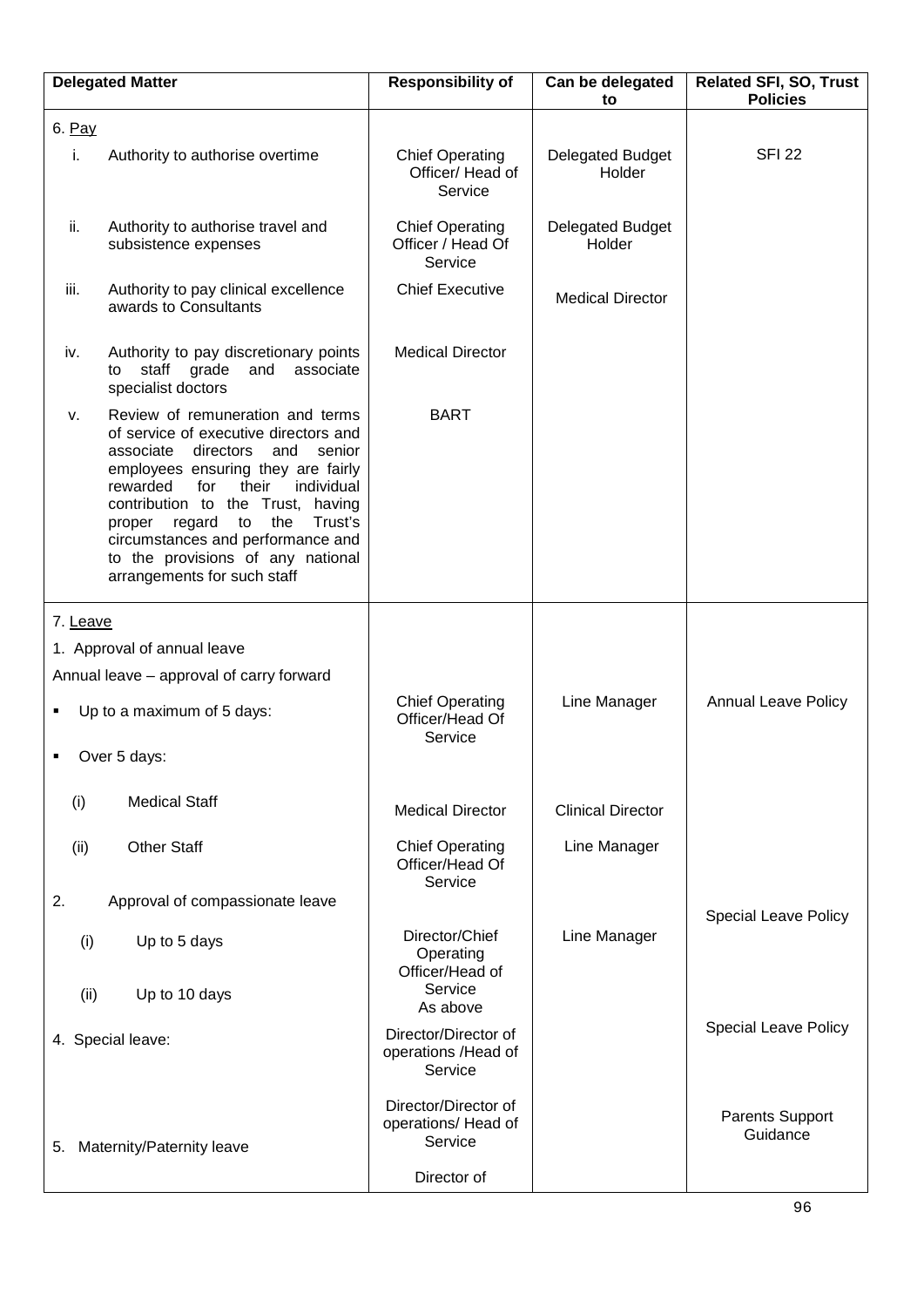| Delegated Matter | Responsibility of | Can be delegated to | Related SFI, SO, Trust Policies |
|---|---|---|---|
| 6. Pay | | | |
| i. Authority to authorise overtime | Chief Operating Officer/ Head of Service | Delegated Budget Holder | SFI 22 |
| ii. Authority to authorise travel and subsistence expenses | Chief Operating Officer / Head Of Service | Delegated Budget Holder | |
| iii. Authority to pay clinical excellence awards to Consultants | Chief Executive | Medical Director | |
| iv. Authority to pay discretionary points to staff grade and associate specialist doctors | Medical Director | | |
| v. Review of remuneration and terms of service of executive directors and associate directors and senior employees ensuring they are fairly rewarded for their individual contribution to the Trust, having proper regard to the Trust's circumstances and performance and to the provisions of any national arrangements for such staff | BART | | |
| 7. Leave | | | |
| 1. Approval of annual leave | | | |
| Annual leave – approval of carry forward | | | |
| ▪ Up to a maximum of 5 days: | Chief Operating Officer/Head Of Service | Line Manager | Annual Leave Policy |
| ▪ Over 5 days: | | | |
| (i) Medical Staff | Medical Director | Clinical Director | |
| (ii) Other Staff | Chief Operating Officer/Head Of Service | Line Manager | |
| 2. Approval of compassionate leave | | | Special Leave Policy |
| (i) Up to 5 days | Director/Chief Operating Officer/Head of Service | Line Manager | |
| (ii) Up to 10 days | As above | | |
| 4. Special leave: | Director/Director of operations /Head of Service | | Special Leave Policy |
| 5. Maternity/Paternity leave | Director/Director of operations/ Head of Service | | Parents Support Guidance |
| | Director of | | |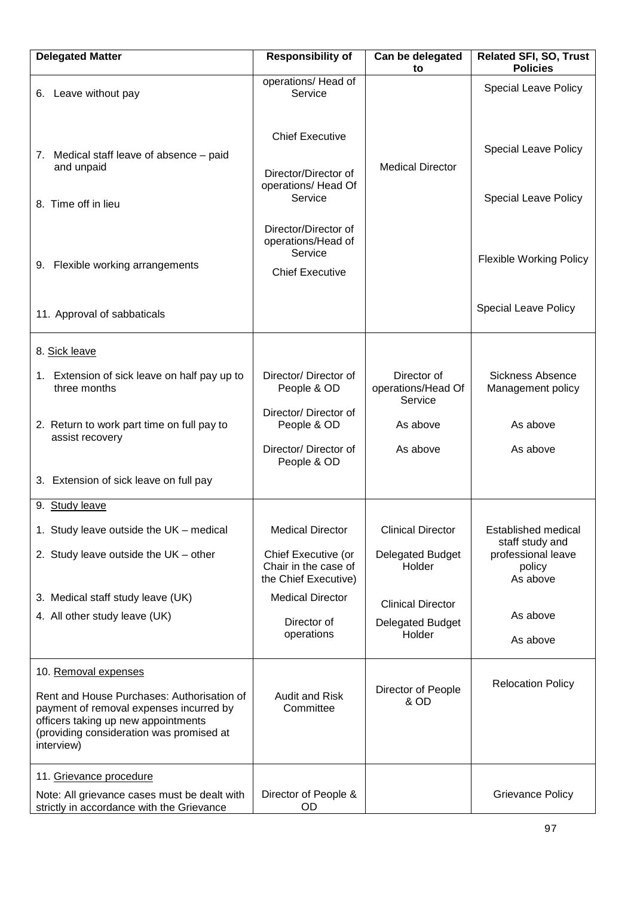| Delegated Matter | Responsibility of | Can be delegated to | Related SFI, SO, Trust Policies |
|---|---|---|---|
| 6. Leave without pay | operations/ Head of Service | | Special Leave Policy |
| 7. Medical staff leave of absence – paid and unpaid | Chief Executive | Medical Director | Special Leave Policy |
| 8. Time off in lieu | Director/Director of operations/ Head Of Service | | Special Leave Policy |
| 9. Flexible working arrangements | Director/Director of operations/Head of Service | | Flexible Working Policy |
| 11. Approval of sabbaticals | Chief Executive | | Special Leave Policy |
| 8. <u>Sick leave</u> | | | |
| 1. Extension of sick leave on half pay up to three months | Director/ Director of People & OD | Director of operations/Head Of Service | Sickness Absence Management policy |
| 2. Return to work part time on full pay to assist recovery | Director/ Director of People & OD | As above | As above |
| 3. Extension of sick leave on full pay | Director/ Director of People & OD | As above | As above |
| 9. <u>Study leave</u> | | | |
| 1. Study leave outside the UK – medical | Medical Director | Clinical Director | Established medical staff study and professional leave policy |
| 2. Study leave outside the UK – other | Chief Executive (or Chair in the case of the Chief Executive) | Delegated Budget Holder | As above |
| 3. Medical staff study leave (UK) | Medical Director | Clinical Director | As above |
| 4. All other study leave (UK) | Director of operations | Delegated Budget Holder | As above |
| 10. <u>Removal expenses</u><br><br>Rent and House Purchases: Authorisation of payment of removal expenses incurred by officers taking up new appointments (providing consideration was promised at interview) | Audit and Risk Committee | Director of People & OD | Relocation Policy |
| 11. <u>Grievance procedure</u><br><br>Note: All grievance cases must be dealt with strictly in accordance with the Grievance | Director of People & OD | | Grievance Policy |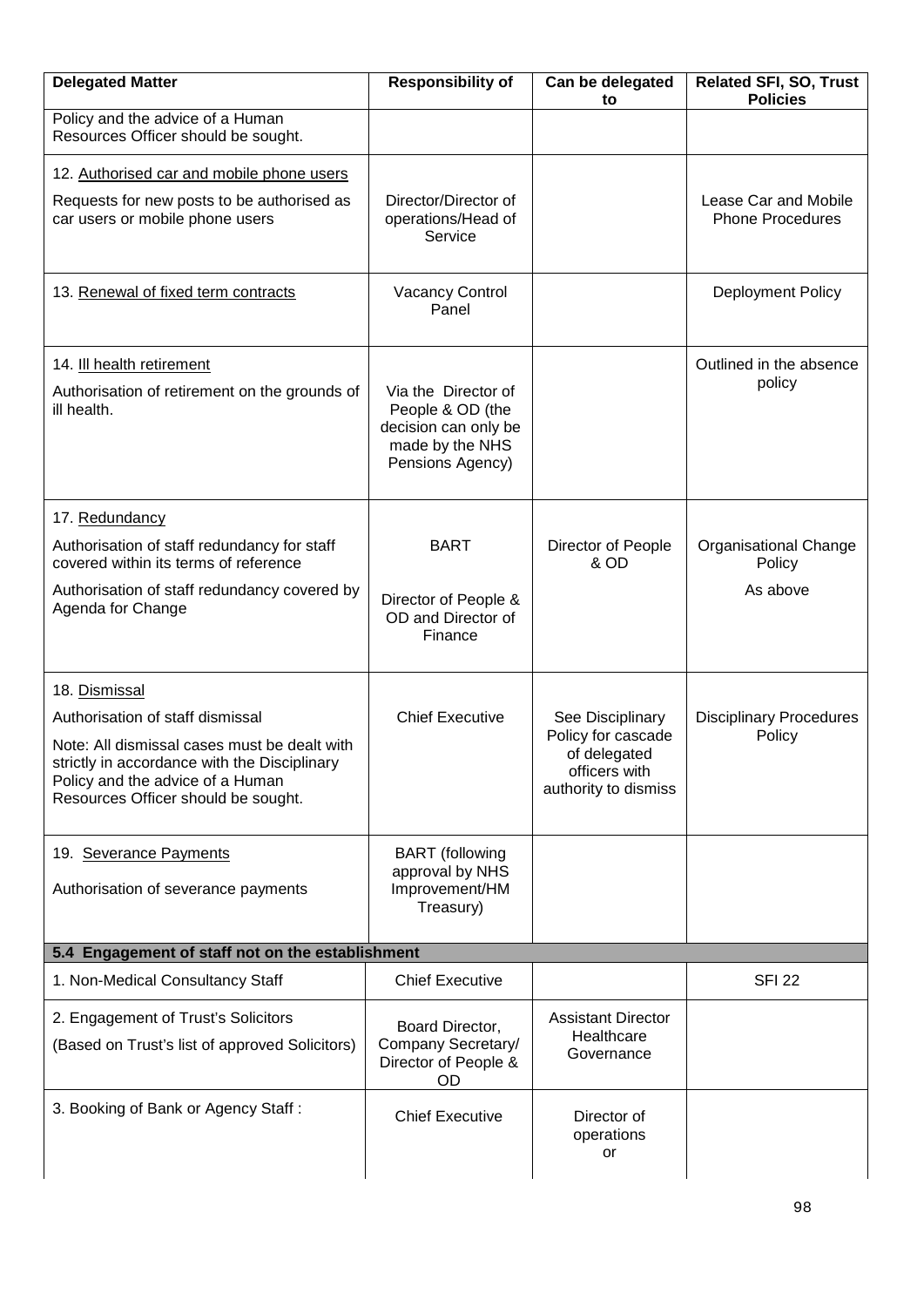| Delegated Matter | Responsibility of | Can be delegated to | Related SFI, SO, Trust Policies |
|---|---|---|---|
| Policy and the advice of a Human Resources Officer should be sought. | | | |
| 12. Authorised car and mobile phone users<br><br>Requests for new posts to be authorised as car users or mobile phone users | Director/Director of operations/Head of Service | | Lease Car and Mobile Phone Procedures |
| 13. Renewal of fixed term contracts | Vacancy Control Panel | | Deployment Policy |
| 14. Ill health retirement<br><br>Authorisation of retirement on the grounds of ill health. | Via the Director of People & OD (the decision can only be made by the NHS Pensions Agency) | | Outlined in the absence policy |
| 17. Redundancy<br><br>Authorisation of staff redundancy for staff covered within its terms of reference<br><br>Authorisation of staff redundancy covered by Agenda for Change | BART<br><br>Director of People & OD and Director of Finance | Director of People & OD | Organisational Change Policy<br><br>As above |
| 18. Dismissal<br><br>Authorisation of staff dismissal<br><br>Note: All dismissal cases must be dealt with strictly in accordance with the Disciplinary Policy and the advice of a Human Resources Officer should be sought. | Chief Executive | See Disciplinary Policy for cascade of delegated officers with authority to dismiss | Disciplinary Procedures Policy |
| 19. Severance Payments<br><br>Authorisation of severance payments | BART (following approval by NHS Improvement/HM Treasury) | | |
| **5.4 Engagement of staff not on the establishment** | | | |
| 1. Non-Medical Consultancy Staff | Chief Executive | | SFI 22 |
| 2. Engagement of Trust's Solicitors<br>(Based on Trust's list of approved Solicitors) | Board Director, Company Secretary/ Director of People & OD | Assistant Director Healthcare Governance | |
| 3. Booking of Bank or Agency Staff : | Chief Executive | Director of operations<br>or | |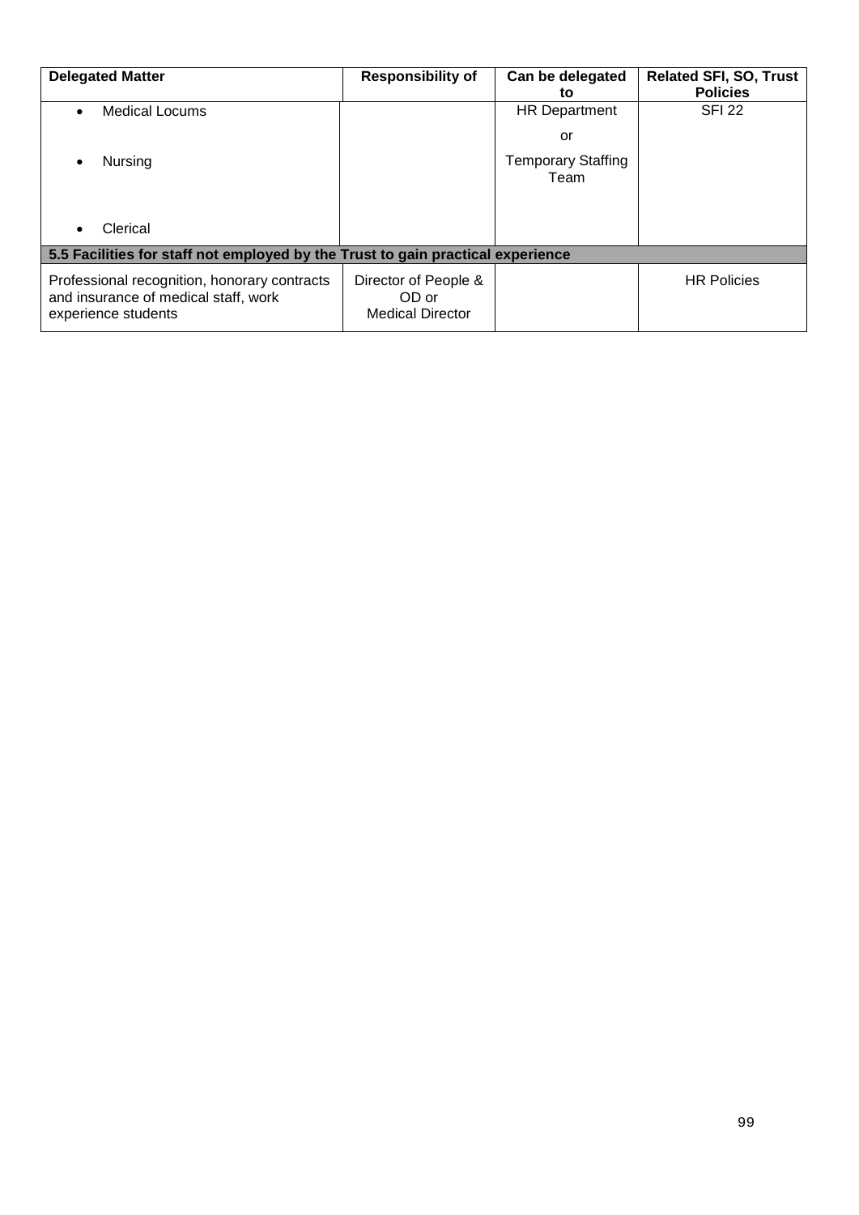| Delegated Matter | Responsibility of | Can be delegated to | Related SFI, SO, Trust Policies |
|---|---|---|---|
| • Medical Locums<br>• Nursing<br>• Clerical | | HR Department<br>or<br>Temporary Staffing Team | SFI 22 |
| **5.5 Facilities for staff not employed by the Trust to gain practical experience** | | | |
| Professional recognition, honorary contracts and insurance of medical staff, work experience students | Director of People & OD or Medical Director | | HR Policies |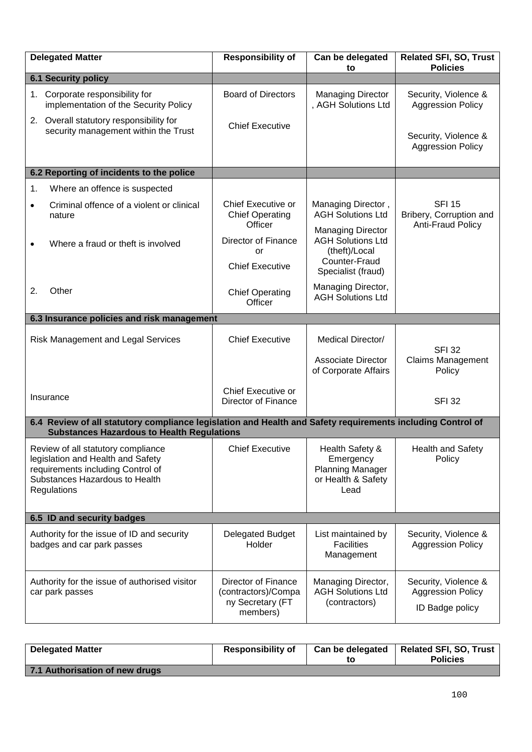| Delegated Matter | Responsibility of | Can be delegated to | Related SFI, SO, Trust Policies |
|---|---|---|---|
| **6.1 Security policy** | | | |
| 1. Corporate responsibility for implementation of the Security Policy | Board of Directors | Managing Director , AGH Solutions Ltd | Security, Violence & Aggression Policy |
| 2. Overall statutory responsibility for security management within the Trust | Chief Executive | | Security, Violence & Aggression Policy |
| **6.2 Reporting of incidents to the police** | | | |
| 1. Where an offence is suspected | | | |
| • Criminal offence of a violent or clinical nature | Chief Executive or Chief Operating Officer | Managing Director , AGH Solutions Ltd | SFI 15 Bribery, Corruption and Anti-Fraud Policy |
| • Where a fraud or theft is involved | Director of Finance or Chief Executive | Managing Director AGH Solutions Ltd (theft)/Local Counter-Fraud Specialist (fraud) | |
| 2. Other | Chief Operating Officer | Managing Director, AGH Solutions Ltd | |
| **6.3 Insurance policies and risk management** | | | |
| Risk Management and Legal Services | Chief Executive | Medical Director/ Associate Director of Corporate Affairs | SFI 32 Claims Management Policy |
| Insurance | Chief Executive or Director of Finance | | SFI 32 |
| **6.4 Review of all statutory compliance legislation and Health and Safety requirements including Control of Substances Hazardous to Health Regulations** | | | |
| Review of all statutory compliance legislation and Health and Safety requirements including Control of Substances Hazardous to Health Regulations | Chief Executive | Health Safety & Emergency Planning Manager or Health & Safety Lead | Health and Safety Policy |
| **6.5 ID and security badges** | | | |
| Authority for the issue of ID and security badges and car park passes | Delegated Budget Holder | List maintained by Facilities Management | Security, Violence & Aggression Policy |
| Authority for the issue of authorised visitor car park passes | Director of Finance (contractors)/Company Secretary (FT members) | Managing Director, AGH Solutions Ltd (contractors) | Security, Violence & Aggression Policy<br>ID Badge policy |

| Delegated Matter | Responsibility of | Can be delegated to | Related SFI, SO, Trust Policies |
|---|---|---|---|
| **7.1 Authorisation of new drugs** | | | |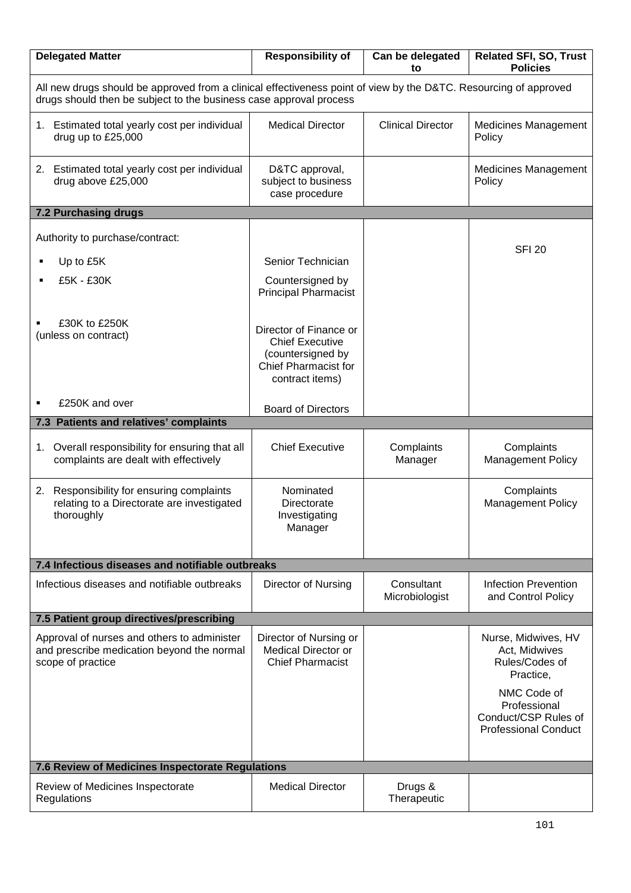| Delegated Matter | Responsibility of | Can be delegated to | Related SFI, SO, Trust Policies |
|---|---|---|---|
| All new drugs should be approved from a clinical effectiveness point of view by the D&TC. Resourcing of approved drugs should then be subject to the business case approval process | | | |
| 1. Estimated total yearly cost per individual drug up to £25,000 | Medical Director | Clinical Director | Medicines Management Policy |
| 2. Estimated total yearly cost per individual drug above £25,000 | D&TC approval, subject to business case procedure | | Medicines Management Policy |
| **7.2 Purchasing drugs** | | | |
| Authority to purchase/contract: | | | SFI 20 |
| ▪ Up to £5K | Senior Technician | | |
| ▪ £5K - £30K | Countersigned by Principal Pharmacist | | |
| ▪ £30K to £250K (unless on contract) | Director of Finance or Chief Executive (countersigned by Chief Pharmacist for contract items) | | |
| ▪ £250K and over | Board of Directors | | |
| **7.3 Patients and relatives' complaints** | | | |
| 1. Overall responsibility for ensuring that all complaints are dealt with effectively | Chief Executive | Complaints Manager | Complaints Management Policy |
| 2. Responsibility for ensuring complaints relating to a Directorate are investigated thoroughly | Nominated Directorate Investigating Manager | | Complaints Management Policy |
| **7.4 Infectious diseases and notifiable outbreaks** | | | |
| Infectious diseases and notifiable outbreaks | Director of Nursing | Consultant Microbiologist | Infection Prevention and Control Policy |
| **7.5 Patient group directives/prescribing** | | | |
| Approval of nurses and others to administer and prescribe medication beyond the normal scope of practice | Director of Nursing or Medical Director or Chief Pharmacist | | Nurse, Midwives, HV Act, Midwives Rules/Codes of Practice, NMC Code of Professional Conduct/CSP Rules of Professional Conduct |
| **7.6 Review of Medicines Inspectorate Regulations** | | | |
| Review of Medicines Inspectorate Regulations | Medical Director | Drugs & Therapeutic | |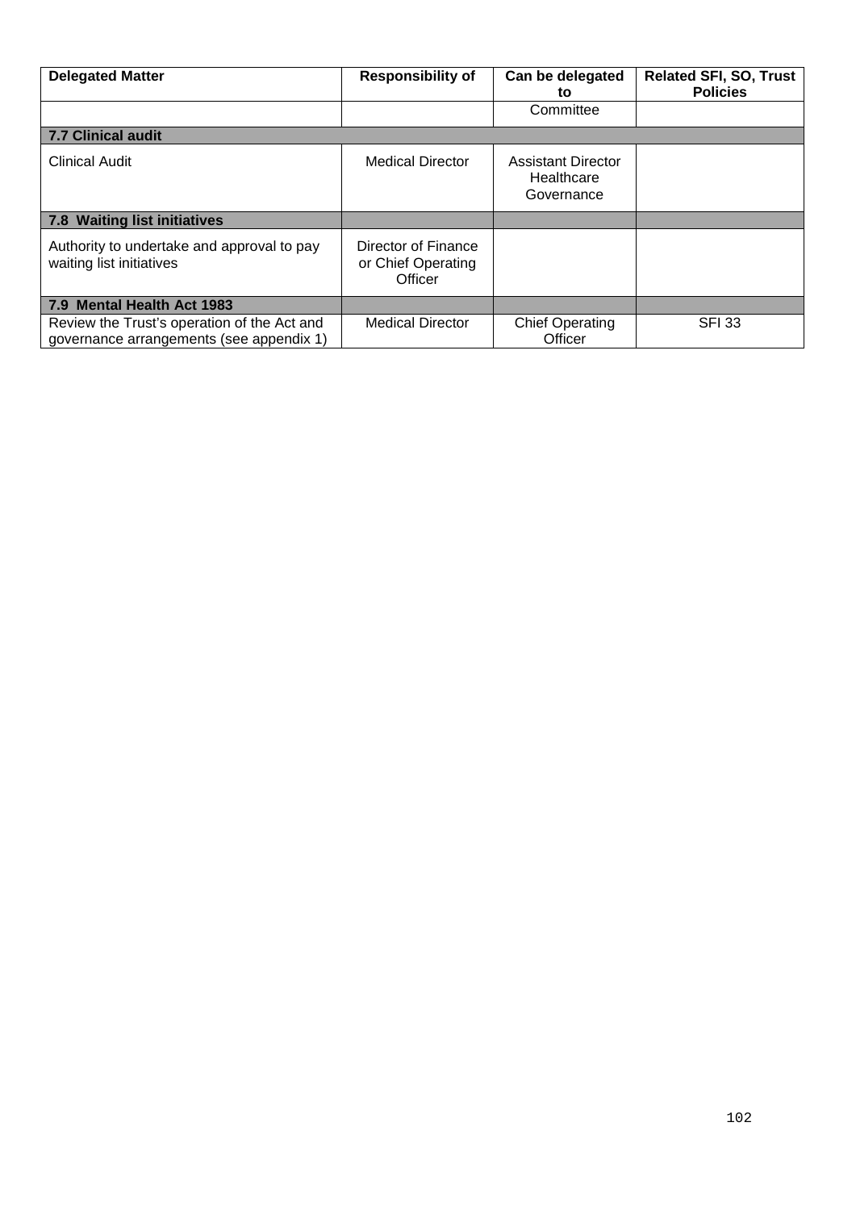| Delegated Matter | Responsibility of | Can be delegated to | Related SFI, SO, Trust Policies |
|---|---|---|---|
| | | Committee | |
| **7.7 Clinical audit** | | | |
| Clinical Audit | Medical Director | Assistant Director Healthcare Governance | |
| **7.8 Waiting list initiatives** | | | |
| Authority to undertake and approval to pay waiting list initiatives | Director of Finance or Chief Operating Officer | | |
| **7.9 Mental Health Act 1983** | | | |
| Review the Trust's operation of the Act and governance arrangements (see appendix 1) | Medical Director | Chief Operating Officer | SFI 33 |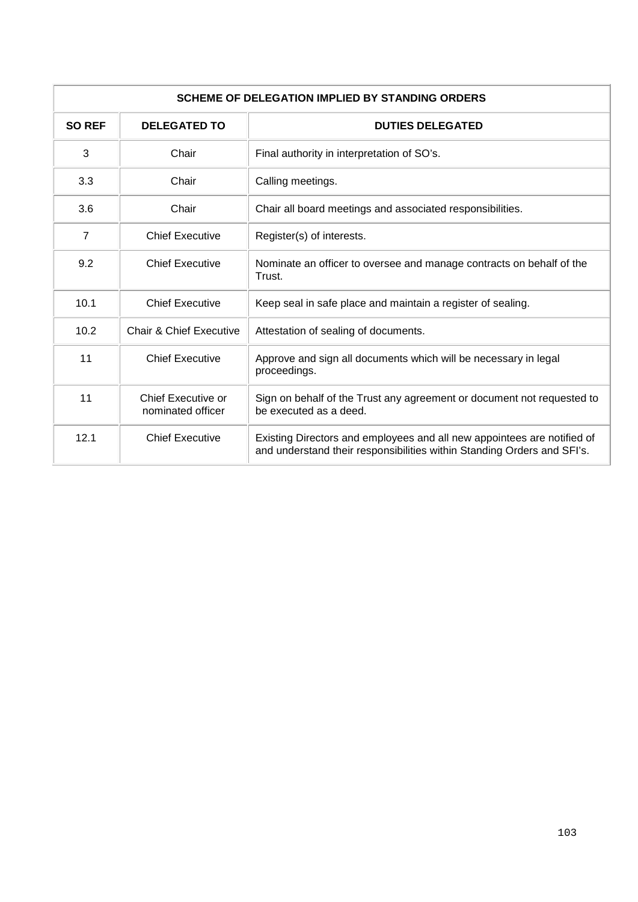| SCHEME OF DELEGATION IMPLIED BY STANDING ORDERS | | |
|---|---|---|
| **SO REF** | **DELEGATED TO** | **DUTIES DELEGATED** |
| 3 | Chair | Final authority in interpretation of SO's. |
| 3.3 | Chair | Calling meetings. |
| 3.6 | Chair | Chair all board meetings and associated responsibilities. |
| 7 | Chief Executive | Register(s) of interests. |
| 9.2 | Chief Executive | Nominate an officer to oversee and manage contracts on behalf of the Trust. |
| 10.1 | Chief Executive | Keep seal in safe place and maintain a register of sealing. |
| 10.2 | Chair & Chief Executive | Attestation of sealing of documents. |
| 11 | Chief Executive | Approve and sign all documents which will be necessary in legal proceedings. |
| 11 | Chief Executive or nominated officer | Sign on behalf of the Trust any agreement or document not requested to be executed as a deed. |
| 12.1 | Chief Executive | Existing Directors and employees and all new appointees are notified of and understand their responsibilities within Standing Orders and SFI's. |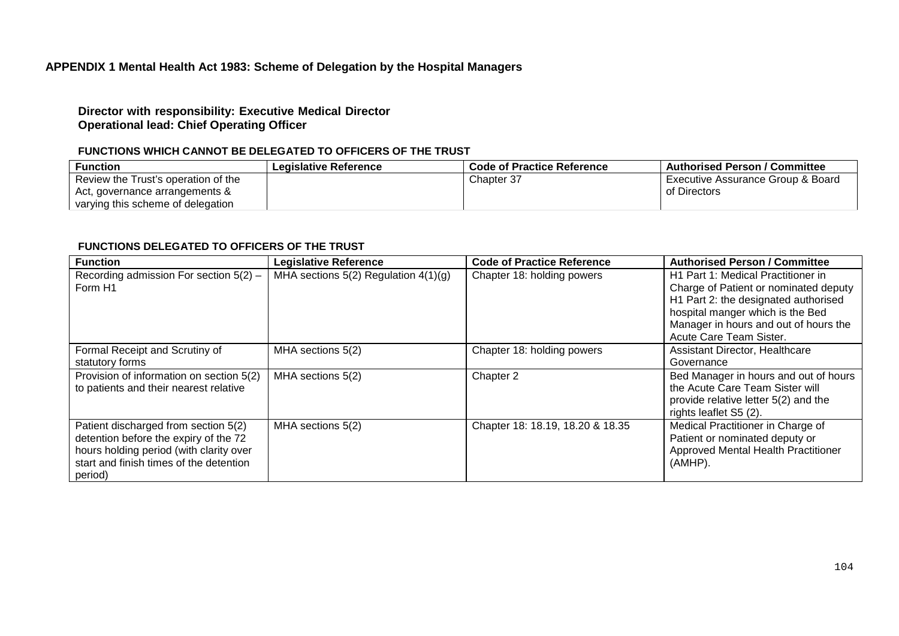## APPENDIX 1 Mental Health Act 1983: Scheme of Delegation by the Hospital Managers

**Director with responsibility: Executive Medical Director**
**Operational lead: Chief Operating Officer**

### FUNCTIONS WHICH CANNOT BE DELEGATED TO OFFICERS OF THE TRUST

| Function | Legislative Reference | Code of Practice Reference | Authorised Person / Committee |
|---|---|---|---|
| Review the Trust's operation of the Act, governance arrangements & varying this scheme of delegation | | Chapter 37 | Executive Assurance Group & Board of Directors |

### FUNCTIONS DELEGATED TO OFFICERS OF THE TRUST

| Function | Legislative Reference | Code of Practice Reference | Authorised Person / Committee |
|---|---|---|---|
| Recording admission For section 5(2) – Form H1 | MHA sections 5(2) Regulation 4(1)(g) | Chapter 18: holding powers | H1 Part 1: Medical Practitioner in Charge of Patient or nominated deputy H1 Part 2: the designated authorised hospital manger which is the Bed Manager in hours and out of hours the Acute Care Team Sister. |
| Formal Receipt and Scrutiny of statutory forms | MHA sections 5(2) | Chapter 18: holding powers | Assistant Director, Healthcare Governance |
| Provision of information on section 5(2) to patients and their nearest relative | MHA sections 5(2) | Chapter 2 | Bed Manager in hours and out of hours the Acute Care Team Sister will provide relative letter 5(2) and the rights leaflet S5 (2). |
| Patient discharged from section 5(2) detention before the expiry of the 72 hours holding period (with clarity over start and finish times of the detention period) | MHA sections 5(2) | Chapter 18: 18.19, 18.20 & 18.35 | Medical Practitioner in Charge of Patient or nominated deputy or Approved Mental Health Practitioner (AMHP). |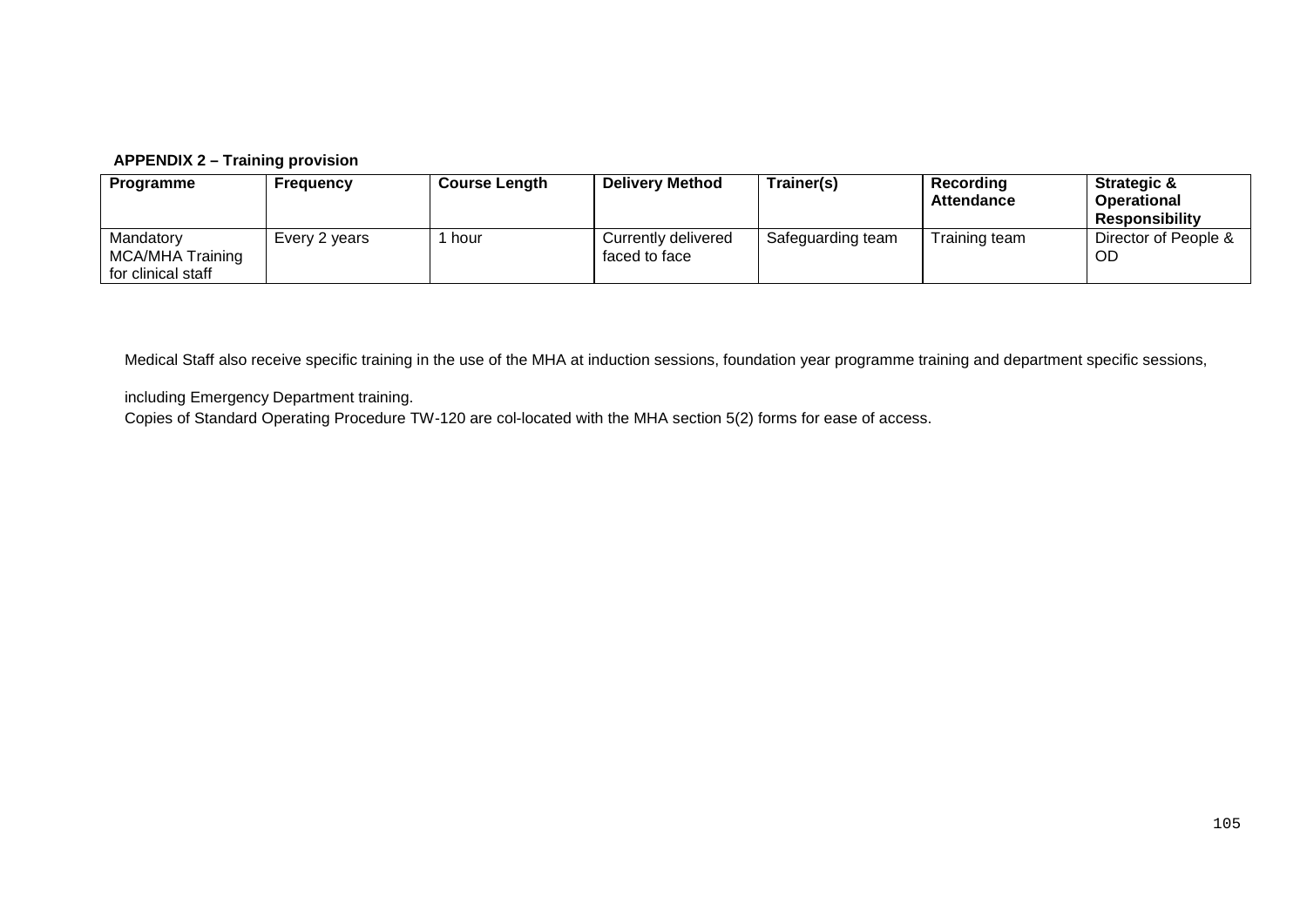**APPENDIX 2 – Training provision**

| Programme | Frequency | Course Length | Delivery Method | Trainer(s) | Recording Attendance | Strategic & Operational Responsibility |
|---|---|---|---|---|---|---|
| Mandatory MCA/MHA Training for clinical staff | Every 2 years | 1 hour | Currently delivered faced to face | Safeguarding team | Training team | Director of People & OD |

Medical Staff also receive specific training in the use of the MHA at induction sessions, foundation year programme training and department specific sessions,

including Emergency Department training.
Copies of Standard Operating Procedure TW-120 are col-located with the MHA section 5(2) forms for ease of access.